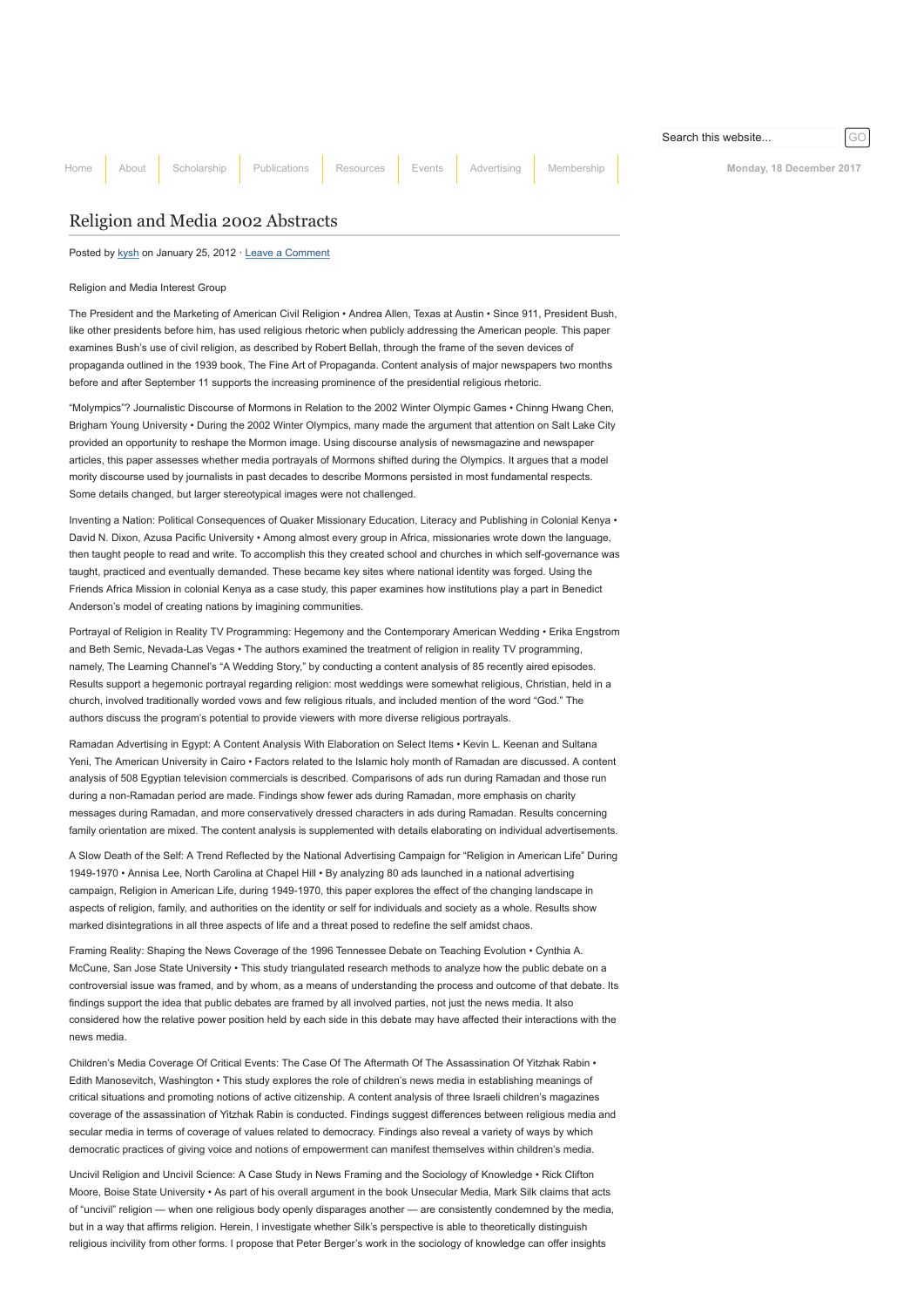Search this website... GO

Home | About | Scholarship | Publications | Resources | Events | Advertising | Membership

Monday, 18 December 2017

# Religion and Media 2002 Abstracts

Posted by kysh on January 25, 2012 · Leave a Comment

Religion and Media Interest Group

The President and the Marketing of American Civil Religion • Andrea Allen, Texas at Austin • Since 911, President Bush, like other presidents before him, has used religious rhetoric when publicly addressing the American people. This paper examines Bush's use of civil religion, as described by Robert Bellah, through the frame of the seven devices of propaganda outlined in the 1939 book, The Fine Art of Propaganda. Content analysis of major newspapers two months before and after September 11 supports the increasing prominence of the presidential religious rhetoric.

"Molympics"? Journalistic Discourse of Mormons in Relation to the 2002 Winter Olympic Games • Chinng Hwang Chen, Brigham Young University • During the 2002 Winter Olympics, many made the argument that attention on Salt Lake City provided an opportunity to reshape the Mormon image. Using discourse analysis of newsmagazine and newspaper articles, this paper assesses whether media portrayals of Mormons shifted during the Olympics. It argues that a model mority discourse used by journalists in past decades to describe Mormons persisted in most fundamental respects. Some details changed, but larger stereotypical images were not challenged.

Inventing a Nation: Political Consequences of Quaker Missionary Education, Literacy and Publishing in Colonial Kenya • David N. Dixon, Azusa Pacific University • Among almost every group in Africa, missionaries wrote down the language, then taught people to read and write. To accomplish this they created school and churches in which self-governance was taught, practiced and eventually demanded. These became key sites where national identity was forged. Using the Friends Africa Mission in colonial Kenya as a case study, this paper examines how institutions play a part in Benedict Anderson's model of creating nations by imagining communities.

Portrayal of Religion in Reality TV Programming: Hegemony and the Contemporary American Wedding • Erika Engstrom and Beth Semic, Nevada-Las Vegas • The authors examined the treatment of religion in reality TV programming, namely, The Learning Channel's "A Wedding Story," by conducting a content analysis of 85 recently aired episodes. Results support a hegemonic portrayal regarding religion: most weddings were somewhat religious, Christian, held in a church, involved traditionally worded vows and few religious rituals, and included mention of the word "God." The authors discuss the program's potential to provide viewers with more diverse religious portrayals.

Ramadan Advertising in Egypt: A Content Analysis With Elaboration on Select Items • Kevin L. Keenan and Sultana Yeni, The American University in Cairo • Factors related to the Islamic holy month of Ramadan are discussed. A content analysis of 508 Egyptian television commercials is described. Comparisons of ads run during Ramadan and those run during a non-Ramadan period are made. Findings show fewer ads during Ramadan, more emphasis on charity messages during Ramadan, and more conservatively dressed characters in ads during Ramadan. Results concerning family orientation are mixed. The content analysis is supplemented with details elaborating on individual advertisements.

A Slow Death of the Self: A Trend Reflected by the National Advertising Campaign for "Religion in American Life" During 1949-1970 • Annisa Lee, North Carolina at Chapel Hill • By analyzing 80 ads launched in a national advertising campaign, Religion in American Life, during 1949-1970, this paper explores the effect of the changing landscape in aspects of religion, family, and authorities on the identity or self for individuals and society as a whole. Results show marked disintegrations in all three aspects of life and a threat posed to redefine the self amidst chaos.

Framing Reality: Shaping the News Coverage of the 1996 Tennessee Debate on Teaching Evolution • Cynthia A. McCune, San Jose State University • This study triangulated research methods to analyze how the public debate on a controversial issue was framed, and by whom, as a means of understanding the process and outcome of that debate. Its findings support the idea that public debates are framed by all involved parties, not just the news media. It also considered how the relative power position held by each side in this debate may have affected their interactions with the news media.

Children's Media Coverage Of Critical Events: The Case Of The Aftermath Of The Assassination Of Yitzhak Rabin • Edith Manosevitch, Washington • This study explores the role of children's news media in establishing meanings of critical situations and promoting notions of active citizenship. A content analysis of three Israeli children's magazines coverage of the assassination of Yitzhak Rabin is conducted. Findings suggest differences between religious media and secular media in terms of coverage of values related to democracy. Findings also reveal a variety of ways by which democratic practices of giving voice and notions of empowerment can manifest themselves within children's media.

Uncivil Religion and Uncivil Science: A Case Study in News Framing and the Sociology of Knowledge • Rick Clifton Moore, Boise State University • As part of his overall argument in the book Unsecular Media, Mark Silk claims that acts of "uncivil" religion — when one religious body openly disparages another — are consistently condemned by the media, but in a way that affirms religion. Herein, I investigate whether Silk's perspective is able to theoretically distinguish religious incivility from other forms. I propose that Peter Berger's work in the sociology of knowledge can offer insights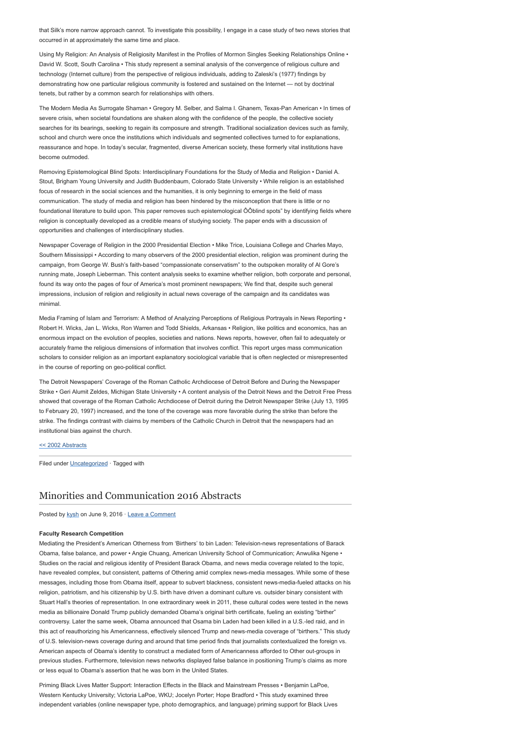that Silk's more narrow approach cannot. To investigate this possibility, I engage in a case study of two news stories that occurred in at approximately the same time and place.

Using My Religion: An Analysis of Religiosity Manifest in the Profiles of Mormon Singles Seeking Relationships Online • David W. Scott, South Carolina • This study represent a seminal analysis of the convergence of religious culture and technology (Internet culture) from the perspective of religious individuals, adding to Zaleski's (1977) findings by demonstrating how one particular religious community is fostered and sustained on the Internet — not by doctrinal tenets, but rather by a common search for relationships with others.

The Modern Media As Surrogate Shaman • Gregory M. Selber, and Salma I. Ghanem, Texas-Pan American • In times of severe crisis, when societal foundations are shaken along with the confidence of the people, the collective society searches for its bearings, seeking to regain its composure and strength. Traditional socialization devices such as family, school and church were once the institutions which individuals and segmented collectives turned to for explanations, reassurance and hope. In today's secular, fragmented, diverse American society, these formerly vital institutions have become outmoded.

Removing Epistemological Blind Spots: Interdisciplinary Foundations for the Study of Media and Religion • Daniel A. Stout, Brigham Young University and Judith Buddenbaum, Colorado State University • While religion is an established focus of research in the social sciences and the humanities, it is only beginning to emerge in the field of mass communication. The study of media and religion has been hindered by the misconception that there is little or no foundational literature to build upon. This paper removes such epistemological ÔÔblind spots" by identifying fields where religion is conceptually developed as a credible means of studying society. The paper ends with a discussion of opportunities and challenges of interdisciplinary studies.

Newspaper Coverage of Religion in the 2000 Presidential Election • Mike Trice, Louisiana College and Charles Mayo, Southern Mississippi • According to many observers of the 2000 presidential election, religion was prominent during the campaign, from George W. Bush's faith-based "compassionate conservatism" to the outspoken morality of Al Gore's running mate, Joseph Lieberman. This content analysis seeks to examine whether religion, both corporate and personal, found its way onto the pages of four of America's most prominent newspapers; We find that, despite such general impressions, inclusion of religion and religiosity in actual news coverage of the campaign and its candidates was minimal.

Media Framing of Islam and Terrorism: A Method of Analyzing Perceptions of Religious Portrayals in News Reporting • Robert H. Wicks, Jan L. Wicks, Ron Warren and Todd Shields, Arkansas • Religion, like politics and economics, has an enormous impact on the evolution of peoples, societies and nations. News reports, however, often fail to adequately or accurately frame the religious dimensions of information that involves conflict. This report urges mass communication scholars to consider religion as an important explanatory sociological variable that is often neglected or misrepresented in the course of reporting on geo-political conflict.

The Detroit Newspapers' Coverage of the Roman Catholic Archdiocese of Detroit Before and During the Newspaper Strike • Geri Alumit Zeldes, Michigan State University • A content analysis of the Detroit News and the Detroit Free Press showed that coverage of the Roman Catholic Archdiocese of Detroit during the Detroit Newspaper Strike (July 13, 1995 to February 20, 1997) increased, and the tone of the coverage was more favorable during the strike than before the strike. The findings contrast with claims by members of the Catholic Church in Detroit that the newspapers had an institutional bias against the church.

<< 2002 Abstracts

Filed under Uncategorized · Tagged with

## Minorities and Communication 2016 Abstracts

Posted by kysh on June 9, 2016 · Leave a Comment

**Faculty Research Competition**

Mediating the President's American Otherness from 'Birthers' to bin Laden: Television-news representations of Barack Obama, false balance, and power • Angie Chuang, American University School of Communication; Anwulika Ngene • Studies on the racial and religious identity of President Barack Obama, and news media coverage related to the topic, have revealed complex, but consistent, patterns of Othering amid complex news-media messages. While some of these messages, including those from Obama itself, appear to subvert blackness, consistent news-media-fueled attacks on his religion, patriotism, and his citizenship by U.S. birth have driven a dominant culture vs. outsider binary consistent with Stuart Hall's theories of representation. In one extraordinary week in 2011, these cultural codes were tested in the news media as billionaire Donald Trump publicly demanded Obama's original birth certificate, fueling an existing "birther" controversy. Later the same week, Obama announced that Osama bin Laden had been killed in a U.S.-led raid, and in this act of reauthorizing his Americanness, effectively silenced Trump and news-media coverage of "birthers." This study of U.S. television-news coverage during and around that time period finds that journalists contextualized the foreign vs. American aspects of Obama's identity to construct a mediated form of Americanness afforded to Other out-groups in previous studies. Furthermore, television news networks displayed false balance in positioning Trump's claims as more or less equal to Obama's assertion that he was born in the United States.

Priming Black Lives Matter Support: Interaction Effects in the Black and Mainstream Presses • Benjamin LaPoe, Western Kentucky University; Victoria LaPoe, WKU; Jocelyn Porter; Hope Bradford • This study examined three independent variables (online newspaper type, photo demographics, and language) priming support for Black Lives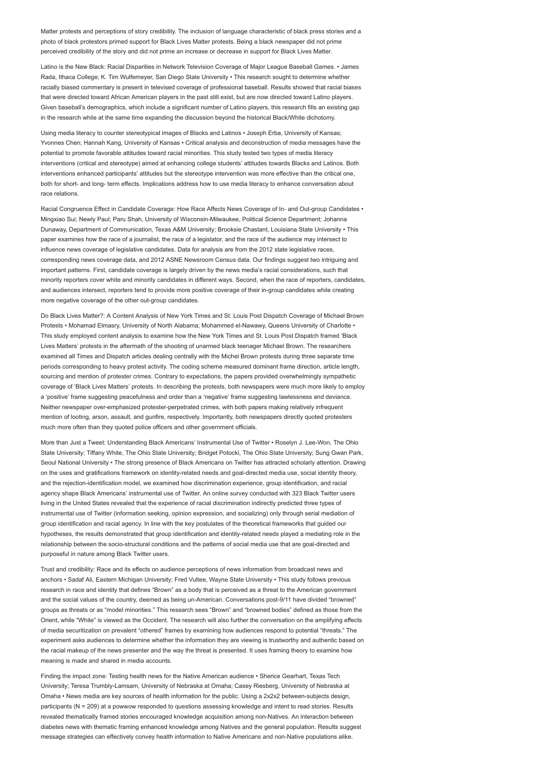Matter protests and perceptions of story credibility. The inclusion of language characteristic of black press stories and a photo of black protestors primed support for Black Lives Matter protests. Being a black newspaper did not prime perceived credibility of the story and did not prime an increase or decrease in support for Black Lives Matter.

Latino is the New Black: Racial Disparities in Network Television Coverage of Major League Baseball Games. • James Rada, Ithaca College; K. Tim Wulfemeyer, San Diego State University • This research sought to determine whether racially biased commentary is present in televised coverage of professional baseball. Results showed that racial biases that were directed toward African American players in the past still exist, but are now directed toward Latino players. Given baseball's demographics, which include a significant number of Latino players, this research fills an existing gap in the research while at the same time expanding the discussion beyond the historical Black/White dichotomy.

Using media literacy to counter stereotypical images of Blacks and Latinos • Joseph Erba, University of Kansas; Yvonnes Chen; Hannah Kang, University of Kansas • Critical analysis and deconstruction of media messages have the potential to promote favorable attitudes toward racial minorities. This study tested two types of media literacy interventions (critical and stereotype) aimed at enhancing college students' attitudes towards Blacks and Latinos. Both interventions enhanced participants' attitudes but the stereotype intervention was more effective than the critical one, both for short- and long- term effects. Implications address how to use media literacy to enhance conversation about race relations.

Racial Congruence Effect in Candidate Coverage: How Race Affects News Coverage of In- and Out-group Candidates • Mingxiao Sui; Newly Paul; Paru Shah, University of Wisconsin-Milwaukee, Political Science Department; Johanna Dunaway, Department of Communication, Texas A&M University; Brooksie Chastant, Louisiana State University • This paper examines how the race of a journalist, the race of a legislator, and the race of the audience may intersect to influence news coverage of legislative candidates. Data for analysis are from the 2012 state legislative races, corresponding news coverage data, and 2012 ASNE Newsroom Census data. Our findings suggest two intriguing and important patterns. First, candidate coverage is largely driven by the news media's racial considerations, such that minority reporters cover white and minority candidates in different ways. Second, when the race of reporters, candidates, and audiences intersect, reporters tend to provide more positive coverage of their in-group candidates while creating more negative coverage of the other out-group candidates.

Do Black Lives Matter?: A Content Analysis of New York Times and St. Louis Post Dispatch Coverage of Michael Brown Protests • Mohamad Elmasry, University of North Alabama; Mohammed el-Nawawy, Queens University of Charlotte • This study employed content analysis to examine how the New York Times and St. Louis Post Dispatch framed 'Black Lives Matters' protests in the aftermath of the shooting of unarmed black teenager Michael Brown. The researchers examined all Times and Dispatch articles dealing centrally with the Michel Brown protests during three separate time periods corresponding to heavy protest activity. The coding scheme measured dominant frame direction, article length, sourcing and mention of protester crimes. Contrary to expectations, the papers provided overwhelmingly sympathetic coverage of 'Black Lives Matters' protests. In describing the protests, both newspapers were much more likely to employ a 'positive' frame suggesting peacefulness and order than a 'negative' frame suggesting lawlessness and deviance. Neither newspaper over-emphasized protester-perpetrated crimes, with both papers making relatively infrequent mention of looting, arson, assault, and gunfire, respectively. Importantly, both newspapers directly quoted protesters much more often than they quoted police officers and other government officials.

More than Just a Tweet: Understanding Black Americans' Instrumental Use of Twitter • Roselyn J. Lee-Won, The Ohio State University; Tiffany White, The Ohio State University; Bridget Potocki, The Ohio State University; Sung Gwan Park, Seoul National University • The strong presence of Black Americans on Twitter has attracted scholarly attention. Drawing on the uses and gratifications framework on identity-related needs and goal-directed media use, social identity theory, and the rejection-identification model, we examined how discrimination experience, group identification, and racial agency shape Black Americans' instrumental use of Twitter. An online survey conducted with 323 Black Twitter users living in the United States revealed that the experience of racial discrimination indirectly predicted three types of instrumental use of Twitter (information seeking, opinion expression, and socializing) only through serial mediation of group identification and racial agency. In line with the key postulates of the theoretical frameworks that guided our hypotheses, the results demonstrated that group identification and identity-related needs played a mediating role in the relationship between the socio-structural conditions and the patterns of social media use that are goal-directed and purposeful in nature among Black Twitter users.

Trust and credibility: Race and its effects on audience perceptions of news information from broadcast news and anchors • Sadaf Ali, Eastern Michigan University; Fred Vultee, Wayne State University • This study follows previous research in race and identity that defines "Brown" as a body that is perceived as a threat to the American government and the social values of the country, deemed as being un-American. Conversations post-9/11 have divided "browned" groups as threats or as "model minorities." This research sees "Brown" and "browned bodies" defined as those from the Orient, while "White" is viewed as the Occident. The research will also further the conversation on the amplifying effects of media securitization on prevalent "othered" frames by examining how audiences respond to potential "threats." The experiment asks audiences to determine whether the information they are viewing is trustworthy and authentic based on the racial makeup of the news presenter and the way the threat is presented. It uses framing theory to examine how meaning is made and shared in media accounts.

Finding the impact zone: Testing health news for the Native American audience • Sherice Gearhart, Texas Tech University; Teresa Trumbly-Lamsam, University of Nebraska at Omaha; Casey Riesberg, University of Nebraska at Omaha • News media are key sources of health information for the public. Using a 2x2x2 between-subjects design, participants (N = 209) at a powwow responded to questions assessing knowledge and intent to read stories. Results revealed thematically framed stories encouraged knowledge acquisition among non-Natives. An interaction between diabetes news with thematic framing enhanced knowledge among Natives and the general population. Results suggest message strategies can effectively convey health information to Native Americans and non-Native populations alike.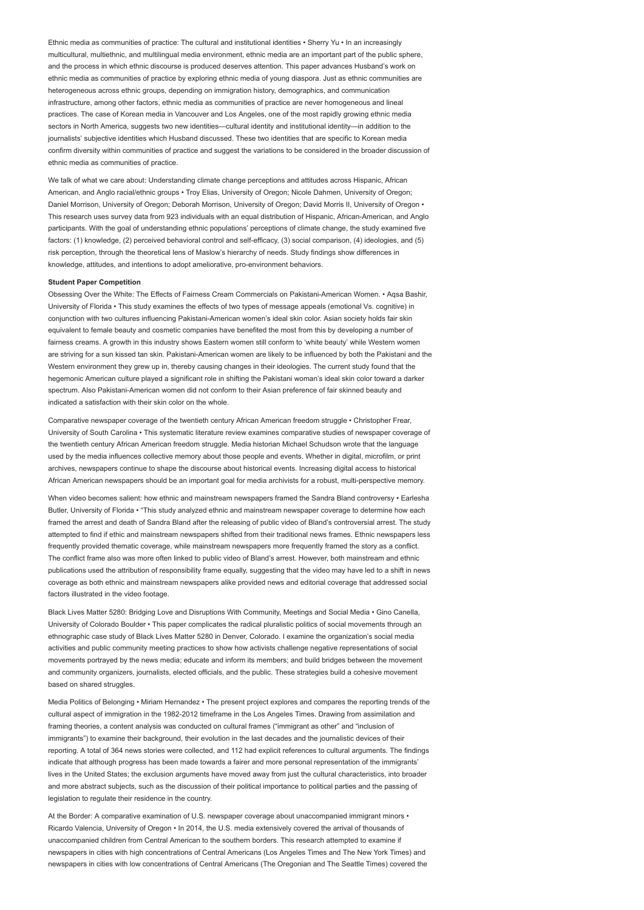Ethnic media as communities of practice: The cultural and institutional identities • Sherry Yu • In an increasingly multicultural, multiethnic, and multilingual media environment, ethnic media are an important part of the public sphere, and the process in which ethnic discourse is produced deserves attention. This paper advances Husband's work on ethnic media as communities of practice by exploring ethnic media of young diaspora. Just as ethnic communities are heterogeneous across ethnic groups, depending on immigration history, demographics, and communication infrastructure, among other factors, ethnic media as communities of practice are never homogeneous and lineal practices. The case of Korean media in Vancouver and Los Angeles, one of the most rapidly growing ethnic media sectors in North America, suggests two new identities—cultural identity and institutional identity—in addition to the journalists' subjective identities which Husband discussed. These two identities that are specific to Korean media confirm diversity within communities of practice and suggest the variations to be considered in the broader discussion of ethnic media as communities of practice.

We talk of what we care about: Understanding climate change perceptions and attitudes across Hispanic, African American, and Anglo racial/ethnic groups • Troy Elias, University of Oregon; Nicole Dahmen, University of Oregon; Daniel Morrison, University of Oregon; Deborah Morrison, University of Oregon; David Morris II, University of Oregon • This research uses survey data from 923 individuals with an equal distribution of Hispanic, African-American, and Anglo participants. With the goal of understanding ethnic populations' perceptions of climate change, the study examined five factors: (1) knowledge, (2) perceived behavioral control and self-efficacy, (3) social comparison, (4) ideologies, and (5) risk perception, through the theoretical lens of Maslow's hierarchy of needs. Study findings show differences in knowledge, attitudes, and intentions to adopt ameliorative, pro-environment behaviors.

**Student Paper Competition**

Obsessing Over the White: The Effects of Fairness Cream Commercials on Pakistani-American Women. • Aqsa Bashir, University of Florida • This study examines the effects of two types of message appeals (emotional Vs. cognitive) in conjunction with two cultures influencing Pakistani-American women's ideal skin color. Asian society holds fair skin equivalent to female beauty and cosmetic companies have benefited the most from this by developing a number of fairness creams. A growth in this industry shows Eastern women still conform to 'white beauty' while Western women are striving for a sun kissed tan skin. Pakistani-American women are likely to be influenced by both the Pakistani and the Western environment they grew up in, thereby causing changes in their ideologies. The current study found that the hegemonic American culture played a significant role in shifting the Pakistani woman's ideal skin color toward a darker spectrum. Also Pakistani-American women did not conform to their Asian preference of fair skinned beauty and indicated a satisfaction with their skin color on the whole.

Comparative newspaper coverage of the twentieth century African American freedom struggle • Christopher Frear, University of South Carolina • This systematic literature review examines comparative studies of newspaper coverage of the twentieth century African American freedom struggle. Media historian Michael Schudson wrote that the language used by the media influences collective memory about those people and events. Whether in digital, microfilm, or print archives, newspapers continue to shape the discourse about historical events. Increasing digital access to historical African American newspapers should be an important goal for media archivists for a robust, multi-perspective memory.

When video becomes salient: how ethnic and mainstream newspapers framed the Sandra Bland controversy • Earlesha Butler, University of Florida • "This study analyzed ethnic and mainstream newspaper coverage to determine how each framed the arrest and death of Sandra Bland after the releasing of public video of Bland's controversial arrest. The study attempted to find if ethic and mainstream newspapers shifted from their traditional news frames. Ethnic newspapers less frequently provided thematic coverage, while mainstream newspapers more frequently framed the story as a conflict. The conflict frame also was more often linked to public video of Bland's arrest. However, both mainstream and ethnic publications used the attribution of responsibility frame equally, suggesting that the video may have led to a shift in news coverage as both ethnic and mainstream newspapers alike provided news and editorial coverage that addressed social factors illustrated in the video footage.

Black Lives Matter 5280: Bridging Love and Disruptions With Community, Meetings and Social Media • Gino Canella, University of Colorado Boulder • This paper complicates the radical pluralistic politics of social movements through an ethnographic case study of Black Lives Matter 5280 in Denver, Colorado. I examine the organization's social media activities and public community meeting practices to show how activists challenge negative representations of social movements portrayed by the news media; educate and inform its members; and build bridges between the movement and community organizers, journalists, elected officials, and the public. These strategies build a cohesive movement based on shared struggles.

Media Politics of Belonging • Miriam Hernandez • The present project explores and compares the reporting trends of the cultural aspect of immigration in the 1982-2012 timeframe in the Los Angeles Times. Drawing from assimilation and framing theories, a content analysis was conducted on cultural frames ("immigrant as other" and "inclusion of immigrants") to examine their background, their evolution in the last decades and the journalistic devices of their reporting. A total of 364 news stories were collected, and 112 had explicit references to cultural arguments. The findings indicate that although progress has been made towards a fairer and more personal representation of the immigrants' lives in the United States; the exclusion arguments have moved away from just the cultural characteristics, into broader and more abstract subjects, such as the discussion of their political importance to political parties and the passing of legislation to regulate their residence in the country.

At the Border: A comparative examination of U.S. newspaper coverage about unaccompanied immigrant minors • Ricardo Valencia, University of Oregon • In 2014, the U.S. media extensively covered the arrival of thousands of unaccompanied children from Central American to the southern borders. This research attempted to examine if newspapers in cities with high concentrations of Central Americans (Los Angeles Times and The New York Times) and newspapers in cities with low concentrations of Central Americans (The Oregonian and The Seattle Times) covered the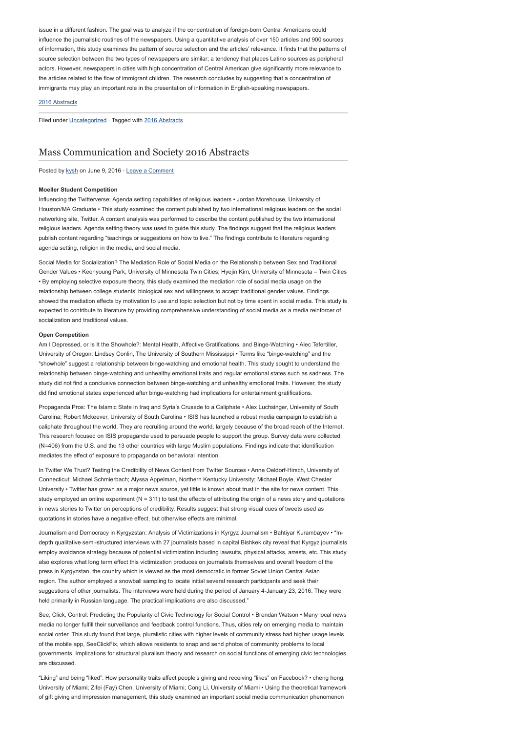issue in a different fashion. The goal was to analyze if the concentration of foreign-born Central Americans could influence the journalistic routines of the newspapers. Using a quantitative analysis of over 150 articles and 900 sources of information, this study examines the pattern of source selection and the articles' relevance. It finds that the patterns of source selection between the two types of newspapers are similar; a tendency that places Latino sources as peripheral actors. However, newspapers in cities with high concentration of Central American give significantly more relevance to the articles related to the flow of immigrant children. The research concludes by suggesting that a concentration of immigrants may play an important role in the presentation of information in English-speaking newspapers.

2016 Abstracts

Filed under Uncategorized · Tagged with 2016 Abstracts

## Mass Communication and Society 2016 Abstracts

Posted by kysh on June 9, 2016 · Leave a Comment

**Moeller Student Competition**

Influencing the Twitterverse: Agenda setting capabilities of religious leaders • Jordan Morehouse, University of Houston/MA Graduate • This study examined the content published by two international religious leaders on the social networking site, Twitter. A content analysis was performed to describe the content published by the two international religious leaders. Agenda setting theory was used to guide this study. The findings suggest that the religious leaders publish content regarding "teachings or suggestions on how to live." The findings contribute to literature regarding agenda setting, religion in the media, and social media.

Social Media for Socialization? The Mediation Role of Social Media on the Relationship between Sex and Traditional Gender Values • Keonyoung Park, University of Minnesota Twin Cities; Hyejin Kim, University of Minnesota – Twin Cities • By employing selective exposure theory, this study examined the mediation role of social media usage on the relationship between college students' biological sex and willingness to accept traditional gender values. Findings showed the mediation effects by motivation to use and topic selection but not by time spent in social media. This study is expected to contribute to literature by providing comprehensive understanding of social media as a media reinforcer of socialization and traditional values.

**Open Competition**

Am I Depressed, or Is It the Showhole?: Mental Health, Affective Gratifications, and Binge-Watching • Alec Tefertiller, University of Oregon; Lindsey Conlin, The University of Southern Mississippi • Terms like "binge-watching" and the "showhole" suggest a relationship between binge-watching and emotional health. This study sought to understand the relationship between binge-watching and unhealthy emotional traits and regular emotional states such as sadness. The study did not find a conclusive connection between binge-watching and unhealthy emotional traits. However, the study did find emotional states experienced after binge-watching had implications for entertainment gratifications.

Propaganda Pros: The Islamic State in Iraq and Syria's Crusade to a Caliphate • Alex Luchsinger, University of South Carolina; Robert Mckeever, University of South Carolina • ISIS has launched a robust media campaign to establish a caliphate throughout the world. They are recruiting around the world, largely because of the broad reach of the Internet. This research focused on ISIS propaganda used to persuade people to support the group. Survey data were collected (N=406) from the U.S. and the 13 other countries with large Muslim populations. Findings indicate that identification mediates the effect of exposure to propaganda on behavioral intention.

In Twitter We Trust? Testing the Credibility of News Content from Twitter Sources • Anne Oeldorf-Hirsch, University of Connecticut; Michael Schmierbach; Alyssa Appelman, Northern Kentucky University; Michael Boyle, West Chester University • Twitter has grown as a major news source, yet little is known about trust in the site for news content. This study employed an online experiment (N = 311) to test the effects of attributing the origin of a news story and quotations in news stories to Twitter on perceptions of credibility. Results suggest that strong visual cues of tweets used as quotations in stories have a negative effect, but otherwise effects are minimal.

Journalism and Democracy in Kyrgyzstan: Analysis of Victimizations in Kyrgyz Journalism • Bahtiyar Kurambayev • "In-depth qualitative semi-structured interviews with 27 journalists based in capital Bishkek city reveal that Kyrgyz journalists employ avoidance strategy because of potential victimization including lawsuits, physical attacks, arrests, etc. This study also explores what long term effect this victimization produces on journalists themselves and overall freedom of the press in Kyrgyzstan, the country which is viewed as the most democratic in former Soviet Union Central Asian region. The author employed a snowball sampling to locate initial several research participants and seek their suggestions of other journalists. The interviews were held during the period of January 4-January 23, 2016. They were held primarily in Russian language. The practical implications are also discussed."

See, Click, Control: Predicting the Popularity of Civic Technology for Social Control • Brendan Watson • Many local news media no longer fulfill their surveillance and feedback control functions. Thus, cities rely on emerging media to maintain social order. This study found that large, pluralistic cities with higher levels of community stress had higher usage levels of the mobile app, SeeClickFix, which allows residents to snap and send photos of community problems to local governments. Implications for structural pluralism theory and research on social functions of emerging civic technologies are discussed.

"Liking" and being "liked": How personality traits affect people's giving and receiving "likes" on Facebook? • cheng hong, University of Miami; Zifei (Fay) Chen, University of Miami; Cong Li, University of Miami • Using the theoretical framework of gift giving and impression management, this study examined an important social media communication phenomenon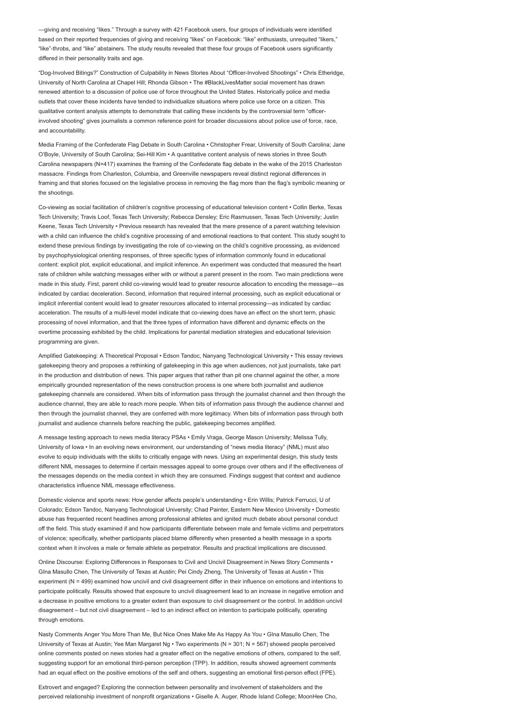—giving and receiving "likes." Through a survey with 421 Facebook users, four groups of individuals were identified based on their reported frequencies of giving and receiving "likes" on Facebook: "like" enthusiasts, unrequited "likers," "like"-throbs, and "like" abstainers. The study results revealed that these four groups of Facebook users significantly differed in their personality traits and age.

"Dog-Involved Bitings?" Construction of Culpability in News Stories About "Officer-Involved Shootings" • Chris Etheridge, University of North Carolina at Chapel Hill; Rhonda Gibson • The #BlackLivesMatter social movement has drawn renewed attention to a discussion of police use of force throughout the United States. Historically police and media outlets that cover these incidents have tended to individualize situations where police use force on a citizen. This qualitative content analysis attempts to demonstrate that calling these incidents by the controversial term "officer-involved shooting" gives journalists a common reference point for broader discussions about police use of force, race, and accountability.

Media Framing of the Confederate Flag Debate in South Carolina • Christopher Frear, University of South Carolina; Jane O'Boyle, University of South Carolina; Sei-Hill Kim • A quantitative content analysis of news stories in three South Carolina newspapers (N=417) examines the framing of the Confederate flag debate in the wake of the 2015 Charleston massacre. Findings from Charleston, Columbia, and Greenville newspapers reveal distinct regional differences in framing and that stories focused on the legislative process in removing the flag more than the flag's symbolic meaning or the shootings.

Co-viewing as social facilitation of children's cognitive processing of educational television content • Collin Berke, Texas Tech University; Travis Loof, Texas Tech University; Rebecca Densley; Eric Rasmussen, Texas Tech University; Justin Keene, Texas Tech University • Previous research has revealed that the mere presence of a parent watching television with a child can influence the child's cognitive processing of and emotional reactions to that content. This study sought to extend these previous findings by investigating the role of co-viewing on the child's cognitive processing, as evidenced by psychophysiological orienting responses, of three specific types of information commonly found in educational content: explicit plot, explicit educational, and implicit inference. An experiment was conducted that measured the heart rate of children while watching messages either with or without a parent present in the room. Two main predictions were made in this study. First, parent child co-viewing would lead to greater resource allocation to encoding the message—as indicated by cardiac deceleration. Second, information that required internal processing, such as explicit educational or implicit inferential content would lead to greater resources allocated to internal processing—as indicated by cardiac acceleration. The results of a multi-level model indicate that co-viewing does have an effect on the short term, phasic processing of novel information, and that the three types of information have different and dynamic effects on the overtime processing exhibited by the child. Implications for parental mediation strategies and educational television programming are given.

Amplified Gatekeeping: A Theoretical Proposal • Edson Tandoc, Nanyang Technological University • This essay reviews gatekeeping theory and proposes a rethinking of gatekeeping in this age when audiences, not just journalists, take part in the production and distribution of news. This paper argues that rather than pit one channel against the other, a more empirically grounded representation of the news construction process is one where both journalist and audience gatekeeping channels are considered. When bits of information pass through the journalist channel and then through the audience channel, they are able to reach more people. When bits of information pass through the audience channel and then through the journalist channel, they are conferred with more legitimacy. When bits of information pass through both journalist and audience channels before reaching the public, gatekeeping becomes amplified.

A message testing approach to news media literacy PSAs • Emily Vraga, George Mason University; Melissa Tully, University of Iowa • In an evolving news environment, our understanding of "news media literacy" (NML) must also evolve to equip individuals with the skills to critically engage with news. Using an experimental design, this study tests different NML messages to determine if certain messages appeal to some groups over others and if the effectiveness of the messages depends on the media context in which they are consumed. Findings suggest that context and audience characteristics influence NML message effectiveness.

Domestic violence and sports news: How gender affects people's understanding • Erin Willis; Patrick Ferrucci, U of Colorado; Edson Tandoc, Nanyang Technological University; Chad Painter, Eastern New Mexico University • Domestic abuse has frequented recent headlines among professional athletes and ignited much debate about personal conduct off the field. This study examined if and how participants differentiate between male and female victims and perpetrators of violence; specifically, whether participants placed blame differently when presented a health message in a sports context when it involves a male or female athlete as perpetrator. Results and practical implications are discussed.

Online Discourse: Exploring Differences in Responses to Civil and Uncivil Disagreement in News Story Comments • GIna Masullo Chen, The University of Texas at Austin; Pei Cindy Zheng, The University of Texas at Austin • This experiment (N = 499) examined how uncivil and civil disagreement differ in their influence on emotions and intentions to participate politically. Results showed that exposure to uncivil disagreement lead to an increase in negative emotion and a decrease in positive emotions to a greater extent than exposure to civil disagreement or the control. In addition uncivil disagreement – but not civil disagreement – led to an indirect effect on intention to participate politically, operating through emotions.

Nasty Comments Anger You More Than Me, But Nice Ones Make Me As Happy As You • GIna Masullo Chen, The University of Texas at Austin; Yee Man Margaret Ng • Two experiments (N = 301; N = 567) showed people perceived online comments posted on news stories had a greater effect on the negative emotions of others, compared to the self, suggesting support for an emotional third-person perception (TPP). In addition, results showed agreement comments had an equal effect on the positive emotions of the self and others, suggesting an emotional first-person effect (FPE).

Extrovert and engaged? Exploring the connection between personality and involvement of stakeholders and the perceived relationship investment of nonprofit organizations • Giselle A. Auger, Rhode Island College; MoonHee Cho,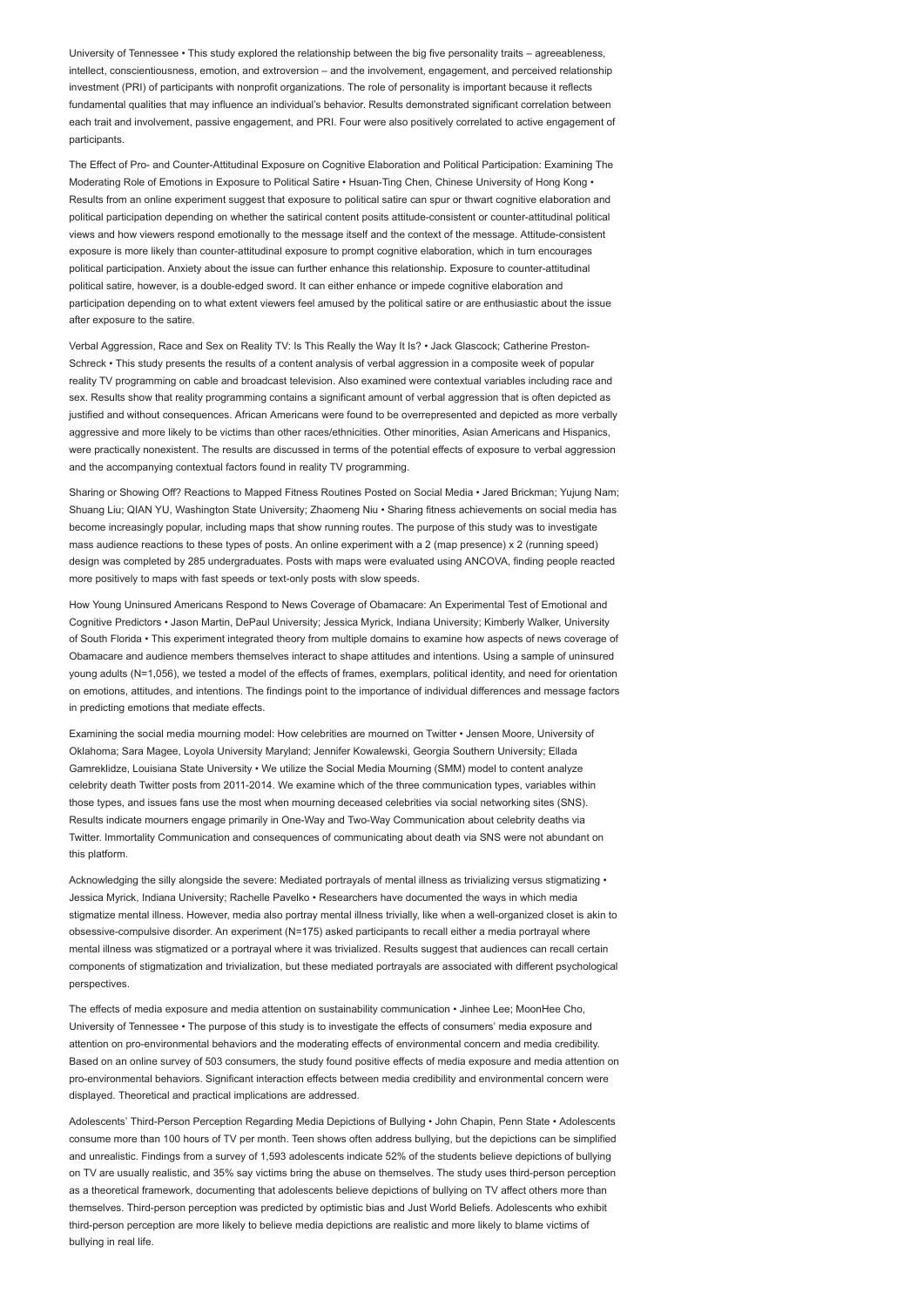University of Tennessee • This study explored the relationship between the big five personality traits – agreeableness, intellect, conscientiousness, emotion, and extroversion – and the involvement, engagement, and perceived relationship investment (PRI) of participants with nonprofit organizations. The role of personality is important because it reflects fundamental qualities that may influence an individual's behavior. Results demonstrated significant correlation between each trait and involvement, passive engagement, and PRI. Four were also positively correlated to active engagement of participants.

The Effect of Pro- and Counter-Attitudinal Exposure on Cognitive Elaboration and Political Participation: Examining The Moderating Role of Emotions in Exposure to Political Satire • Hsuan-Ting Chen, Chinese University of Hong Kong • Results from an online experiment suggest that exposure to political satire can spur or thwart cognitive elaboration and political participation depending on whether the satirical content posits attitude-consistent or counter-attitudinal political views and how viewers respond emotionally to the message itself and the context of the message. Attitude-consistent exposure is more likely than counter-attitudinal exposure to prompt cognitive elaboration, which in turn encourages political participation. Anxiety about the issue can further enhance this relationship. Exposure to counter-attitudinal political satire, however, is a double-edged sword. It can either enhance or impede cognitive elaboration and participation depending on to what extent viewers feel amused by the political satire or are enthusiastic about the issue after exposure to the satire.

Verbal Aggression, Race and Sex on Reality TV: Is This Really the Way It Is? • Jack Glascock; Catherine Preston-Schreck • This study presents the results of a content analysis of verbal aggression in a composite week of popular reality TV programming on cable and broadcast television. Also examined were contextual variables including race and sex. Results show that reality programming contains a significant amount of verbal aggression that is often depicted as justified and without consequences. African Americans were found to be overrepresented and depicted as more verbally aggressive and more likely to be victims than other races/ethnicities. Other minorities, Asian Americans and Hispanics, were practically nonexistent. The results are discussed in terms of the potential effects of exposure to verbal aggression and the accompanying contextual factors found in reality TV programming.

Sharing or Showing Off? Reactions to Mapped Fitness Routines Posted on Social Media • Jared Brickman; Yujung Nam; Shuang Liu; QIAN YU, Washington State University; Zhaomeng Niu • Sharing fitness achievements on social media has become increasingly popular, including maps that show running routes. The purpose of this study was to investigate mass audience reactions to these types of posts. An online experiment with a 2 (map presence) x 2 (running speed) design was completed by 285 undergraduates. Posts with maps were evaluated using ANCOVA, finding people reacted more positively to maps with fast speeds or text-only posts with slow speeds.

How Young Uninsured Americans Respond to News Coverage of Obamacare: An Experimental Test of Emotional and Cognitive Predictors • Jason Martin, DePaul University; Jessica Myrick, Indiana University; Kimberly Walker, University of South Florida • This experiment integrated theory from multiple domains to examine how aspects of news coverage of Obamacare and audience members themselves interact to shape attitudes and intentions. Using a sample of uninsured young adults (N=1,056), we tested a model of the effects of frames, exemplars, political identity, and need for orientation on emotions, attitudes, and intentions. The findings point to the importance of individual differences and message factors in predicting emotions that mediate effects.

Examining the social media mourning model: How celebrities are mourned on Twitter • Jensen Moore, University of Oklahoma; Sara Magee, Loyola University Maryland; Jennifer Kowalewski, Georgia Southern University; Ellada Gamreklidze, Louisiana State University • We utilize the Social Media Mourning (SMM) model to content analyze celebrity death Twitter posts from 2011-2014. We examine which of the three communication types, variables within those types, and issues fans use the most when mourning deceased celebrities via social networking sites (SNS). Results indicate mourners engage primarily in One-Way and Two-Way Communication about celebrity deaths via Twitter. Immortality Communication and consequences of communicating about death via SNS were not abundant on this platform.

Acknowledging the silly alongside the severe: Mediated portrayals of mental illness as trivializing versus stigmatizing • Jessica Myrick, Indiana University; Rachelle Pavelko • Researchers have documented the ways in which media stigmatize mental illness. However, media also portray mental illness trivially, like when a well-organized closet is akin to obsessive-compulsive disorder. An experiment (N=175) asked participants to recall either a media portrayal where mental illness was stigmatized or a portrayal where it was trivialized. Results suggest that audiences can recall certain components of stigmatization and trivialization, but these mediated portrayals are associated with different psychological perspectives.

The effects of media exposure and media attention on sustainability communication • Jinhee Lee; MoonHee Cho, University of Tennessee • The purpose of this study is to investigate the effects of consumers' media exposure and attention on pro-environmental behaviors and the moderating effects of environmental concern and media credibility. Based on an online survey of 503 consumers, the study found positive effects of media exposure and media attention on pro-environmental behaviors. Significant interaction effects between media credibility and environmental concern were displayed. Theoretical and practical implications are addressed.

Adolescents' Third-Person Perception Regarding Media Depictions of Bullying • John Chapin, Penn State • Adolescents consume more than 100 hours of TV per month. Teen shows often address bullying, but the depictions can be simplified and unrealistic. Findings from a survey of 1,593 adolescents indicate 52% of the students believe depictions of bullying on TV are usually realistic, and 35% say victims bring the abuse on themselves. The study uses third-person perception as a theoretical framework, documenting that adolescents believe depictions of bullying on TV affect others more than themselves. Third-person perception was predicted by optimistic bias and Just World Beliefs. Adolescents who exhibit third-person perception are more likely to believe media depictions are realistic and more likely to blame victims of bullying in real life.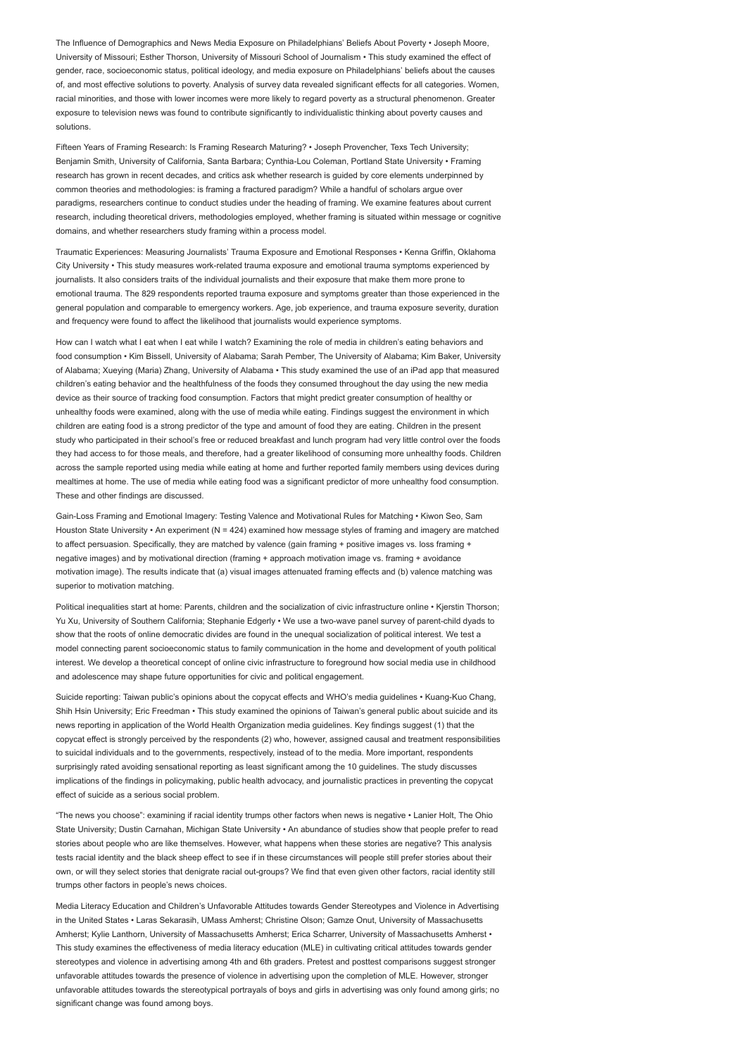The Influence of Demographics and News Media Exposure on Philadelphians' Beliefs About Poverty • Joseph Moore, University of Missouri; Esther Thorson, University of Missouri School of Journalism • This study examined the effect of gender, race, socioeconomic status, political ideology, and media exposure on Philadelphians' beliefs about the causes of, and most effective solutions to poverty. Analysis of survey data revealed significant effects for all categories. Women, racial minorities, and those with lower incomes were more likely to regard poverty as a structural phenomenon. Greater exposure to television news was found to contribute significantly to individualistic thinking about poverty causes and solutions.

Fifteen Years of Framing Research: Is Framing Research Maturing? • Joseph Provencher, Texs Tech University; Benjamin Smith, University of California, Santa Barbara; Cynthia-Lou Coleman, Portland State University • Framing research has grown in recent decades, and critics ask whether research is guided by core elements underpinned by common theories and methodologies: is framing a fractured paradigm? While a handful of scholars argue over paradigms, researchers continue to conduct studies under the heading of framing. We examine features about current research, including theoretical drivers, methodologies employed, whether framing is situated within message or cognitive domains, and whether researchers study framing within a process model.

Traumatic Experiences: Measuring Journalists' Trauma Exposure and Emotional Responses • Kenna Griffin, Oklahoma City University • This study measures work-related trauma exposure and emotional trauma symptoms experienced by journalists. It also considers traits of the individual journalists and their exposure that make them more prone to emotional trauma. The 829 respondents reported trauma exposure and symptoms greater than those experienced in the general population and comparable to emergency workers. Age, job experience, and trauma exposure severity, duration and frequency were found to affect the likelihood that journalists would experience symptoms.

How can I watch what I eat when I eat while I watch? Examining the role of media in children's eating behaviors and food consumption • Kim Bissell, University of Alabama; Sarah Pember, The University of Alabama; Kim Baker, University of Alabama; Xueying (Maria) Zhang, University of Alabama • This study examined the use of an iPad app that measured children's eating behavior and the healthfulness of the foods they consumed throughout the day using the new media device as their source of tracking food consumption. Factors that might predict greater consumption of healthy or unhealthy foods were examined, along with the use of media while eating. Findings suggest the environment in which children are eating food is a strong predictor of the type and amount of food they are eating. Children in the present study who participated in their school's free or reduced breakfast and lunch program had very little control over the foods they had access to for those meals, and therefore, had a greater likelihood of consuming more unhealthy foods. Children across the sample reported using media while eating at home and further reported family members using devices during mealtimes at home. The use of media while eating food was a significant predictor of more unhealthy food consumption. These and other findings are discussed.

Gain-Loss Framing and Emotional Imagery: Testing Valence and Motivational Rules for Matching • Kiwon Seo, Sam Houston State University • An experiment (N = 424) examined how message styles of framing and imagery are matched to affect persuasion. Specifically, they are matched by valence (gain framing + positive images vs. loss framing + negative images) and by motivational direction (framing + approach motivation image vs. framing + avoidance motivation image). The results indicate that (a) visual images attenuated framing effects and (b) valence matching was superior to motivation matching.

Political inequalities start at home: Parents, children and the socialization of civic infrastructure online • Kjerstin Thorson; Yu Xu, University of Southern California; Stephanie Edgerly • We use a two-wave panel survey of parent-child dyads to show that the roots of online democratic divides are found in the unequal socialization of political interest. We test a model connecting parent socioeconomic status to family communication in the home and development of youth political interest. We develop a theoretical concept of online civic infrastructure to foreground how social media use in childhood and adolescence may shape future opportunities for civic and political engagement.

Suicide reporting: Taiwan public's opinions about the copycat effects and WHO's media guidelines • Kuang-Kuo Chang, Shih Hsin University; Eric Freedman • This study examined the opinions of Taiwan's general public about suicide and its news reporting in application of the World Health Organization media guidelines. Key findings suggest (1) that the copycat effect is strongly perceived by the respondents (2) who, however, assigned causal and treatment responsibilities to suicidal individuals and to the governments, respectively, instead of to the media. More important, respondents surprisingly rated avoiding sensational reporting as least significant among the 10 guidelines. The study discusses implications of the findings in policymaking, public health advocacy, and journalistic practices in preventing the copycat effect of suicide as a serious social problem.

"The news you choose": examining if racial identity trumps other factors when news is negative • Lanier Holt, The Ohio State University; Dustin Carnahan, Michigan State University • An abundance of studies show that people prefer to read stories about people who are like themselves. However, what happens when these stories are negative? This analysis tests racial identity and the black sheep effect to see if in these circumstances will people still prefer stories about their own, or will they select stories that denigrate racial out-groups? We find that even given other factors, racial identity still trumps other factors in people's news choices.

Media Literacy Education and Children's Unfavorable Attitudes towards Gender Stereotypes and Violence in Advertising in the United States • Laras Sekarasih, UMass Amherst; Christine Olson; Gamze Onut, University of Massachusetts Amherst; Kylie Lanthorn, University of Massachusetts Amherst; Erica Scharrer, University of Massachusetts Amherst • This study examines the effectiveness of media literacy education (MLE) in cultivating critical attitudes towards gender stereotypes and violence in advertising among 4th and 6th graders. Pretest and posttest comparisons suggest stronger unfavorable attitudes towards the presence of violence in advertising upon the completion of MLE. However, stronger unfavorable attitudes towards the stereotypical portrayals of boys and girls in advertising was only found among girls; no significant change was found among boys.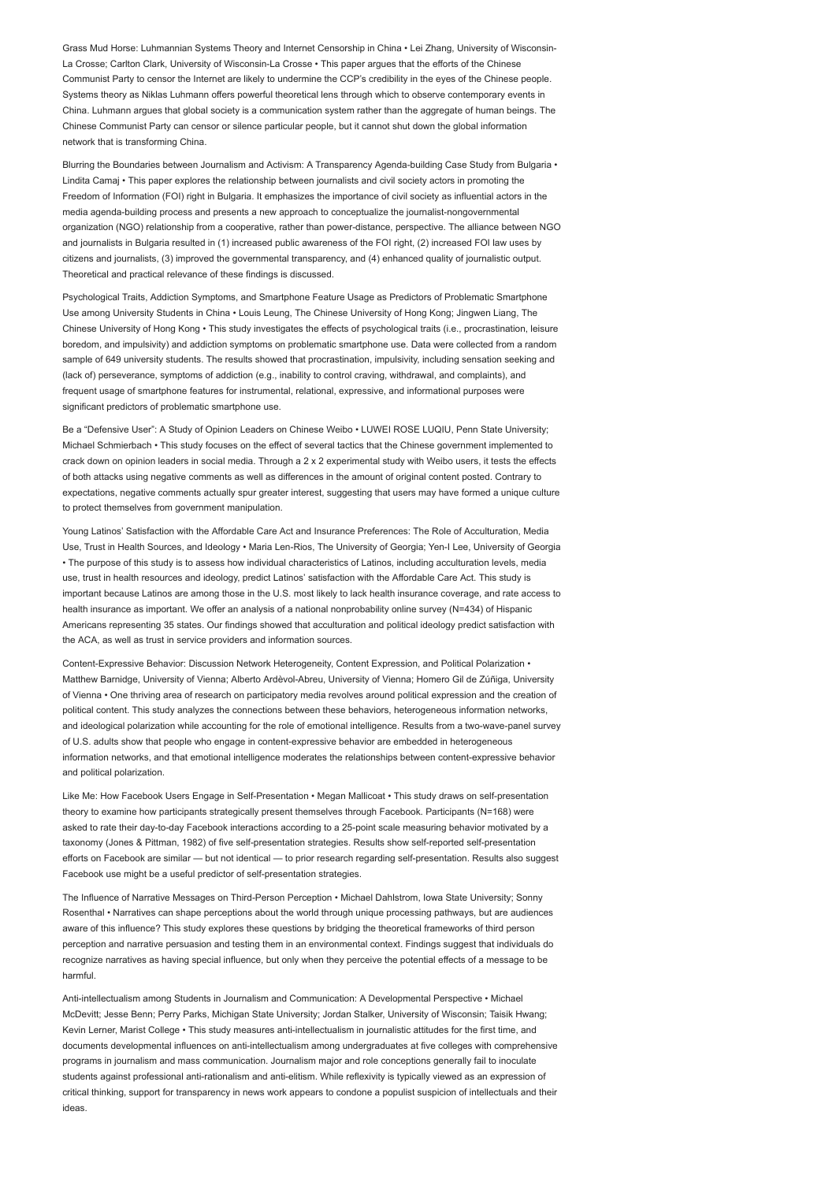Grass Mud Horse: Luhmannian Systems Theory and Internet Censorship in China • Lei Zhang, University of Wisconsin-La Crosse; Carlton Clark, University of Wisconsin-La Crosse • This paper argues that the efforts of the Chinese Communist Party to censor the Internet are likely to undermine the CCP's credibility in the eyes of the Chinese people. Systems theory as Niklas Luhmann offers powerful theoretical lens through which to observe contemporary events in China. Luhmann argues that global society is a communication system rather than the aggregate of human beings. The Chinese Communist Party can censor or silence particular people, but it cannot shut down the global information network that is transforming China.

Blurring the Boundaries between Journalism and Activism: A Transparency Agenda-building Case Study from Bulgaria • Lindita Camaj • This paper explores the relationship between journalists and civil society actors in promoting the Freedom of Information (FOI) right in Bulgaria. It emphasizes the importance of civil society as influential actors in the media agenda-building process and presents a new approach to conceptualize the journalist-nongovernmental organization (NGO) relationship from a cooperative, rather than power-distance, perspective. The alliance between NGO and journalists in Bulgaria resulted in (1) increased public awareness of the FOI right, (2) increased FOI law uses by citizens and journalists, (3) improved the governmental transparency, and (4) enhanced quality of journalistic output. Theoretical and practical relevance of these findings is discussed.

Psychological Traits, Addiction Symptoms, and Smartphone Feature Usage as Predictors of Problematic Smartphone Use among University Students in China • Louis Leung, The Chinese University of Hong Kong; Jingwen Liang, The Chinese University of Hong Kong • This study investigates the effects of psychological traits (i.e., procrastination, leisure boredom, and impulsivity) and addiction symptoms on problematic smartphone use. Data were collected from a random sample of 649 university students. The results showed that procrastination, impulsivity, including sensation seeking and (lack of) perseverance, symptoms of addiction (e.g., inability to control craving, withdrawal, and complaints), and frequent usage of smartphone features for instrumental, relational, expressive, and informational purposes were significant predictors of problematic smartphone use.

Be a "Defensive User": A Study of Opinion Leaders on Chinese Weibo • LUWEI ROSE LUQIU, Penn State University; Michael Schmierbach • This study focuses on the effect of several tactics that the Chinese government implemented to crack down on opinion leaders in social media. Through a 2 x 2 experimental study with Weibo users, it tests the effects of both attacks using negative comments as well as differences in the amount of original content posted. Contrary to expectations, negative comments actually spur greater interest, suggesting that users may have formed a unique culture to protect themselves from government manipulation.

Young Latinos' Satisfaction with the Affordable Care Act and Insurance Preferences: The Role of Acculturation, Media Use, Trust in Health Sources, and Ideology • Maria Len-Rios, The University of Georgia; Yen-I Lee, University of Georgia • The purpose of this study is to assess how individual characteristics of Latinos, including acculturation levels, media use, trust in health resources and ideology, predict Latinos' satisfaction with the Affordable Care Act. This study is important because Latinos are among those in the U.S. most likely to lack health insurance coverage, and rate access to health insurance as important. We offer an analysis of a national nonprobability online survey (N=434) of Hispanic Americans representing 35 states. Our findings showed that acculturation and political ideology predict satisfaction with the ACA, as well as trust in service providers and information sources.

Content-Expressive Behavior: Discussion Network Heterogeneity, Content Expression, and Political Polarization • Matthew Barnidge, University of Vienna; Alberto Ardèvol-Abreu, University of Vienna; Homero Gil de Zúñiga, University of Vienna • One thriving area of research on participatory media revolves around political expression and the creation of political content. This study analyzes the connections between these behaviors, heterogeneous information networks, and ideological polarization while accounting for the role of emotional intelligence. Results from a two-wave-panel survey of U.S. adults show that people who engage in content-expressive behavior are embedded in heterogeneous information networks, and that emotional intelligence moderates the relationships between content-expressive behavior and political polarization.

Like Me: How Facebook Users Engage in Self-Presentation • Megan Mallicoat • This study draws on self-presentation theory to examine how participants strategically present themselves through Facebook. Participants (N=168) were asked to rate their day-to-day Facebook interactions according to a 25-point scale measuring behavior motivated by a taxonomy (Jones & Pittman, 1982) of five self-presentation strategies. Results show self-reported self-presentation efforts on Facebook are similar — but not identical — to prior research regarding self-presentation. Results also suggest Facebook use might be a useful predictor of self-presentation strategies.

The Influence of Narrative Messages on Third-Person Perception • Michael Dahlstrom, Iowa State University; Sonny Rosenthal • Narratives can shape perceptions about the world through unique processing pathways, but are audiences aware of this influence? This study explores these questions by bridging the theoretical frameworks of third person perception and narrative persuasion and testing them in an environmental context. Findings suggest that individuals do recognize narratives as having special influence, but only when they perceive the potential effects of a message to be harmful.

Anti-intellectualism among Students in Journalism and Communication: A Developmental Perspective • Michael McDevitt; Jesse Benn; Perry Parks, Michigan State University; Jordan Stalker, University of Wisconsin; Taisik Hwang; Kevin Lerner, Marist College • This study measures anti-intellectualism in journalistic attitudes for the first time, and documents developmental influences on anti-intellectualism among undergraduates at five colleges with comprehensive programs in journalism and mass communication. Journalism major and role conceptions generally fail to inoculate students against professional anti-rationalism and anti-elitism. While reflexivity is typically viewed as an expression of critical thinking, support for transparency in news work appears to condone a populist suspicion of intellectuals and their ideas.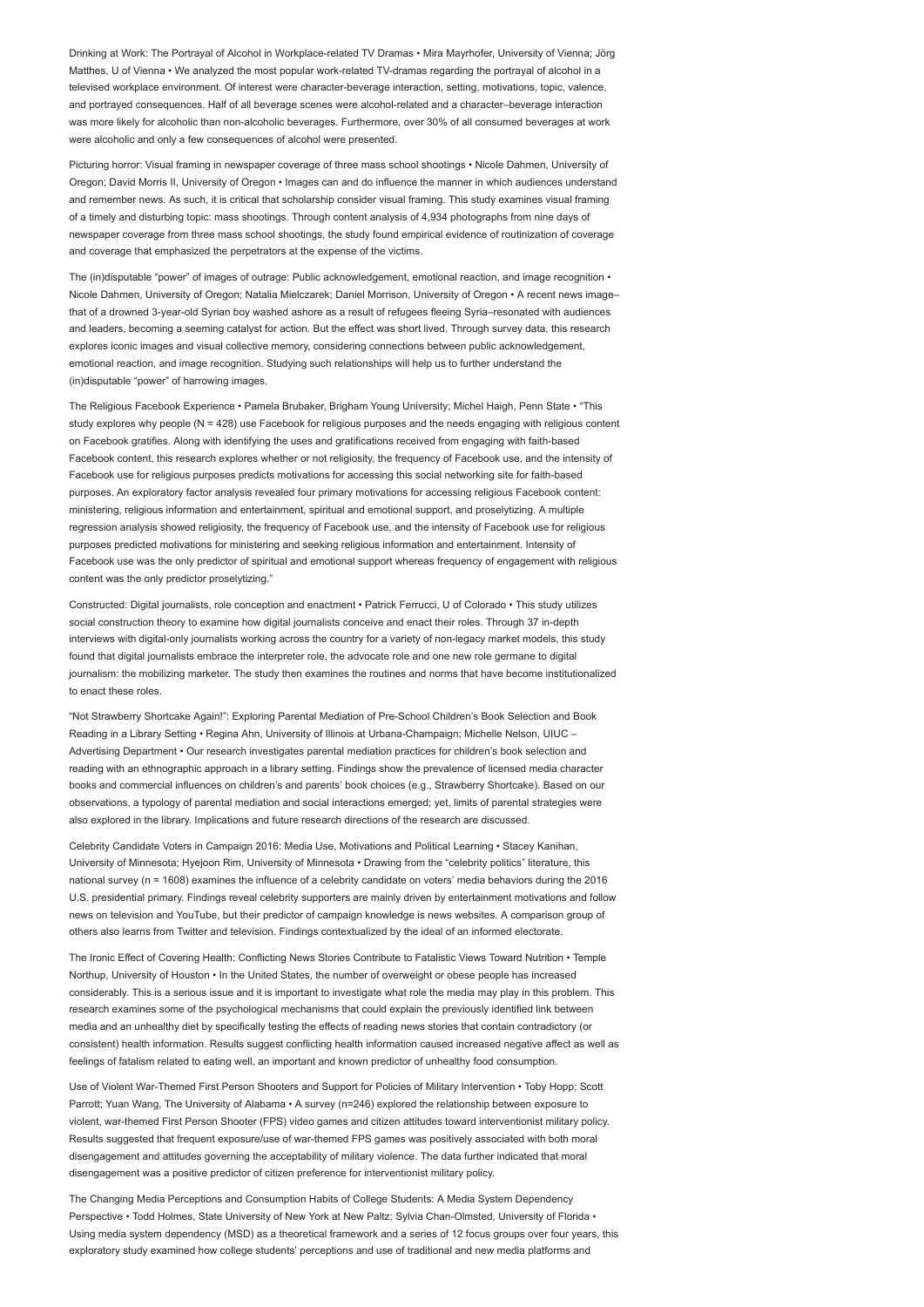Drinking at Work: The Portrayal of Alcohol in Workplace-related TV Dramas • Mira Mayrhofer, University of Vienna; Jörg Matthes, U of Vienna • We analyzed the most popular work-related TV-dramas regarding the portrayal of alcohol in a televised workplace environment. Of interest were character-beverage interaction, setting, motivations, topic, valence, and portrayed consequences. Half of all beverage scenes were alcohol-related and a character–beverage interaction was more likely for alcoholic than non-alcoholic beverages. Furthermore, over 30% of all consumed beverages at work were alcoholic and only a few consequences of alcohol were presented.

Picturing horror: Visual framing in newspaper coverage of three mass school shootings • Nicole Dahmen, University of Oregon; David Morris II, University of Oregon • Images can and do influence the manner in which audiences understand and remember news. As such, it is critical that scholarship consider visual framing. This study examines visual framing of a timely and disturbing topic: mass shootings. Through content analysis of 4,934 photographs from nine days of newspaper coverage from three mass school shootings, the study found empirical evidence of routinization of coverage and coverage that emphasized the perpetrators at the expense of the victims.

The (in)disputable "power" of images of outrage: Public acknowledgement, emotional reaction, and image recognition • Nicole Dahmen, University of Oregon; Natalia Mielczarek; Daniel Morrison, University of Oregon • A recent news image–that of a drowned 3-year-old Syrian boy washed ashore as a result of refugees fleeing Syria–resonated with audiences and leaders, becoming a seeming catalyst for action. But the effect was short lived. Through survey data, this research explores iconic images and visual collective memory, considering connections between public acknowledgement, emotional reaction, and image recognition. Studying such relationships will help us to further understand the (in)disputable "power" of harrowing images.

The Religious Facebook Experience • Pamela Brubaker, Brigham Young University; Michel Haigh, Penn State • "This study explores why people (N = 428) use Facebook for religious purposes and the needs engaging with religious content on Facebook gratifies. Along with identifying the uses and gratifications received from engaging with faith-based Facebook content, this research explores whether or not religiosity, the frequency of Facebook use, and the intensity of Facebook use for religious purposes predicts motivations for accessing this social networking site for faith-based purposes. An exploratory factor analysis revealed four primary motivations for accessing religious Facebook content: ministering, religious information and entertainment, spiritual and emotional support, and proselytizing. A multiple regression analysis showed religiosity, the frequency of Facebook use, and the intensity of Facebook use for religious purposes predicted motivations for ministering and seeking religious information and entertainment. Intensity of Facebook use was the only predictor of spiritual and emotional support whereas frequency of engagement with religious content was the only predictor proselytizing."

Constructed: Digital journalists, role conception and enactment • Patrick Ferrucci, U of Colorado • This study utilizes social construction theory to examine how digital journalists conceive and enact their roles. Through 37 in-depth interviews with digital-only journalists working across the country for a variety of non-legacy market models, this study found that digital journalists embrace the interpreter role, the advocate role and one new role germane to digital journalism: the mobilizing marketer. The study then examines the routines and norms that have become institutionalized to enact these roles.

"Not Strawberry Shortcake Again!": Exploring Parental Mediation of Pre-School Children's Book Selection and Book Reading in a Library Setting • Regina Ahn, University of Illinois at Urbana-Champaign; Michelle Nelson, UIUC – Advertising Department • Our research investigates parental mediation practices for children's book selection and reading with an ethnographic approach in a library setting. Findings show the prevalence of licensed media character books and commercial influences on children's and parents' book choices (e.g., Strawberry Shortcake). Based on our observations, a typology of parental mediation and social interactions emerged; yet, limits of parental strategies were also explored in the library. Implications and future research directions of the research are discussed.

Celebrity Candidate Voters in Campaign 2016: Media Use, Motivations and Political Learning • Stacey Kanihan, University of Minnesota; Hyejoon Rim, University of Minnesota • Drawing from the "celebrity politics" literature, this national survey (n = 1608) examines the influence of a celebrity candidate on voters' media behaviors during the 2016 U.S. presidential primary. Findings reveal celebrity supporters are mainly driven by entertainment motivations and follow news on television and YouTube, but their predictor of campaign knowledge is news websites. A comparison group of others also learns from Twitter and television. Findings contextualized by the ideal of an informed electorate.

The Ironic Effect of Covering Health: Conflicting News Stories Contribute to Fatalistic Views Toward Nutrition • Temple Northup, University of Houston • In the United States, the number of overweight or obese people has increased considerably. This is a serious issue and it is important to investigate what role the media may play in this problem. This research examines some of the psychological mechanisms that could explain the previously identified link between media and an unhealthy diet by specifically testing the effects of reading news stories that contain contradictory (or consistent) health information. Results suggest conflicting health information caused increased negative affect as well as feelings of fatalism related to eating well, an important and known predictor of unhealthy food consumption.

Use of Violent War-Themed First Person Shooters and Support for Policies of Military Intervention • Toby Hopp; Scott Parrott; Yuan Wang, The University of Alabama • A survey (n=246) explored the relationship between exposure to violent, war-themed First Person Shooter (FPS) video games and citizen attitudes toward interventionist military policy. Results suggested that frequent exposure/use of war-themed FPS games was positively associated with both moral disengagement and attitudes governing the acceptability of military violence. The data further indicated that moral disengagement was a positive predictor of citizen preference for interventionist military policy.

The Changing Media Perceptions and Consumption Habits of College Students: A Media System Dependency Perspective • Todd Holmes, State University of New York at New Paltz; Sylvia Chan-Olmsted, University of Florida • Using media system dependency (MSD) as a theoretical framework and a series of 12 focus groups over four years, this exploratory study examined how college students' perceptions and use of traditional and new media platforms and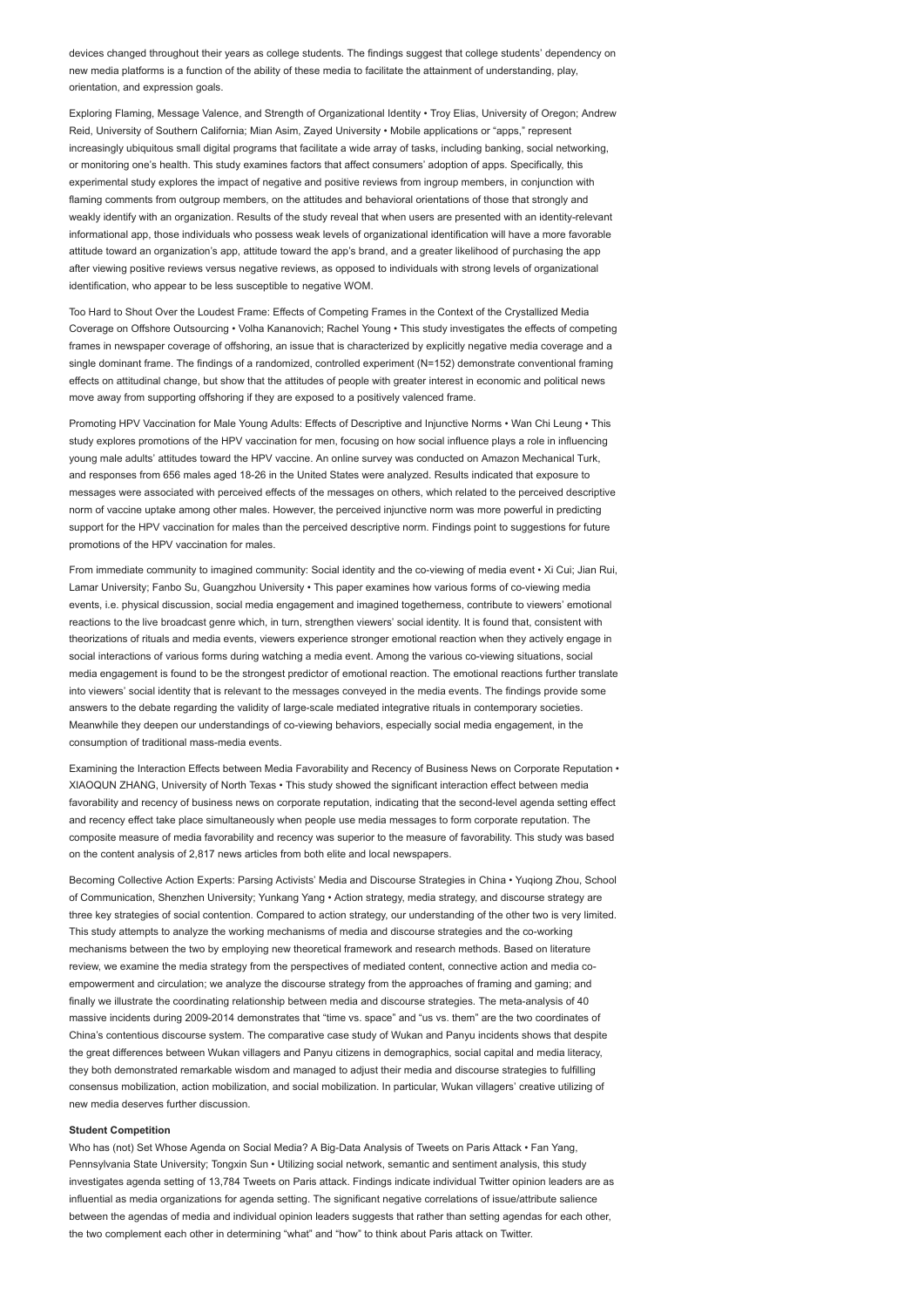devices changed throughout their years as college students. The findings suggest that college students' dependency on new media platforms is a function of the ability of these media to facilitate the attainment of understanding, play, orientation, and expression goals.

Exploring Flaming, Message Valence, and Strength of Organizational Identity • Troy Elias, University of Oregon; Andrew Reid, University of Southern California; Mian Asim, Zayed University • Mobile applications or "apps," represent increasingly ubiquitous small digital programs that facilitate a wide array of tasks, including banking, social networking, or monitoring one's health. This study examines factors that affect consumers' adoption of apps. Specifically, this experimental study explores the impact of negative and positive reviews from ingroup members, in conjunction with flaming comments from outgroup members, on the attitudes and behavioral orientations of those that strongly and weakly identify with an organization. Results of the study reveal that when users are presented with an identity-relevant informational app, those individuals who possess weak levels of organizational identification will have a more favorable attitude toward an organization's app, attitude toward the app's brand, and a greater likelihood of purchasing the app after viewing positive reviews versus negative reviews, as opposed to individuals with strong levels of organizational identification, who appear to be less susceptible to negative WOM.

Too Hard to Shout Over the Loudest Frame: Effects of Competing Frames in the Context of the Crystallized Media Coverage on Offshore Outsourcing • Volha Kananovich; Rachel Young • This study investigates the effects of competing frames in newspaper coverage of offshoring, an issue that is characterized by explicitly negative media coverage and a single dominant frame. The findings of a randomized, controlled experiment (N=152) demonstrate conventional framing effects on attitudinal change, but show that the attitudes of people with greater interest in economic and political news move away from supporting offshoring if they are exposed to a positively valenced frame.

Promoting HPV Vaccination for Male Young Adults: Effects of Descriptive and Injunctive Norms • Wan Chi Leung • This study explores promotions of the HPV vaccination for men, focusing on how social influence plays a role in influencing young male adults' attitudes toward the HPV vaccine. An online survey was conducted on Amazon Mechanical Turk, and responses from 656 males aged 18-26 in the United States were analyzed. Results indicated that exposure to messages were associated with perceived effects of the messages on others, which related to the perceived descriptive norm of vaccine uptake among other males. However, the perceived injunctive norm was more powerful in predicting support for the HPV vaccination for males than the perceived descriptive norm. Findings point to suggestions for future promotions of the HPV vaccination for males.

From immediate community to imagined community: Social identity and the co-viewing of media event • Xi Cui; Jian Rui, Lamar University; Fanbo Su, Guangzhou University • This paper examines how various forms of co-viewing media events, i.e. physical discussion, social media engagement and imagined togetherness, contribute to viewers' emotional reactions to the live broadcast genre which, in turn, strengthen viewers' social identity. It is found that, consistent with theorizations of rituals and media events, viewers experience stronger emotional reaction when they actively engage in social interactions of various forms during watching a media event. Among the various co-viewing situations, social media engagement is found to be the strongest predictor of emotional reaction. The emotional reactions further translate into viewers' social identity that is relevant to the messages conveyed in the media events. The findings provide some answers to the debate regarding the validity of large-scale mediated integrative rituals in contemporary societies. Meanwhile they deepen our understandings of co-viewing behaviors, especially social media engagement, in the consumption of traditional mass-media events.

Examining the Interaction Effects between Media Favorability and Recency of Business News on Corporate Reputation • XIAOQUN ZHANG, University of North Texas • This study showed the significant interaction effect between media favorability and recency of business news on corporate reputation, indicating that the second-level agenda setting effect and recency effect take place simultaneously when people use media messages to form corporate reputation. The composite measure of media favorability and recency was superior to the measure of favorability. This study was based on the content analysis of 2,817 news articles from both elite and local newspapers.

Becoming Collective Action Experts: Parsing Activists' Media and Discourse Strategies in China • Yuqiong Zhou, School of Communication, Shenzhen University; Yunkang Yang • Action strategy, media strategy, and discourse strategy are three key strategies of social contention. Compared to action strategy, our understanding of the other two is very limited. This study attempts to analyze the working mechanisms of media and discourse strategies and the co-working mechanisms between the two by employing new theoretical framework and research methods. Based on literature review, we examine the media strategy from the perspectives of mediated content, connective action and media co-empowerment and circulation; we analyze the discourse strategy from the approaches of framing and gaming; and finally we illustrate the coordinating relationship between media and discourse strategies. The meta-analysis of 40 massive incidents during 2009-2014 demonstrates that "time vs. space" and "us vs. them" are the two coordinates of China's contentious discourse system. The comparative case study of Wukan and Panyu incidents shows that despite the great differences between Wukan villagers and Panyu citizens in demographics, social capital and media literacy, they both demonstrated remarkable wisdom and managed to adjust their media and discourse strategies to fulfilling consensus mobilization, action mobilization, and social mobilization. In particular, Wukan villagers' creative utilizing of new media deserves further discussion.

**Student Competition**

Who has (not) Set Whose Agenda on Social Media? A Big-Data Analysis of Tweets on Paris Attack • Fan Yang, Pennsylvania State University; Tongxin Sun • Utilizing social network, semantic and sentiment analysis, this study investigates agenda setting of 13,784 Tweets on Paris attack. Findings indicate individual Twitter opinion leaders are as influential as media organizations for agenda setting. The significant negative correlations of issue/attribute salience between the agendas of media and individual opinion leaders suggests that rather than setting agendas for each other, the two complement each other in determining "what" and "how" to think about Paris attack on Twitter.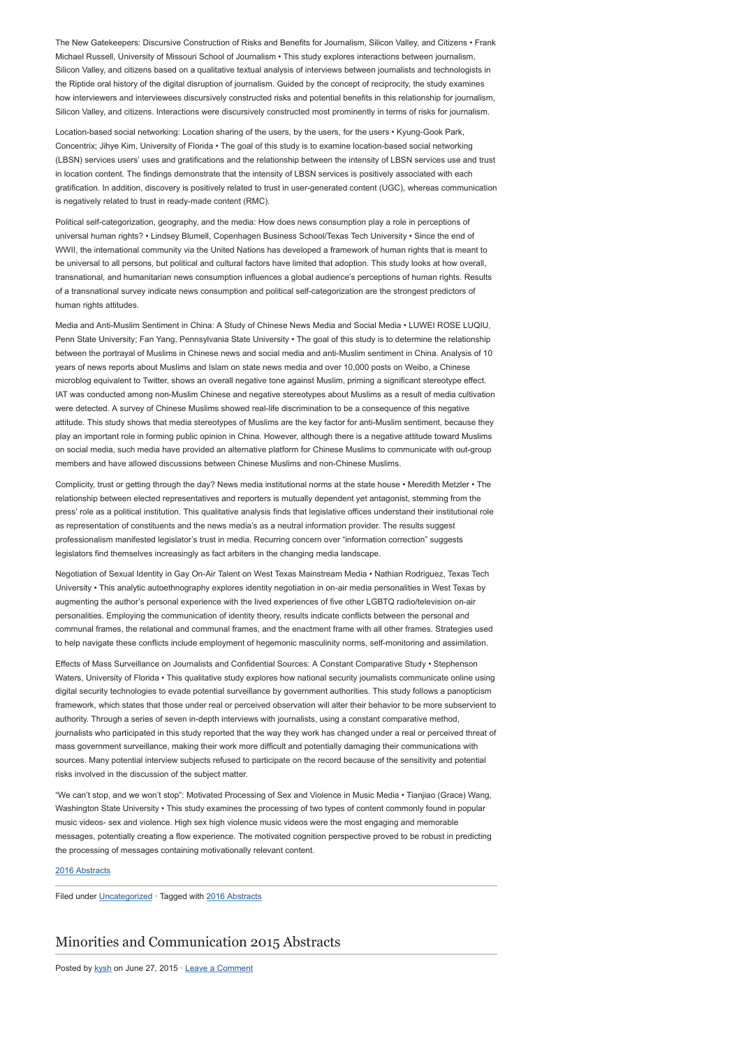The New Gatekeepers: Discursive Construction of Risks and Benefits for Journalism, Silicon Valley, and Citizens • Frank Michael Russell, University of Missouri School of Journalism • This study explores interactions between journalism, Silicon Valley, and citizens based on a qualitative textual analysis of interviews between journalists and technologists in the Riptide oral history of the digital disruption of journalism. Guided by the concept of reciprocity, the study examines how interviewers and interviewees discursively constructed risks and potential benefits in this relationship for journalism, Silicon Valley, and citizens. Interactions were discursively constructed most prominently in terms of risks for journalism.

Location-based social networking: Location sharing of the users, by the users, for the users • Kyung-Gook Park, Concentrix; Jihye Kim, University of Florida • The goal of this study is to examine location-based social networking (LBSN) services users' uses and gratifications and the relationship between the intensity of LBSN services use and trust in location content. The findings demonstrate that the intensity of LBSN services is positively associated with each gratification. In addition, discovery is positively related to trust in user-generated content (UGC), whereas communication is negatively related to trust in ready-made content (RMC).

Political self-categorization, geography, and the media: How does news consumption play a role in perceptions of universal human rights? • Lindsey Blumell, Copenhagen Business School/Texas Tech University • Since the end of WWII, the international community via the United Nations has developed a framework of human rights that is meant to be universal to all persons, but political and cultural factors have limited that adoption. This study looks at how overall, transnational, and humanitarian news consumption influences a global audience's perceptions of human rights. Results of a transnational survey indicate news consumption and political self-categorization are the strongest predictors of human rights attitudes.

Media and Anti-Muslim Sentiment in China: A Study of Chinese News Media and Social Media • LUWEI ROSE LUQIU, Penn State University; Fan Yang, Pennsylvania State University • The goal of this study is to determine the relationship between the portrayal of Muslims in Chinese news and social media and anti-Muslim sentiment in China. Analysis of 10 years of news reports about Muslims and Islam on state news media and over 10,000 posts on Weibo, a Chinese microblog equivalent to Twitter, shows an overall negative tone against Muslim, priming a significant stereotype effect. IAT was conducted among non-Muslim Chinese and negative stereotypes about Muslims as a result of media cultivation were detected. A survey of Chinese Muslims showed real-life discrimination to be a consequence of this negative attitude. This study shows that media stereotypes of Muslims are the key factor for anti-Muslim sentiment, because they play an important role in forming public opinion in China. However, although there is a negative attitude toward Muslims on social media, such media have provided an alternative platform for Chinese Muslims to communicate with out-group members and have allowed discussions between Chinese Muslims and non-Chinese Muslims.

Complicity, trust or getting through the day? News media institutional norms at the state house • Meredith Metzler • The relationship between elected representatives and reporters is mutually dependent yet antagonist, stemming from the press' role as a political institution. This qualitative analysis finds that legislative offices understand their institutional role as representation of constituents and the news media's as a neutral information provider. The results suggest professionalism manifested legislator's trust in media. Recurring concern over "information correction" suggests legislators find themselves increasingly as fact arbiters in the changing media landscape.

Negotiation of Sexual Identity in Gay On-Air Talent on West Texas Mainstream Media • Nathian Rodriguez, Texas Tech University • This analytic autoethnography explores identity negotiation in on-air media personalities in West Texas by augmenting the author's personal experience with the lived experiences of five other LGBTQ radio/television on-air personalities. Employing the communication of identity theory, results indicate conflicts between the personal and communal frames, the relational and communal frames, and the enactment frame with all other frames. Strategies used to help navigate these conflicts include employment of hegemonic masculinity norms, self-monitoring and assimilation.

Effects of Mass Surveillance on Journalists and Confidential Sources: A Constant Comparative Study • Stephenson Waters, University of Florida • This qualitative study explores how national security journalists communicate online using digital security technologies to evade potential surveillance by government authorities. This study follows a panopticism framework, which states that those under real or perceived observation will alter their behavior to be more subservient to authority. Through a series of seven in-depth interviews with journalists, using a constant comparative method, journalists who participated in this study reported that the way they work has changed under a real or perceived threat of mass government surveillance, making their work more difficult and potentially damaging their communications with sources. Many potential interview subjects refused to participate on the record because of the sensitivity and potential risks involved in the discussion of the subject matter.

"We can't stop, and we won't stop": Motivated Processing of Sex and Violence in Music Media • Tianjiao (Grace) Wang, Washington State University • This study examines the processing of two types of content commonly found in popular music videos- sex and violence. High sex high violence music videos were the most engaging and memorable messages, potentially creating a flow experience. The motivated cognition perspective proved to be robust in predicting the processing of messages containing motivationally relevant content.

2016 Abstracts

Filed under Uncategorized · Tagged with 2016 Abstracts

## Minorities and Communication 2015 Abstracts

Posted by kysh on June 27, 2015 · Leave a Comment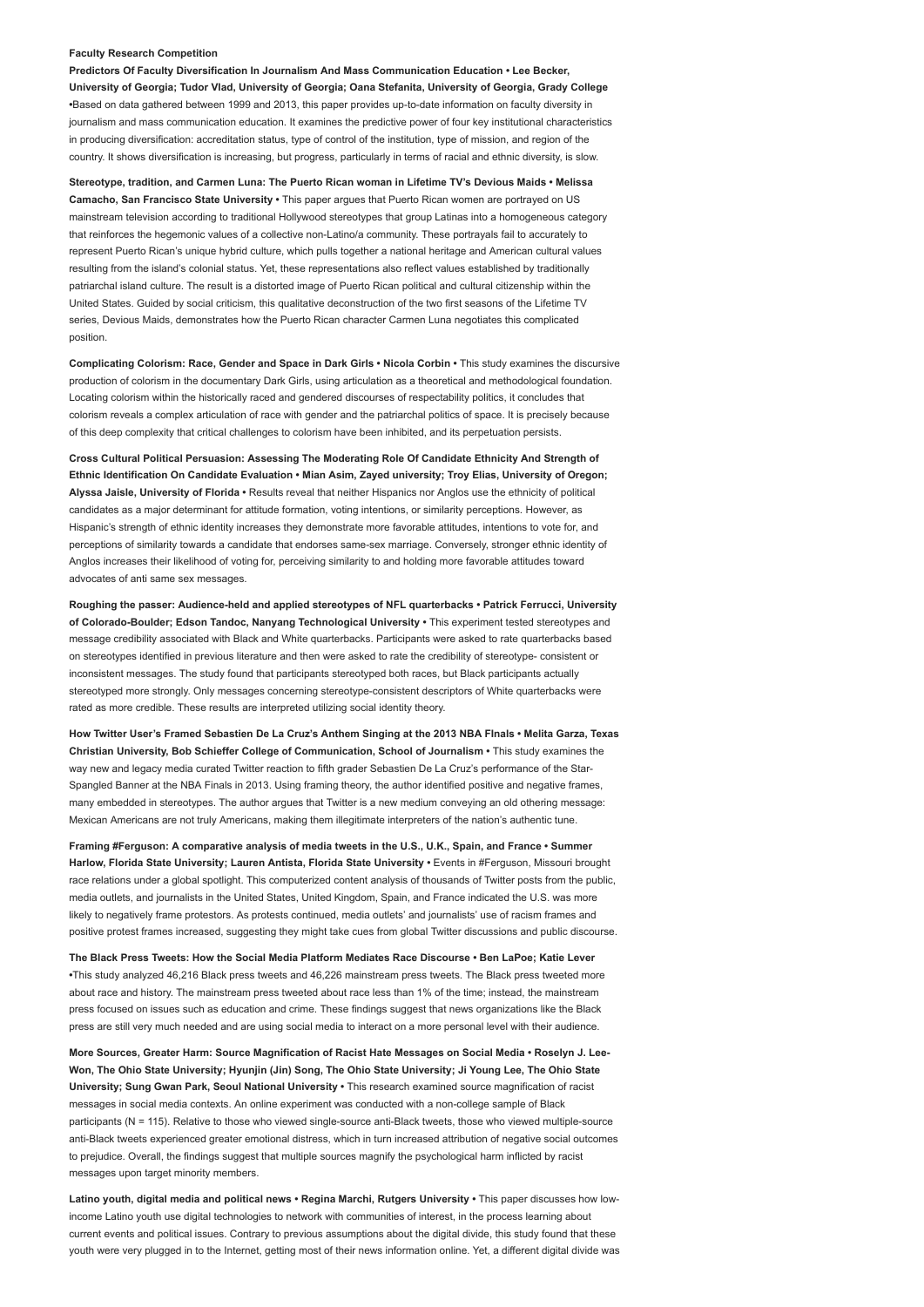**Faculty Research Competition**

**Predictors Of Faculty Diversification In Journalism And Mass Communication Education • Lee Becker, University of Georgia; Tudor Vlad, University of Georgia; Oana Stefanita, University of Georgia, Grady College •**Based on data gathered between 1999 and 2013, this paper provides up-to-date information on faculty diversity in journalism and mass communication education. It examines the predictive power of four key institutional characteristics in producing diversification: accreditation status, type of control of the institution, type of mission, and region of the country. It shows diversification is increasing, but progress, particularly in terms of racial and ethnic diversity, is slow.

**Stereotype, tradition, and Carmen Luna: The Puerto Rican woman in Lifetime TV's Devious Maids • Melissa Camacho, San Francisco State University •** This paper argues that Puerto Rican women are portrayed on US mainstream television according to traditional Hollywood stereotypes that group Latinas into a homogeneous category that reinforces the hegemonic values of a collective non-Latino/a community. These portrayals fail to accurately to represent Puerto Rican's unique hybrid culture, which pulls together a national heritage and American cultural values resulting from the island's colonial status. Yet, these representations also reflect values established by traditionally patriarchal island culture. The result is a distorted image of Puerto Rican political and cultural citizenship within the United States. Guided by social criticism, this qualitative deconstruction of the two first seasons of the Lifetime TV series, Devious Maids, demonstrates how the Puerto Rican character Carmen Luna negotiates this complicated position.

**Complicating Colorism: Race, Gender and Space in Dark Girls • Nicola Corbin •** This study examines the discursive production of colorism in the documentary Dark Girls, using articulation as a theoretical and methodological foundation. Locating colorism within the historically raced and gendered discourses of respectability politics, it concludes that colorism reveals a complex articulation of race with gender and the patriarchal politics of space. It is precisely because of this deep complexity that critical challenges to colorism have been inhibited, and its perpetuation persists.

**Cross Cultural Political Persuasion: Assessing The Moderating Role Of Candidate Ethnicity And Strength of Ethnic Identification On Candidate Evaluation • Mian Asim, Zayed university; Troy Elias, University of Oregon; Alyssa Jaisle, University of Florida •** Results reveal that neither Hispanics nor Anglos use the ethnicity of political candidates as a major determinant for attitude formation, voting intentions, or similarity perceptions. However, as Hispanic's strength of ethnic identity increases they demonstrate more favorable attitudes, intentions to vote for, and perceptions of similarity towards a candidate that endorses same-sex marriage. Conversely, stronger ethnic identity of Anglos increases their likelihood of voting for, perceiving similarity to and holding more favorable attitudes toward advocates of anti same sex messages.

**Roughing the passer: Audience-held and applied stereotypes of NFL quarterbacks • Patrick Ferrucci, University of Colorado-Boulder; Edson Tandoc, Nanyang Technological University •** This experiment tested stereotypes and message credibility associated with Black and White quarterbacks. Participants were asked to rate quarterbacks based on stereotypes identified in previous literature and then were asked to rate the credibility of stereotype- consistent or inconsistent messages. The study found that participants stereotyped both races, but Black participants actually stereotyped more strongly. Only messages concerning stereotype-consistent descriptors of White quarterbacks were rated as more credible. These results are interpreted utilizing social identity theory.

**How Twitter User's Framed Sebastien De La Cruz's Anthem Singing at the 2013 NBA FInals • Melita Garza, Texas Christian University, Bob Schieffer College of Communication, School of Journalism •** This study examines the way new and legacy media curated Twitter reaction to fifth grader Sebastien De La Cruz's performance of the Star-Spangled Banner at the NBA Finals in 2013. Using framing theory, the author identified positive and negative frames, many embedded in stereotypes. The author argues that Twitter is a new medium conveying an old othering message: Mexican Americans are not truly Americans, making them illegitimate interpreters of the nation's authentic tune.

**Framing #Ferguson: A comparative analysis of media tweets in the U.S., U.K., Spain, and France • Summer Harlow, Florida State University; Lauren Antista, Florida State University •** Events in #Ferguson, Missouri brought race relations under a global spotlight. This computerized content analysis of thousands of Twitter posts from the public, media outlets, and journalists in the United States, United Kingdom, Spain, and France indicated the U.S. was more likely to negatively frame protestors. As protests continued, media outlets' and journalists' use of racism frames and positive protest frames increased, suggesting they might take cues from global Twitter discussions and public discourse.

**The Black Press Tweets: How the Social Media Platform Mediates Race Discourse • Ben LaPoe; Katie Lever •**This study analyzed 46,216 Black press tweets and 46,226 mainstream press tweets. The Black press tweeted more about race and history. The mainstream press tweeted about race less than 1% of the time; instead, the mainstream press focused on issues such as education and crime. These findings suggest that news organizations like the Black press are still very much needed and are using social media to interact on a more personal level with their audience.

**More Sources, Greater Harm: Source Magnification of Racist Hate Messages on Social Media • Roselyn J. Lee-Won, The Ohio State University; Hyunjin (Jin) Song, The Ohio State University; Ji Young Lee, The Ohio State University; Sung Gwan Park, Seoul National University •** This research examined source magnification of racist messages in social media contexts. An online experiment was conducted with a non-college sample of Black participants ($N = 115$). Relative to those who viewed single-source anti-Black tweets, those who viewed multiple-source anti-Black tweets experienced greater emotional distress, which in turn increased attribution of negative social outcomes to prejudice. Overall, the findings suggest that multiple sources magnify the psychological harm inflicted by racist messages upon target minority members.

**Latino youth, digital media and political news • Regina Marchi, Rutgers University •** This paper discusses how low-income Latino youth use digital technologies to network with communities of interest, in the process learning about current events and political issues. Contrary to previous assumptions about the digital divide, this study found that these youth were very plugged in to the Internet, getting most of their news information online. Yet, a different digital divide was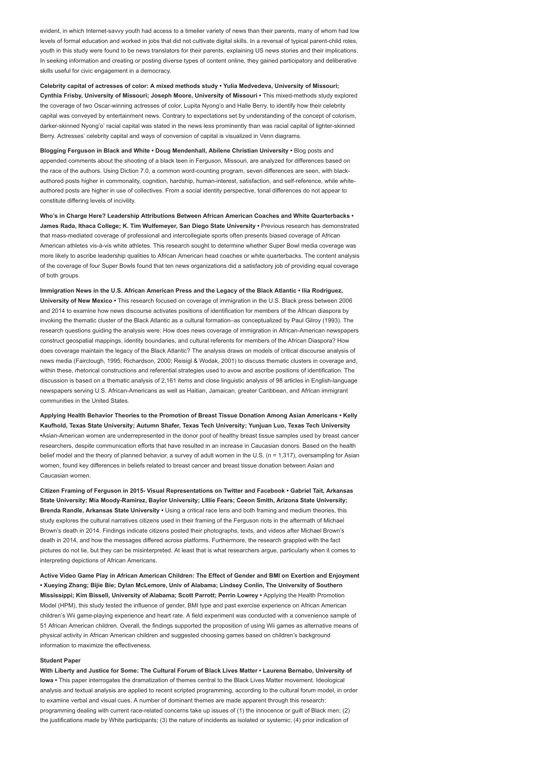evident, in which Internet-savvy youth had access to a timelier variety of news than their parents, many of whom had low levels of formal education and worked in jobs that did not cultivate digital skills. In a reversal of typical parent-child roles, youth in this study were found to be news translators for their parents, explaining US news stories and their implications. In seeking information and creating or posting diverse types of content online, they gained participatory and deliberative skills useful for civic engagement in a democracy.

**Celebrity capital of actresses of color: A mixed methods study • Yulia Medvedeva, University of Missouri; Cynthia Frisby, University of Missouri; Joseph Moore, University of Missouri •** This mixed-methods study explored the coverage of two Oscar-winning actresses of color, Lupita Nyong'o and Halle Berry, to identify how their celebrity capital was conveyed by entertainment news. Contrary to expectations set by understanding of the concept of colorism, darker-skinned Nyong'o' racial capital was stated in the news less prominently than was racial capital of lighter-skinned Berry. Actresses' celebrity capital and ways of conversion of capital is visualized in Venn diagrams.

**Blogging Ferguson in Black and White • Doug Mendenhall, Abilene Christian University •** Blog posts and appended comments about the shooting of a black teen in Ferguson, Missouri, are analyzed for differences based on the race of the authors. Using Diction 7.0, a common word-counting program, seven differences are seen, with black-authored posts higher in commonality, cognition, hardship, human-interest, satisfaction, and self-reference, while white-authored posts are higher in use of collectives. From a social identity perspective, tonal differences do not appear to constitute differing levels of incivility.

**Who's in Charge Here? Leadership Attributions Between African American Coaches and White Quarterbacks • James Rada, Ithaca College; K. Tim Wulfemeyer, San Diego State University •** Previous research has demonstrated that mass-mediated coverage of professional and intercollegiate sports often presents biased coverage of African American athletes vis-à-vis white athletes. This research sought to determine whether Super Bowl media coverage was more likely to ascribe leadership qualities to African American head coaches or white quarterbacks. The content analysis of the coverage of four Super Bowls found that ten news organizations did a satisfactory job of providing equal coverage of both groups.

**Immigration News in the U.S. African American Press and the Legacy of the Black Atlantic • Ilia Rodriguez, University of New Mexico •** This research focused on coverage of immigration in the U.S. Black press between 2006 and 2014 to examine how news discourse activates positions of identification for members of the African diaspora by invoking the thematic cluster of the Black Atlantic as a cultural formation–as conceptualized by Paul Gilroy (1993). The research questions guiding the analysis were: How does news coverage of immigration in African-American newspapers construct geospatial mappings, identity boundaries, and cultural referents for members of the African Diaspora? How does coverage maintain the legacy of the Black Atlantic? The analysis draws on models of critical discourse analysis of news media (Fairclough, 1995; Richardson, 2000; Reisigl & Wodak, 2001) to discuss thematic clusters in coverage and, within these, rhetorical constructions and referential strategies used to avow and ascribe positions of identification. The discussion is based on a thematic analysis of 2,161 items and close linguistic analysis of 98 articles in English-language newspapers serving U.S. African-Americans as well as Haitian, Jamaican, greater Caribbean, and African immigrant communities in the United States.

**Applying Health Behavior Theories to the Promotion of Breast Tissue Donation Among Asian Americans • Kelly Kaufhold, Texas State University; Autumn Shafer, Texas Tech University; Yunjuan Luo, Texas Tech University •**Asian-American women are underrepresented in the donor pool of healthy breast tissue samples used by breast cancer researchers, despite communication efforts that have resulted in an increase in Caucasian donors. Based on the health belief model and the theory of planned behavior, a survey of adult women in the U.S. (n = 1,317), oversampling for Asian women, found key differences in beliefs related to breast cancer and breast tissue donation between Asian and Caucasian women.

**Citizen Framing of Ferguson in 2015- Visual Representations on Twitter and Facebook • Gabriel Tait, Arkansas State University; Mia Moody-Ramirez, Baylor University; LIllie Fears; Ceeon Smith, Arizona State University; Brenda Randle, Arkansas State University •** Using a critical race lens and both framing and medium theories, this study explores the cultural narratives citizens used in their framing of the Ferguson riots in the aftermath of Michael Brown's death in 2014. Findings indicate citizens posted their photographs, texts, and videos after Michael Brown's death in 2014, and how the messages differed across platforms. Furthermore, the research grappled with the fact pictures do not lie, but they can be misinterpreted. At least that is what researchers argue, particularly when it comes to interpreting depictions of African Americans.

**Active Video Game Play in African American Children: The Effect of Gender and BMI on Exertion and Enjoyment • Xueying Zhang; Bijie Bie; Dylan McLemore, Univ of Alabama; Lindsey Conlin, The University of Southern Mississippi; Kim Bissell, University of Alabama; Scott Parrott; Perrin Lowrey •** Applying the Health Promotion Model (HPM), this study tested the influence of gender, BMI type and past exercise experience on African American children's Wii game-playing experience and heart rate. A field experiment was conducted with a convenience sample of 51 African American children. Overall, the findings supported the proposition of using Wii games as alternative means of physical activity in African American children and suggested choosing games based on children's background information to maximize the effectiveness.

**Student Paper**

**With Liberty and Justice for Some: The Cultural Forum of Black Lives Matter • Laurena Bernabo, University of Iowa •** This paper interrogates the dramatization of themes central to the Black Lives Matter movement. Ideological analysis and textual analysis are applied to recent scripted programming, according to the cultural forum model, in order to examine verbal and visual cues. A number of dominant themes are made apparent through this research: programming dealing with current race-related concerns take up issues of (1) the innocence or guilt of Black men; (2) the justifications made by White participants; (3) the nature of incidents as isolated or systemic; (4) prior indication of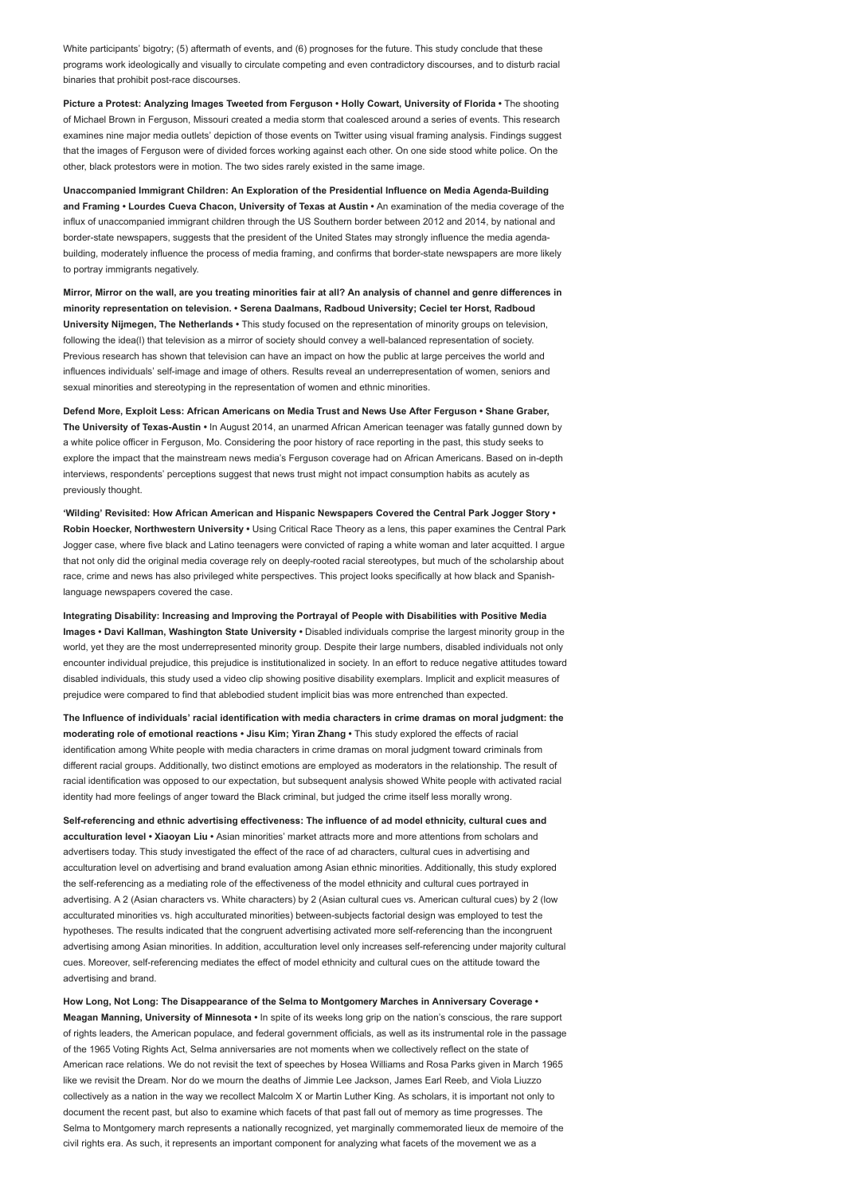White participants' bigotry; (5) aftermath of events, and (6) prognoses for the future. This study conclude that these programs work ideologically and visually to circulate competing and even contradictory discourses, and to disturb racial binaries that prohibit post-race discourses.

**Picture a Protest: Analyzing Images Tweeted from Ferguson • Holly Cowart, University of Florida •** The shooting of Michael Brown in Ferguson, Missouri created a media storm that coalesced around a series of events. This research examines nine major media outlets' depiction of those events on Twitter using visual framing analysis. Findings suggest that the images of Ferguson were of divided forces working against each other. On one side stood white police. On the other, black protestors were in motion. The two sides rarely existed in the same image.

**Unaccompanied Immigrant Children: An Exploration of the Presidential Influence on Media Agenda-Building and Framing • Lourdes Cueva Chacon, University of Texas at Austin •** An examination of the media coverage of the influx of unaccompanied immigrant children through the US Southern border between 2012 and 2014, by national and border-state newspapers, suggests that the president of the United States may strongly influence the media agenda-building, moderately influence the process of media framing, and confirms that border-state newspapers are more likely to portray immigrants negatively.

**Mirror, Mirror on the wall, are you treating minorities fair at all? An analysis of channel and genre differences in minority representation on television. • Serena Daalmans, Radboud University; Ceciel ter Horst, Radboud University Nijmegen, The Netherlands •** This study focused on the representation of minority groups on television, following the idea(l) that television as a mirror of society should convey a well-balanced representation of society. Previous research has shown that television can have an impact on how the public at large perceives the world and influences individuals' self-image and image of others. Results reveal an underrepresentation of women, seniors and sexual minorities and stereotyping in the representation of women and ethnic minorities.

**Defend More, Exploit Less: African Americans on Media Trust and News Use After Ferguson • Shane Graber, The University of Texas-Austin •** In August 2014, an unarmed African American teenager was fatally gunned down by a white police officer in Ferguson, Mo. Considering the poor history of race reporting in the past, this study seeks to explore the impact that the mainstream news media's Ferguson coverage had on African Americans. Based on in-depth interviews, respondents' perceptions suggest that news trust might not impact consumption habits as acutely as previously thought.

**'Wilding' Revisited: How African American and Hispanic Newspapers Covered the Central Park Jogger Story • Robin Hoecker, Northwestern University •** Using Critical Race Theory as a lens, this paper examines the Central Park Jogger case, where five black and Latino teenagers were convicted of raping a white woman and later acquitted. I argue that not only did the original media coverage rely on deeply-rooted racial stereotypes, but much of the scholarship about race, crime and news has also privileged white perspectives. This project looks specifically at how black and Spanish-language newspapers covered the case.

**Integrating Disability: Increasing and Improving the Portrayal of People with Disabilities with Positive Media Images • Davi Kallman, Washington State University •** Disabled individuals comprise the largest minority group in the world, yet they are the most underrepresented minority group. Despite their large numbers, disabled individuals not only encounter individual prejudice, this prejudice is institutionalized in society. In an effort to reduce negative attitudes toward disabled individuals, this study used a video clip showing positive disability exemplars. Implicit and explicit measures of prejudice were compared to find that ablebodied student implicit bias was more entrenched than expected.

**The Influence of individuals' racial identification with media characters in crime dramas on moral judgment: the moderating role of emotional reactions • Jisu Kim; Yiran Zhang •** This study explored the effects of racial identification among White people with media characters in crime dramas on moral judgment toward criminals from different racial groups. Additionally, two distinct emotions are employed as moderators in the relationship. The result of racial identification was opposed to our expectation, but subsequent analysis showed White people with activated racial identity had more feelings of anger toward the Black criminal, but judged the crime itself less morally wrong.

**Self-referencing and ethnic advertising effectiveness: The influence of ad model ethnicity, cultural cues and acculturation level • Xiaoyan Liu •** Asian minorities' market attracts more and more attentions from scholars and advertisers today. This study investigated the effect of the race of ad characters, cultural cues in advertising and acculturation level on advertising and brand evaluation among Asian ethnic minorities. Additionally, this study explored the self-referencing as a mediating role of the effectiveness of the model ethnicity and cultural cues portrayed in advertising. A 2 (Asian characters vs. White characters) by 2 (Asian cultural cues vs. American cultural cues) by 2 (low acculturated minorities vs. high acculturated minorities) between-subjects factorial design was employed to test the hypotheses. The results indicated that the congruent advertising activated more self-referencing than the incongruent advertising among Asian minorities. In addition, acculturation level only increases self-referencing under majority cultural cues. Moreover, self-referencing mediates the effect of model ethnicity and cultural cues on the attitude toward the advertising and brand.

**How Long, Not Long: The Disappearance of the Selma to Montgomery Marches in Anniversary Coverage • Meagan Manning, University of Minnesota •** In spite of its weeks long grip on the nation's conscious, the rare support of rights leaders, the American populace, and federal government officials, as well as its instrumental role in the passage of the 1965 Voting Rights Act, Selma anniversaries are not moments when we collectively reflect on the state of American race relations. We do not revisit the text of speeches by Hosea Williams and Rosa Parks given in March 1965 like we revisit the Dream. Nor do we mourn the deaths of Jimmie Lee Jackson, James Earl Reeb, and Viola Liuzzo collectively as a nation in the way we recollect Malcolm X or Martin Luther King. As scholars, it is important not only to document the recent past, but also to examine which facets of that past fall out of memory as time progresses. The Selma to Montgomery march represents a nationally recognized, yet marginally commemorated lieux de memoire of the civil rights era. As such, it represents an important component for analyzing what facets of the movement we as a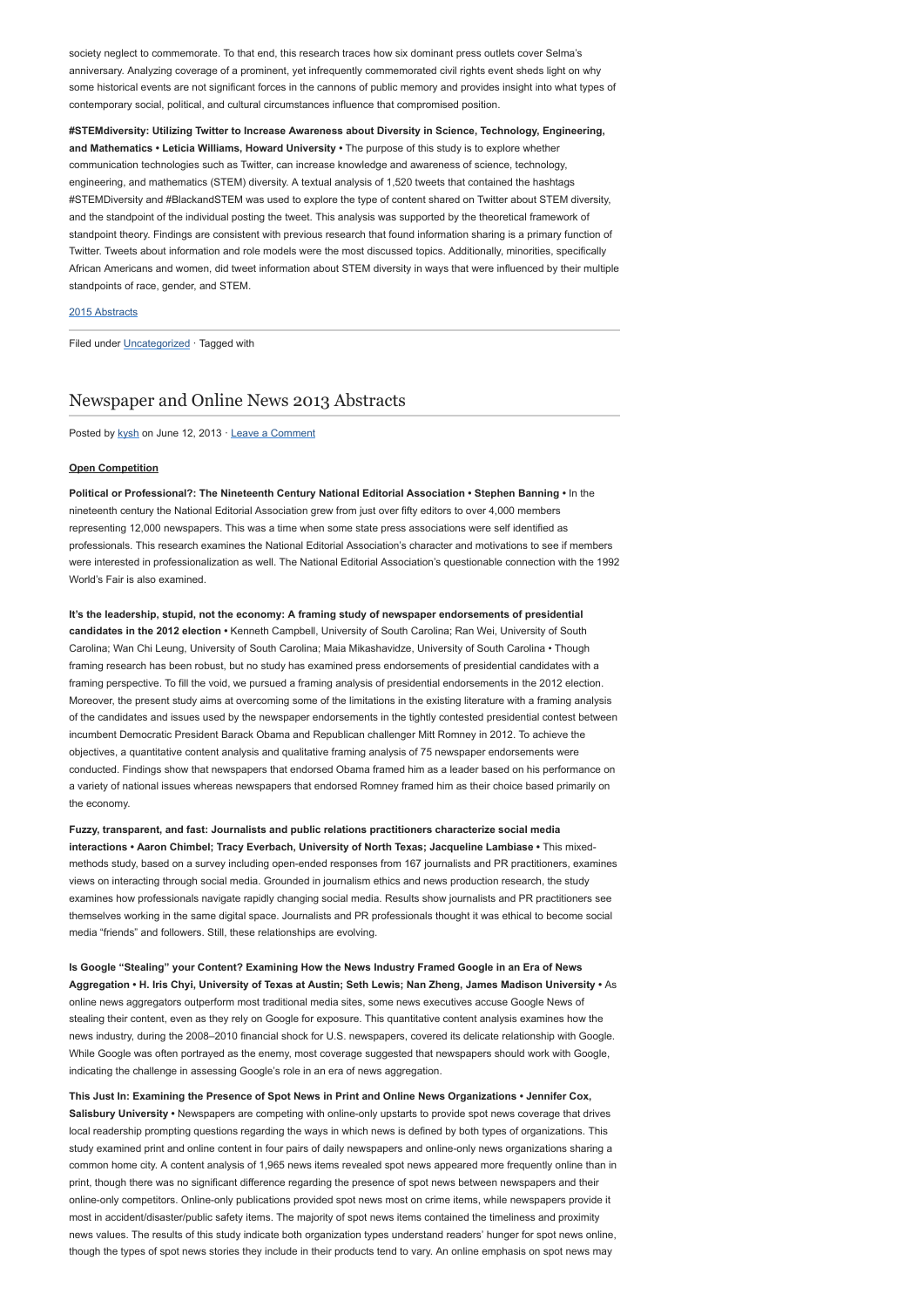society neglect to commemorate. To that end, this research traces how six dominant press outlets cover Selma's anniversary. Analyzing coverage of a prominent, yet infrequently commemorated civil rights event sheds light on why some historical events are not significant forces in the cannons of public memory and provides insight into what types of contemporary social, political, and cultural circumstances influence that compromised position.

**#STEMdiversity: Utilizing Twitter to Increase Awareness about Diversity in Science, Technology, Engineering, and Mathematics • Leticia Williams, Howard University •** The purpose of this study is to explore whether communication technologies such as Twitter, can increase knowledge and awareness of science, technology, engineering, and mathematics (STEM) diversity. A textual analysis of 1,520 tweets that contained the hashtags #STEMDiversity and #BlackandSTEM was used to explore the type of content shared on Twitter about STEM diversity, and the standpoint of the individual posting the tweet. This analysis was supported by the theoretical framework of standpoint theory. Findings are consistent with previous research that found information sharing is a primary function of Twitter. Tweets about information and role models were the most discussed topics. Additionally, minorities, specifically African Americans and women, did tweet information about STEM diversity in ways that were influenced by their multiple standpoints of race, gender, and STEM.

2015 Abstracts

Filed under Uncategorized · Tagged with

---

# Newspaper and Online News 2013 Abstracts

Posted by kysh on June 12, 2013 · Leave a Comment

**Open Competition**

**Political or Professional?: The Nineteenth Century National Editorial Association • Stephen Banning •** In the nineteenth century the National Editorial Association grew from just over fifty editors to over 4,000 members representing 12,000 newspapers. This was a time when some state press associations were self identified as professionals. This research examines the National Editorial Association's character and motivations to see if members were interested in professionalization as well. The National Editorial Association's questionable connection with the 1992 World's Fair is also examined.

**It's the leadership, stupid, not the economy: A framing study of newspaper endorsements of presidential candidates in the 2012 election •** Kenneth Campbell, University of South Carolina; Ran Wei, University of South Carolina; Wan Chi Leung, University of South Carolina; Maia Mikashavidze, University of South Carolina • Though framing research has been robust, but no study has examined press endorsements of presidential candidates with a framing perspective. To fill the void, we pursued a framing analysis of presidential endorsements in the 2012 election. Moreover, the present study aims at overcoming some of the limitations in the existing literature with a framing analysis of the candidates and issues used by the newspaper endorsements in the tightly contested presidential contest between incumbent Democratic President Barack Obama and Republican challenger Mitt Romney in 2012. To achieve the objectives, a quantitative content analysis and qualitative framing analysis of 75 newspaper endorsements were conducted. Findings show that newspapers that endorsed Obama framed him as a leader based on his performance on a variety of national issues whereas newspapers that endorsed Romney framed him as their choice based primarily on the economy.

**Fuzzy, transparent, and fast: Journalists and public relations practitioners characterize social media interactions • Aaron Chimbel; Tracy Everbach, University of North Texas; Jacqueline Lambiase •** This mixed-methods study, based on a survey including open-ended responses from 167 journalists and PR practitioners, examines views on interacting through social media. Grounded in journalism ethics and news production research, the study examines how professionals navigate rapidly changing social media. Results show journalists and PR practitioners see themselves working in the same digital space. Journalists and PR professionals thought it was ethical to become social media "friends" and followers. Still, these relationships are evolving.

**Is Google "Stealing" your Content? Examining How the News Industry Framed Google in an Era of News Aggregation • H. Iris Chyi, University of Texas at Austin; Seth Lewis; Nan Zheng, James Madison University •** As online news aggregators outperform most traditional media sites, some news executives accuse Google News of stealing their content, even as they rely on Google for exposure. This quantitative content analysis examines how the news industry, during the 2008–2010 financial shock for U.S. newspapers, covered its delicate relationship with Google. While Google was often portrayed as the enemy, most coverage suggested that newspapers should work with Google, indicating the challenge in assessing Google's role in an era of news aggregation.

**This Just In: Examining the Presence of Spot News in Print and Online News Organizations • Jennifer Cox, Salisbury University •** Newspapers are competing with online-only upstarts to provide spot news coverage that drives local readership prompting questions regarding the ways in which news is defined by both types of organizations. This study examined print and online content in four pairs of daily newspapers and online-only news organizations sharing a common home city. A content analysis of 1,965 news items revealed spot news appeared more frequently online than in print, though there was no significant difference regarding the presence of spot news between newspapers and their online-only competitors. Online-only publications provided spot news most on crime items, while newspapers provide it most in accident/disaster/public safety items. The majority of spot news items contained the timeliness and proximity news values. The results of this study indicate both organization types understand readers' hunger for spot news online, though the types of spot news stories they include in their products tend to vary. An online emphasis on spot news may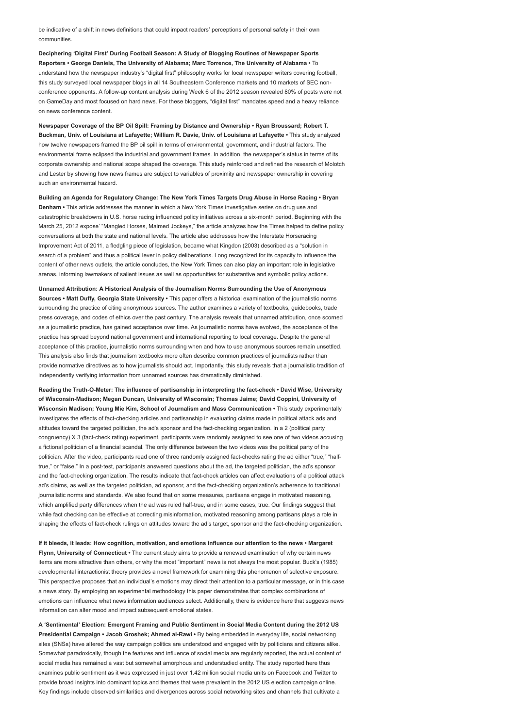be indicative of a shift in news definitions that could impact readers' perceptions of personal safety in their own communities.

**Deciphering 'Digital First' During Football Season: A Study of Blogging Routines of Newspaper Sports Reporters • George Daniels, The University of Alabama; Marc Torrence, The University of Alabama •** To understand how the newspaper industry's "digital first" philosophy works for local newspaper writers covering football, this study surveyed local newspaper blogs in all 14 Southeastern Conference markets and 10 markets of SEC non-conference opponents. A follow-up content analysis during Week 6 of the 2012 season revealed 80% of posts were not on GameDay and most focused on hard news. For these bloggers, "digital first" mandates speed and a heavy reliance on news conference content.

**Newspaper Coverage of the BP Oil Spill: Framing by Distance and Ownership • Ryan Broussard; Robert T. Buckman, Univ. of Louisiana at Lafayette; William R. Davie, Univ. of Louisiana at Lafayette •** This study analyzed how twelve newspapers framed the BP oil spill in terms of environmental, government, and industrial factors. The environmental frame eclipsed the industrial and government frames. In addition, the newspaper's status in terms of its corporate ownership and national scope shaped the coverage. This study reinforced and refined the research of Molotch and Lester by showing how news frames are subject to variables of proximity and newspaper ownership in covering such an environmental hazard.

**Building an Agenda for Regulatory Change: The New York Times Targets Drug Abuse in Horse Racing • Bryan Denham •** This article addresses the manner in which a New York Times investigative series on drug use and catastrophic breakdowns in U.S. horse racing influenced policy initiatives across a six-month period. Beginning with the March 25, 2012 expose' "Mangled Horses, Maimed Jockeys," the article analyzes how the Times helped to define policy conversations at both the state and national levels. The article also addresses how the Interstate Horseracing Improvement Act of 2011, a fledgling piece of legislation, became what Kingdon (2003) described as a "solution in search of a problem" and thus a political lever in policy deliberations. Long recognized for its capacity to influence the content of other news outlets, the article concludes, the New York Times can also play an important role in legislative arenas, informing lawmakers of salient issues as well as opportunities for substantive and symbolic policy actions.

**Unnamed Attribution: A Historical Analysis of the Journalism Norms Surrounding the Use of Anonymous Sources • Matt Duffy, Georgia State University •** This paper offers a historical examination of the journalistic norms surrounding the practice of citing anonymous sources. The author examines a variety of textbooks, guidebooks, trade press coverage, and codes of ethics over the past century. The analysis reveals that unnamed attribution, once scorned as a journalistic practice, has gained acceptance over time. As journalistic norms have evolved, the acceptance of the practice has spread beyond national government and international reporting to local coverage. Despite the general acceptance of this practice, journalistic norms surrounding when and how to use anonymous sources remain unsettled. This analysis also finds that journalism textbooks more often describe common practices of journalists rather than provide normative directives as to how journalists should act. Importantly, this study reveals that a journalistic tradition of independently verifying information from unnamed sources has dramatically diminished.

**Reading the Truth-O-Meter: The influence of partisanship in interpreting the fact-check • David Wise, University of Wisconsin-Madison; Megan Duncan, University of Wisconsin; Thomas Jaime; David Coppini, University of Wisconsin Madison; Young Mie Kim, School of Journalism and Mass Communication •** This study experimentally investigates the effects of fact-checking articles and partisanship in evaluating claims made in political attack ads and attitudes toward the targeted politician, the ad's sponsor and the fact-checking organization. In a 2 (political party congruency) X 3 (fact-check rating) experiment, participants were randomly assigned to see one of two videos accusing a fictional politician of a financial scandal. The only difference between the two videos was the political party of the politician. After the video, participants read one of three randomly assigned fact-checks rating the ad either "true," "half-true," or "false." In a post-test, participants answered questions about the ad, the targeted politician, the ad's sponsor and the fact-checking organization. The results indicate that fact-check articles can affect evaluations of a political attack ad's claims, as well as the targeted politician, ad sponsor, and the fact-checking organization's adherence to traditional journalistic norms and standards. We also found that on some measures, partisans engage in motivated reasoning, which amplified party differences when the ad was ruled half-true, and in some cases, true. Our findings suggest that while fact checking can be effective at correcting misinformation, motivated reasoning among partisans plays a role in shaping the effects of fact-check rulings on attitudes toward the ad's target, sponsor and the fact-checking organization.

**If it bleeds, it leads: How cognition, motivation, and emotions influence our attention to the news • Margaret Flynn, University of Connecticut •** The current study aims to provide a renewed examination of why certain news items are more attractive than others, or why the most "important" news is not always the most popular. Buck's (1985) developmental interactionist theory provides a novel framework for examining this phenomenon of selective exposure. This perspective proposes that an individual's emotions may direct their attention to a particular message, or in this case a news story. By employing an experimental methodology this paper demonstrates that complex combinations of emotions can influence what news information audiences select. Additionally, there is evidence here that suggests news information can alter mood and impact subsequent emotional states.

**A 'Sentimental' Election: Emergent Framing and Public Sentiment in Social Media Content during the 2012 US Presidential Campaign • Jacob Groshek; Ahmed al-Rawi •** By being embedded in everyday life, social networking sites (SNSs) have altered the way campaign politics are understood and engaged with by politicians and citizens alike. Somewhat paradoxically, though the features and influence of social media are regularly reported, the actual content of social media has remained a vast but somewhat amorphous and understudied entity. The study reported here thus examines public sentiment as it was expressed in just over 1.42 million social media units on Facebook and Twitter to provide broad insights into dominant topics and themes that were prevalent in the 2012 US election campaign online. Key findings include observed similarities and divergences across social networking sites and channels that cultivate a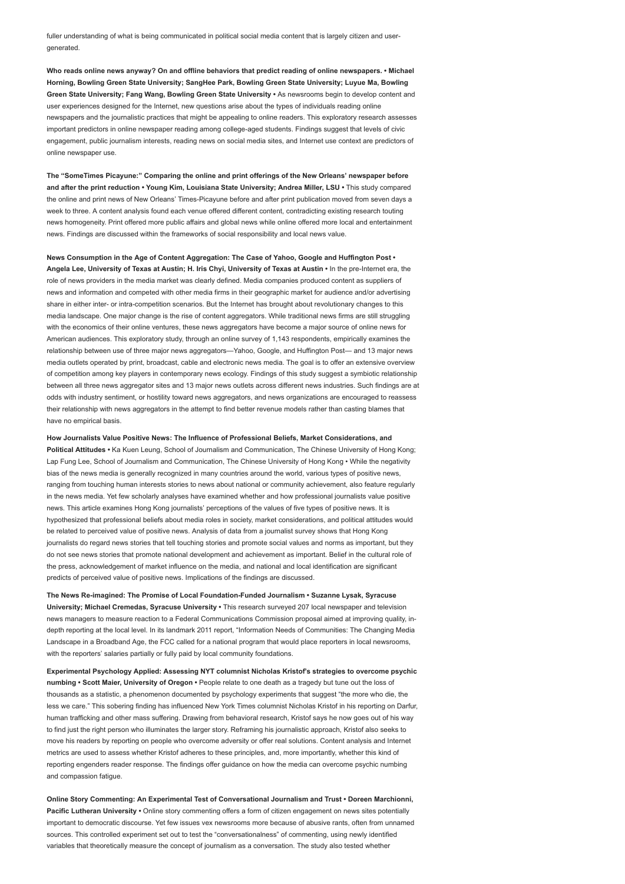fuller understanding of what is being communicated in political social media content that is largely citizen and user-generated.

**Who reads online news anyway? On and offline behaviors that predict reading of online newspapers. • Michael Horning, Bowling Green State University; SangHee Park, Bowling Green State University; Luyue Ma, Bowling Green State University; Fang Wang, Bowling Green State University •** As newsrooms begin to develop content and user experiences designed for the Internet, new questions arise about the types of individuals reading online newspapers and the journalistic practices that might be appealing to online readers. This exploratory research assesses important predictors in online newspaper reading among college-aged students. Findings suggest that levels of civic engagement, public journalism interests, reading news on social media sites, and Internet use context are predictors of online newspaper use.

**The "SomeTimes Picayune:" Comparing the online and print offerings of the New Orleans' newspaper before and after the print reduction • Young Kim, Louisiana State University; Andrea Miller, LSU •** This study compared the online and print news of New Orleans' Times-Picayune before and after print publication moved from seven days a week to three. A content analysis found each venue offered different content, contradicting existing research touting news homogeneity. Print offered more public affairs and global news while online offered more local and entertainment news. Findings are discussed within the frameworks of social responsibility and local news value.

**News Consumption in the Age of Content Aggregation: The Case of Yahoo, Google and Huffington Post • Angela Lee, University of Texas at Austin; H. Iris Chyi, University of Texas at Austin •** In the pre-Internet era, the role of news providers in the media market was clearly defined. Media companies produced content as suppliers of news and information and competed with other media firms in their geographic market for audience and/or advertising share in either inter- or intra-competition scenarios. But the Internet has brought about revolutionary changes to this media landscape. One major change is the rise of content aggregators. While traditional news firms are still struggling with the economics of their online ventures, these news aggregators have become a major source of online news for American audiences. This exploratory study, through an online survey of 1,143 respondents, empirically examines the relationship between use of three major news aggregators—Yahoo, Google, and Huffington Post— and 13 major news media outlets operated by print, broadcast, cable and electronic news media. The goal is to offer an extensive overview of competition among key players in contemporary news ecology. Findings of this study suggest a symbiotic relationship between all three news aggregator sites and 13 major news outlets across different news industries. Such findings are at odds with industry sentiment, or hostility toward news aggregators, and news organizations are encouraged to reassess their relationship with news aggregators in the attempt to find better revenue models rather than casting blames that have no empirical basis.

**How Journalists Value Positive News: The Influence of Professional Beliefs, Market Considerations, and Political Attitudes •** Ka Kuen Leung, School of Journalism and Communication, The Chinese University of Hong Kong; Lap Fung Lee, School of Journalism and Communication, The Chinese University of Hong Kong • While the negativity bias of the news media is generally recognized in many countries around the world, various types of positive news, ranging from touching human interests stories to news about national or community achievement, also feature regularly in the news media. Yet few scholarly analyses have examined whether and how professional journalists value positive news. This article examines Hong Kong journalists' perceptions of the values of five types of positive news. It is hypothesized that professional beliefs about media roles in society, market considerations, and political attitudes would be related to perceived value of positive news. Analysis of data from a journalist survey shows that Hong Kong journalists do regard news stories that tell touching stories and promote social values and norms as important, but they do not see news stories that promote national development and achievement as important. Belief in the cultural role of the press, acknowledgement of market influence on the media, and national and local identification are significant predicts of perceived value of positive news. Implications of the findings are discussed.

**The News Re-imagined: The Promise of Local Foundation-Funded Journalism • Suzanne Lysak, Syracuse University; Michael Cremedas, Syracuse University •** This research surveyed 207 local newspaper and television news managers to measure reaction to a Federal Communications Commission proposal aimed at improving quality, in-depth reporting at the local level. In its landmark 2011 report, "Information Needs of Communities: The Changing Media Landscape in a Broadband Age, the FCC called for a national program that would place reporters in local newsrooms, with the reporters' salaries partially or fully paid by local community foundations.

**Experimental Psychology Applied: Assessing NYT columnist Nicholas Kristof's strategies to overcome psychic numbing • Scott Maier, University of Oregon •** People relate to one death as a tragedy but tune out the loss of thousands as a statistic, a phenomenon documented by psychology experiments that suggest "the more who die, the less we care." This sobering finding has influenced New York Times columnist Nicholas Kristof in his reporting on Darfur, human trafficking and other mass suffering. Drawing from behavioral research, Kristof says he now goes out of his way to find just the right person who illuminates the larger story. Reframing his journalistic approach, Kristof also seeks to move his readers by reporting on people who overcome adversity or offer real solutions. Content analysis and Internet metrics are used to assess whether Kristof adheres to these principles, and, more importantly, whether this kind of reporting engenders reader response. The findings offer guidance on how the media can overcome psychic numbing and compassion fatigue.

**Online Story Commenting: An Experimental Test of Conversational Journalism and Trust • Doreen Marchionni, Pacific Lutheran University •** Online story commenting offers a form of citizen engagement on news sites potentially important to democratic discourse. Yet few issues vex newsrooms more because of abusive rants, often from unnamed sources. This controlled experiment set out to test the "conversationalness" of commenting, using newly identified variables that theoretically measure the concept of journalism as a conversation. The study also tested whether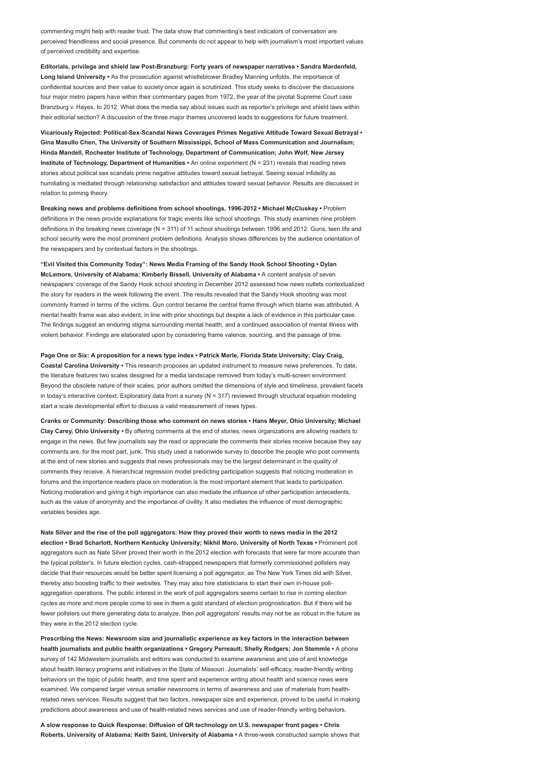commenting might help with reader trust. The data show that commenting's best indicators of conversation are perceived friendliness and social presence. But comments do not appear to help with journalism's most important values of perceived credibility and expertise.

**Editorials, privilege and shield law Post-Branzburg: Forty years of newspaper narratives • Sandra Mardenfeld, Long Island University •** As the prosecution against whistleblower Bradley Manning unfolds, the importance of confidential sources and their value to society once again is scrutinized. This study seeks to discover the discussions four major metro papers have within their commentary pages from 1972, the year of the pivotal Supreme Court case Branzburg v. Hayes, to 2012. What does the media say about issues such as reporter's privilege and shield laws within their editorial section? A discussion of the three major themes uncovered leads to suggestions for future treatment.

**Vicariously Rejected: Political-Sex-Scandal News Coverages Primes Negative Attitude Toward Sexual Betrayal • Gina Masullo Chen, The University of Southern Mississippi, School of Mass Communication and Journalism; Hinda Mandell, Rochester Institute of Technology, Department of Communication; John Wolf, New Jersey Institute of Technology, Department of Humanities •** An online experiment (N = 231) reveals that reading news stories about political sex scandals prime negative attitudes toward sexual betrayal. Seeing sexual infidelity as humiliating is mediated through relationship satisfaction and attitudes toward sexual behavior. Results are discussed in relation to priming theory.

**Breaking news and problems definitions from school shootings, 1996-2012 • Michael McCluskey •** Problem definitions in the news provide explanations for tragic events like school shootings. This study examines nine problem definitions in the breaking news coverage (N = 311) of 11 school shootings between 1996 and 2012. Guns, teen life and school security were the most prominent problem definitions. Analysis shows differences by the audience orientation of the newspapers and by contextual factors in the shootings.

**"Evil Visited this Community Today": News Media Framing of the Sandy Hook School Shooting • Dylan McLemore, University of Alabama; Kimberly Bissell, University of Alabama •** A content analysis of seven newspapers' coverage of the Sandy Hook school shooting in December 2012 assessed how news outlets contextualized the story for readers in the week following the event. The results revealed that the Sandy Hook shooting was most commonly framed in terms of the victims. Gun control became the central frame through which blame was attributed. A mental health frame was also evident, in line with prior shootings but despite a lack of evidence in this particular case. The findings suggest an enduring stigma surrounding mental health, and a continued association of mental illness with violent behavior. Findings are elaborated upon by considering frame valence, sourcing, and the passage of time.

**Page One or Six: A proposition for a news type index • Patrick Merle, Florida State University; Clay Craig, Coastal Carolina University •** This research proposes an updated instrument to measure news preferences. To date, the literature features two scales designed for a media landscape removed from today's multi-screen environment. Beyond the obsolete nature of their scales, prior authors omitted the dimensions of style and timeliness, prevalent facets in today's interactive context. Exploratory data from a survey (N = 317) reviewed through structural equation modeling start a scale developmental effort to discuss a valid measurement of news types.

**Cranks or Community: Describing those who comment on news stories • Hans Meyer, Ohio University; Michael Clay Carey, Ohio University •** By offering comments at the end of stories, news organizations are allowing readers to engage in the news. But few journalists say the read or appreciate the comments their stories receive because they say comments are, for the most part, junk. This study used a nationwide survey to describe the people who post comments at the end of new stories and suggests that news professionals may be the largest determinant in the quality of comments they receive. A hierarchical regression model predicting participation suggests that noticing moderation in forums and the importance readers place on moderation is the most important element that leads to participation. Noticing moderation and giving it high importance can also mediate the influence of other participation antecedents, such as the value of anonymity and the importance of civility. It also mediates the influence of most demographic variables besides age.

**Nate Silver and the rise of the poll aggregators: How they proved their worth to news media in the 2012 election • Brad Scharlott, Northern Kentucky University; Nikhil Moro, University of North Texas •** Prominent poll aggregators such as Nate Silver proved their worth in the 2012 election with forecasts that were far more accurate than the typical pollster's. In future election cycles, cash-strapped newspapers that formerly commissioned pollsters may decide that their resources would be better spent licensing a poll aggregator, as The New York Times did with Silver, thereby also boosting traffic to their websites. They may also hire statisticians to start their own in-house poll-aggregation operations. The public interest in the work of poll aggregators seems certain to rise in coming election cycles as more and more people come to see in them a gold standard of election prognostication. But if there will be fewer pollsters out there generating data to analyze, then poll aggregators' results may not be as robust in the future as they were in the 2012 election cycle.

**Prescribing the News: Newsroom size and journalistic experience as key factors in the interaction between health journalists and public health organizations • Gregory Perreault; Shelly Rodgers; Jon Stemmle •** A phone survey of 142 Midwestern journalists and editors was conducted to examine awareness and use of and knowledge about health literacy programs and initiatives in the State of Missouri. Journalists' self-efficacy, reader-friendly writing behaviors on the topic of public health, and time spent and experience writing about health and science news were examined. We compared larger versus smaller newsrooms in terms of awareness and use of materials from health-related news services. Results suggest that two factors, newspaper size and experience, proved to be useful in making predictions about awareness and use of health-related news services and use of reader-friendly writing behaviors.

**A slow response to Quick Response: Diffusion of QR technology on U.S. newspaper front pages • Chris Roberts, University of Alabama; Keith Saint, University of Alabama •** A three-week constructed sample shows that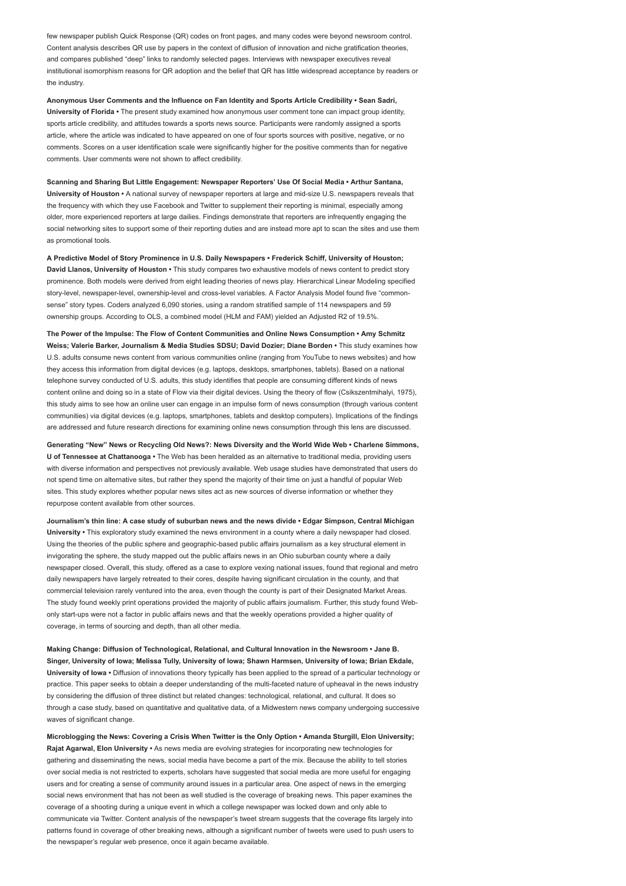few newspaper publish Quick Response (QR) codes on front pages, and many codes were beyond newsroom control. Content analysis describes QR use by papers in the context of diffusion of innovation and niche gratification theories, and compares published "deep" links to randomly selected pages. Interviews with newspaper executives reveal institutional isomorphism reasons for QR adoption and the belief that QR has little widespread acceptance by readers or the industry.

**Anonymous User Comments and the Influence on Fan Identity and Sports Article Credibility • Sean Sadri, University of Florida •** The present study examined how anonymous user comment tone can impact group identity, sports article credibility, and attitudes towards a sports news source. Participants were randomly assigned a sports article, where the article was indicated to have appeared on one of four sports sources with positive, negative, or no comments. Scores on a user identification scale were significantly higher for the positive comments than for negative comments. User comments were not shown to affect credibility.

**Scanning and Sharing But Little Engagement: Newspaper Reporters' Use Of Social Media • Arthur Santana, University of Houston •** A national survey of newspaper reporters at large and mid-size U.S. newspapers reveals that the frequency with which they use Facebook and Twitter to supplement their reporting is minimal, especially among older, more experienced reporters at large dailies. Findings demonstrate that reporters are infrequently engaging the social networking sites to support some of their reporting duties and are instead more apt to scan the sites and use them as promotional tools.

**A Predictive Model of Story Prominence in U.S. Daily Newspapers • Frederick Schiff, University of Houston; David Llanos, University of Houston •** This study compares two exhaustive models of news content to predict story prominence. Both models were derived from eight leading theories of news play. Hierarchical Linear Modeling specified story-level, newspaper-level, ownership-level and cross-level variables. A Factor Analysis Model found five "common-sense" story types. Coders analyzed 6,090 stories, using a random stratified sample of 114 newspapers and 59 ownership groups. According to OLS, a combined model (HLM and FAM) yielded an Adjusted $R^2$ of 19.5%.

**The Power of the Impulse: The Flow of Content Communities and Online News Consumption • Amy Schmitz Weiss; Valerie Barker, Journalism & Media Studies SDSU; David Dozier; Diane Borden •** This study examines how U.S. adults consume news content from various communities online (ranging from YouTube to news websites) and how they access this information from digital devices (e.g. laptops, desktops, smartphones, tablets). Based on a national telephone survey conducted of U.S. adults, this study identifies that people are consuming different kinds of news content online and doing so in a state of Flow via their digital devices. Using the theory of flow (Csikszentmihalyi, 1975), this study aims to see how an online user can engage in an impulse form of news consumption (through various content communities) via digital devices (e.g. laptops, smartphones, tablets and desktop computers). Implications of the findings are addressed and future research directions for examining online news consumption through this lens are discussed.

**Generating "New" News or Recycling Old News?: News Diversity and the World Wide Web • Charlene Simmons, U of Tennessee at Chattanooga •** The Web has been heralded as an alternative to traditional media, providing users with diverse information and perspectives not previously available. Web usage studies have demonstrated that users do not spend time on alternative sites, but rather they spend the majority of their time on just a handful of popular Web sites. This study explores whether popular news sites act as new sources of diverse information or whether they repurpose content available from other sources.

**Journalism's thin line: A case study of suburban news and the news divide • Edgar Simpson, Central Michigan University •** This exploratory study examined the news environment in a county where a daily newspaper had closed. Using the theories of the public sphere and geographic-based public affairs journalism as a key structural element in invigorating the sphere, the study mapped out the public affairs news in an Ohio suburban county where a daily newspaper closed. Overall, this study, offered as a case to explore vexing national issues, found that regional and metro daily newspapers have largely retreated to their cores, despite having significant circulation in the county, and that commercial television rarely ventured into the area, even though the county is part of their Designated Market Areas. The study found weekly print operations provided the majority of public affairs journalism. Further, this study found Web-only start-ups were not a factor in public affairs news and that the weekly operations provided a higher quality of coverage, in terms of sourcing and depth, than all other media.

**Making Change: Diffusion of Technological, Relational, and Cultural Innovation in the Newsroom • Jane B. Singer, University of Iowa; Melissa Tully, University of Iowa; Shawn Harmsen, University of Iowa; Brian Ekdale, University of Iowa •** Diffusion of innovations theory typically has been applied to the spread of a particular technology or practice. This paper seeks to obtain a deeper understanding of the multi-faceted nature of upheaval in the news industry by considering the diffusion of three distinct but related changes: technological, relational, and cultural. It does so through a case study, based on quantitative and qualitative data, of a Midwestern news company undergoing successive waves of significant change.

**Microblogging the News: Covering a Crisis When Twitter is the Only Option • Amanda Sturgill, Elon University; Rajat Agarwal, Elon University •** As news media are evolving strategies for incorporating new technologies for gathering and disseminating the news, social media have become a part of the mix. Because the ability to tell stories over social media is not restricted to experts, scholars have suggested that social media are more useful for engaging users and for creating a sense of community around issues in a particular area. One aspect of news in the emerging social news environment that has not been as well studied is the coverage of breaking news. This paper examines the coverage of a shooting during a unique event in which a college newspaper was locked down and only able to communicate via Twitter. Content analysis of the newspaper's tweet stream suggests that the coverage fits largely into patterns found in coverage of other breaking news, although a significant number of tweets were used to push users to the newspaper's regular web presence, once it again became available.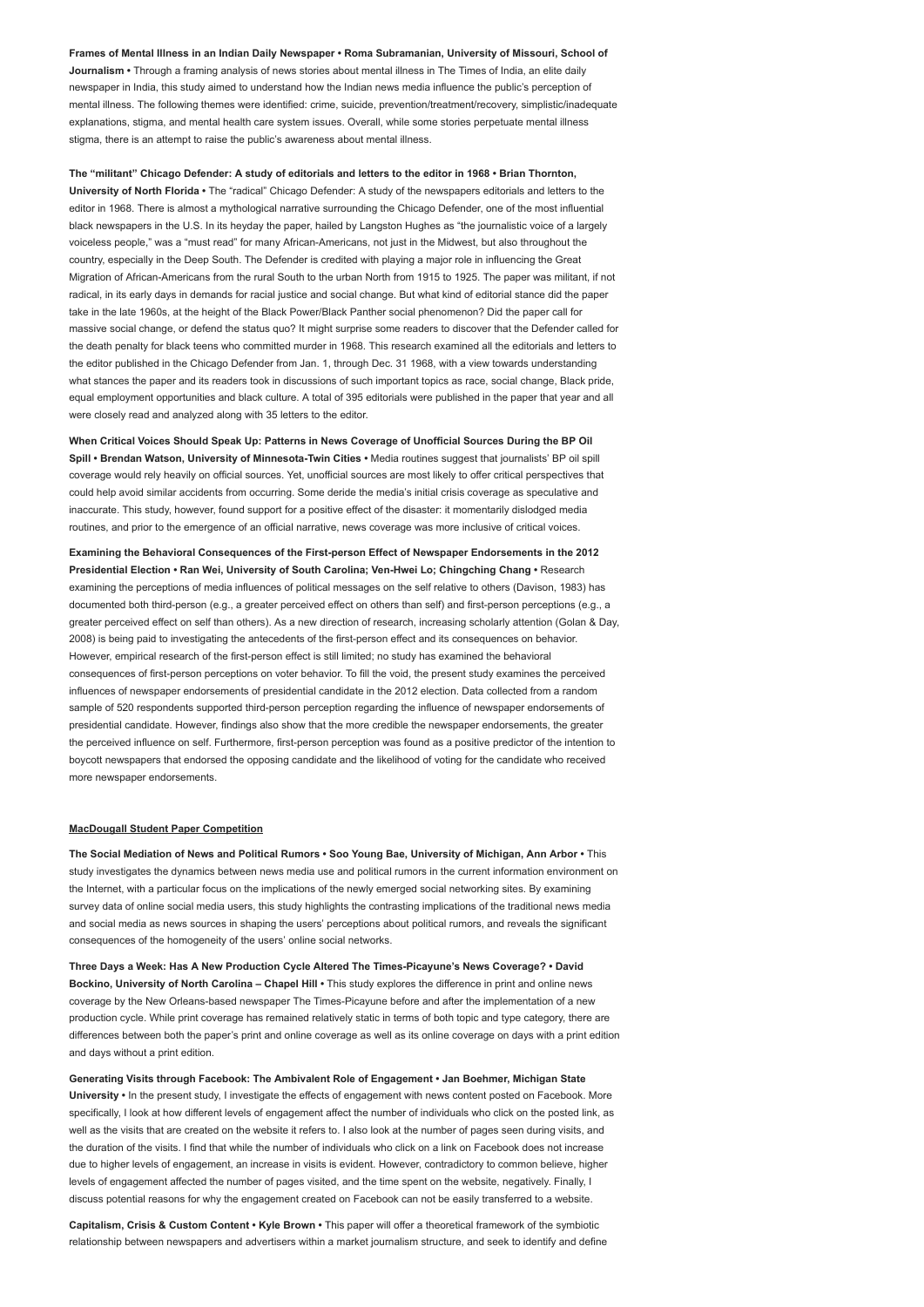**Frames of Mental Illness in an Indian Daily Newspaper • Roma Subramanian, University of Missouri, School of Journalism •** Through a framing analysis of news stories about mental illness in The Times of India, an elite daily newspaper in India, this study aimed to understand how the Indian news media influence the public's perception of mental illness. The following themes were identified: crime, suicide, prevention/treatment/recovery, simplistic/inadequate explanations, stigma, and mental health care system issues. Overall, while some stories perpetuate mental illness stigma, there is an attempt to raise the public's awareness about mental illness.

**The "militant" Chicago Defender: A study of editorials and letters to the editor in 1968 • Brian Thornton, University of North Florida •** The "radical" Chicago Defender: A study of the newspapers editorials and letters to the editor in 1968. There is almost a mythological narrative surrounding the Chicago Defender, one of the most influential black newspapers in the U.S. In its heyday the paper, hailed by Langston Hughes as "the journalistic voice of a largely voiceless people," was a "must read" for many African-Americans, not just in the Midwest, but also throughout the country, especially in the Deep South. The Defender is credited with playing a major role in influencing the Great Migration of African-Americans from the rural South to the urban North from 1915 to 1925. The paper was militant, if not radical, in its early days in demands for racial justice and social change. But what kind of editorial stance did the paper take in the late 1960s, at the height of the Black Power/Black Panther social phenomenon? Did the paper call for massive social change, or defend the status quo? It might surprise some readers to discover that the Defender called for the death penalty for black teens who committed murder in 1968. This research examined all the editorials and letters to the editor published in the Chicago Defender from Jan. 1, through Dec. 31 1968, with a view towards understanding what stances the paper and its readers took in discussions of such important topics as race, social change, Black pride, equal employment opportunities and black culture. A total of 395 editorials were published in the paper that year and all were closely read and analyzed along with 35 letters to the editor.

**When Critical Voices Should Speak Up: Patterns in News Coverage of Unofficial Sources During the BP Oil Spill • Brendan Watson, University of Minnesota-Twin Cities •** Media routines suggest that journalists' BP oil spill coverage would rely heavily on official sources. Yet, unofficial sources are most likely to offer critical perspectives that could help avoid similar accidents from occurring. Some deride the media's initial crisis coverage as speculative and inaccurate. This study, however, found support for a positive effect of the disaster: it momentarily dislodged media routines, and prior to the emergence of an official narrative, news coverage was more inclusive of critical voices.

**Examining the Behavioral Consequences of the First-person Effect of Newspaper Endorsements in the 2012 Presidential Election • Ran Wei, University of South Carolina; Ven-Hwei Lo; Chingching Chang •** Research examining the perceptions of media influences of political messages on the self relative to others (Davison, 1983) has documented both third-person (e.g., a greater perceived effect on others than self) and first-person perceptions (e.g., a greater perceived effect on self than others). As a new direction of research, increasing scholarly attention (Golan & Day, 2008) is being paid to investigating the antecedents of the first-person effect and its consequences on behavior. However, empirical research of the first-person effect is still limited; no study has examined the behavioral consequences of first-person perceptions on voter behavior. To fill the void, the present study examines the perceived influences of newspaper endorsements of presidential candidate in the 2012 election. Data collected from a random sample of 520 respondents supported third-person perception regarding the influence of newspaper endorsements of presidential candidate. However, findings also show that the more credible the newspaper endorsements, the greater the perceived influence on self. Furthermore, first-person perception was found as a positive predictor of the intention to boycott newspapers that endorsed the opposing candidate and the likelihood of voting for the candidate who received more newspaper endorsements.

## MacDougall Student Paper Competition

**The Social Mediation of News and Political Rumors • Soo Young Bae, University of Michigan, Ann Arbor •** This study investigates the dynamics between news media use and political rumors in the current information environment on the Internet, with a particular focus on the implications of the newly emerged social networking sites. By examining survey data of online social media users, this study highlights the contrasting implications of the traditional news media and social media as news sources in shaping the users' perceptions about political rumors, and reveals the significant consequences of the homogeneity of the users' online social networks.

**Three Days a Week: Has A New Production Cycle Altered The Times-Picayune's News Coverage? • David Bockino, University of North Carolina – Chapel Hill •** This study explores the difference in print and online news coverage by the New Orleans-based newspaper The Times-Picayune before and after the implementation of a new production cycle. While print coverage has remained relatively static in terms of both topic and type category, there are differences between both the paper's print and online coverage as well as its online coverage on days with a print edition and days without a print edition.

**Generating Visits through Facebook: The Ambivalent Role of Engagement • Jan Boehmer, Michigan State University •** In the present study, I investigate the effects of engagement with news content posted on Facebook. More specifically, I look at how different levels of engagement affect the number of individuals who click on the posted link, as well as the visits that are created on the website it refers to. I also look at the number of pages seen during visits, and the duration of the visits. I find that while the number of individuals who click on a link on Facebook does not increase due to higher levels of engagement, an increase in visits is evident. However, contradictory to common believe, higher levels of engagement affected the number of pages visited, and the time spent on the website, negatively. Finally, I discuss potential reasons for why the engagement created on Facebook can not be easily transferred to a website.

**Capitalism, Crisis & Custom Content • Kyle Brown •** This paper will offer a theoretical framework of the symbiotic relationship between newspapers and advertisers within a market journalism structure, and seek to identify and define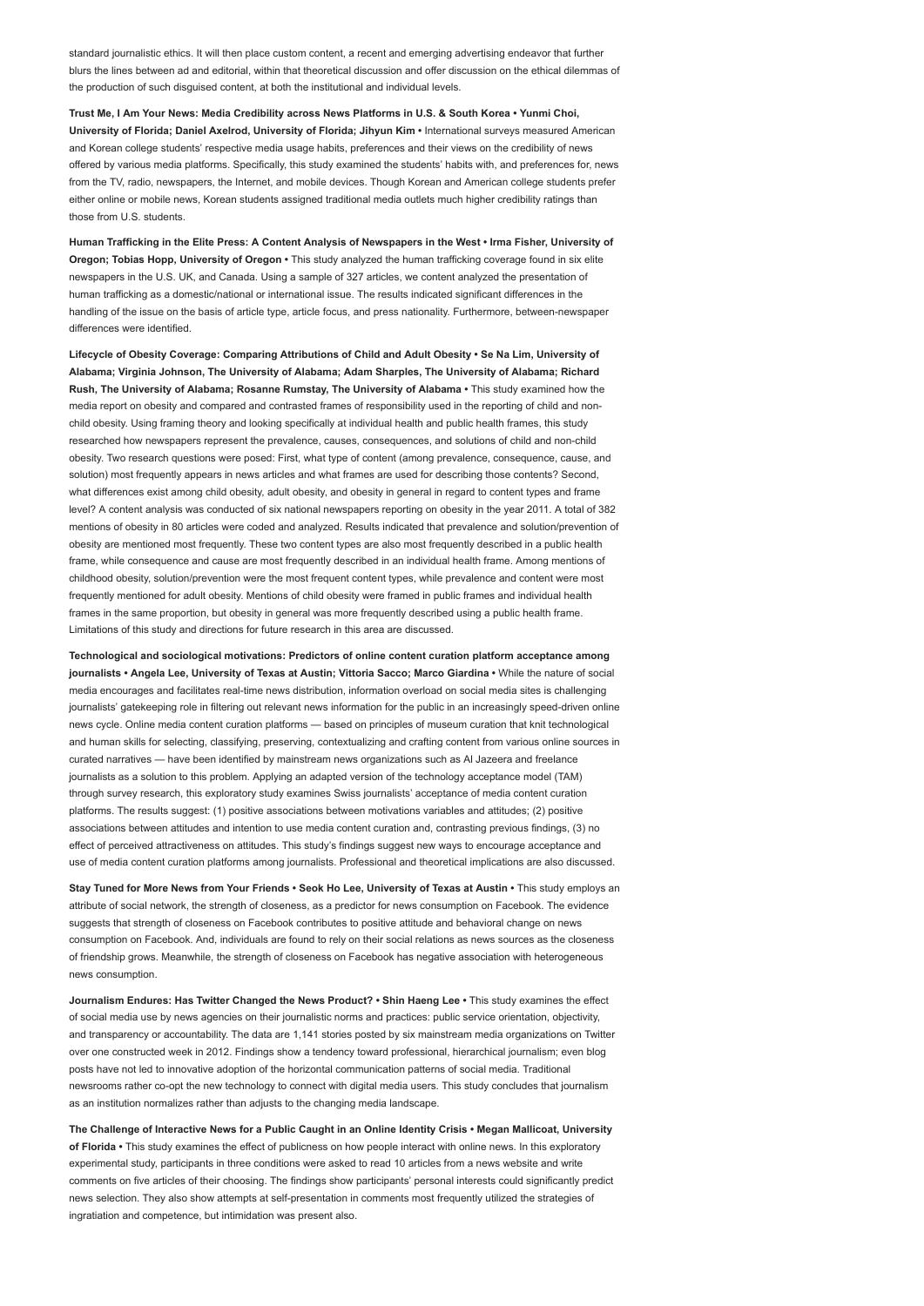standard journalistic ethics. It will then place custom content, a recent and emerging advertising endeavor that further blurs the lines between ad and editorial, within that theoretical discussion and offer discussion on the ethical dilemmas of the production of such disguised content, at both the institutional and individual levels.

**Trust Me, I Am Your News: Media Credibility across News Platforms in U.S. & South Korea • Yunmi Choi, University of Florida; Daniel Axelrod, University of Florida; Jihyun Kim •** International surveys measured American and Korean college students' respective media usage habits, preferences and their views on the credibility of news offered by various media platforms. Specifically, this study examined the students' habits with, and preferences for, news from the TV, radio, newspapers, the Internet, and mobile devices. Though Korean and American college students prefer either online or mobile news, Korean students assigned traditional media outlets much higher credibility ratings than those from U.S. students.

**Human Trafficking in the Elite Press: A Content Analysis of Newspapers in the West • Irma Fisher, University of Oregon; Tobias Hopp, University of Oregon •** This study analyzed the human trafficking coverage found in six elite newspapers in the U.S. UK, and Canada. Using a sample of 327 articles, we content analyzed the presentation of human trafficking as a domestic/national or international issue. The results indicated significant differences in the handling of the issue on the basis of article type, article focus, and press nationality. Furthermore, between-newspaper differences were identified.

**Lifecycle of Obesity Coverage: Comparing Attributions of Child and Adult Obesity • Se Na Lim, University of Alabama; Virginia Johnson, The University of Alabama; Adam Sharples, The University of Alabama; Richard Rush, The University of Alabama; Rosanne Rumstay, The University of Alabama •** This study examined how the media report on obesity and compared and contrasted frames of responsibility used in the reporting of child and non-child obesity. Using framing theory and looking specifically at individual health and public health frames, this study researched how newspapers represent the prevalence, causes, consequences, and solutions of child and non-child obesity. Two research questions were posed: First, what type of content (among prevalence, consequence, cause, and solution) most frequently appears in news articles and what frames are used for describing those contents? Second, what differences exist among child obesity, adult obesity, and obesity in general in regard to content types and frame level? A content analysis was conducted of six national newspapers reporting on obesity in the year 2011. A total of 382 mentions of obesity in 80 articles were coded and analyzed. Results indicated that prevalence and solution/prevention of obesity are mentioned most frequently. These two content types are also most frequently described in a public health frame, while consequence and cause are most frequently described in an individual health frame. Among mentions of childhood obesity, solution/prevention were the most frequent content types, while prevalence and content were most frequently mentioned for adult obesity. Mentions of child obesity were framed in public frames and individual health frames in the same proportion, but obesity in general was more frequently described using a public health frame. Limitations of this study and directions for future research in this area are discussed.

**Technological and sociological motivations: Predictors of online content curation platform acceptance among journalists • Angela Lee, University of Texas at Austin; Vittoria Sacco; Marco Giardina •** While the nature of social media encourages and facilitates real-time news distribution, information overload on social media sites is challenging journalists' gatekeeping role in filtering out relevant news information for the public in an increasingly speed-driven online news cycle. Online media content curation platforms — based on principles of museum curation that knit technological and human skills for selecting, classifying, preserving, contextualizing and crafting content from various online sources in curated narratives — have been identified by mainstream news organizations such as Al Jazeera and freelance journalists as a solution to this problem. Applying an adapted version of the technology acceptance model (TAM) through survey research, this exploratory study examines Swiss journalists' acceptance of media content curation platforms. The results suggest: (1) positive associations between motivations variables and attitudes; (2) positive associations between attitudes and intention to use media content curation and, contrasting previous findings, (3) no effect of perceived attractiveness on attitudes. This study's findings suggest new ways to encourage acceptance and use of media content curation platforms among journalists. Professional and theoretical implications are also discussed.

**Stay Tuned for More News from Your Friends • Seok Ho Lee, University of Texas at Austin •** This study employs an attribute of social network, the strength of closeness, as a predictor for news consumption on Facebook. The evidence suggests that strength of closeness on Facebook contributes to positive attitude and behavioral change on news consumption on Facebook. And, individuals are found to rely on their social relations as news sources as the closeness of friendship grows. Meanwhile, the strength of closeness on Facebook has negative association with heterogeneous news consumption.

**Journalism Endures: Has Twitter Changed the News Product? • Shin Haeng Lee •** This study examines the effect of social media use by news agencies on their journalistic norms and practices: public service orientation, objectivity, and transparency or accountability. The data are 1,141 stories posted by six mainstream media organizations on Twitter over one constructed week in 2012. Findings show a tendency toward professional, hierarchical journalism; even blog posts have not led to innovative adoption of the horizontal communication patterns of social media. Traditional newsrooms rather co-opt the new technology to connect with digital media users. This study concludes that journalism as an institution normalizes rather than adjusts to the changing media landscape.

**The Challenge of Interactive News for a Public Caught in an Online Identity Crisis • Megan Mallicoat, University of Florida •** This study examines the effect of publicness on how people interact with online news. In this exploratory experimental study, participants in three conditions were asked to read 10 articles from a news website and write comments on five articles of their choosing. The findings show participants' personal interests could significantly predict news selection. They also show attempts at self-presentation in comments most frequently utilized the strategies of ingratiation and competence, but intimidation was present also.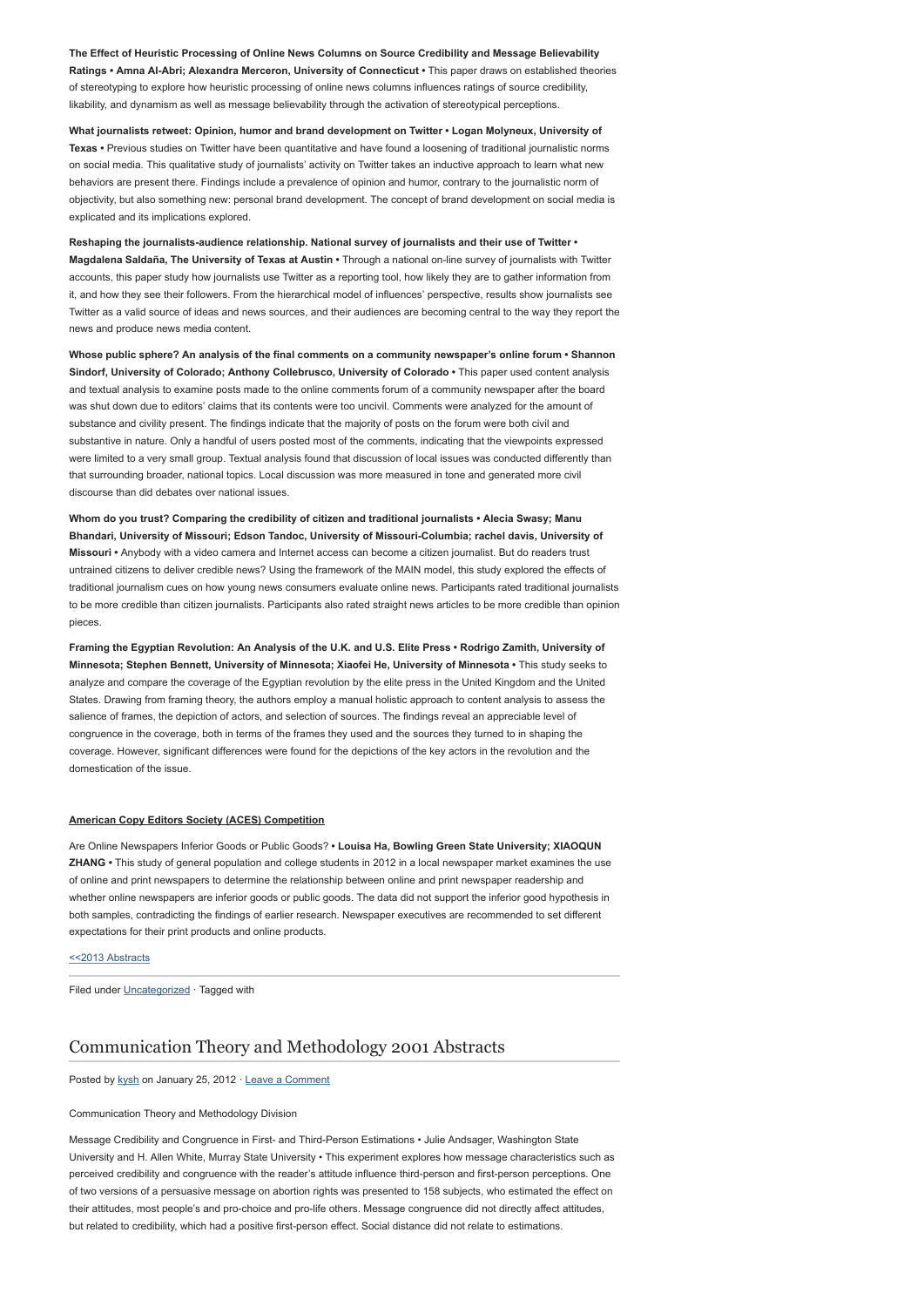**The Effect of Heuristic Processing of Online News Columns on Source Credibility and Message Believability Ratings • Amna Al-Abri; Alexandra Merceron, University of Connecticut •** This paper draws on established theories of stereotyping to explore how heuristic processing of online news columns influences ratings of source credibility, likability, and dynamism as well as message believability through the activation of stereotypical perceptions.

**What journalists retweet: Opinion, humor and brand development on Twitter • Logan Molyneux, University of Texas •** Previous studies on Twitter have been quantitative and have found a loosening of traditional journalistic norms on social media. This qualitative study of journalists' activity on Twitter takes an inductive approach to learn what new behaviors are present there. Findings include a prevalence of opinion and humor, contrary to the journalistic norm of objectivity, but also something new: personal brand development. The concept of brand development on social media is explicated and its implications explored.

**Reshaping the journalists-audience relationship. National survey of journalists and their use of Twitter • Magdalena Saldaña, The University of Texas at Austin •** Through a national on-line survey of journalists with Twitter accounts, this paper study how journalists use Twitter as a reporting tool, how likely they are to gather information from it, and how they see their followers. From the hierarchical model of influences' perspective, results show journalists see Twitter as a valid source of ideas and news sources, and their audiences are becoming central to the way they report the news and produce news media content.

**Whose public sphere? An analysis of the final comments on a community newspaper's online forum • Shannon Sindorf, University of Colorado; Anthony Collebrusco, University of Colorado •** This paper used content analysis and textual analysis to examine posts made to the online comments forum of a community newspaper after the board was shut down due to editors' claims that its contents were too uncivil. Comments were analyzed for the amount of substance and civility present. The findings indicate that the majority of posts on the forum were both civil and substantive in nature. Only a handful of users posted most of the comments, indicating that the viewpoints expressed were limited to a very small group. Textual analysis found that discussion of local issues was conducted differently than that surrounding broader, national topics. Local discussion was more measured in tone and generated more civil discourse than did debates over national issues.

**Whom do you trust? Comparing the credibility of citizen and traditional journalists • Alecia Swasy; Manu Bhandari, University of Missouri; Edson Tandoc, University of Missouri-Columbia; rachel davis, University of Missouri •** Anybody with a video camera and Internet access can become a citizen journalist. But do readers trust untrained citizens to deliver credible news? Using the framework of the MAIN model, this study explored the effects of traditional journalism cues on how young news consumers evaluate online news. Participants rated traditional journalists to be more credible than citizen journalists. Participants also rated straight news articles to be more credible than opinion pieces.

**Framing the Egyptian Revolution: An Analysis of the U.K. and U.S. Elite Press • Rodrigo Zamith, University of Minnesota; Stephen Bennett, University of Minnesota; Xiaofei He, University of Minnesota •** This study seeks to analyze and compare the coverage of the Egyptian revolution by the elite press in the United Kingdom and the United States. Drawing from framing theory, the authors employ a manual holistic approach to content analysis to assess the salience of frames, the depiction of actors, and selection of sources. The findings reveal an appreciable level of congruence in the coverage, both in terms of the frames they used and the sources they turned to in shaping the coverage. However, significant differences were found for the depictions of the key actors in the revolution and the domestication of the issue.

**American Copy Editors Society (ACES) Competition**

Are Online Newspapers Inferior Goods or Public Goods? **• Louisa Ha, Bowling Green State University; XIAOQUN ZHANG •** This study of general population and college students in 2012 in a local newspaper market examines the use of online and print newspapers to determine the relationship between online and print newspaper readership and whether online newspapers are inferior goods or public goods. The data did not support the inferior good hypothesis in both samples, contradicting the findings of earlier research. Newspaper executives are recommended to set different expectations for their print products and online products.

<<2013 Abstracts

Filed under Uncategorized · Tagged with

## Communication Theory and Methodology 2001 Abstracts

Posted by kysh on January 25, 2012 · Leave a Comment

Communication Theory and Methodology Division

Message Credibility and Congruence in First- and Third-Person Estimations • Julie Andsager, Washington State University and H. Allen White, Murray State University • This experiment explores how message characteristics such as perceived credibility and congruence with the reader's attitude influence third-person and first-person perceptions. One of two versions of a persuasive message on abortion rights was presented to 158 subjects, who estimated the effect on their attitudes, most people's and pro-choice and pro-life others. Message congruence did not directly affect attitudes, but related to credibility, which had a positive first-person effect. Social distance did not relate to estimations.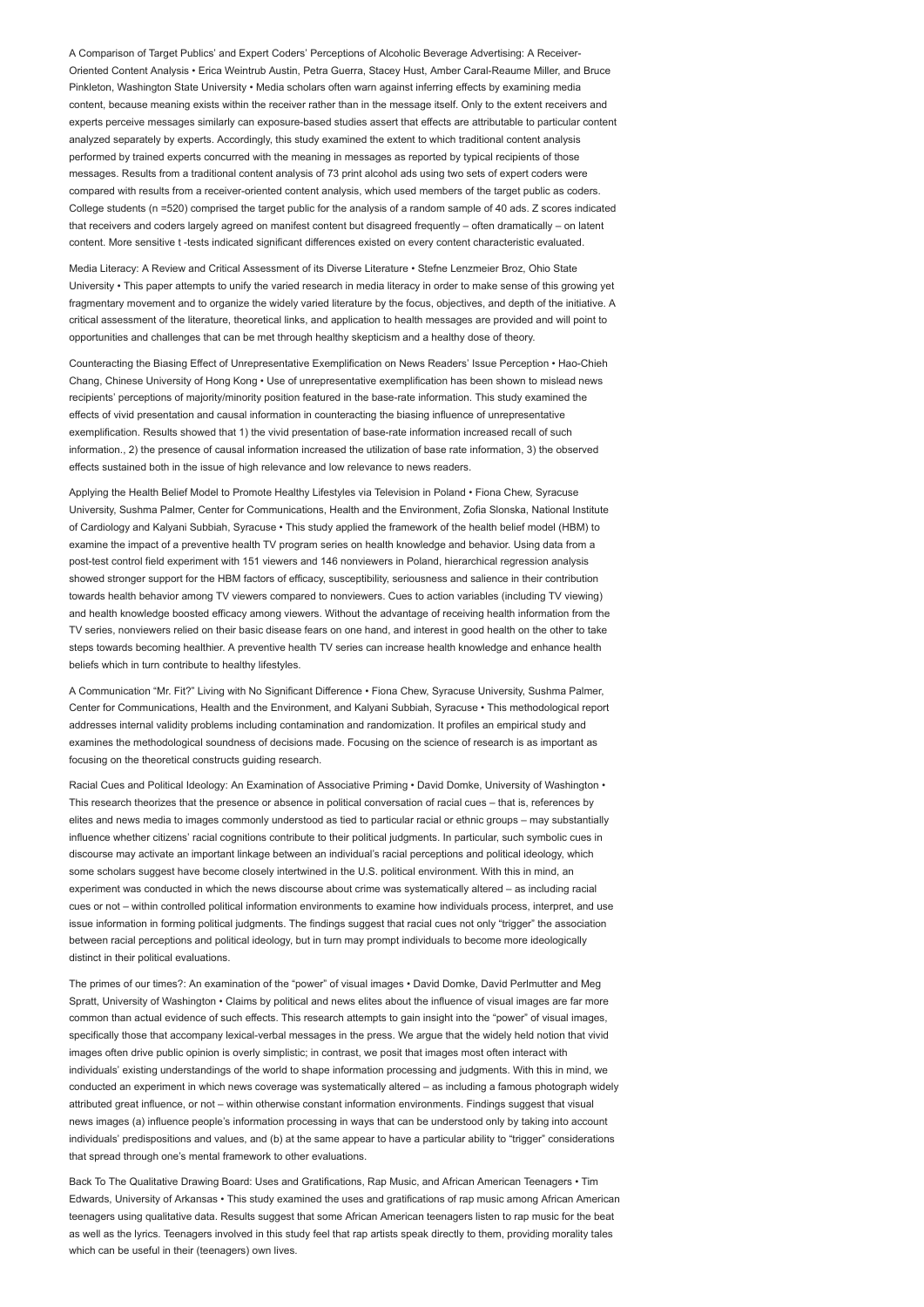A Comparison of Target Publics' and Expert Coders' Perceptions of Alcoholic Beverage Advertising: A Receiver-Oriented Content Analysis • Erica Weintrub Austin, Petra Guerra, Stacey Hust, Amber Caral-Reaume Miller, and Bruce Pinkleton, Washington State University • Media scholars often warn against inferring effects by examining media content, because meaning exists within the receiver rather than in the message itself. Only to the extent receivers and experts perceive messages similarly can exposure-based studies assert that effects are attributable to particular content analyzed separately by experts. Accordingly, this study examined the extent to which traditional content analysis performed by trained experts concurred with the meaning in messages as reported by typical recipients of those messages. Results from a traditional content analysis of 73 print alcohol ads using two sets of expert coders were compared with results from a receiver-oriented content analysis, which used members of the target public as coders. College students (n =520) comprised the target public for the analysis of a random sample of 40 ads. Z scores indicated that receivers and coders largely agreed on manifest content but disagreed frequently – often dramatically – on latent content. More sensitive t -tests indicated significant differences existed on every content characteristic evaluated.

Media Literacy: A Review and Critical Assessment of its Diverse Literature • Stefne Lenzmeier Broz, Ohio State University • This paper attempts to unify the varied research in media literacy in order to make sense of this growing yet fragmentary movement and to organize the widely varied literature by the focus, objectives, and depth of the initiative. A critical assessment of the literature, theoretical links, and application to health messages are provided and will point to opportunities and challenges that can be met through healthy skepticism and a healthy dose of theory.

Counteracting the Biasing Effect of Unrepresentative Exemplification on News Readers' Issue Perception • Hao-Chieh Chang, Chinese University of Hong Kong • Use of unrepresentative exemplification has been shown to mislead news recipients' perceptions of majority/minority position featured in the base-rate information. This study examined the effects of vivid presentation and causal information in counteracting the biasing influence of unrepresentative exemplification. Results showed that 1) the vivid presentation of base-rate information increased recall of such information., 2) the presence of causal information increased the utilization of base rate information, 3) the observed effects sustained both in the issue of high relevance and low relevance to news readers.

Applying the Health Belief Model to Promote Healthy Lifestyles via Television in Poland • Fiona Chew, Syracuse University, Sushma Palmer, Center for Communications, Health and the Environment, Zofia Slonska, National Institute of Cardiology and Kalyani Subbiah, Syracuse • This study applied the framework of the health belief model (HBM) to examine the impact of a preventive health TV program series on health knowledge and behavior. Using data from a post-test control field experiment with 151 viewers and 146 nonviewers in Poland, hierarchical regression analysis showed stronger support for the HBM factors of efficacy, susceptibility, seriousness and salience in their contribution towards health behavior among TV viewers compared to nonviewers. Cues to action variables (including TV viewing) and health knowledge boosted efficacy among viewers. Without the advantage of receiving health information from the TV series, nonviewers relied on their basic disease fears on one hand, and interest in good health on the other to take steps towards becoming healthier. A preventive health TV series can increase health knowledge and enhance health beliefs which in turn contribute to healthy lifestyles.

A Communication "Mr. Fit?" Living with No Significant Difference • Fiona Chew, Syracuse University, Sushma Palmer, Center for Communications, Health and the Environment, and Kalyani Subbiah, Syracuse • This methodological report addresses internal validity problems including contamination and randomization. It profiles an empirical study and examines the methodological soundness of decisions made. Focusing on the science of research is as important as focusing on the theoretical constructs guiding research.

Racial Cues and Political Ideology: An Examination of Associative Priming • David Domke, University of Washington • This research theorizes that the presence or absence in political conversation of racial cues – that is, references by elites and news media to images commonly understood as tied to particular racial or ethnic groups – may substantially influence whether citizens' racial cognitions contribute to their political judgments. In particular, such symbolic cues in discourse may activate an important linkage between an individual's racial perceptions and political ideology, which some scholars suggest have become closely intertwined in the U.S. political environment. With this in mind, an experiment was conducted in which the news discourse about crime was systematically altered – as including racial cues or not – within controlled political information environments to examine how individuals process, interpret, and use issue information in forming political judgments. The findings suggest that racial cues not only "trigger" the association between racial perceptions and political ideology, but in turn may prompt individuals to become more ideologically distinct in their political evaluations.

The primes of our times?: An examination of the "power" of visual images • David Domke, David Perlmutter and Meg Spratt, University of Washington • Claims by political and news elites about the influence of visual images are far more common than actual evidence of such effects. This research attempts to gain insight into the "power" of visual images, specifically those that accompany lexical-verbal messages in the press. We argue that the widely held notion that vivid images often drive public opinion is overly simplistic; in contrast, we posit that images most often interact with individuals' existing understandings of the world to shape information processing and judgments. With this in mind, we conducted an experiment in which news coverage was systematically altered – as including a famous photograph widely attributed great influence, or not – within otherwise constant information environments. Findings suggest that visual news images (a) influence people's information processing in ways that can be understood only by taking into account individuals' predispositions and values, and (b) at the same appear to have a particular ability to "trigger" considerations that spread through one's mental framework to other evaluations.

Back To The Qualitative Drawing Board: Uses and Gratifications, Rap Music, and African American Teenagers • Tim Edwards, University of Arkansas • This study examined the uses and gratifications of rap music among African American teenagers using qualitative data. Results suggest that some African American teenagers listen to rap music for the beat as well as the lyrics. Teenagers involved in this study feel that rap artists speak directly to them, providing morality tales which can be useful in their (teenagers) own lives.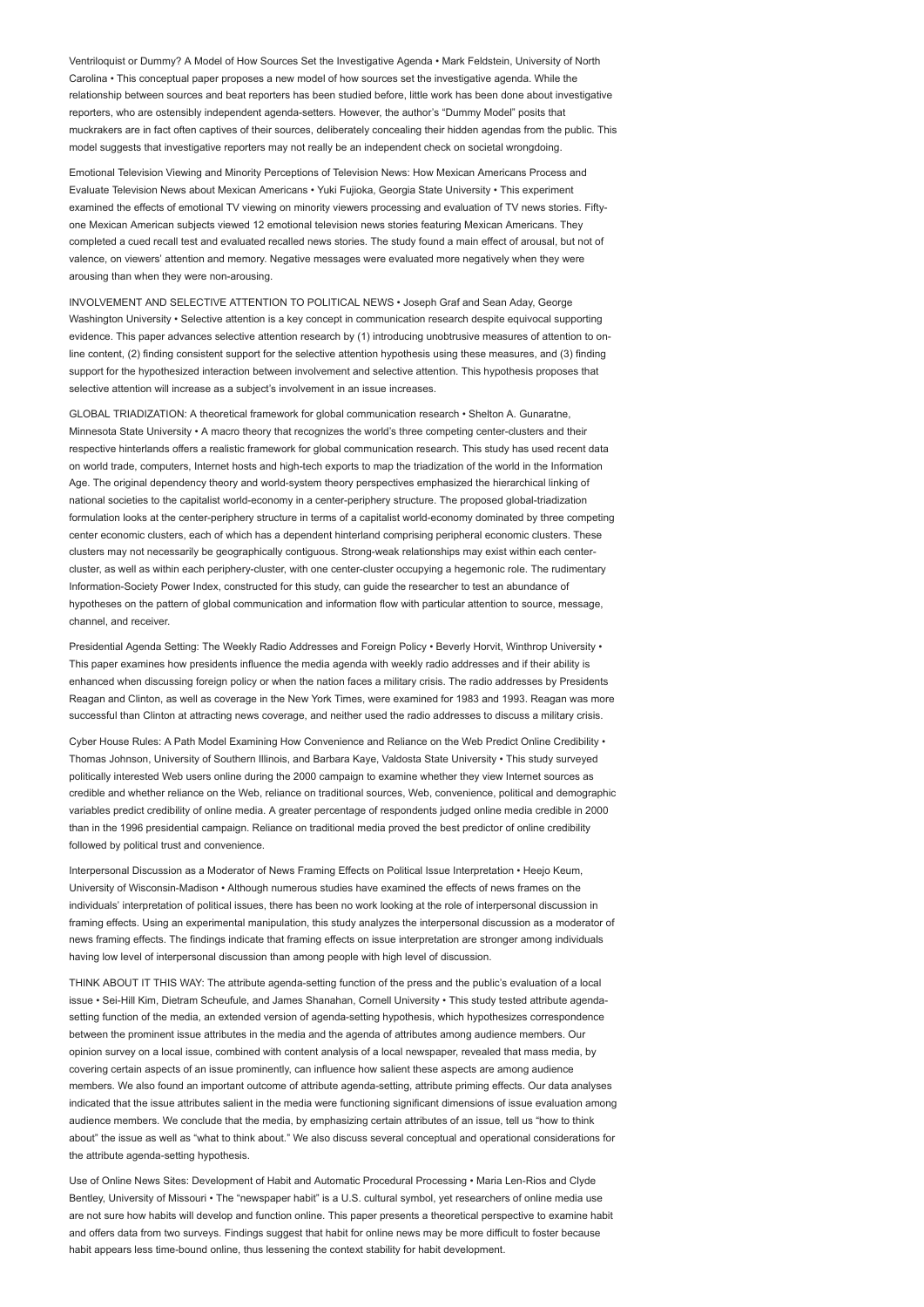Ventriloquist or Dummy? A Model of How Sources Set the Investigative Agenda • Mark Feldstein, University of North Carolina • This conceptual paper proposes a new model of how sources set the investigative agenda. While the relationship between sources and beat reporters has been studied before, little work has been done about investigative reporters, who are ostensibly independent agenda-setters. However, the author's "Dummy Model" posits that muckrakers are in fact often captives of their sources, deliberately concealing their hidden agendas from the public. This model suggests that investigative reporters may not really be an independent check on societal wrongdoing.

Emotional Television Viewing and Minority Perceptions of Television News: How Mexican Americans Process and Evaluate Television News about Mexican Americans • Yuki Fujioka, Georgia State University • This experiment examined the effects of emotional TV viewing on minority viewers processing and evaluation of TV news stories. Fifty-one Mexican American subjects viewed 12 emotional television news stories featuring Mexican Americans. They completed a cued recall test and evaluated recalled news stories. The study found a main effect of arousal, but not of valence, on viewers' attention and memory. Negative messages were evaluated more negatively when they were arousing than when they were non-arousing.

INVOLVEMENT AND SELECTIVE ATTENTION TO POLITICAL NEWS • Joseph Graf and Sean Aday, George Washington University • Selective attention is a key concept in communication research despite equivocal supporting evidence. This paper advances selective attention research by (1) introducing unobtrusive measures of attention to on-line content, (2) finding consistent support for the selective attention hypothesis using these measures, and (3) finding support for the hypothesized interaction between involvement and selective attention. This hypothesis proposes that selective attention will increase as a subject's involvement in an issue increases.

GLOBAL TRIADIZATION: A theoretical framework for global communication research • Shelton A. Gunaratne, Minnesota State University • A macro theory that recognizes the world's three competing center-clusters and their respective hinterlands offers a realistic framework for global communication research. This study has used recent data on world trade, computers, Internet hosts and high-tech exports to map the triadization of the world in the Information Age. The original dependency theory and world-system theory perspectives emphasized the hierarchical linking of national societies to the capitalist world-economy in a center-periphery structure. The proposed global-triadization formulation looks at the center-periphery structure in terms of a capitalist world-economy dominated by three competing center economic clusters, each of which has a dependent hinterland comprising peripheral economic clusters. These clusters may not necessarily be geographically contiguous. Strong-weak relationships may exist within each center-cluster, as well as within each periphery-cluster, with one center-cluster occupying a hegemonic role. The rudimentary Information-Society Power Index, constructed for this study, can guide the researcher to test an abundance of hypotheses on the pattern of global communication and information flow with particular attention to source, message, channel, and receiver.

Presidential Agenda Setting: The Weekly Radio Addresses and Foreign Policy • Beverly Horvit, Winthrop University • This paper examines how presidents influence the media agenda with weekly radio addresses and if their ability is enhanced when discussing foreign policy or when the nation faces a military crisis. The radio addresses by Presidents Reagan and Clinton, as well as coverage in the New York Times, were examined for 1983 and 1993. Reagan was more successful than Clinton at attracting news coverage, and neither used the radio addresses to discuss a military crisis.

Cyber House Rules: A Path Model Examining How Convenience and Reliance on the Web Predict Online Credibility • Thomas Johnson, University of Southern Illinois, and Barbara Kaye, Valdosta State University • This study surveyed politically interested Web users online during the 2000 campaign to examine whether they view Internet sources as credible and whether reliance on the Web, reliance on traditional sources, Web, convenience, political and demographic variables predict credibility of online media. A greater percentage of respondents judged online media credible in 2000 than in the 1996 presidential campaign. Reliance on traditional media proved the best predictor of online credibility followed by political trust and convenience.

Interpersonal Discussion as a Moderator of News Framing Effects on Political Issue Interpretation • Heejo Keum, University of Wisconsin-Madison • Although numerous studies have examined the effects of news frames on the individuals' interpretation of political issues, there has been no work looking at the role of interpersonal discussion in framing effects. Using an experimental manipulation, this study analyzes the interpersonal discussion as a moderator of news framing effects. The findings indicate that framing effects on issue interpretation are stronger among individuals having low level of interpersonal discussion than among people with high level of discussion.

THINK ABOUT IT THIS WAY: The attribute agenda-setting function of the press and the public's evaluation of a local issue • Sei-Hill Kim, Dietram Scheufule, and James Shanahan, Cornell University • This study tested attribute agenda-setting function of the media, an extended version of agenda-setting hypothesis, which hypothesizes correspondence between the prominent issue attributes in the media and the agenda of attributes among audience members. Our opinion survey on a local issue, combined with content analysis of a local newspaper, revealed that mass media, by covering certain aspects of an issue prominently, can influence how salient these aspects are among audience members. We also found an important outcome of attribute agenda-setting, attribute priming effects. Our data analyses indicated that the issue attributes salient in the media were functioning significant dimensions of issue evaluation among audience members. We conclude that the media, by emphasizing certain attributes of an issue, tell us "how to think about" the issue as well as "what to think about." We also discuss several conceptual and operational considerations for the attribute agenda-setting hypothesis.

Use of Online News Sites: Development of Habit and Automatic Procedural Processing • Maria Len-Rios and Clyde Bentley, University of Missouri • The "newspaper habit" is a U.S. cultural symbol, yet researchers of online media use are not sure how habits will develop and function online. This paper presents a theoretical perspective to examine habit and offers data from two surveys. Findings suggest that habit for online news may be more difficult to foster because habit appears less time-bound online, thus lessening the context stability for habit development.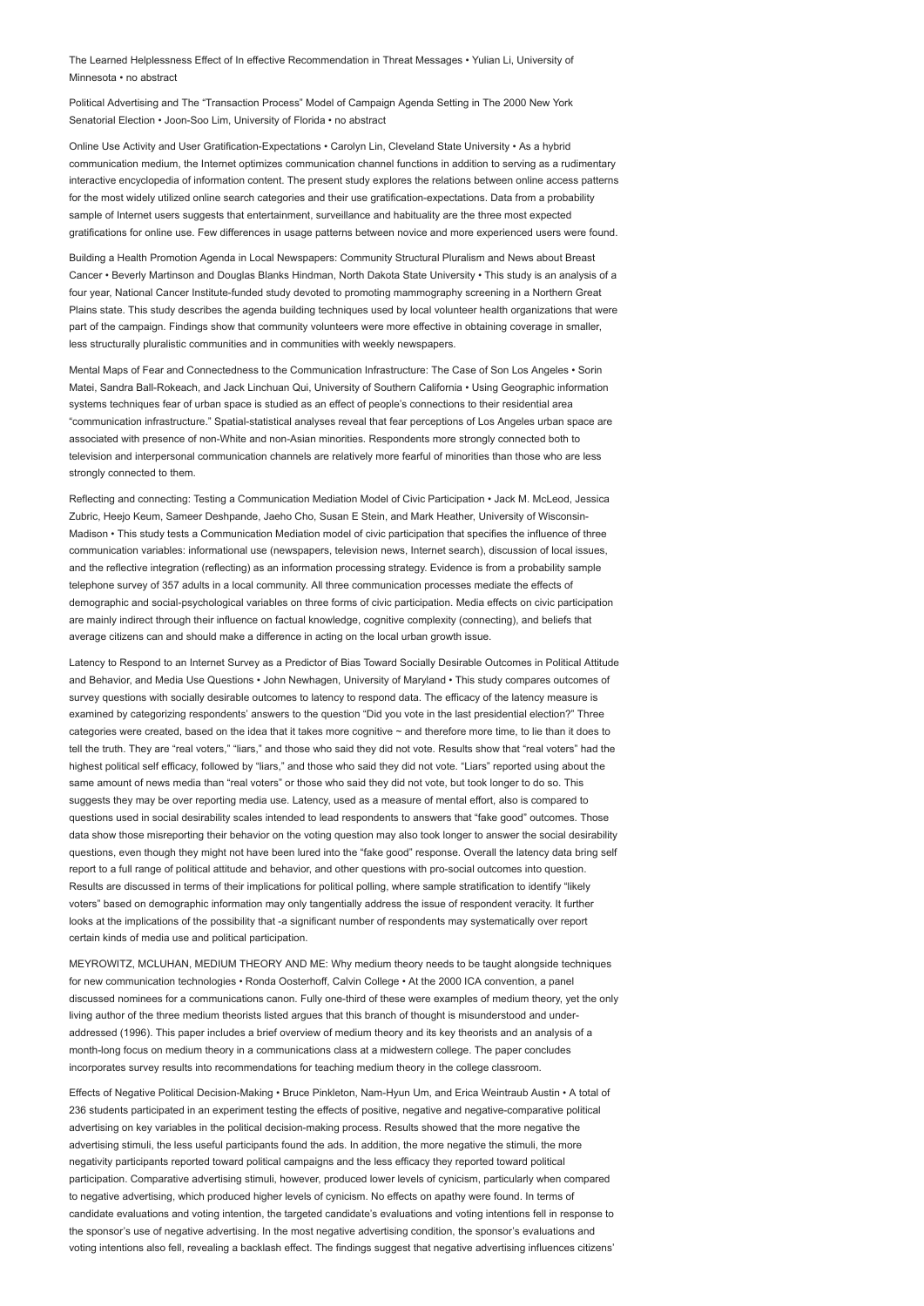The Learned Helplessness Effect of In effective Recommendation in Threat Messages • Yulian Li, University of Minnesota • no abstract

Political Advertising and The "Transaction Process" Model of Campaign Agenda Setting in The 2000 New York Senatorial Election • Joon-Soo Lim, University of Florida • no abstract

Online Use Activity and User Gratification-Expectations • Carolyn Lin, Cleveland State University • As a hybrid communication medium, the Internet optimizes communication channel functions in addition to serving as a rudimentary interactive encyclopedia of information content. The present study explores the relations between online access patterns for the most widely utilized online search categories and their use gratification-expectations. Data from a probability sample of Internet users suggests that entertainment, surveillance and habituality are the three most expected gratifications for online use. Few differences in usage patterns between novice and more experienced users were found.

Building a Health Promotion Agenda in Local Newspapers: Community Structural Pluralism and News about Breast Cancer • Beverly Martinson and Douglas Blanks Hindman, North Dakota State University • This study is an analysis of a four year, National Cancer Institute-funded study devoted to promoting mammography screening in a Northern Great Plains state. This study describes the agenda building techniques used by local volunteer health organizations that were part of the campaign. Findings show that community volunteers were more effective in obtaining coverage in smaller, less structurally pluralistic communities and in communities with weekly newspapers.

Mental Maps of Fear and Connectedness to the Communication Infrastructure: The Case of Son Los Angeles • Sorin Matei, Sandra Ball-Rokeach, and Jack Linchuan Qui, University of Southern California • Using Geographic information systems techniques fear of urban space is studied as an effect of people's connections to their residential area "communication infrastructure." Spatial-statistical analyses reveal that fear perceptions of Los Angeles urban space are associated with presence of non-White and non-Asian minorities. Respondents more strongly connected both to television and interpersonal communication channels are relatively more fearful of minorities than those who are less strongly connected to them.

Reflecting and connecting: Testing a Communication Mediation Model of Civic Participation • Jack M. McLeod, Jessica Zubric, Heejo Keum, Sameer Deshpande, Jaeho Cho, Susan E Stein, and Mark Heather, University of Wisconsin-Madison • This study tests a Communication Mediation model of civic participation that specifies the influence of three communication variables: informational use (newspapers, television news, Internet search), discussion of local issues, and the reflective integration (reflecting) as an information processing strategy. Evidence is from a probability sample telephone survey of 357 adults in a local community. All three communication processes mediate the effects of demographic and social-psychological variables on three forms of civic participation. Media effects on civic participation are mainly indirect through their influence on factual knowledge, cognitive complexity (connecting), and beliefs that average citizens can and should make a difference in acting on the local urban growth issue.

Latency to Respond to an Internet Survey as a Predictor of Bias Toward Socially Desirable Outcomes in Political Attitude and Behavior, and Media Use Questions • John Newhagen, University of Maryland • This study compares outcomes of survey questions with socially desirable outcomes to latency to respond data. The efficacy of the latency measure is examined by categorizing respondents' answers to the question "Did you vote in the last presidential election?" Three categories were created, based on the idea that it takes more cognitive ~ and therefore more time, to lie than it does to tell the truth. They are "real voters," "liars," and those who said they did not vote. Results show that "real voters" had the highest political self efficacy, followed by "liars," and those who said they did not vote. "Liars" reported using about the same amount of news media than "real voters" or those who said they did not vote, but took longer to do so. This suggests they may be over reporting media use. Latency, used as a measure of mental effort, also is compared to questions used in social desirability scales intended to lead respondents to answers that "fake good" outcomes. Those data show those misreporting their behavior on the voting question may also took longer to answer the social desirability questions, even though they might not have been lured into the "fake good" response. Overall the latency data bring self report to a full range of political attitude and behavior, and other questions with pro-social outcomes into question. Results are discussed in terms of their implications for political polling, where sample stratification to identify "likely voters" based on demographic information may only tangentially address the issue of respondent veracity. It further looks at the implications of the possibility that -a significant number of respondents may systematically over report certain kinds of media use and political participation.

MEYROWITZ, MCLUHAN, MEDIUM THEORY AND ME: Why medium theory needs to be taught alongside techniques for new communication technologies • Ronda Oosterhoff, Calvin College • At the 2000 ICA convention, a panel discussed nominees for a communications canon. Fully one-third of these were examples of medium theory, yet the only living author of the three medium theorists listed argues that this branch of thought is misunderstood and under-addressed (1996). This paper includes a brief overview of medium theory and its key theorists and an analysis of a month-long focus on medium theory in a communications class at a midwestern college. The paper concludes incorporates survey results into recommendations for teaching medium theory in the college classroom.

Effects of Negative Political Decision-Making • Bruce Pinkleton, Nam-Hyun Um, and Erica Weintraub Austin • A total of 236 students participated in an experiment testing the effects of positive, negative and negative-comparative political advertising on key variables in the political decision-making process. Results showed that the more negative the advertising stimuli, the less useful participants found the ads. In addition, the more negative the stimuli, the more negativity participants reported toward political campaigns and the less efficacy they reported toward political participation. Comparative advertising stimuli, however, produced lower levels of cynicism, particularly when compared to negative advertising, which produced higher levels of cynicism. No effects on apathy were found. In terms of candidate evaluations and voting intention, the targeted candidate's evaluations and voting intentions fell in response to the sponsor's use of negative advertising. In the most negative advertising condition, the sponsor's evaluations and voting intentions also fell, revealing a backlash effect. The findings suggest that negative advertising influences citizens'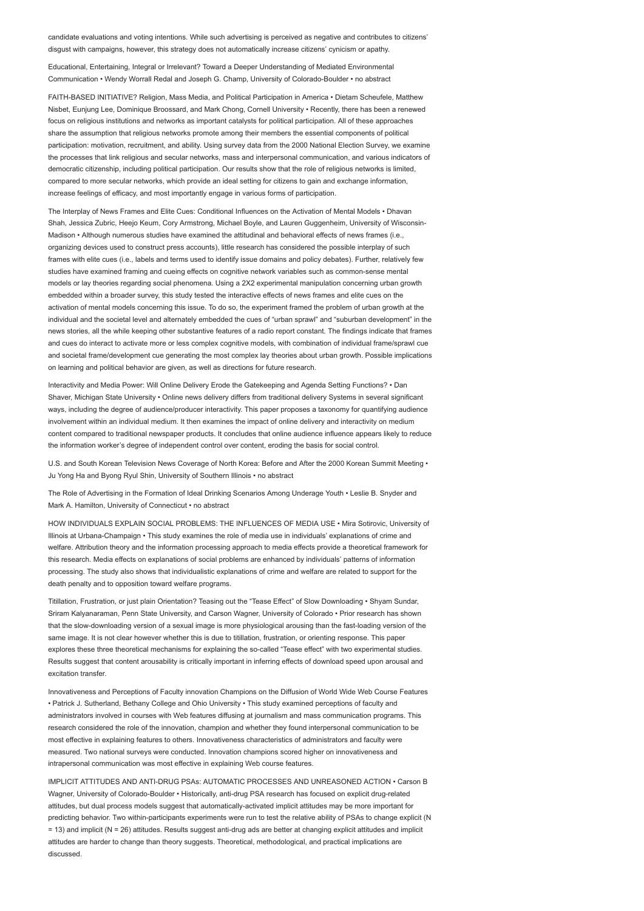candidate evaluations and voting intentions. While such advertising is perceived as negative and contributes to citizens' disgust with campaigns, however, this strategy does not automatically increase citizens' cynicism or apathy.

Educational, Entertaining, Integral or Irrelevant? Toward a Deeper Understanding of Mediated Environmental Communication • Wendy Worrall Redal and Joseph G. Champ, University of Colorado-Boulder • no abstract

FAITH-BASED INITIATIVE? Religion, Mass Media, and Political Participation in America • Dietam Scheufele, Matthew Nisbet, Eunjung Lee, Dominique Broossard, and Mark Chong, Cornell University • Recently, there has been a renewed focus on religious institutions and networks as important catalysts for political participation. All of these approaches share the assumption that religious networks promote among their members the essential components of political participation: motivation, recruitment, and ability. Using survey data from the 2000 National Election Survey, we examine the processes that link religious and secular networks, mass and interpersonal communication, and various indicators of democratic citizenship, including political participation. Our results show that the role of religious networks is limited, compared to more secular networks, which provide an ideal setting for citizens to gain and exchange information, increase feelings of efficacy, and most importantly engage in various forms of participation.

The Interplay of News Frames and Elite Cues: Conditional Influences on the Activation of Mental Models • Dhavan Shah, Jessica Zubric, Heejo Keum, Cory Armstrong, Michael Boyle, and Lauren Guggenheim, University of Wisconsin-Madison • Although numerous studies have examined the attitudinal and behavioral effects of news frames (i.e., organizing devices used to construct press accounts), little research has considered the possible interplay of such frames with elite cues (i.e., labels and terms used to identify issue domains and policy debates). Further, relatively few studies have examined framing and cueing effects on cognitive network variables such as common-sense mental models or lay theories regarding social phenomena. Using a 2X2 experimental manipulation concerning urban growth embedded within a broader survey, this study tested the interactive effects of news frames and elite cues on the activation of mental models concerning this issue. To do so, the experiment framed the problem of urban growth at the individual and the societal level and alternately embedded the cues of "urban sprawl" and "suburban development" in the news stories, all the while keeping other substantive features of a radio report constant. The findings indicate that frames and cues do interact to activate more or less complex cognitive models, with combination of individual frame/sprawl cue and societal frame/development cue generating the most complex lay theories about urban growth. Possible implications on learning and political behavior are given, as well as directions for future research.

Interactivity and Media Power: Will Online Delivery Erode the Gatekeeping and Agenda Setting Functions? • Dan Shaver, Michigan State University • Online news delivery differs from traditional delivery Systems in several significant ways, including the degree of audience/producer interactivity. This paper proposes a taxonomy for quantifying audience involvement within an individual medium. It then examines the impact of online delivery and interactivity on medium content compared to traditional newspaper products. It concludes that online audience influence appears likely to reduce the information worker's degree of independent control over content, eroding the basis for social control.

U.S. and South Korean Television News Coverage of North Korea: Before and After the 2000 Korean Summit Meeting • Ju Yong Ha and Byong Ryul Shin, University of Southern Illinois • no abstract

The Role of Advertising in the Formation of Ideal Drinking Scenarios Among Underage Youth • Leslie B. Snyder and Mark A. Hamilton, University of Connecticut • no abstract

HOW INDIVIDUALS EXPLAIN SOCIAL PROBLEMS: THE INFLUENCES OF MEDIA USE • Mira Sotirovic, University of Illinois at Urbana-Champaign • This study examines the role of media use in individuals' explanations of crime and welfare. Attribution theory and the information processing approach to media effects provide a theoretical framework for this research. Media effects on explanations of social problems are enhanced by individuals' patterns of information processing. The study also shows that individualistic explanations of crime and welfare are related to support for the death penalty and to opposition toward welfare programs.

Titillation, Frustration, or just plain Orientation? Teasing out the "Tease Effect" of Slow Downloading • Shyam Sundar, Sriram Kalyanaraman, Penn State University, and Carson Wagner, University of Colorado • Prior research has shown that the slow-downloading version of a sexual image is more physiological arousing than the fast-loading version of the same image. It is not clear however whether this is due to titillation, frustration, or orienting response. This paper explores these three theoretical mechanisms for explaining the so-called "Tease effect" with two experimental studies. Results suggest that content arousability is critically important in inferring effects of download speed upon arousal and excitation transfer.

Innovativeness and Perceptions of Faculty innovation Champions on the Diffusion of World Wide Web Course Features • Patrick J. Sutherland, Bethany College and Ohio University • This study examined perceptions of faculty and administrators involved in courses with Web features diffusing at journalism and mass communication programs. This research considered the role of the innovation, champion and whether they found interpersonal communication to be most effective in explaining features to others. Innovativeness characteristics of administrators and faculty were measured. Two national surveys were conducted. Innovation champions scored higher on innovativeness and intrapersonal communication was most effective in explaining Web course features.

IMPLICIT ATTITUDES AND ANTI-DRUG PSAs: AUTOMATIC PROCESSES AND UNREASONED ACTION • Carson B Wagner, University of Colorado-Boulder • Historically, anti-drug PSA research has focused on explicit drug-related attitudes, but dual process models suggest that automatically-activated implicit attitudes may be more important for predicting behavior. Two within-participants experiments were run to test the relative ability of PSAs to change explicit (N = 13) and implicit (N = 26) attitudes. Results suggest anti-drug ads are better at changing explicit attitudes and implicit attitudes are harder to change than theory suggests. Theoretical, methodological, and practical implications are discussed.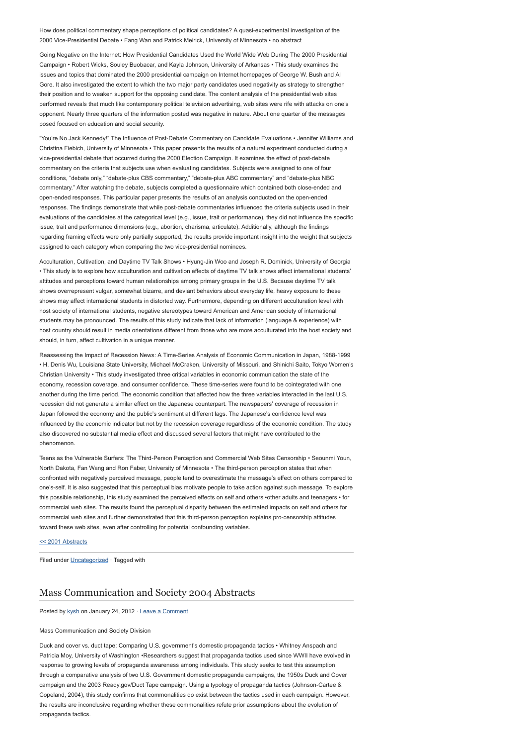How does political commentary shape perceptions of political candidates? A quasi-experimental investigation of the 2000 Vice-Presidential Debate • Fang Wan and Patrick Meirick, University of Minnesota • no abstract

Going Negative on the Internet: How Presidential Candidates Used the World Wide Web During The 2000 Presidential Campaign • Robert Wicks, Souley Buobacar, and Kayla Johnson, University of Arkansas • This study examines the issues and topics that dominated the 2000 presidential campaign on Internet homepages of George W. Bush and Al Gore. It also investigated the extent to which the two major party candidates used negativity as strategy to strengthen their position and to weaken support for the opposing candidate. The content analysis of the presidential web sites performed reveals that much like contemporary political television advertising, web sites were rife with attacks on one's opponent. Nearly three quarters of the information posted was negative in nature. About one quarter of the messages posed focused on education and social security.

"You're No Jack Kennedy!" The Influence of Post-Debate Commentary on Candidate Evaluations • Jennifer Williams and Christina Fiebich, University of Minnesota • This paper presents the results of a natural experiment conducted during a vice-presidential debate that occurred during the 2000 Election Campaign. It examines the effect of post-debate commentary on the criteria that subjects use when evaluating candidates. Subjects were assigned to one of four conditions, "debate only," "debate-plus CBS commentary," "debate-plus ABC commentary" and "debate-plus NBC commentary." After watching the debate, subjects completed a questionnaire which contained both close-ended and open-ended responses. This particular paper presents the results of an analysis conducted on the open-ended responses. The findings demonstrate that while post-debate commentaries influenced the criteria subjects used in their evaluations of the candidates at the categorical level (e.g., issue, trait or performance), they did not influence the specific issue, trait and performance dimensions (e.g., abortion, charisma, articulate). Additionally, although the findings regarding framing effects were only partially supported, the results provide important insight into the weight that subjects assigned to each category when comparing the two vice-presidential nominees.

Acculturation, Cultivation, and Daytime TV Talk Shows • Hyung-Jin Woo and Joseph R. Dominick, University of Georgia • This study is to explore how acculturation and cultivation effects of daytime TV talk shows affect international students' attitudes and perceptions toward human relationships among primary groups in the U.S. Because daytime TV talk shows overrepresent vulgar, somewhat bizarre, and deviant behaviors about everyday life, heavy exposure to these shows may affect international students in distorted way. Furthermore, depending on different acculturation level with host society of international students, negative stereotypes toward American and American society of international students may be pronounced. The results of this study indicate that lack of information (language & experience) with host country should result in media orientations different from those who are more acculturated into the host society and should, in turn, affect cultivation in a unique manner.

Reassessing the Impact of Recession News: A Time-Series Analysis of Economic Communication in Japan, 1988-1999 • H. Denis Wu, Louisiana State University, Michael McCraken, University of Missouri, and Shinichi Saito, Tokyo Women's Christian University • This study investigated three critical variables in economic communication the state of the economy, recession coverage, and consumer confidence. These time-series were found to be cointegrated with one another during the time period. The economic condition that affected how the three variables interacted in the last U.S. recession did not generate a similar effect on the Japanese counterpart. The newspapers' coverage of recession in Japan followed the economy and the public's sentiment at different lags. The Japanese's confidence level was influenced by the economic indicator but not by the recession coverage regardless of the economic condition. The study also discovered no substantial media effect and discussed several factors that might have contributed to the phenomenon.

Teens as the Vulnerable Surfers: The Third-Person Perception and Commercial Web Sites Censorship • Seounmi Youn, North Dakota, Fan Wang and Ron Faber, University of Minnesota • The third-person perception states that when confronted with negatively perceived message, people tend to overestimate the message's effect on others compared to one's-self. It is also suggested that this perceptual bias motivate people to take action against such message. To explore this possible relationship, this study examined the perceived effects on self and others •other adults and teenagers • for commercial web sites. The results found the perceptual disparity between the estimated impacts on self and others for commercial web sites and further demonstrated that this third-person perception explains pro-censorship attitudes toward these web sites, even after controlling for potential confounding variables.

<< 2001 Abstracts

Filed under Uncategorized · Tagged with

## Mass Communication and Society 2004 Abstracts

Posted by kysh on January 24, 2012 · Leave a Comment

Mass Communication and Society Division

Duck and cover vs. duct tape: Comparing U.S. government's domestic propaganda tactics • Whitney Anspach and Patricia Moy, University of Washington •Researchers suggest that propaganda tactics used since WWII have evolved in response to growing levels of propaganda awareness among individuals. This study seeks to test this assumption through a comparative analysis of two U.S. Government domestic propaganda campaigns, the 1950s Duck and Cover campaign and the 2003 Ready.gov/Duct Tape campaign. Using a typology of propaganda tactics (Johnson-Cartee & Copeland, 2004), this study confirms that commonalities do exist between the tactics used in each campaign. However, the results are inconclusive regarding whether these commonalities refute prior assumptions about the evolution of propaganda tactics.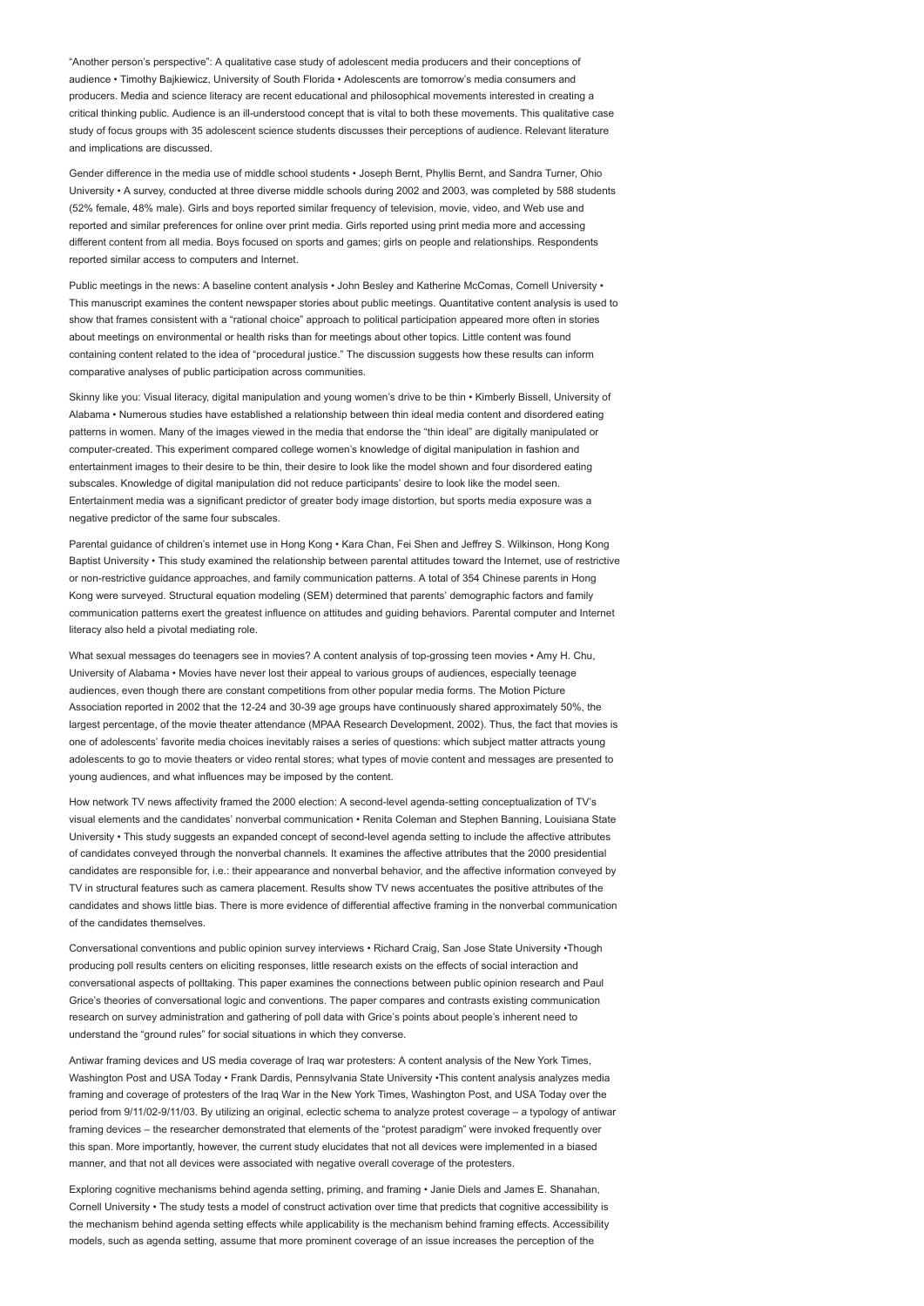"Another person's perspective": A qualitative case study of adolescent media producers and their conceptions of audience • Timothy Bajkiewicz, University of South Florida • Adolescents are tomorrow's media consumers and producers. Media and science literacy are recent educational and philosophical movements interested in creating a critical thinking public. Audience is an ill-understood concept that is vital to both these movements. This qualitative case study of focus groups with 35 adolescent science students discusses their perceptions of audience. Relevant literature and implications are discussed.

Gender difference in the media use of middle school students • Joseph Bernt, Phyllis Bernt, and Sandra Turner, Ohio University • A survey, conducted at three diverse middle schools during 2002 and 2003, was completed by 588 students (52% female, 48% male). Girls and boys reported similar frequency of television, movie, video, and Web use and reported and similar preferences for online over print media. Girls reported using print media more and accessing different content from all media. Boys focused on sports and games; girls on people and relationships. Respondents reported similar access to computers and Internet.

Public meetings in the news: A baseline content analysis • John Besley and Katherine McComas, Cornell University • This manuscript examines the content newspaper stories about public meetings. Quantitative content analysis is used to show that frames consistent with a "rational choice" approach to political participation appeared more often in stories about meetings on environmental or health risks than for meetings about other topics. Little content was found containing content related to the idea of "procedural justice." The discussion suggests how these results can inform comparative analyses of public participation across communities.

Skinny like you: Visual literacy, digital manipulation and young women's drive to be thin • Kimberly Bissell, University of Alabama • Numerous studies have established a relationship between thin ideal media content and disordered eating patterns in women. Many of the images viewed in the media that endorse the "thin ideal" are digitally manipulated or computer-created. This experiment compared college women's knowledge of digital manipulation in fashion and entertainment images to their desire to be thin, their desire to look like the model shown and four disordered eating subscales. Knowledge of digital manipulation did not reduce participants' desire to look like the model seen. Entertainment media was a significant predictor of greater body image distortion, but sports media exposure was a negative predictor of the same four subscales.

Parental guidance of children's internet use in Hong Kong • Kara Chan, Fei Shen and Jeffrey S. Wilkinson, Hong Kong Baptist University • This study examined the relationship between parental attitudes toward the Internet, use of restrictive or non-restrictive guidance approaches, and family communication patterns. A total of 354 Chinese parents in Hong Kong were surveyed. Structural equation modeling (SEM) determined that parents' demographic factors and family communication patterns exert the greatest influence on attitudes and guiding behaviors. Parental computer and Internet literacy also held a pivotal mediating role.

What sexual messages do teenagers see in movies? A content analysis of top-grossing teen movies • Amy H. Chu, University of Alabama • Movies have never lost their appeal to various groups of audiences, especially teenage audiences, even though there are constant competitions from other popular media forms. The Motion Picture Association reported in 2002 that the 12-24 and 30-39 age groups have continuously shared approximately 50%, the largest percentage, of the movie theater attendance (MPAA Research Development, 2002). Thus, the fact that movies is one of adolescents' favorite media choices inevitably raises a series of questions: which subject matter attracts young adolescents to go to movie theaters or video rental stores; what types of movie content and messages are presented to young audiences, and what influences may be imposed by the content.

How network TV news affectivity framed the 2000 election: A second-level agenda-setting conceptualization of TV's visual elements and the candidates' nonverbal communication • Renita Coleman and Stephen Banning, Louisiana State University • This study suggests an expanded concept of second-level agenda setting to include the affective attributes of candidates conveyed through the nonverbal channels. It examines the affective attributes that the 2000 presidential candidates are responsible for, i.e.: their appearance and nonverbal behavior, and the affective information conveyed by TV in structural features such as camera placement. Results show TV news accentuates the positive attributes of the candidates and shows little bias. There is more evidence of differential affective framing in the nonverbal communication of the candidates themselves.

Conversational conventions and public opinion survey interviews • Richard Craig, San Jose State University •Though producing poll results centers on eliciting responses, little research exists on the effects of social interaction and conversational aspects of polltaking. This paper examines the connections between public opinion research and Paul Grice's theories of conversational logic and conventions. The paper compares and contrasts existing communication research on survey administration and gathering of poll data with Grice's points about people's inherent need to understand the "ground rules" for social situations in which they converse.

Antiwar framing devices and US media coverage of Iraq war protesters: A content analysis of the New York Times, Washington Post and USA Today • Frank Dardis, Pennsylvania State University •This content analysis analyzes media framing and coverage of protesters of the Iraq War in the New York Times, Washington Post, and USA Today over the period from 9/11/02-9/11/03. By utilizing an original, eclectic schema to analyze protest coverage – a typology of antiwar framing devices – the researcher demonstrated that elements of the "protest paradigm" were invoked frequently over this span. More importantly, however, the current study elucidates that not all devices were implemented in a biased manner, and that not all devices were associated with negative overall coverage of the protesters.

Exploring cognitive mechanisms behind agenda setting, priming, and framing • Janie Diels and James E. Shanahan, Cornell University • The study tests a model of construct activation over time that predicts that cognitive accessibility is the mechanism behind agenda setting effects while applicability is the mechanism behind framing effects. Accessibility models, such as agenda setting, assume that more prominent coverage of an issue increases the perception of the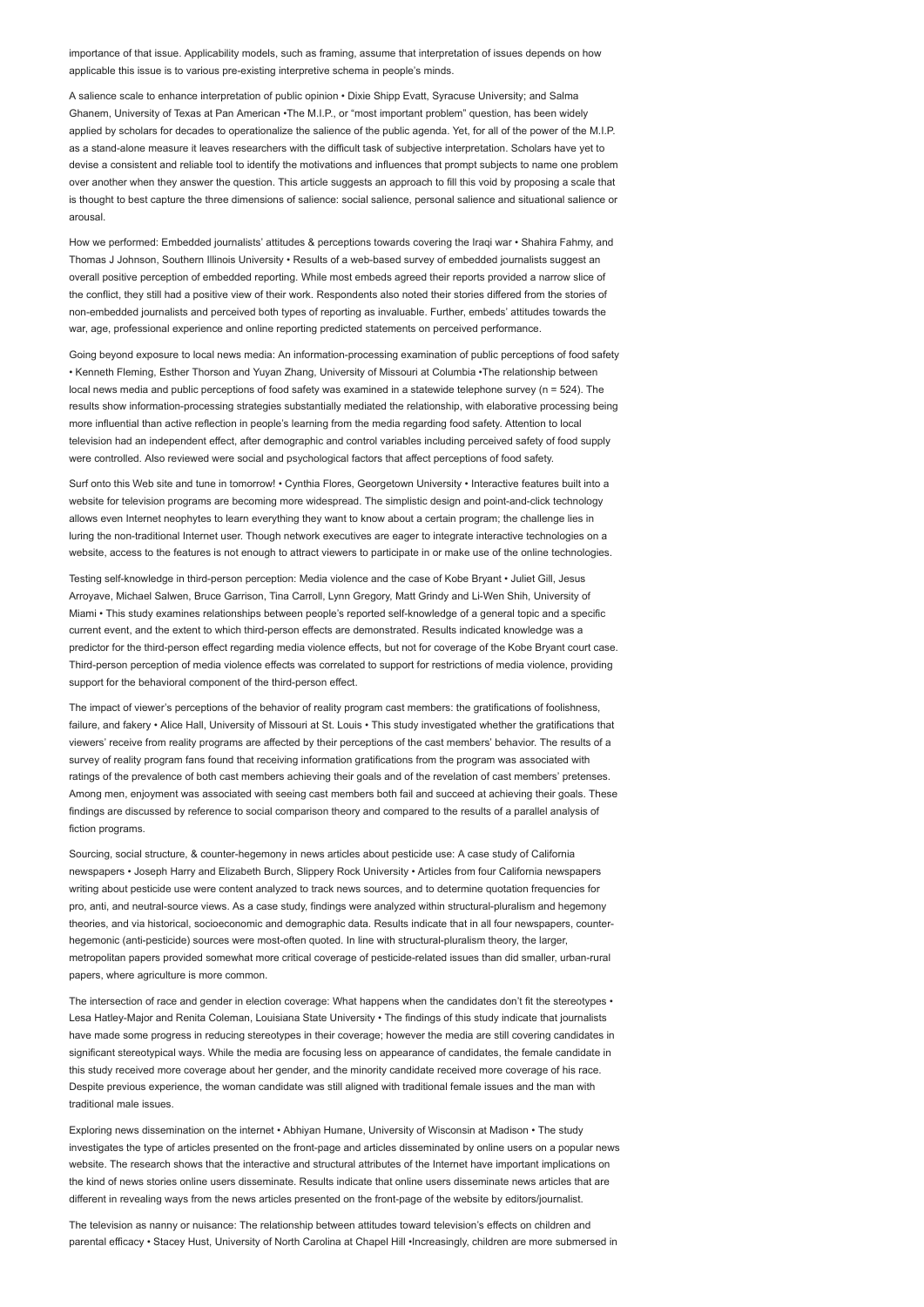importance of that issue. Applicability models, such as framing, assume that interpretation of issues depends on how applicable this issue is to various pre-existing interpretive schema in people's minds.

A salience scale to enhance interpretation of public opinion • Dixie Shipp Evatt, Syracuse University; and Salma Ghanem, University of Texas at Pan American •The M.I.P., or "most important problem" question, has been widely applied by scholars for decades to operationalize the salience of the public agenda. Yet, for all of the power of the M.I.P. as a stand-alone measure it leaves researchers with the difficult task of subjective interpretation. Scholars have yet to devise a consistent and reliable tool to identify the motivations and influences that prompt subjects to name one problem over another when they answer the question. This article suggests an approach to fill this void by proposing a scale that is thought to best capture the three dimensions of salience: social salience, personal salience and situational salience or arousal.

How we performed: Embedded journalists' attitudes & perceptions towards covering the Iraqi war • Shahira Fahmy, and Thomas J Johnson, Southern Illinois University • Results of a web-based survey of embedded journalists suggest an overall positive perception of embedded reporting. While most embeds agreed their reports provided a narrow slice of the conflict, they still had a positive view of their work. Respondents also noted their stories differed from the stories of non-embedded journalists and perceived both types of reporting as invaluable. Further, embeds' attitudes towards the war, age, professional experience and online reporting predicted statements on perceived performance.

Going beyond exposure to local news media: An information-processing examination of public perceptions of food safety • Kenneth Fleming, Esther Thorson and Yuyan Zhang, University of Missouri at Columbia •The relationship between local news media and public perceptions of food safety was examined in a statewide telephone survey (n = 524). The results show information-processing strategies substantially mediated the relationship, with elaborative processing being more influential than active reflection in people's learning from the media regarding food safety. Attention to local television had an independent effect, after demographic and control variables including perceived safety of food supply were controlled. Also reviewed were social and psychological factors that affect perceptions of food safety.

Surf onto this Web site and tune in tomorrow! • Cynthia Flores, Georgetown University • Interactive features built into a website for television programs are becoming more widespread. The simplistic design and point-and-click technology allows even Internet neophytes to learn everything they want to know about a certain program; the challenge lies in luring the non-traditional Internet user. Though network executives are eager to integrate interactive technologies on a website, access to the features is not enough to attract viewers to participate in or make use of the online technologies.

Testing self-knowledge in third-person perception: Media violence and the case of Kobe Bryant • Juliet Gill, Jesus Arroyave, Michael Salwen, Bruce Garrison, Tina Carroll, Lynn Gregory, Matt Grindy and Li-Wen Shih, University of Miami • This study examines relationships between people's reported self-knowledge of a general topic and a specific current event, and the extent to which third-person effects are demonstrated. Results indicated knowledge was a predictor for the third-person effect regarding media violence effects, but not for coverage of the Kobe Bryant court case. Third-person perception of media violence effects was correlated to support for restrictions of media violence, providing support for the behavioral component of the third-person effect.

The impact of viewer's perceptions of the behavior of reality program cast members: the gratifications of foolishness, failure, and fakery • Alice Hall, University of Missouri at St. Louis • This study investigated whether the gratifications that viewers' receive from reality programs are affected by their perceptions of the cast members' behavior. The results of a survey of reality program fans found that receiving information gratifications from the program was associated with ratings of the prevalence of both cast members achieving their goals and of the revelation of cast members' pretenses. Among men, enjoyment was associated with seeing cast members both fail and succeed at achieving their goals. These findings are discussed by reference to social comparison theory and compared to the results of a parallel analysis of fiction programs.

Sourcing, social structure, & counter-hegemony in news articles about pesticide use: A case study of California newspapers • Joseph Harry and Elizabeth Burch, Slippery Rock University • Articles from four California newspapers writing about pesticide use were content analyzed to track news sources, and to determine quotation frequencies for pro, anti, and neutral-source views. As a case study, findings were analyzed within structural-pluralism and hegemony theories, and via historical, socioeconomic and demographic data. Results indicate that in all four newspapers, counter-hegemonic (anti-pesticide) sources were most-often quoted. In line with structural-pluralism theory, the larger, metropolitan papers provided somewhat more critical coverage of pesticide-related issues than did smaller, urban-rural papers, where agriculture is more common.

The intersection of race and gender in election coverage: What happens when the candidates don't fit the stereotypes • Lesa Hatley-Major and Renita Coleman, Louisiana State University • The findings of this study indicate that journalists have made some progress in reducing stereotypes in their coverage; however the media are still covering candidates in significant stereotypical ways. While the media are focusing less on appearance of candidates, the female candidate in this study received more coverage about her gender, and the minority candidate received more coverage of his race. Despite previous experience, the woman candidate was still aligned with traditional female issues and the man with traditional male issues.

Exploring news dissemination on the internet • Abhiyan Humane, University of Wisconsin at Madison • The study investigates the type of articles presented on the front-page and articles disseminated by online users on a popular news website. The research shows that the interactive and structural attributes of the Internet have important implications on the kind of news stories online users disseminate. Results indicate that online users disseminate news articles that are different in revealing ways from the news articles presented on the front-page of the website by editors/journalist.

The television as nanny or nuisance: The relationship between attitudes toward television's effects on children and parental efficacy • Stacey Hust, University of North Carolina at Chapel Hill •Increasingly, children are more submersed in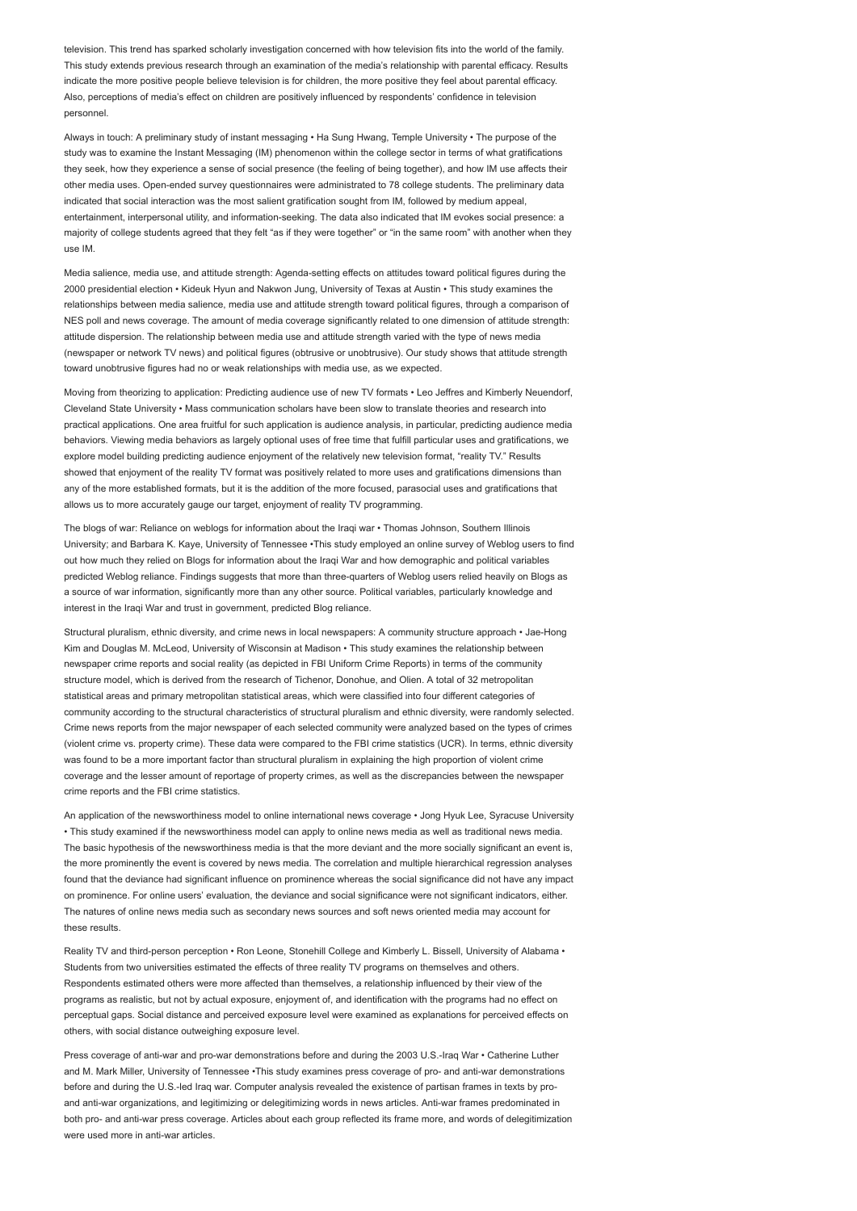television. This trend has sparked scholarly investigation concerned with how television fits into the world of the family. This study extends previous research through an examination of the media's relationship with parental efficacy. Results indicate the more positive people believe television is for children, the more positive they feel about parental efficacy. Also, perceptions of media's effect on children are positively influenced by respondents' confidence in television personnel.

Always in touch: A preliminary study of instant messaging • Ha Sung Hwang, Temple University • The purpose of the study was to examine the Instant Messaging (IM) phenomenon within the college sector in terms of what gratifications they seek, how they experience a sense of social presence (the feeling of being together), and how IM use affects their other media uses. Open-ended survey questionnaires were administrated to 78 college students. The preliminary data indicated that social interaction was the most salient gratification sought from IM, followed by medium appeal, entertainment, interpersonal utility, and information-seeking. The data also indicated that IM evokes social presence: a majority of college students agreed that they felt "as if they were together" or "in the same room" with another when they use IM.

Media salience, media use, and attitude strength: Agenda-setting effects on attitudes toward political figures during the 2000 presidential election • Kideuk Hyun and Nakwon Jung, University of Texas at Austin • This study examines the relationships between media salience, media use and attitude strength toward political figures, through a comparison of NES poll and news coverage. The amount of media coverage significantly related to one dimension of attitude strength: attitude dispersion. The relationship between media use and attitude strength varied with the type of news media (newspaper or network TV news) and political figures (obtrusive or unobtrusive). Our study shows that attitude strength toward unobtrusive figures had no or weak relationships with media use, as we expected.

Moving from theorizing to application: Predicting audience use of new TV formats • Leo Jeffres and Kimberly Neuendorf, Cleveland State University • Mass communication scholars have been slow to translate theories and research into practical applications. One area fruitful for such application is audience analysis, in particular, predicting audience media behaviors. Viewing media behaviors as largely optional uses of free time that fulfill particular uses and gratifications, we explore model building predicting audience enjoyment of the relatively new television format, "reality TV." Results showed that enjoyment of the reality TV format was positively related to more uses and gratifications dimensions than any of the more established formats, but it is the addition of the more focused, parasocial uses and gratifications that allows us to more accurately gauge our target, enjoyment of reality TV programming.

The blogs of war: Reliance on weblogs for information about the Iraqi war • Thomas Johnson, Southern Illinois University; and Barbara K. Kaye, University of Tennessee •This study employed an online survey of Weblog users to find out how much they relied on Blogs for information about the Iraqi War and how demographic and political variables predicted Weblog reliance. Findings suggests that more than three-quarters of Weblog users relied heavily on Blogs as a source of war information, significantly more than any other source. Political variables, particularly knowledge and interest in the Iraqi War and trust in government, predicted Blog reliance.

Structural pluralism, ethnic diversity, and crime news in local newspapers: A community structure approach • Jae-Hong Kim and Douglas M. McLeod, University of Wisconsin at Madison • This study examines the relationship between newspaper crime reports and social reality (as depicted in FBI Uniform Crime Reports) in terms of the community structure model, which is derived from the research of Tichenor, Donohue, and Olien. A total of 32 metropolitan statistical areas and primary metropolitan statistical areas, which were classified into four different categories of community according to the structural characteristics of structural pluralism and ethnic diversity, were randomly selected. Crime news reports from the major newspaper of each selected community were analyzed based on the types of crimes (violent crime vs. property crime). These data were compared to the FBI crime statistics (UCR). In terms, ethnic diversity was found to be a more important factor than structural pluralism in explaining the high proportion of violent crime coverage and the lesser amount of reportage of property crimes, as well as the discrepancies between the newspaper crime reports and the FBI crime statistics.

An application of the newsworthiness model to online international news coverage • Jong Hyuk Lee, Syracuse University • This study examined if the newsworthiness model can apply to online news media as well as traditional news media. The basic hypothesis of the newsworthiness media is that the more deviant and the more socially significant an event is, the more prominently the event is covered by news media. The correlation and multiple hierarchical regression analyses found that the deviance had significant influence on prominence whereas the social significance did not have any impact on prominence. For online users' evaluation, the deviance and social significance were not significant indicators, either. The natures of online news media such as secondary news sources and soft news oriented media may account for these results.

Reality TV and third-person perception • Ron Leone, Stonehill College and Kimberly L. Bissell, University of Alabama • Students from two universities estimated the effects of three reality TV programs on themselves and others. Respondents estimated others were more affected than themselves, a relationship influenced by their view of the programs as realistic, but not by actual exposure, enjoyment of, and identification with the programs had no effect on perceptual gaps. Social distance and perceived exposure level were examined as explanations for perceived effects on others, with social distance outweighing exposure level.

Press coverage of anti-war and pro-war demonstrations before and during the 2003 U.S.-Iraq War • Catherine Luther and M. Mark Miller, University of Tennessee •This study examines press coverage of pro- and anti-war demonstrations before and during the U.S.-led Iraq war. Computer analysis revealed the existence of partisan frames in texts by pro- and anti-war organizations, and legitimizing or delegitimizing words in news articles. Anti-war frames predominated in both pro- and anti-war press coverage. Articles about each group reflected its frame more, and words of delegitimization were used more in anti-war articles.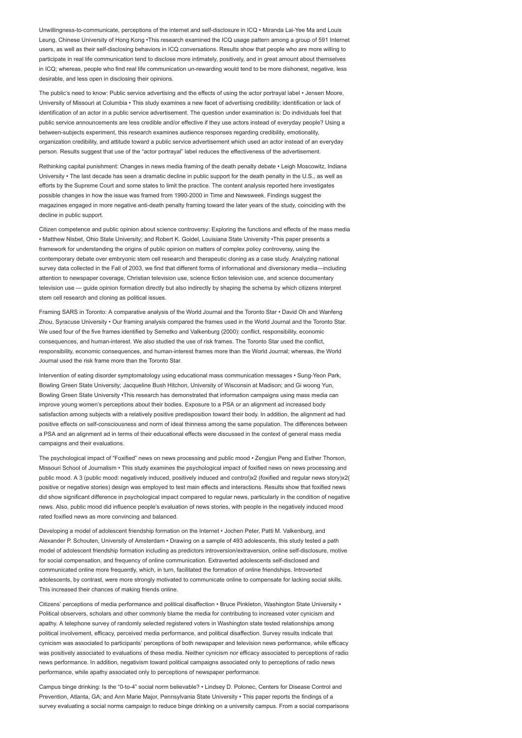Unwillingness-to-communicate, perceptions of the internet and self-disclosure in ICQ • Miranda Lai-Yee Ma and Louis Leung, Chinese University of Hong Kong •This research examined the ICQ usage pattern among a group of 591 Internet users, as well as their self-disclosing behaviors in ICQ conversations. Results show that people who are more willing to participate in real life communication tend to disclose more intimately, positively, and in great amount about themselves in ICQ; whereas, people who find real life communication un-rewarding would tend to be more dishonest, negative, less desirable, and less open in disclosing their opinions.

The public's need to know: Public service advertising and the effects of using the actor portrayal label • Jensen Moore, University of Missouri at Columbia • This study examines a new facet of advertising credibility: identification or lack of identification of an actor in a public service advertisement. The question under examination is: Do individuals feel that public service announcements are less credible and/or effective if they use actors instead of everyday people? Using a between-subjects experiment, this research examines audience responses regarding credibility, emotionality, organization credibility, and attitude toward a public service advertisement which used an actor instead of an everyday person. Results suggest that use of the "actor portrayal" label reduces the effectiveness of the advertisement.

Rethinking capital punishment: Changes in news media framing of the death penalty debate • Leigh Moscowitz, Indiana University • The last decade has seen a dramatic decline in public support for the death penalty in the U.S., as well as efforts by the Supreme Court and some states to limit the practice. The content analysis reported here investigates possible changes in how the issue was framed from 1990-2000 in Time and Newsweek. Findings suggest the magazines engaged in more negative anti-death penalty framing toward the later years of the study, coinciding with the decline in public support.

Citizen competence and public opinion about science controversy: Exploring the functions and effects of the mass media • Matthew Nisbet, Ohio State University; and Robert K. Goidel, Louisiana State University •This paper presents a framework for understanding the origins of public opinion on matters of complex policy controversy, using the contemporary debate over embryonic stem cell research and therapeutic cloning as a case study. Analyzing national survey data collected in the Fall of 2003, we find that different forms of informational and diversionary media—including attention to newspaper coverage, Christian television use, science fiction television use, and science documentary television use — guide opinion formation directly but also indirectly by shaping the schema by which citizens interpret stem cell research and cloning as political issues.

Framing SARS in Toronto: A comparative analysis of the World Journal and the Toronto Star • David Oh and Wanfeng Zhou, Syracuse University • Our framing analysis compared the frames used in the World Journal and the Toronto Star. We used four of the five frames identified by Semetko and Valkenburg (2000): conflict, responsibility, economic consequences, and human-interest. We also studied the use of risk frames. The Toronto Star used the conflict, responsibility, economic consequences, and human-interest frames more than the World Journal; whereas, the World Journal used the risk frame more than the Toronto Star.

Intervention of eating disorder symptomatology using educational mass communication messages • Sung-Yeon Park, Bowling Green State University; Jacqueline Bush Hitchon, University of Wisconsin at Madison; and Gi woong Yun, Bowling Green State University •This research has demonstrated that information campaigns using mass media can improve young women's perceptions about their bodies. Exposure to a PSA or an alignment ad increased body satisfaction among subjects with a relatively positive predisposition toward their body. In addition, the alignment ad had positive effects on self-consciousness and norm of ideal thinness among the same population. The differences between a PSA and an alignment ad in terms of their educational effects were discussed in the context of general mass media campaigns and their evaluations.

The psychological impact of "Foxified" news on news processing and public mood • Zengjun Peng and Esther Thorson, Missouri School of Journalism • This study examines the psychological impact of foxified news on news processing and public mood. A 3 (public mood: negatively induced, positively induced and control)x2 (foxified and regular news story)x2( positive or negative stories) design was employed to test main effects and interactions. Results show that foxified news did show significant difference in psychological impact compared to regular news, particularly in the condition of negative news. Also, public mood did influence people's evaluation of news stories, with people in the negatively induced mood rated foxified news as more convincing and balanced.

Developing a model of adolescent friendship formation on the Internet • Jochen Peter, Patti M. Valkenburg, and Alexander P. Schouten, University of Amsterdam • Drawing on a sample of 493 adolescents, this study tested a path model of adolescent friendship formation including as predictors introversion/extraversion, online self-disclosure, motive for social compensation, and frequency of online communication. Extraverted adolescents self-disclosed and communicated online more frequently, which, in turn, facilitated the formation of online friendships. Introverted adolescents, by contrast, were more strongly motivated to communicate online to compensate for lacking social skills. This increased their chances of making friends online.

Citizens' perceptions of media performance and political disaffection • Bruce Pinkleton, Washington State University • Political observers, scholars and other commonly blame the media for contributing to increased voter cynicism and apathy. A telephone survey of randomly selected registered voters in Washington state tested relationships among political involvement, efficacy, perceived media performance, and political disaffection. Survey results indicate that cynicism was associated to participants' perceptions of both newspaper and television news performance, while efficacy was positively associated to evaluations of these media. Neither cynicism nor efficacy associated to perceptions of radio news performance. In addition, negativism toward political campaigns associated only to perceptions of radio news performance, while apathy associated only to perceptions of newspaper performance.

Campus binge drinking: Is the "0-to-4" social norm believable? • Lindsey D. Polonec, Centers for Disease Control and Prevention, Atlanta, GA; and Ann Marie Major, Pennsylvania State University • This paper reports the findings of a survey evaluating a social norms campaign to reduce binge drinking on a university campus. From a social comparisons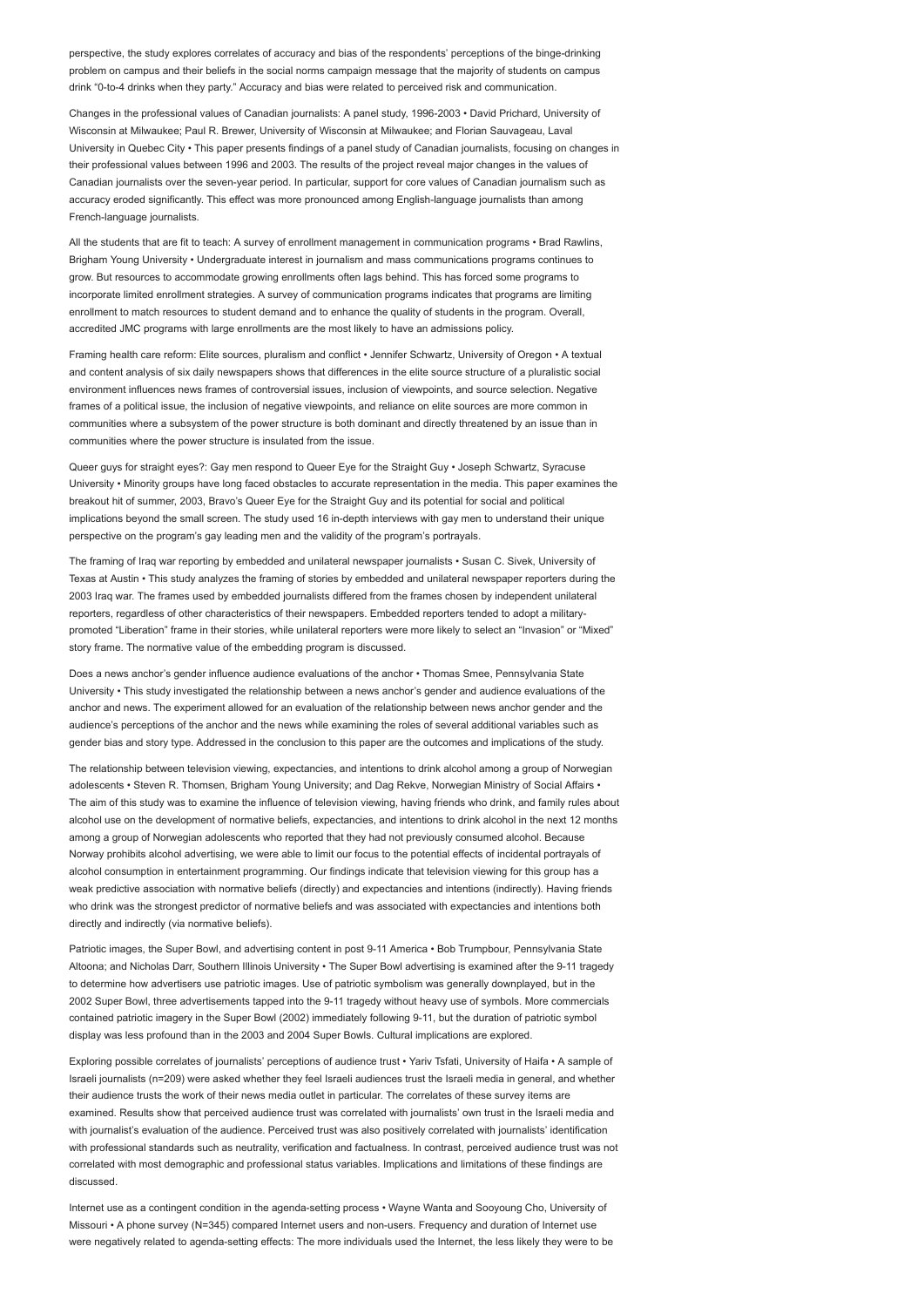perspective, the study explores correlates of accuracy and bias of the respondents' perceptions of the binge-drinking problem on campus and their beliefs in the social norms campaign message that the majority of students on campus drink "0-to-4 drinks when they party." Accuracy and bias were related to perceived risk and communication.

Changes in the professional values of Canadian journalists: A panel study, 1996-2003 • David Prichard, University of Wisconsin at Milwaukee; Paul R. Brewer, University of Wisconsin at Milwaukee; and Florian Sauvageau, Laval University in Quebec City • This paper presents findings of a panel study of Canadian journalists, focusing on changes in their professional values between 1996 and 2003. The results of the project reveal major changes in the values of Canadian journalists over the seven-year period. In particular, support for core values of Canadian journalism such as accuracy eroded significantly. This effect was more pronounced among English-language journalists than among French-language journalists.

All the students that are fit to teach: A survey of enrollment management in communication programs • Brad Rawlins, Brigham Young University • Undergraduate interest in journalism and mass communications programs continues to grow. But resources to accommodate growing enrollments often lags behind. This has forced some programs to incorporate limited enrollment strategies. A survey of communication programs indicates that programs are limiting enrollment to match resources to student demand and to enhance the quality of students in the program. Overall, accredited JMC programs with large enrollments are the most likely to have an admissions policy.

Framing health care reform: Elite sources, pluralism and conflict • Jennifer Schwartz, University of Oregon • A textual and content analysis of six daily newspapers shows that differences in the elite source structure of a pluralistic social environment influences news frames of controversial issues, inclusion of viewpoints, and source selection. Negative frames of a political issue, the inclusion of negative viewpoints, and reliance on elite sources are more common in communities where a subsystem of the power structure is both dominant and directly threatened by an issue than in communities where the power structure is insulated from the issue.

Queer guys for straight eyes?: Gay men respond to Queer Eye for the Straight Guy • Joseph Schwartz, Syracuse University • Minority groups have long faced obstacles to accurate representation in the media. This paper examines the breakout hit of summer, 2003, Bravo's Queer Eye for the Straight Guy and its potential for social and political implications beyond the small screen. The study used 16 in-depth interviews with gay men to understand their unique perspective on the program's gay leading men and the validity of the program's portrayals.

The framing of Iraq war reporting by embedded and unilateral newspaper journalists • Susan C. Sivek, University of Texas at Austin • This study analyzes the framing of stories by embedded and unilateral newspaper reporters during the 2003 Iraq war. The frames used by embedded journalists differed from the frames chosen by independent unilateral reporters, regardless of other characteristics of their newspapers. Embedded reporters tended to adopt a military-promoted "Liberation" frame in their stories, while unilateral reporters were more likely to select an "Invasion" or "Mixed" story frame. The normative value of the embedding program is discussed.

Does a news anchor's gender influence audience evaluations of the anchor • Thomas Smee, Pennsylvania State University • This study investigated the relationship between a news anchor's gender and audience evaluations of the anchor and news. The experiment allowed for an evaluation of the relationship between news anchor gender and the audience's perceptions of the anchor and the news while examining the roles of several additional variables such as gender bias and story type. Addressed in the conclusion to this paper are the outcomes and implications of the study.

The relationship between television viewing, expectancies, and intentions to drink alcohol among a group of Norwegian adolescents • Steven R. Thomsen, Brigham Young University; and Dag Rekve, Norwegian Ministry of Social Affairs • The aim of this study was to examine the influence of television viewing, having friends who drink, and family rules about alcohol use on the development of normative beliefs, expectancies, and intentions to drink alcohol in the next 12 months among a group of Norwegian adolescents who reported that they had not previously consumed alcohol. Because Norway prohibits alcohol advertising, we were able to limit our focus to the potential effects of incidental portrayals of alcohol consumption in entertainment programming. Our findings indicate that television viewing for this group has a weak predictive association with normative beliefs (directly) and expectancies and intentions (indirectly). Having friends who drink was the strongest predictor of normative beliefs and was associated with expectancies and intentions both directly and indirectly (via normative beliefs).

Patriotic images, the Super Bowl, and advertising content in post 9-11 America • Bob Trumpbour, Pennsylvania State Altoona; and Nicholas Darr, Southern Illinois University • The Super Bowl advertising is examined after the 9-11 tragedy to determine how advertisers use patriotic images. Use of patriotic symbolism was generally downplayed, but in the 2002 Super Bowl, three advertisements tapped into the 9-11 tragedy without heavy use of symbols. More commercials contained patriotic imagery in the Super Bowl (2002) immediately following 9-11, but the duration of patriotic symbol display was less profound than in the 2003 and 2004 Super Bowls. Cultural implications are explored.

Exploring possible correlates of journalists' perceptions of audience trust • Yariv Tsfati, University of Haifa • A sample of Israeli journalists (n=209) were asked whether they feel Israeli audiences trust the Israeli media in general, and whether their audience trusts the work of their news media outlet in particular. The correlates of these survey items are examined. Results show that perceived audience trust was correlated with journalists' own trust in the Israeli media and with journalist's evaluation of the audience. Perceived trust was also positively correlated with journalists' identification with professional standards such as neutrality, verification and factualness. In contrast, perceived audience trust was not correlated with most demographic and professional status variables. Implications and limitations of these findings are discussed.

Internet use as a contingent condition in the agenda-setting process • Wayne Wanta and Sooyoung Cho, University of Missouri • A phone survey (N=345) compared Internet users and non-users. Frequency and duration of Internet use were negatively related to agenda-setting effects: The more individuals used the Internet, the less likely they were to be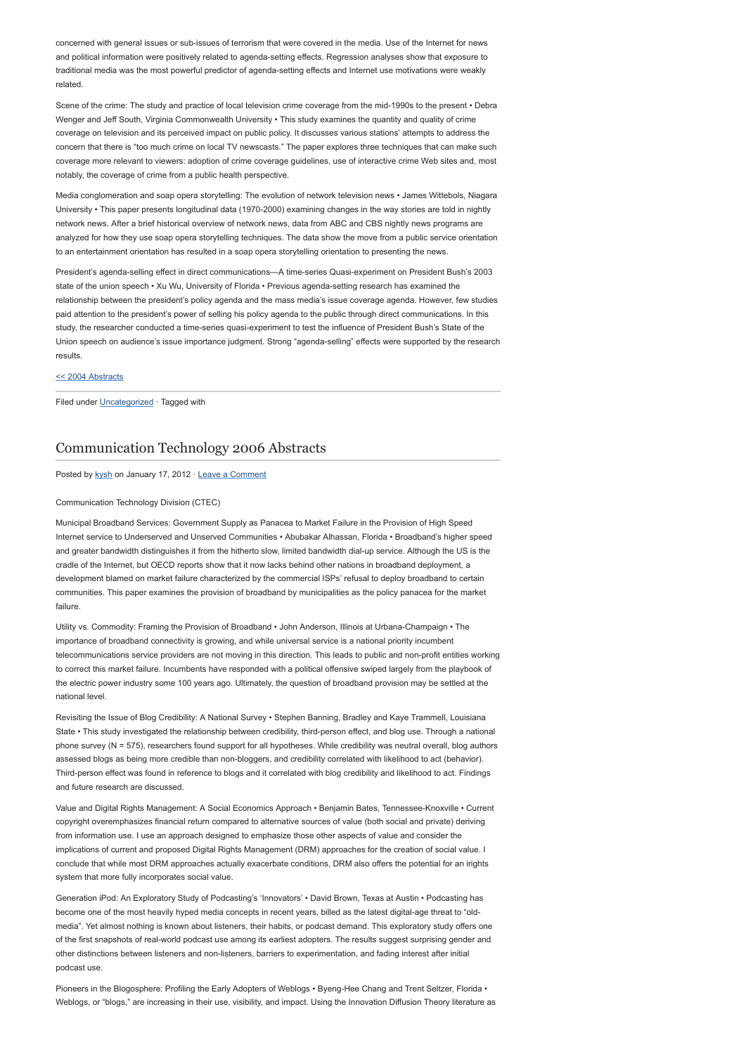concerned with general issues or sub-issues of terrorism that were covered in the media. Use of the Internet for news and political information were positively related to agenda-setting effects. Regression analyses show that exposure to traditional media was the most powerful predictor of agenda-setting effects and Internet use motivations were weakly related.

Scene of the crime: The study and practice of local television crime coverage from the mid-1990s to the present • Debra Wenger and Jeff South, Virginia Commonwealth University • This study examines the quantity and quality of crime coverage on television and its perceived impact on public policy. It discusses various stations' attempts to address the concern that there is "too much crime on local TV newscasts." The paper explores three techniques that can make such coverage more relevant to viewers: adoption of crime coverage guidelines, use of interactive crime Web sites and, most notably, the coverage of crime from a public health perspective.

Media conglomeration and soap opera storytelling: The evolution of network television news • James Wittebols, Niagara University • This paper presents longitudinal data (1970-2000) examining changes in the way stories are told in nightly network news. After a brief historical overview of network news, data from ABC and CBS nightly news programs are analyzed for how they use soap opera storytelling techniques. The data show the move from a public service orientation to an entertainment orientation has resulted in a soap opera storytelling orientation to presenting the news.

President's agenda-selling effect in direct communications—A time-series Quasi-experiment on President Bush's 2003 state of the union speech • Xu Wu, University of Florida • Previous agenda-setting research has examined the relationship between the president's policy agenda and the mass media's issue coverage agenda. However, few studies paid attention to the president's power of selling his policy agenda to the public through direct communications. In this study, the researcher conducted a time-series quasi-experiment to test the influence of President Bush's State of the Union speech on audience's issue importance judgment. Strong "agenda-selling" effects were supported by the research results.

<< 2004 Abstracts

Filed under Uncategorized · Tagged with

## Communication Technology 2006 Abstracts

Posted by kysh on January 17, 2012 · Leave a Comment

Communication Technology Division (CTEC)

Municipal Broadband Services: Government Supply as Panacea to Market Failure in the Provision of High Speed Internet service to Underserved and Unserved Communities • Abubakar Alhassan, Florida • Broadband's higher speed and greater bandwidth distinguishes it from the hitherto slow, limited bandwidth dial-up service. Although the US is the cradle of the Internet, but OECD reports show that it now lacks behind other nations in broadband deployment, a development blamed on market failure characterized by the commercial ISPs' refusal to deploy broadband to certain communities. This paper examines the provision of broadband by municipalities as the policy panacea for the market failure.

Utility vs. Commodity: Framing the Provision of Broadband • John Anderson, Illinois at Urbana-Champaign • The importance of broadband connectivity is growing, and while universal service is a national priority incumbent telecommunications service providers are not moving in this direction. This leads to public and non-profit entities working to correct this market failure. Incumbents have responded with a political offensive swiped largely from the playbook of the electric power industry some 100 years ago. Ultimately, the question of broadband provision may be settled at the national level.

Revisiting the Issue of Blog Credibility: A National Survey • Stephen Banning, Bradley and Kaye Trammell, Louisiana State • This study investigated the relationship between credibility, third-person effect, and blog use. Through a national phone survey (N = 575), researchers found support for all hypotheses. While credibility was neutral overall, blog authors assessed blogs as being more credible than non-bloggers, and credibility correlated with likelihood to act (behavior). Third-person effect was found in reference to blogs and it correlated with blog credibility and likelihood to act. Findings and future research are discussed.

Value and Digital Rights Management: A Social Economics Approach • Benjamin Bates, Tennessee-Knoxville • Current copyright overemphasizes financial return compared to alternative sources of value (both social and private) deriving from information use. I use an approach designed to emphasize those other aspects of value and consider the implications of current and proposed Digital Rights Management (DRM) approaches for the creation of social value. I conclude that while most DRM approaches actually exacerbate conditions, DRM also offers the potential for an irights system that more fully incorporates social value.

Generation iPod: An Exploratory Study of Podcasting's 'Innovators' • David Brown, Texas at Austin • Podcasting has become one of the most heavily hyped media concepts in recent years, billed as the latest digital-age threat to "old-media". Yet almost nothing is known about listeners, their habits, or podcast demand. This exploratory study offers one of the first snapshots of real-world podcast use among its earliest adopters. The results suggest surprising gender and other distinctions between listeners and non-listeners, barriers to experimentation, and fading interest after initial podcast use.

Pioneers in the Blogosphere: Profiling the Early Adopters of Weblogs • Byeng-Hee Chang and Trent Seltzer, Florida • Weblogs, or "blogs," are increasing in their use, visibility, and impact. Using the Innovation Diffusion Theory literature as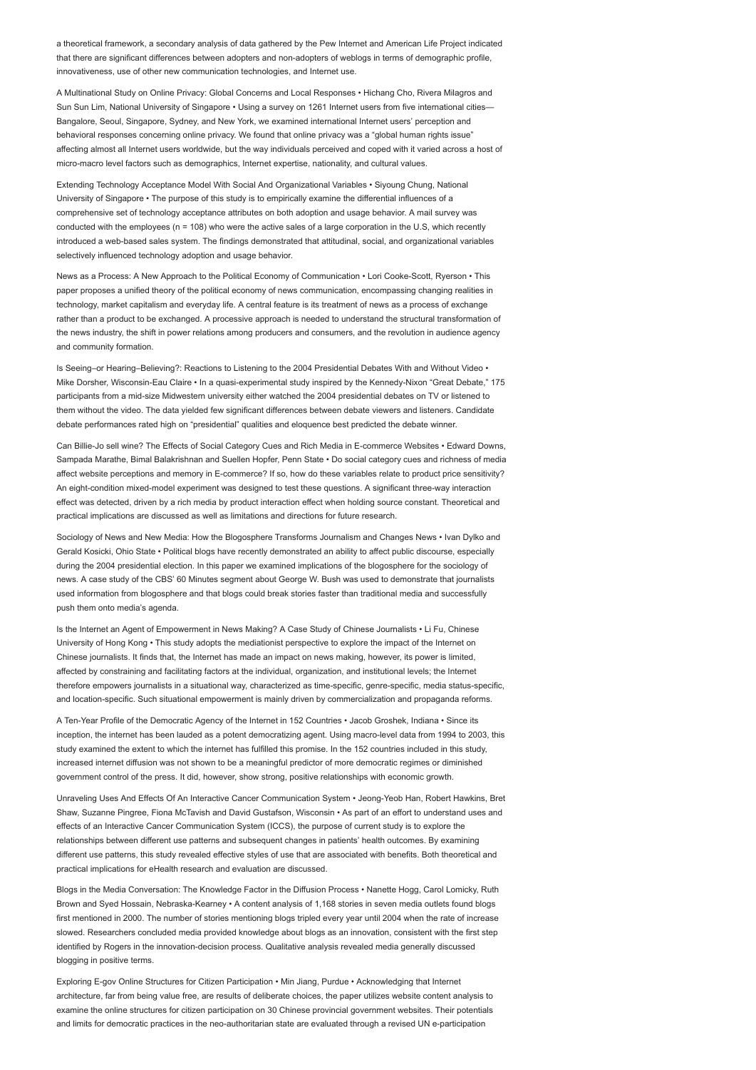a theoretical framework, a secondary analysis of data gathered by the Pew Internet and American Life Project indicated that there are significant differences between adopters and non-adopters of weblogs in terms of demographic profile, innovativeness, use of other new communication technologies, and Internet use.

A Multinational Study on Online Privacy: Global Concerns and Local Responses • Hichang Cho, Rivera Milagros and Sun Sun Lim, National University of Singapore • Using a survey on 1261 Internet users from five international cities—Bangalore, Seoul, Singapore, Sydney, and New York, we examined international Internet users' perception and behavioral responses concerning online privacy. We found that online privacy was a "global human rights issue" affecting almost all Internet users worldwide, but the way individuals perceived and coped with it varied across a host of micro-macro level factors such as demographics, Internet expertise, nationality, and cultural values.

Extending Technology Acceptance Model With Social And Organizational Variables • Siyoung Chung, National University of Singapore • The purpose of this study is to empirically examine the differential influences of a comprehensive set of technology acceptance attributes on both adoption and usage behavior. A mail survey was conducted with the employees (n = 108) who were the active sales of a large corporation in the U.S, which recently introduced a web-based sales system. The findings demonstrated that attitudinal, social, and organizational variables selectively influenced technology adoption and usage behavior.

News as a Process: A New Approach to the Political Economy of Communication • Lori Cooke-Scott, Ryerson • This paper proposes a unified theory of the political economy of news communication, encompassing changing realities in technology, market capitalism and everyday life. A central feature is its treatment of news as a process of exchange rather than a product to be exchanged. A processive approach is needed to understand the structural transformation of the news industry, the shift in power relations among producers and consumers, and the revolution in audience agency and community formation.

Is Seeing–or Hearing–Believing?: Reactions to Listening to the 2004 Presidential Debates With and Without Video • Mike Dorsher, Wisconsin-Eau Claire • In a quasi-experimental study inspired by the Kennedy-Nixon "Great Debate," 175 participants from a mid-size Midwestern university either watched the 2004 presidential debates on TV or listened to them without the video. The data yielded few significant differences between debate viewers and listeners. Candidate debate performances rated high on "presidential" qualities and eloquence best predicted the debate winner.

Can Billie-Jo sell wine? The Effects of Social Category Cues and Rich Media in E-commerce Websites • Edward Downs, Sampada Marathe, Bimal Balakrishnan and Suellen Hopfer, Penn State • Do social category cues and richness of media affect website perceptions and memory in E-commerce? If so, how do these variables relate to product price sensitivity? An eight-condition mixed-model experiment was designed to test these questions. A significant three-way interaction effect was detected, driven by a rich media by product interaction effect when holding source constant. Theoretical and practical implications are discussed as well as limitations and directions for future research.

Sociology of News and New Media: How the Blogosphere Transforms Journalism and Changes News • Ivan Dylko and Gerald Kosicki, Ohio State • Political blogs have recently demonstrated an ability to affect public discourse, especially during the 2004 presidential election. In this paper we examined implications of the blogosphere for the sociology of news. A case study of the CBS' 60 Minutes segment about George W. Bush was used to demonstrate that journalists used information from blogosphere and that blogs could break stories faster than traditional media and successfully push them onto media's agenda.

Is the Internet an Agent of Empowerment in News Making? A Case Study of Chinese Journalists • Li Fu, Chinese University of Hong Kong • This study adopts the mediationist perspective to explore the impact of the Internet on Chinese journalists. It finds that, the Internet has made an impact on news making, however, its power is limited, affected by constraining and facilitating factors at the individual, organization, and institutional levels; the Internet therefore empowers journalists in a situational way, characterized as time-specific, genre-specific, media status-specific, and location-specific. Such situational empowerment is mainly driven by commercialization and propaganda reforms.

A Ten-Year Profile of the Democratic Agency of the Internet in 152 Countries • Jacob Groshek, Indiana • Since its inception, the internet has been lauded as a potent democratizing agent. Using macro-level data from 1994 to 2003, this study examined the extent to which the internet has fulfilled this promise. In the 152 countries included in this study, increased internet diffusion was not shown to be a meaningful predictor of more democratic regimes or diminished government control of the press. It did, however, show strong, positive relationships with economic growth.

Unraveling Uses And Effects Of An Interactive Cancer Communication System • Jeong-Yeob Han, Robert Hawkins, Bret Shaw, Suzanne Pingree, Fiona McTavish and David Gustafson, Wisconsin • As part of an effort to understand uses and effects of an Interactive Cancer Communication System (ICCS), the purpose of current study is to explore the relationships between different use patterns and subsequent changes in patients' health outcomes. By examining different use patterns, this study revealed effective styles of use that are associated with benefits. Both theoretical and practical implications for eHealth research and evaluation are discussed.

Blogs in the Media Conversation: The Knowledge Factor in the Diffusion Process • Nanette Hogg, Carol Lomicky, Ruth Brown and Syed Hossain, Nebraska-Kearney • A content analysis of 1,168 stories in seven media outlets found blogs first mentioned in 2000. The number of stories mentioning blogs tripled every year until 2004 when the rate of increase slowed. Researchers concluded media provided knowledge about blogs as an innovation, consistent with the first step identified by Rogers in the innovation-decision process. Qualitative analysis revealed media generally discussed blogging in positive terms.

Exploring E-gov Online Structures for Citizen Participation • Min Jiang, Purdue • Acknowledging that Internet architecture, far from being value free, are results of deliberate choices, the paper utilizes website content analysis to examine the online structures for citizen participation on 30 Chinese provincial government websites. Their potentials and limits for democratic practices in the neo-authoritarian state are evaluated through a revised UN e-participation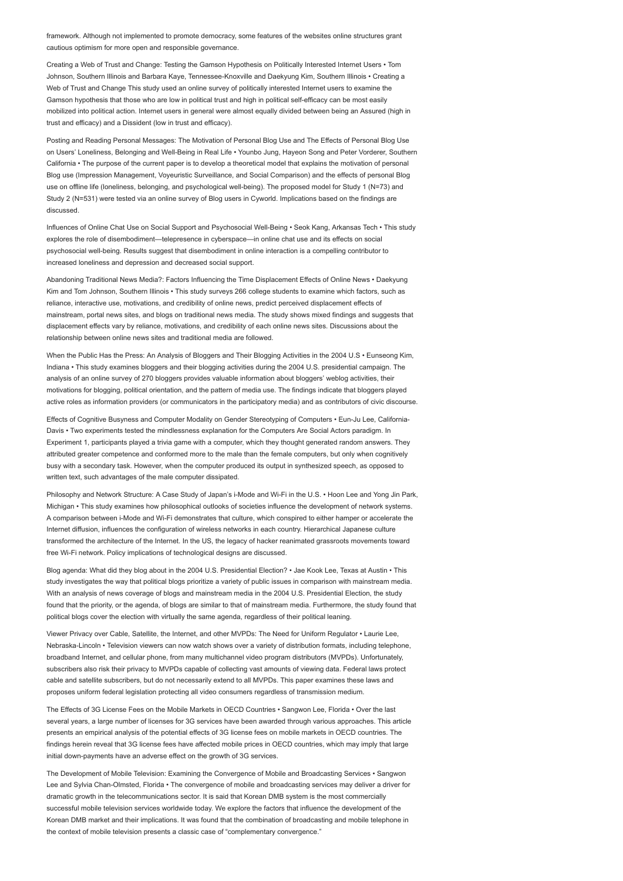framework. Although not implemented to promote democracy, some features of the websites online structures grant cautious optimism for more open and responsible governance.

Creating a Web of Trust and Change: Testing the Gamson Hypothesis on Politically Interested Internet Users • Tom Johnson, Southern Illinois and Barbara Kaye, Tennessee-Knoxville and Daekyung Kim, Southern Illinois • Creating a Web of Trust and Change This study used an online survey of politically interested Internet users to examine the Gamson hypothesis that those who are low in political trust and high in political self-efficacy can be most easily mobilized into political action. Internet users in general were almost equally divided between being an Assured (high in trust and efficacy) and a Dissident (low in trust and efficacy).

Posting and Reading Personal Messages: The Motivation of Personal Blog Use and The Effects of Personal Blog Use on Users' Loneliness, Belonging and Well-Being in Real Life • Younbo Jung, Hayeon Song and Peter Vorderer, Southern California • The purpose of the current paper is to develop a theoretical model that explains the motivation of personal Blog use (Impression Management, Voyeuristic Surveillance, and Social Comparison) and the effects of personal Blog use on offline life (loneliness, belonging, and psychological well-being). The proposed model for Study 1 (N=73) and Study 2 (N=531) were tested via an online survey of Blog users in Cyworld. Implications based on the findings are discussed.

Influences of Online Chat Use on Social Support and Psychosocial Well-Being • Seok Kang, Arkansas Tech • This study explores the role of disembodiment—telepresence in cyberspace—in online chat use and its effects on social psychosocial well-being. Results suggest that disembodiment in online interaction is a compelling contributor to increased loneliness and depression and decreased social support.

Abandoning Traditional News Media?: Factors Influencing the Time Displacement Effects of Online News • Daekyung Kim and Tom Johnson, Southern Illinois • This study surveys 266 college students to examine which factors, such as reliance, interactive use, motivations, and credibility of online news, predict perceived displacement effects of mainstream, portal news sites, and blogs on traditional news media. The study shows mixed findings and suggests that displacement effects vary by reliance, motivations, and credibility of each online news sites. Discussions about the relationship between online news sites and traditional media are followed.

When the Public Has the Press: An Analysis of Bloggers and Their Blogging Activities in the 2004 U.S • Eunseong Kim, Indiana • This study examines bloggers and their blogging activities during the 2004 U.S. presidential campaign. The analysis of an online survey of 270 bloggers provides valuable information about bloggers' weblog activities, their motivations for blogging, political orientation, and the pattern of media use. The findings indicate that bloggers played active roles as information providers (or communicators in the participatory media) and as contributors of civic discourse.

Effects of Cognitive Busyness and Computer Modality on Gender Stereotyping of Computers • Eun-Ju Lee, California-Davis • Two experiments tested the mindlessness explanation for the Computers Are Social Actors paradigm. In Experiment 1, participants played a trivia game with a computer, which they thought generated random answers. They attributed greater competence and conformed more to the male than the female computers, but only when cognitively busy with a secondary task. However, when the computer produced its output in synthesized speech, as opposed to written text, such advantages of the male computer dissipated.

Philosophy and Network Structure: A Case Study of Japan's i-Mode and Wi-Fi in the U.S. • Hoon Lee and Yong Jin Park, Michigan • This study examines how philosophical outlooks of societies influence the development of network systems. A comparison between i-Mode and Wi-Fi demonstrates that culture, which conspired to either hamper or accelerate the Internet diffusion, influences the configuration of wireless networks in each country. Hierarchical Japanese culture transformed the architecture of the Internet. In the US, the legacy of hacker reanimated grassroots movements toward free Wi-Fi network. Policy implications of technological designs are discussed.

Blog agenda: What did they blog about in the 2004 U.S. Presidential Election? • Jae Kook Lee, Texas at Austin • This study investigates the way that political blogs prioritize a variety of public issues in comparison with mainstream media. With an analysis of news coverage of blogs and mainstream media in the 2004 U.S. Presidential Election, the study found that the priority, or the agenda, of blogs are similar to that of mainstream media. Furthermore, the study found that political blogs cover the election with virtually the same agenda, regardless of their political leaning.

Viewer Privacy over Cable, Satellite, the Internet, and other MVPDs: The Need for Uniform Regulator • Laurie Lee, Nebraska-Lincoln • Television viewers can now watch shows over a variety of distribution formats, including telephone, broadband Internet, and cellular phone, from many multichannel video program distributors (MVPDs). Unfortunately, subscribers also risk their privacy to MVPDs capable of collecting vast amounts of viewing data. Federal laws protect cable and satellite subscribers, but do not necessarily extend to all MVPDs. This paper examines these laws and proposes uniform federal legislation protecting all video consumers regardless of transmission medium.

The Effects of 3G License Fees on the Mobile Markets in OECD Countries • Sangwon Lee, Florida • Over the last several years, a large number of licenses for 3G services have been awarded through various approaches. This article presents an empirical analysis of the potential effects of 3G license fees on mobile markets in OECD countries. The findings herein reveal that 3G license fees have affected mobile prices in OECD countries, which may imply that large initial down-payments have an adverse effect on the growth of 3G services.

The Development of Mobile Television: Examining the Convergence of Mobile and Broadcasting Services • Sangwon Lee and Sylvia Chan-Olmsted, Florida • The convergence of mobile and broadcasting services may deliver a driver for dramatic growth in the telecommunications sector. It is said that Korean DMB system is the most commercially successful mobile television services worldwide today. We explore the factors that influence the development of the Korean DMB market and their implications. It was found that the combination of broadcasting and mobile telephone in the context of mobile television presents a classic case of "complementary convergence."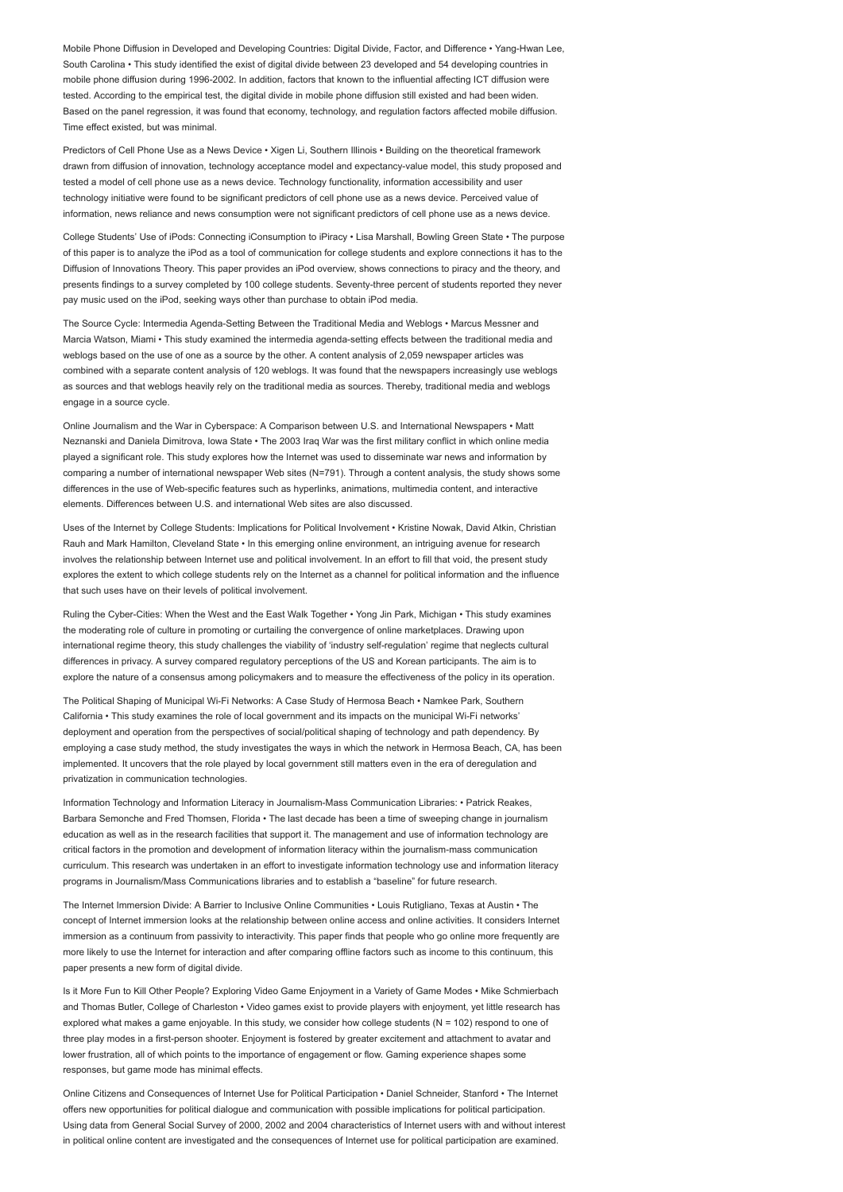Mobile Phone Diffusion in Developed and Developing Countries: Digital Divide, Factor, and Difference • Yang-Hwan Lee, South Carolina • This study identified the exist of digital divide between 23 developed and 54 developing countries in mobile phone diffusion during 1996-2002. In addition, factors that known to the influential affecting ICT diffusion were tested. According to the empirical test, the digital divide in mobile phone diffusion still existed and had been widen. Based on the panel regression, it was found that economy, technology, and regulation factors affected mobile diffusion. Time effect existed, but was minimal.

Predictors of Cell Phone Use as a News Device • Xigen Li, Southern Illinois • Building on the theoretical framework drawn from diffusion of innovation, technology acceptance model and expectancy-value model, this study proposed and tested a model of cell phone use as a news device. Technology functionality, information accessibility and user technology initiative were found to be significant predictors of cell phone use as a news device. Perceived value of information, news reliance and news consumption were not significant predictors of cell phone use as a news device.

College Students' Use of iPods: Connecting iConsumption to iPiracy • Lisa Marshall, Bowling Green State • The purpose of this paper is to analyze the iPod as a tool of communication for college students and explore connections it has to the Diffusion of Innovations Theory. This paper provides an iPod overview, shows connections to piracy and the theory, and presents findings to a survey completed by 100 college students. Seventy-three percent of students reported they never pay music used on the iPod, seeking ways other than purchase to obtain iPod media.

The Source Cycle: Intermedia Agenda-Setting Between the Traditional Media and Weblogs • Marcus Messner and Marcia Watson, Miami • This study examined the intermedia agenda-setting effects between the traditional media and weblogs based on the use of one as a source by the other. A content analysis of 2,059 newspaper articles was combined with a separate content analysis of 120 weblogs. It was found that the newspapers increasingly use weblogs as sources and that weblogs heavily rely on the traditional media as sources. Thereby, traditional media and weblogs engage in a source cycle.

Online Journalism and the War in Cyberspace: A Comparison between U.S. and International Newspapers • Matt Neznanski and Daniela Dimitrova, Iowa State • The 2003 Iraq War was the first military conflict in which online media played a significant role. This study explores how the Internet was used to disseminate war news and information by comparing a number of international newspaper Web sites (N=791). Through a content analysis, the study shows some differences in the use of Web-specific features such as hyperlinks, animations, multimedia content, and interactive elements. Differences between U.S. and international Web sites are also discussed.

Uses of the Internet by College Students: Implications for Political Involvement • Kristine Nowak, David Atkin, Christian Rauh and Mark Hamilton, Cleveland State • In this emerging online environment, an intriguing avenue for research involves the relationship between Internet use and political involvement. In an effort to fill that void, the present study explores the extent to which college students rely on the Internet as a channel for political information and the influence that such uses have on their levels of political involvement.

Ruling the Cyber-Cities: When the West and the East Walk Together • Yong Jin Park, Michigan • This study examines the moderating role of culture in promoting or curtailing the convergence of online marketplaces. Drawing upon international regime theory, this study challenges the viability of 'industry self-regulation' regime that neglects cultural differences in privacy. A survey compared regulatory perceptions of the US and Korean participants. The aim is to explore the nature of a consensus among policymakers and to measure the effectiveness of the policy in its operation.

The Political Shaping of Municipal Wi-Fi Networks: A Case Study of Hermosa Beach • Namkee Park, Southern California • This study examines the role of local government and its impacts on the municipal Wi-Fi networks' deployment and operation from the perspectives of social/political shaping of technology and path dependency. By employing a case study method, the study investigates the ways in which the network in Hermosa Beach, CA, has been implemented. It uncovers that the role played by local government still matters even in the era of deregulation and privatization in communication technologies.

Information Technology and Information Literacy in Journalism-Mass Communication Libraries: • Patrick Reakes, Barbara Semonche and Fred Thomsen, Florida • The last decade has been a time of sweeping change in journalism education as well as in the research facilities that support it. The management and use of information technology are critical factors in the promotion and development of information literacy within the journalism-mass communication curriculum. This research was undertaken in an effort to investigate information technology use and information literacy programs in Journalism/Mass Communications libraries and to establish a "baseline" for future research.

The Internet Immersion Divide: A Barrier to Inclusive Online Communities • Louis Rutigliano, Texas at Austin • The concept of Internet immersion looks at the relationship between online access and online activities. It considers Internet immersion as a continuum from passivity to interactivity. This paper finds that people who go online more frequently are more likely to use the Internet for interaction and after comparing offline factors such as income to this continuum, this paper presents a new form of digital divide.

Is it More Fun to Kill Other People? Exploring Video Game Enjoyment in a Variety of Game Modes • Mike Schmierbach and Thomas Butler, College of Charleston • Video games exist to provide players with enjoyment, yet little research has explored what makes a game enjoyable. In this study, we consider how college students (N = 102) respond to one of three play modes in a first-person shooter. Enjoyment is fostered by greater excitement and attachment to avatar and lower frustration, all of which points to the importance of engagement or flow. Gaming experience shapes some responses, but game mode has minimal effects.

Online Citizens and Consequences of Internet Use for Political Participation • Daniel Schneider, Stanford • The Internet offers new opportunities for political dialogue and communication with possible implications for political participation. Using data from General Social Survey of 2000, 2002 and 2004 characteristics of Internet users with and without interest in political online content are investigated and the consequences of Internet use for political participation are examined.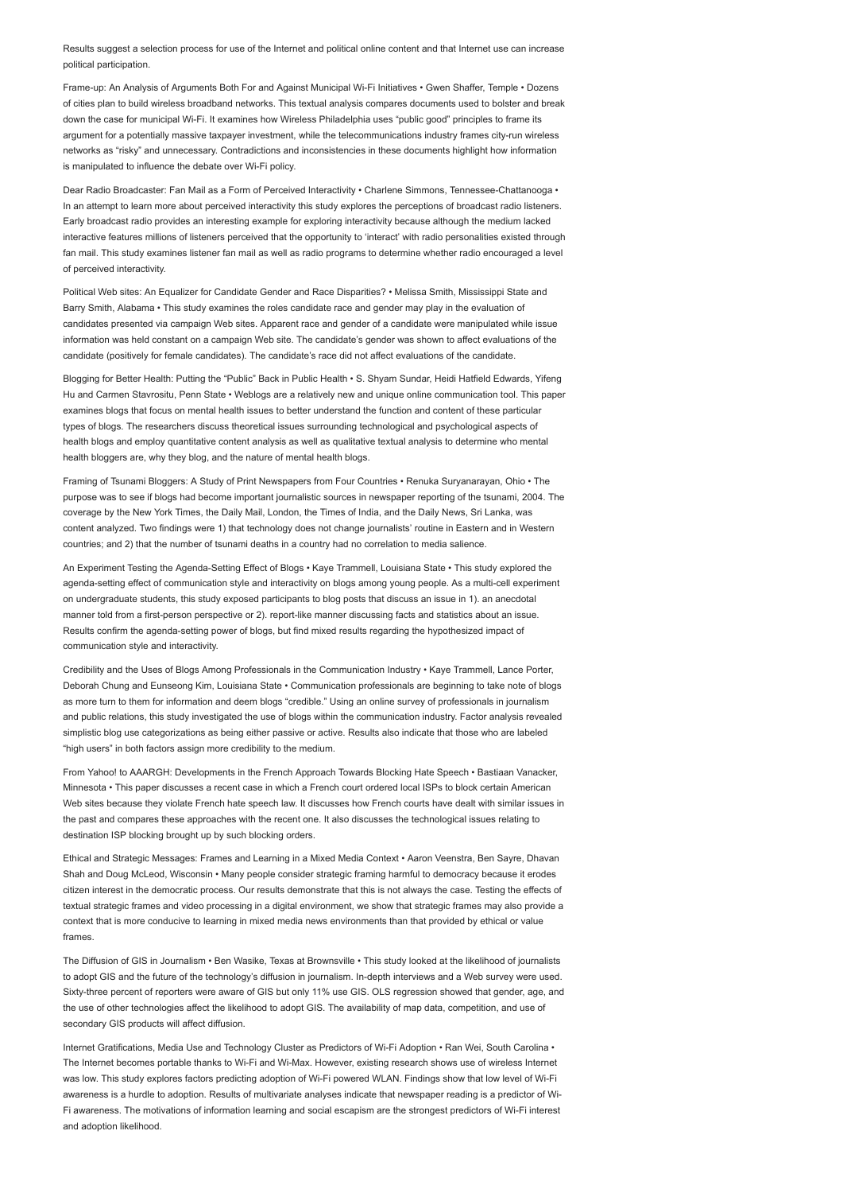Results suggest a selection process for use of the Internet and political online content and that Internet use can increase political participation.

Frame-up: An Analysis of Arguments Both For and Against Municipal Wi-Fi Initiatives • Gwen Shaffer, Temple • Dozens of cities plan to build wireless broadband networks. This textual analysis compares documents used to bolster and break down the case for municipal Wi-Fi. It examines how Wireless Philadelphia uses "public good" principles to frame its argument for a potentially massive taxpayer investment, while the telecommunications industry frames city-run wireless networks as "risky" and unnecessary. Contradictions and inconsistencies in these documents highlight how information is manipulated to influence the debate over Wi-Fi policy.

Dear Radio Broadcaster: Fan Mail as a Form of Perceived Interactivity • Charlene Simmons, Tennessee-Chattanooga • In an attempt to learn more about perceived interactivity this study explores the perceptions of broadcast radio listeners. Early broadcast radio provides an interesting example for exploring interactivity because although the medium lacked interactive features millions of listeners perceived that the opportunity to 'interact' with radio personalities existed through fan mail. This study examines listener fan mail as well as radio programs to determine whether radio encouraged a level of perceived interactivity.

Political Web sites: An Equalizer for Candidate Gender and Race Disparities? • Melissa Smith, Mississippi State and Barry Smith, Alabama • This study examines the roles candidate race and gender may play in the evaluation of candidates presented via campaign Web sites. Apparent race and gender of a candidate were manipulated while issue information was held constant on a campaign Web site. The candidate's gender was shown to affect evaluations of the candidate (positively for female candidates). The candidate's race did not affect evaluations of the candidate.

Blogging for Better Health: Putting the "Public" Back in Public Health • S. Shyam Sundar, Heidi Hatfield Edwards, Yifeng Hu and Carmen Stavrositu, Penn State • Weblogs are a relatively new and unique online communication tool. This paper examines blogs that focus on mental health issues to better understand the function and content of these particular types of blogs. The researchers discuss theoretical issues surrounding technological and psychological aspects of health blogs and employ quantitative content analysis as well as qualitative textual analysis to determine who mental health bloggers are, why they blog, and the nature of mental health blogs.

Framing of Tsunami Bloggers: A Study of Print Newspapers from Four Countries • Renuka Suryanarayan, Ohio • The purpose was to see if blogs had become important journalistic sources in newspaper reporting of the tsunami, 2004. The coverage by the New York Times, the Daily Mail, London, the Times of India, and the Daily News, Sri Lanka, was content analyzed. Two findings were 1) that technology does not change journalists' routine in Eastern and in Western countries; and 2) that the number of tsunami deaths in a country had no correlation to media salience.

An Experiment Testing the Agenda-Setting Effect of Blogs • Kaye Trammell, Louisiana State • This study explored the agenda-setting effect of communication style and interactivity on blogs among young people. As a multi-cell experiment on undergraduate students, this study exposed participants to blog posts that discuss an issue in 1). an anecdotal manner told from a first-person perspective or 2). report-like manner discussing facts and statistics about an issue. Results confirm the agenda-setting power of blogs, but find mixed results regarding the hypothesized impact of communication style and interactivity.

Credibility and the Uses of Blogs Among Professionals in the Communication Industry • Kaye Trammell, Lance Porter, Deborah Chung and Eunseong Kim, Louisiana State • Communication professionals are beginning to take note of blogs as more turn to them for information and deem blogs "credible." Using an online survey of professionals in journalism and public relations, this study investigated the use of blogs within the communication industry. Factor analysis revealed simplistic blog use categorizations as being either passive or active. Results also indicate that those who are labeled "high users" in both factors assign more credibility to the medium.

From Yahoo! to AAARGH: Developments in the French Approach Towards Blocking Hate Speech • Bastiaan Vanacker, Minnesota • This paper discusses a recent case in which a French court ordered local ISPs to block certain American Web sites because they violate French hate speech law. It discusses how French courts have dealt with similar issues in the past and compares these approaches with the recent one. It also discusses the technological issues relating to destination ISP blocking brought up by such blocking orders.

Ethical and Strategic Messages: Frames and Learning in a Mixed Media Context • Aaron Veenstra, Ben Sayre, Dhavan Shah and Doug McLeod, Wisconsin • Many people consider strategic framing harmful to democracy because it erodes citizen interest in the democratic process. Our results demonstrate that this is not always the case. Testing the effects of textual strategic frames and video processing in a digital environment, we show that strategic frames may also provide a context that is more conducive to learning in mixed media news environments than that provided by ethical or value frames.

The Diffusion of GIS in Journalism • Ben Wasike, Texas at Brownsville • This study looked at the likelihood of journalists to adopt GIS and the future of the technology's diffusion in journalism. In-depth interviews and a Web survey were used. Sixty-three percent of reporters were aware of GIS but only 11% use GIS. OLS regression showed that gender, age, and the use of other technologies affect the likelihood to adopt GIS. The availability of map data, competition, and use of secondary GIS products will affect diffusion.

Internet Gratifications, Media Use and Technology Cluster as Predictors of Wi-Fi Adoption • Ran Wei, South Carolina • The Internet becomes portable thanks to Wi-Fi and Wi-Max. However, existing research shows use of wireless Internet was low. This study explores factors predicting adoption of Wi-Fi powered WLAN. Findings show that low level of Wi-Fi awareness is a hurdle to adoption. Results of multivariate analyses indicate that newspaper reading is a predictor of Wi-Fi awareness. The motivations of information learning and social escapism are the strongest predictors of Wi-Fi interest and adoption likelihood.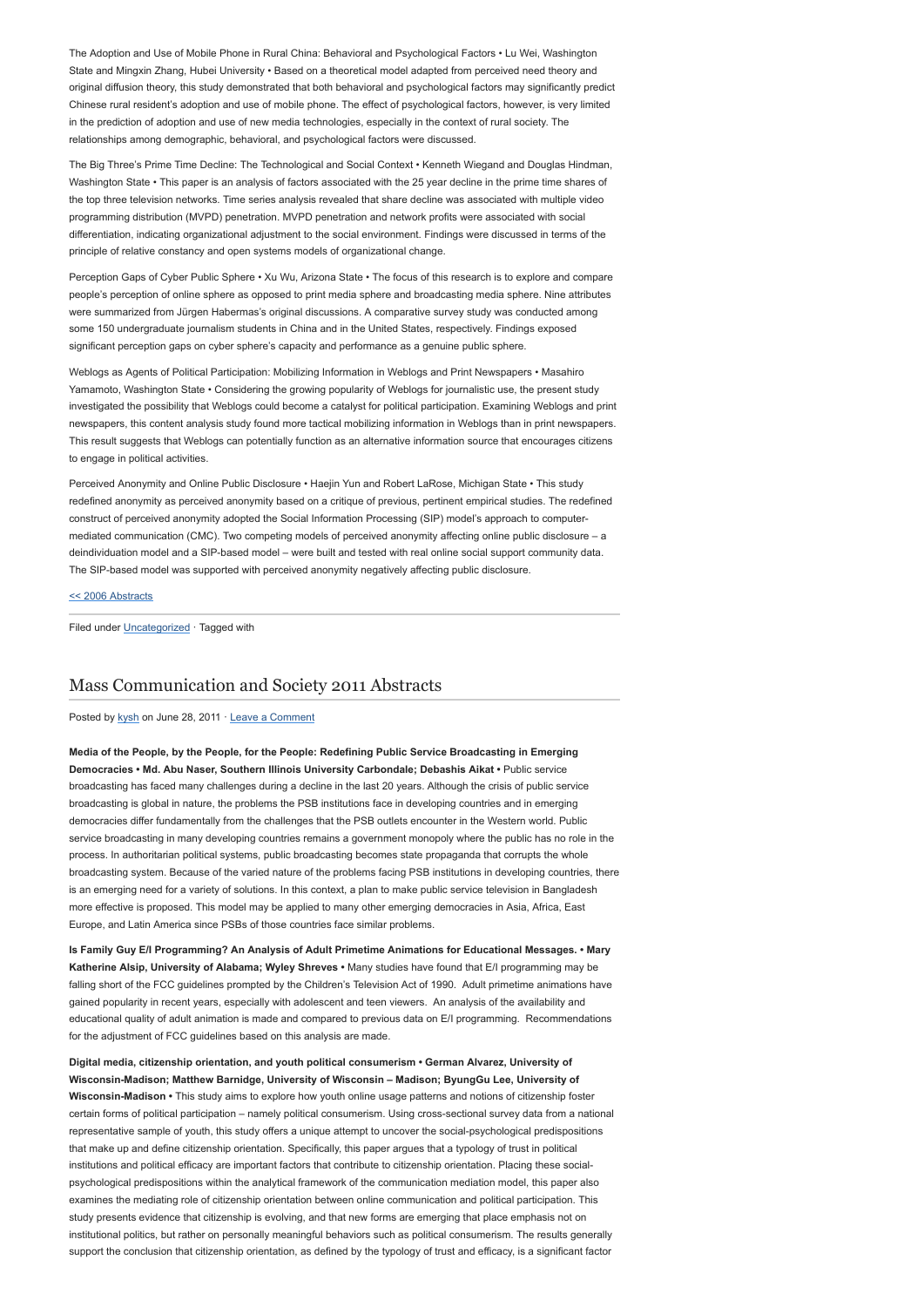The Adoption and Use of Mobile Phone in Rural China: Behavioral and Psychological Factors • Lu Wei, Washington State and Mingxin Zhang, Hubei University • Based on a theoretical model adapted from perceived need theory and original diffusion theory, this study demonstrated that both behavioral and psychological factors may significantly predict Chinese rural resident's adoption and use of mobile phone. The effect of psychological factors, however, is very limited in the prediction of adoption and use of new media technologies, especially in the context of rural society. The relationships among demographic, behavioral, and psychological factors were discussed.

The Big Three's Prime Time Decline: The Technological and Social Context • Kenneth Wiegand and Douglas Hindman, Washington State • This paper is an analysis of factors associated with the 25 year decline in the prime time shares of the top three television networks. Time series analysis revealed that share decline was associated with multiple video programming distribution (MVPD) penetration. MVPD penetration and network profits were associated with social differentiation, indicating organizational adjustment to the social environment. Findings were discussed in terms of the principle of relative constancy and open systems models of organizational change.

Perception Gaps of Cyber Public Sphere • Xu Wu, Arizona State • The focus of this research is to explore and compare people's perception of online sphere as opposed to print media sphere and broadcasting media sphere. Nine attributes were summarized from Jürgen Habermas's original discussions. A comparative survey study was conducted among some 150 undergraduate journalism students in China and in the United States, respectively. Findings exposed significant perception gaps on cyber sphere's capacity and performance as a genuine public sphere.

Weblogs as Agents of Political Participation: Mobilizing Information in Weblogs and Print Newspapers • Masahiro Yamamoto, Washington State • Considering the growing popularity of Weblogs for journalistic use, the present study investigated the possibility that Weblogs could become a catalyst for political participation. Examining Weblogs and print newspapers, this content analysis study found more tactical mobilizing information in Weblogs than in print newspapers. This result suggests that Weblogs can potentially function as an alternative information source that encourages citizens to engage in political activities.

Perceived Anonymity and Online Public Disclosure • Haejin Yun and Robert LaRose, Michigan State • This study redefined anonymity as perceived anonymity based on a critique of previous, pertinent empirical studies. The redefined construct of perceived anonymity adopted the Social Information Processing (SIP) model's approach to computer-mediated communication (CMC). Two competing models of perceived anonymity affecting online public disclosure – a deindividuation model and a SIP-based model – were built and tested with real online social support community data. The SIP-based model was supported with perceived anonymity negatively affecting public disclosure.

<< 2006 Abstracts

Filed under Uncategorized · Tagged with

## Mass Communication and Society 2011 Abstracts

Posted by kysh on June 28, 2011 · Leave a Comment

**Media of the People, by the People, for the People: Redefining Public Service Broadcasting in Emerging Democracies • Md. Abu Naser, Southern Illinois University Carbondale; Debashis Aikat •** Public service broadcasting has faced many challenges during a decline in the last 20 years. Although the crisis of public service broadcasting is global in nature, the problems the PSB institutions face in developing countries and in emerging democracies differ fundamentally from the challenges that the PSB outlets encounter in the Western world. Public service broadcasting in many developing countries remains a government monopoly where the public has no role in the process. In authoritarian political systems, public broadcasting becomes state propaganda that corrupts the whole broadcasting system. Because of the varied nature of the problems facing PSB institutions in developing countries, there is an emerging need for a variety of solutions. In this context, a plan to make public service television in Bangladesh more effective is proposed. This model may be applied to many other emerging democracies in Asia, Africa, East Europe, and Latin America since PSBs of those countries face similar problems.

**Is Family Guy E/I Programming? An Analysis of Adult Primetime Animations for Educational Messages. • Mary Katherine Alsip, University of Alabama; Wyley Shreves •** Many studies have found that E/I programming may be falling short of the FCC guidelines prompted by the Children's Television Act of 1990. Adult primetime animations have gained popularity in recent years, especially with adolescent and teen viewers. An analysis of the availability and educational quality of adult animation is made and compared to previous data on E/I programming. Recommendations for the adjustment of FCC guidelines based on this analysis are made.

**Digital media, citizenship orientation, and youth political consumerism • German Alvarez, University of Wisconsin-Madison; Matthew Barnidge, University of Wisconsin – Madison; ByungGu Lee, University of Wisconsin-Madison •** This study aims to explore how youth online usage patterns and notions of citizenship foster certain forms of political participation – namely political consumerism. Using cross-sectional survey data from a national representative sample of youth, this study offers a unique attempt to uncover the social-psychological predispositions that make up and define citizenship orientation. Specifically, this paper argues that a typology of trust in political institutions and political efficacy are important factors that contribute to citizenship orientation. Placing these social-psychological predispositions within the analytical framework of the communication mediation model, this paper also examines the mediating role of citizenship orientation between online communication and political participation. This study presents evidence that citizenship is evolving, and that new forms are emerging that place emphasis not on institutional politics, but rather on personally meaningful behaviors such as political consumerism. The results generally support the conclusion that citizenship orientation, as defined by the typology of trust and efficacy, is a significant factor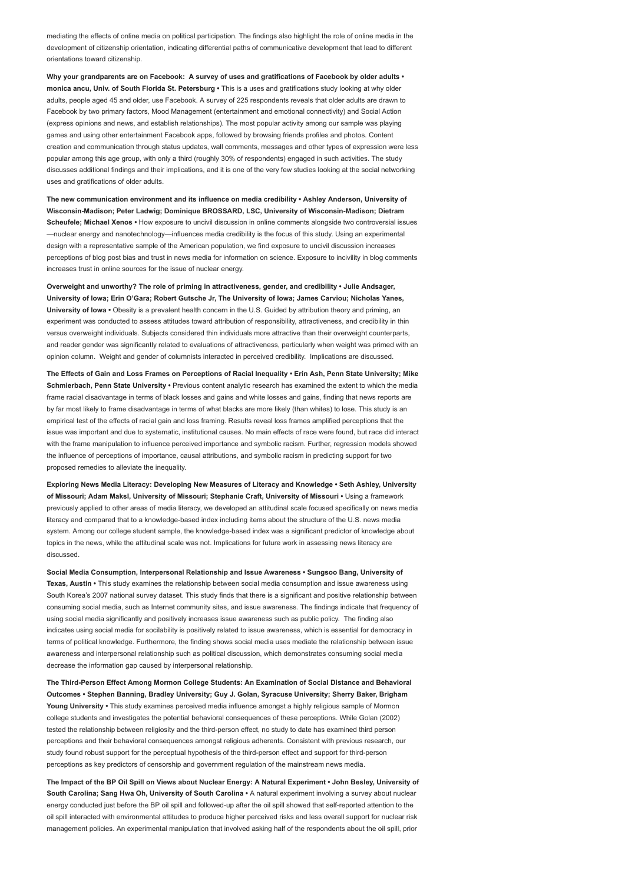mediating the effects of online media on political participation. The findings also highlight the role of online media in the development of citizenship orientation, indicating differential paths of communicative development that lead to different orientations toward citizenship.

**Why your grandparents are on Facebook: A survey of uses and gratifications of Facebook by older adults • monica ancu, Univ. of South Florida St. Petersburg •** This is a uses and gratifications study looking at why older adults, people aged 45 and older, use Facebook. A survey of 225 respondents reveals that older adults are drawn to Facebook by two primary factors, Mood Management (entertainment and emotional connectivity) and Social Action (express opinions and news, and establish relationships). The most popular activity among our sample was playing games and using other entertainment Facebook apps, followed by browsing friends profiles and photos. Content creation and communication through status updates, wall comments, messages and other types of expression were less popular among this age group, with only a third (roughly 30% of respondents) engaged in such activities. The study discusses additional findings and their implications, and it is one of the very few studies looking at the social networking uses and gratifications of older adults.

**The new communication environment and its influence on media credibility • Ashley Anderson, University of Wisconsin-Madison; Peter Ladwig; Dominique BROSSARD, LSC, University of Wisconsin-Madison; Dietram Scheufele; Michael Xenos •** How exposure to uncivil discussion in online comments alongside two controversial issues —nuclear energy and nanotechnology—influences media credibility is the focus of this study. Using an experimental design with a representative sample of the American population, we find exposure to uncivil discussion increases perceptions of blog post bias and trust in news media for information on science. Exposure to incivility in blog comments increases trust in online sources for the issue of nuclear energy.

**Overweight and unworthy? The role of priming in attractiveness, gender, and credibility • Julie Andsager, University of Iowa; Erin O'Gara; Robert Gutsche Jr, The University of Iowa; James Carviou; Nicholas Yanes, University of Iowa •** Obesity is a prevalent health concern in the U.S. Guided by attribution theory and priming, an experiment was conducted to assess attitudes toward attribution of responsibility, attractiveness, and credibility in thin versus overweight individuals. Subjects considered thin individuals more attractive than their overweight counterparts, and reader gender was significantly related to evaluations of attractiveness, particularly when weight was primed with an opinion column. Weight and gender of columnists interacted in perceived credibility. Implications are discussed.

**The Effects of Gain and Loss Frames on Perceptions of Racial Inequality • Erin Ash, Penn State University; Mike Schmierbach, Penn State University •** Previous content analytic research has examined the extent to which the media frame racial disadvantage in terms of black losses and gains and white losses and gains, finding that news reports are by far most likely to frame disadvantage in terms of what blacks are more likely (than whites) to lose. This study is an empirical test of the effects of racial gain and loss framing. Results reveal loss frames amplified perceptions that the issue was important and due to systematic, institutional causes. No main effects of race were found, but race did interact with the frame manipulation to influence perceived importance and symbolic racism. Further, regression models showed the influence of perceptions of importance, causal attributions, and symbolic racism in predicting support for two proposed remedies to alleviate the inequality.

**Exploring News Media Literacy: Developing New Measures of Literacy and Knowledge • Seth Ashley, University of Missouri; Adam Maksl, University of Missouri; Stephanie Craft, University of Missouri •** Using a framework previously applied to other areas of media literacy, we developed an attitudinal scale focused specifically on news media literacy and compared that to a knowledge-based index including items about the structure of the U.S. news media system. Among our college student sample, the knowledge-based index was a significant predictor of knowledge about topics in the news, while the attitudinal scale was not. Implications for future work in assessing news literacy are discussed.

**Social Media Consumption, Interpersonal Relationship and Issue Awareness • Sungsoo Bang, University of Texas, Austin •** This study examines the relationship between social media consumption and issue awareness using South Korea's 2007 national survey dataset. This study finds that there is a significant and positive relationship between consuming social media, such as Internet community sites, and issue awareness. The findings indicate that frequency of using social media significantly and positively increases issue awareness such as public policy. The finding also indicates using social media for sociability is positively related to issue awareness, which is essential for democracy in terms of political knowledge. Furthermore, the finding shows social media uses mediate the relationship between issue awareness and interpersonal relationship such as political discussion, which demonstrates consuming social media decrease the information gap caused by interpersonal relationship.

**The Third-Person Effect Among Mormon College Students: An Examination of Social Distance and Behavioral Outcomes • Stephen Banning, Bradley University; Guy J. Golan, Syracuse University; Sherry Baker, Brigham Young University •** This study examines perceived media influence amongst a highly religious sample of Mormon college students and investigates the potential behavioral consequences of these perceptions. While Golan (2002) tested the relationship between religiosity and the third-person effect, no study to date has examined third person perceptions and their behavioral consequences amongst religious adherents. Consistent with previous research, our study found robust support for the perceptual hypothesis of the third-person effect and support for third-person perceptions as key predictors of censorship and government regulation of the mainstream news media.

**The Impact of the BP Oil Spill on Views about Nuclear Energy: A Natural Experiment • John Besley, University of South Carolina; Sang Hwa Oh, University of South Carolina •** A natural experiment involving a survey about nuclear energy conducted just before the BP oil spill and followed-up after the oil spill showed that self-reported attention to the oil spill interacted with environmental attitudes to produce higher perceived risks and less overall support for nuclear risk management policies. An experimental manipulation that involved asking half of the respondents about the oil spill, prior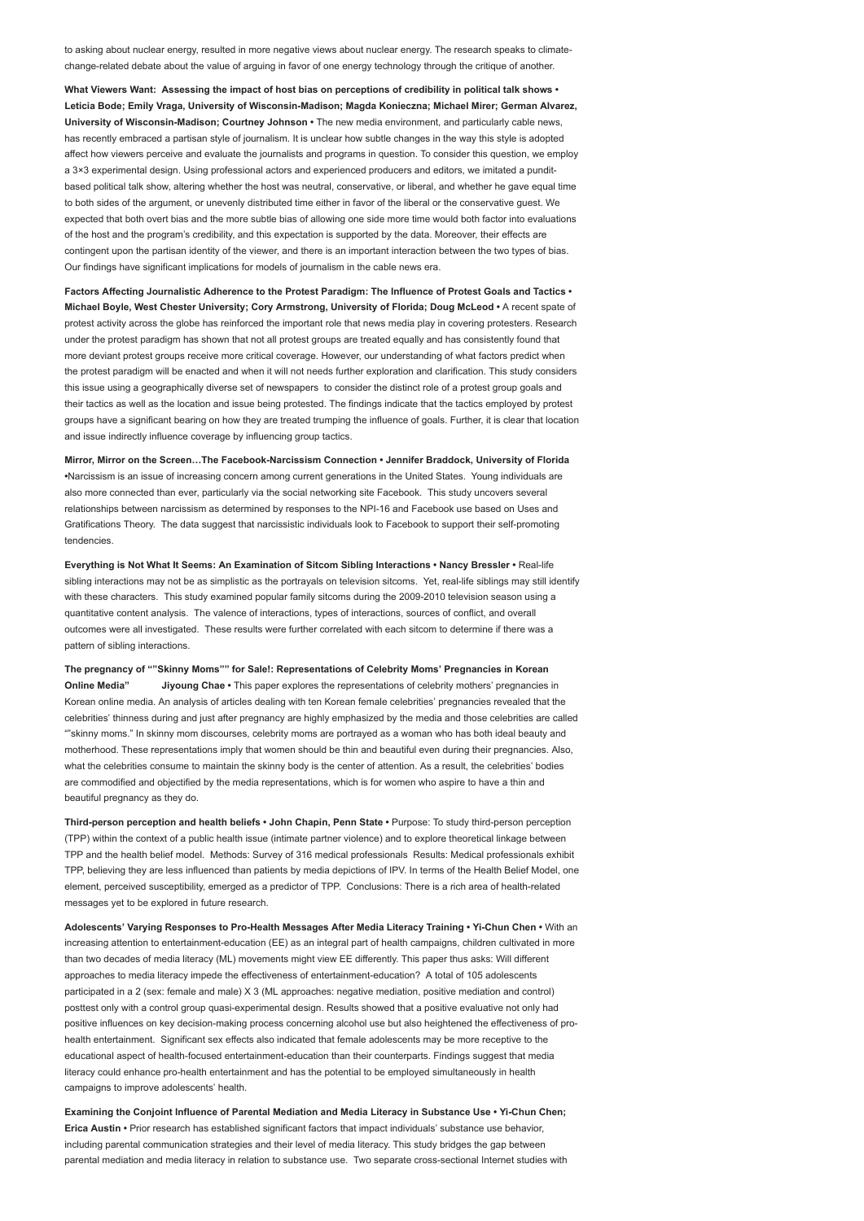to asking about nuclear energy, resulted in more negative views about nuclear energy. The research speaks to climate-change-related debate about the value of arguing in favor of one energy technology through the critique of another.

**What Viewers Want: Assessing the impact of host bias on perceptions of credibility in political talk shows • Leticia Bode; Emily Vraga, University of Wisconsin-Madison; Magda Konieczna; Michael Mirer; German Alvarez, University of Wisconsin-Madison; Courtney Johnson •** The new media environment, and particularly cable news, has recently embraced a partisan style of journalism. It is unclear how subtle changes in the way this style is adopted affect how viewers perceive and evaluate the journalists and programs in question. To consider this question, we employ a 3×3 experimental design. Using professional actors and experienced producers and editors, we imitated a pundit-based political talk show, altering whether the host was neutral, conservative, or liberal, and whether he gave equal time to both sides of the argument, or unevenly distributed time either in favor of the liberal or the conservative guest. We expected that both overt bias and the more subtle bias of allowing one side more time would both factor into evaluations of the host and the program's credibility, and this expectation is supported by the data. Moreover, their effects are contingent upon the partisan identity of the viewer, and there is an important interaction between the two types of bias. Our findings have significant implications for models of journalism in the cable news era.

**Factors Affecting Journalistic Adherence to the Protest Paradigm: The Influence of Protest Goals and Tactics • Michael Boyle, West Chester University; Cory Armstrong, University of Florida; Doug McLeod •** A recent spate of protest activity across the globe has reinforced the important role that news media play in covering protesters. Research under the protest paradigm has shown that not all protest groups are treated equally and has consistently found that more deviant protest groups receive more critical coverage. However, our understanding of what factors predict when the protest paradigm will be enacted and when it will not needs further exploration and clarification. This study considers this issue using a geographically diverse set of newspapers to consider the distinct role of a protest group goals and their tactics as well as the location and issue being protested. The findings indicate that the tactics employed by protest groups have a significant bearing on how they are treated trumping the influence of goals. Further, it is clear that location and issue indirectly influence coverage by influencing group tactics.

**Mirror, Mirror on the Screen…The Facebook-Narcissism Connection • Jennifer Braddock, University of Florida •**Narcissism is an issue of increasing concern among current generations in the United States. Young individuals are also more connected than ever, particularly via the social networking site Facebook. This study uncovers several relationships between narcissism as determined by responses to the NPI-16 and Facebook use based on Uses and Gratifications Theory. The data suggest that narcissistic individuals look to Facebook to support their self-promoting tendencies.

**Everything is Not What It Seems: An Examination of Sitcom Sibling Interactions • Nancy Bressler •** Real-life sibling interactions may not be as simplistic as the portrayals on television sitcoms. Yet, real-life siblings may still identify with these characters. This study examined popular family sitcoms during the 2009-2010 television season using a quantitative content analysis. The valence of interactions, types of interactions, sources of conflict, and overall outcomes were all investigated. These results were further correlated with each sitcom to determine if there was a pattern of sibling interactions.

**The pregnancy of ""Skinny Moms"" for Sale!: Representations of Celebrity Moms' Pregnancies in Korean Online Media" Jiyoung Chae •** This paper explores the representations of celebrity mothers' pregnancies in Korean online media. An analysis of articles dealing with ten Korean female celebrities' pregnancies revealed that the celebrities' thinness during and just after pregnancy are highly emphasized by the media and those celebrities are called ""skinny moms." In skinny mom discourses, celebrity moms are portrayed as a woman who has both ideal beauty and motherhood. These representations imply that women should be thin and beautiful even during their pregnancies. Also, what the celebrities consume to maintain the skinny body is the center of attention. As a result, the celebrities' bodies are commodified and objectified by the media representations, which is for women who aspire to have a thin and beautiful pregnancy as they do.

**Third-person perception and health beliefs • John Chapin, Penn State •** Purpose: To study third-person perception (TPP) within the context of a public health issue (intimate partner violence) and to explore theoretical linkage between TPP and the health belief model. Methods: Survey of 316 medical professionals Results: Medical professionals exhibit TPP, believing they are less influenced than patients by media depictions of IPV. In terms of the Health Belief Model, one element, perceived susceptibility, emerged as a predictor of TPP. Conclusions: There is a rich area of health-related messages yet to be explored in future research.

**Adolescents' Varying Responses to Pro-Health Messages After Media Literacy Training • Yi-Chun Chen •** With an increasing attention to entertainment-education (EE) as an integral part of health campaigns, children cultivated in more than two decades of media literacy (ML) movements might view EE differently. This paper thus asks: Will different approaches to media literacy impede the effectiveness of entertainment-education? A total of 105 adolescents participated in a 2 (sex: female and male) X 3 (ML approaches: negative mediation, positive mediation and control) posttest only with a control group quasi-experimental design. Results showed that a positive evaluative not only had positive influences on key decision-making process concerning alcohol use but also heightened the effectiveness of pro-health entertainment. Significant sex effects also indicated that female adolescents may be more receptive to the educational aspect of health-focused entertainment-education than their counterparts. Findings suggest that media literacy could enhance pro-health entertainment and has the potential to be employed simultaneously in health campaigns to improve adolescents' health.

**Examining the Conjoint Influence of Parental Mediation and Media Literacy in Substance Use • Yi-Chun Chen; Erica Austin •** Prior research has established significant factors that impact individuals' substance use behavior, including parental communication strategies and their level of media literacy. This study bridges the gap between parental mediation and media literacy in relation to substance use. Two separate cross-sectional Internet studies with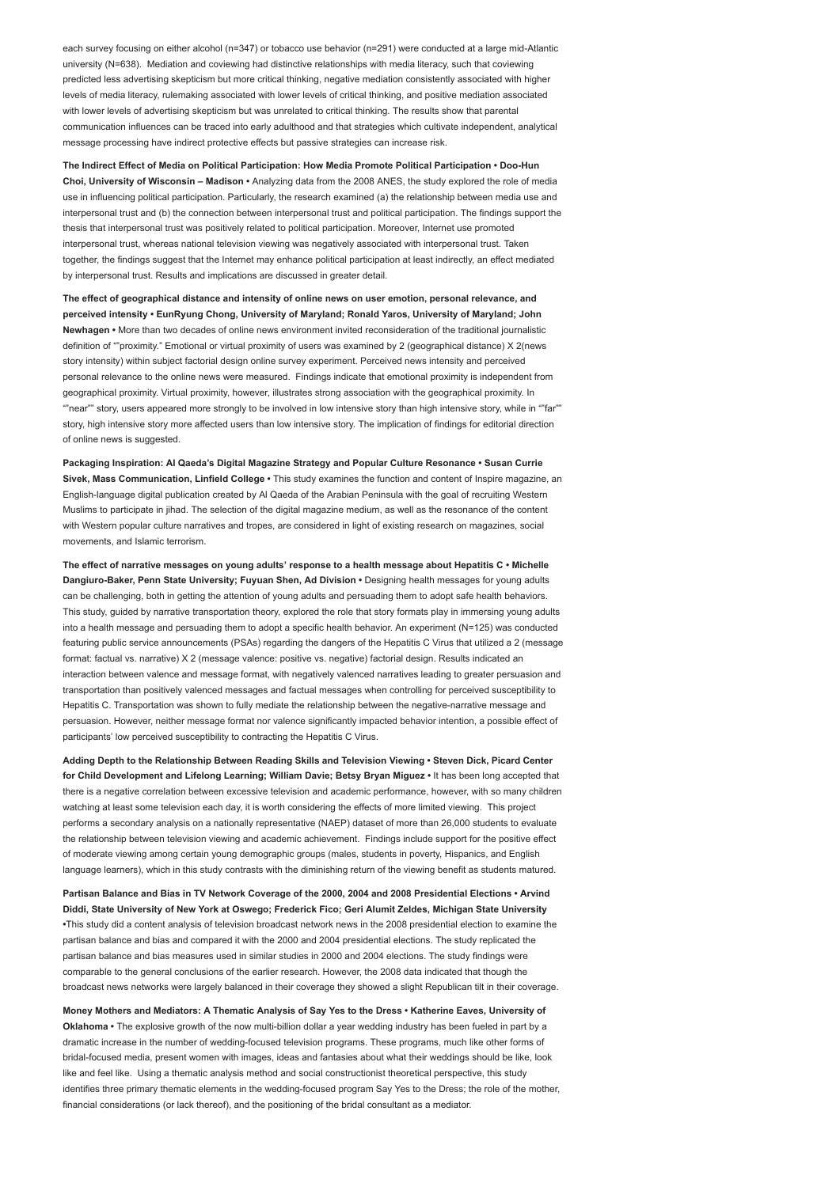each survey focusing on either alcohol (n=347) or tobacco use behavior (n=291) were conducted at a large mid-Atlantic university (N=638). Mediation and coviewing had distinctive relationships with media literacy, such that coviewing predicted less advertising skepticism but more critical thinking, negative mediation consistently associated with higher levels of media literacy, rulemaking associated with lower levels of critical thinking, and positive mediation associated with lower levels of advertising skepticism but was unrelated to critical thinking. The results show that parental communication influences can be traced into early adulthood and that strategies which cultivate independent, analytical message processing have indirect protective effects but passive strategies can increase risk.

**The Indirect Effect of Media on Political Participation: How Media Promote Political Participation • Doo-Hun Choi, University of Wisconsin – Madison •** Analyzing data from the 2008 ANES, the study explored the role of media use in influencing political participation. Particularly, the research examined (a) the relationship between media use and interpersonal trust and (b) the connection between interpersonal trust and political participation. The findings support the thesis that interpersonal trust was positively related to political participation. Moreover, Internet use promoted interpersonal trust, whereas national television viewing was negatively associated with interpersonal trust. Taken together, the findings suggest that the Internet may enhance political participation at least indirectly, an effect mediated by interpersonal trust. Results and implications are discussed in greater detail.

**The effect of geographical distance and intensity of online news on user emotion, personal relevance, and perceived intensity • EunRyung Chong, University of Maryland; Ronald Yaros, University of Maryland; John Newhagen •** More than two decades of online news environment invited reconsideration of the traditional journalistic definition of ""proximity." Emotional or virtual proximity of users was examined by 2 (geographical distance) X 2(news story intensity) within subject factorial design online survey experiment. Perceived news intensity and perceived personal relevance to the online news were measured. Findings indicate that emotional proximity is independent from geographical proximity. Virtual proximity, however, illustrates strong association with the geographical proximity. In ""near"" story, users appeared more strongly to be involved in low intensive story than high intensive story, while in ""far"" story, high intensive story more affected users than low intensive story. The implication of findings for editorial direction of online news is suggested.

**Packaging Inspiration: Al Qaeda's Digital Magazine Strategy and Popular Culture Resonance • Susan Currie Sivek, Mass Communication, Linfield College •** This study examines the function and content of Inspire magazine, an English-language digital publication created by Al Qaeda of the Arabian Peninsula with the goal of recruiting Western Muslims to participate in jihad. The selection of the digital magazine medium, as well as the resonance of the content with Western popular culture narratives and tropes, are considered in light of existing research on magazines, social movements, and Islamic terrorism.

**The effect of narrative messages on young adults' response to a health message about Hepatitis C • Michelle Dangiuro-Baker, Penn State University; Fuyuan Shen, Ad Division •** Designing health messages for young adults can be challenging, both in getting the attention of young adults and persuading them to adopt safe health behaviors. This study, guided by narrative transportation theory, explored the role that story formats play in immersing young adults into a health message and persuading them to adopt a specific health behavior. An experiment (N=125) was conducted featuring public service announcements (PSAs) regarding the dangers of the Hepatitis C Virus that utilized a 2 (message format: factual vs. narrative) X 2 (message valence: positive vs. negative) factorial design. Results indicated an interaction between valence and message format, with negatively valenced narratives leading to greater persuasion and transportation than positively valenced messages and factual messages when controlling for perceived susceptibility to Hepatitis C. Transportation was shown to fully mediate the relationship between the negative-narrative message and persuasion. However, neither message format nor valence significantly impacted behavior intention, a possible effect of participants' low perceived susceptibility to contracting the Hepatitis C Virus.

**Adding Depth to the Relationship Between Reading Skills and Television Viewing • Steven Dick, Picard Center for Child Development and Lifelong Learning; William Davie; Betsy Bryan Miguez •** It has been long accepted that there is a negative correlation between excessive television and academic performance, however, with so many children watching at least some television each day, it is worth considering the effects of more limited viewing. This project performs a secondary analysis on a nationally representative (NAEP) dataset of more than 26,000 students to evaluate the relationship between television viewing and academic achievement. Findings include support for the positive effect of moderate viewing among certain young demographic groups (males, students in poverty, Hispanics, and English language learners), which in this study contrasts with the diminishing return of the viewing benefit as students matured.

**Partisan Balance and Bias in TV Network Coverage of the 2000, 2004 and 2008 Presidential Elections • Arvind Diddi, State University of New York at Oswego; Frederick Fico; Geri Alumit Zeldes, Michigan State University •**This study did a content analysis of television broadcast network news in the 2008 presidential election to examine the partisan balance and bias and compared it with the 2000 and 2004 presidential elections. The study replicated the partisan balance and bias measures used in similar studies in 2000 and 2004 elections. The study findings were comparable to the general conclusions of the earlier research. However, the 2008 data indicated that though the broadcast news networks were largely balanced in their coverage they showed a slight Republican tilt in their coverage.

**Money Mothers and Mediators: A Thematic Analysis of Say Yes to the Dress • Katherine Eaves, University of Oklahoma •** The explosive growth of the now multi-billion dollar a year wedding industry has been fueled in part by a dramatic increase in the number of wedding-focused television programs. These programs, much like other forms of bridal-focused media, present women with images, ideas and fantasies about what their weddings should be like, look like and feel like. Using a thematic analysis method and social constructionist theoretical perspective, this study identifies three primary thematic elements in the wedding-focused program Say Yes to the Dress; the role of the mother, financial considerations (or lack thereof), and the positioning of the bridal consultant as a mediator.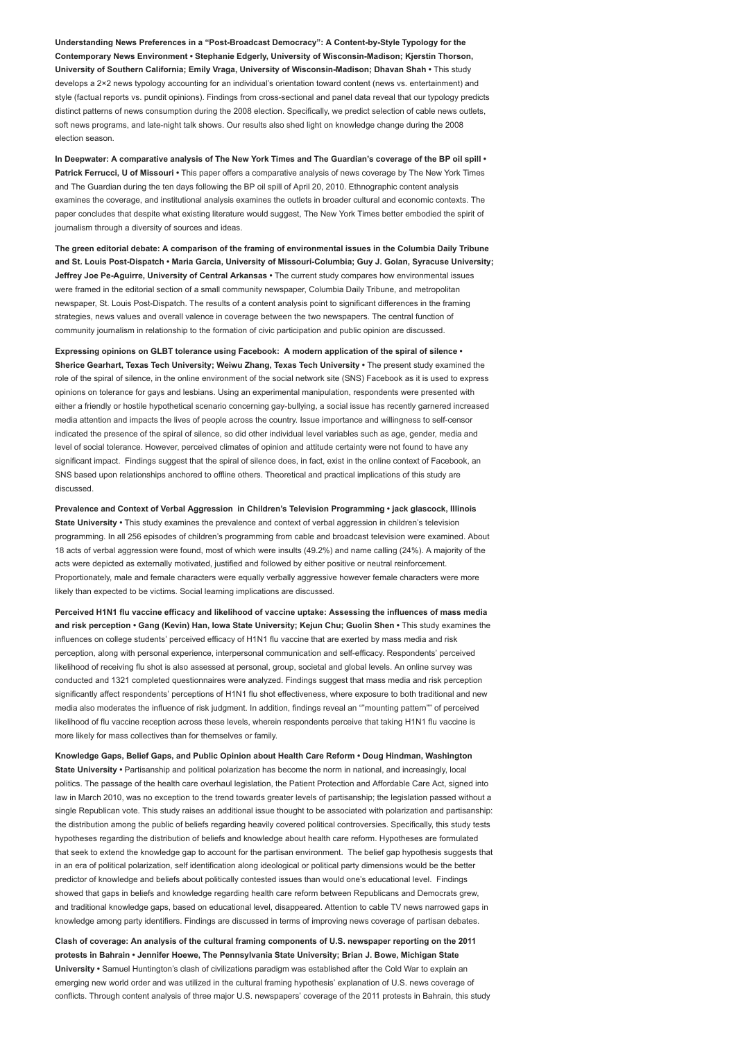**Understanding News Preferences in a "Post-Broadcast Democracy": A Content-by-Style Typology for the Contemporary News Environment • Stephanie Edgerly, University of Wisconsin-Madison; Kjerstin Thorson, University of Southern California; Emily Vraga, University of Wisconsin-Madison; Dhavan Shah •** This study develops a 2×2 news typology accounting for an individual's orientation toward content (news vs. entertainment) and style (factual reports vs. pundit opinions). Findings from cross-sectional and panel data reveal that our typology predicts distinct patterns of news consumption during the 2008 election. Specifically, we predict selection of cable news outlets, soft news programs, and late-night talk shows. Our results also shed light on knowledge change during the 2008 election season.

**In Deepwater: A comparative analysis of The New York Times and The Guardian's coverage of the BP oil spill • Patrick Ferrucci, U of Missouri •** This paper offers a comparative analysis of news coverage by The New York Times and The Guardian during the ten days following the BP oil spill of April 20, 2010. Ethnographic content analysis examines the coverage, and institutional analysis examines the outlets in broader cultural and economic contexts. The paper concludes that despite what existing literature would suggest, The New York Times better embodied the spirit of journalism through a diversity of sources and ideas.

**The green editorial debate: A comparison of the framing of environmental issues in the Columbia Daily Tribune and St. Louis Post-Dispatch • Maria Garcia, University of Missouri-Columbia; Guy J. Golan, Syracuse University; Jeffrey Joe Pe-Aguirre, University of Central Arkansas •** The current study compares how environmental issues were framed in the editorial section of a small community newspaper, Columbia Daily Tribune, and metropolitan newspaper, St. Louis Post-Dispatch. The results of a content analysis point to significant differences in the framing strategies, news values and overall valence in coverage between the two newspapers. The central function of community journalism in relationship to the formation of civic participation and public opinion are discussed.

**Expressing opinions on GLBT tolerance using Facebook: A modern application of the spiral of silence • Sherice Gearhart, Texas Tech University; Weiwu Zhang, Texas Tech University •** The present study examined the role of the spiral of silence, in the online environment of the social network site (SNS) Facebook as it is used to express opinions on tolerance for gays and lesbians. Using an experimental manipulation, respondents were presented with either a friendly or hostile hypothetical scenario concerning gay-bullying, a social issue has recently garnered increased media attention and impacts the lives of people across the country. Issue importance and willingness to self-censor indicated the presence of the spiral of silence, so did other individual level variables such as age, gender, media and level of social tolerance. However, perceived climates of opinion and attitude certainty were not found to have any significant impact. Findings suggest that the spiral of silence does, in fact, exist in the online context of Facebook, an SNS based upon relationships anchored to offline others. Theoretical and practical implications of this study are discussed.

**Prevalence and Context of Verbal Aggression in Children's Television Programming • jack glascock, Illinois State University •** This study examines the prevalence and context of verbal aggression in children's television programming. In all 256 episodes of children's programming from cable and broadcast television were examined. About 18 acts of verbal aggression were found, most of which were insults (49.2%) and name calling (24%). A majority of the acts were depicted as externally motivated, justified and followed by either positive or neutral reinforcement. Proportionately, male and female characters were equally verbally aggressive however female characters were more likely than expected to be victims. Social learning implications are discussed.

**Perceived H1N1 flu vaccine efficacy and likelihood of vaccine uptake: Assessing the influences of mass media and risk perception • Gang (Kevin) Han, Iowa State University; Kejun Chu; Guolin Shen •** This study examines the influences on college students' perceived efficacy of H1N1 flu vaccine that are exerted by mass media and risk perception, along with personal experience, interpersonal communication and self-efficacy. Respondents' perceived likelihood of receiving flu shot is also assessed at personal, group, societal and global levels. An online survey was conducted and 1321 completed questionnaires were analyzed. Findings suggest that mass media and risk perception significantly affect respondents' perceptions of H1N1 flu shot effectiveness, where exposure to both traditional and new media also moderates the influence of risk judgment. In addition, findings reveal an ""mounting pattern"" of perceived likelihood of flu vaccine reception across these levels, wherein respondents perceive that taking H1N1 flu vaccine is more likely for mass collectives than for themselves or family.

**Knowledge Gaps, Belief Gaps, and Public Opinion about Health Care Reform • Doug Hindman, Washington State University •** Partisanship and political polarization has become the norm in national, and increasingly, local politics. The passage of the health care overhaul legislation, the Patient Protection and Affordable Care Act, signed into law in March 2010, was no exception to the trend towards greater levels of partisanship; the legislation passed without a single Republican vote. This study raises an additional issue thought to be associated with polarization and partisanship: the distribution among the public of beliefs regarding heavily covered political controversies. Specifically, this study tests hypotheses regarding the distribution of beliefs and knowledge about health care reform. Hypotheses are formulated that seek to extend the knowledge gap to account for the partisan environment. The belief gap hypothesis suggests that in an era of political polarization, self identification along ideological or political party dimensions would be the better predictor of knowledge and beliefs about politically contested issues than would one's educational level. Findings showed that gaps in beliefs and knowledge regarding health care reform between Republicans and Democrats grew, and traditional knowledge gaps, based on educational level, disappeared. Attention to cable TV news narrowed gaps in knowledge among party identifiers. Findings are discussed in terms of improving news coverage of partisan debates.

**Clash of coverage: An analysis of the cultural framing components of U.S. newspaper reporting on the 2011 protests in Bahrain • Jennifer Hoewe, The Pennsylvania State University; Brian J. Bowe, Michigan State University •** Samuel Huntington's clash of civilizations paradigm was established after the Cold War to explain an emerging new world order and was utilized in the cultural framing hypothesis' explanation of U.S. news coverage of conflicts. Through content analysis of three major U.S. newspapers' coverage of the 2011 protests in Bahrain, this study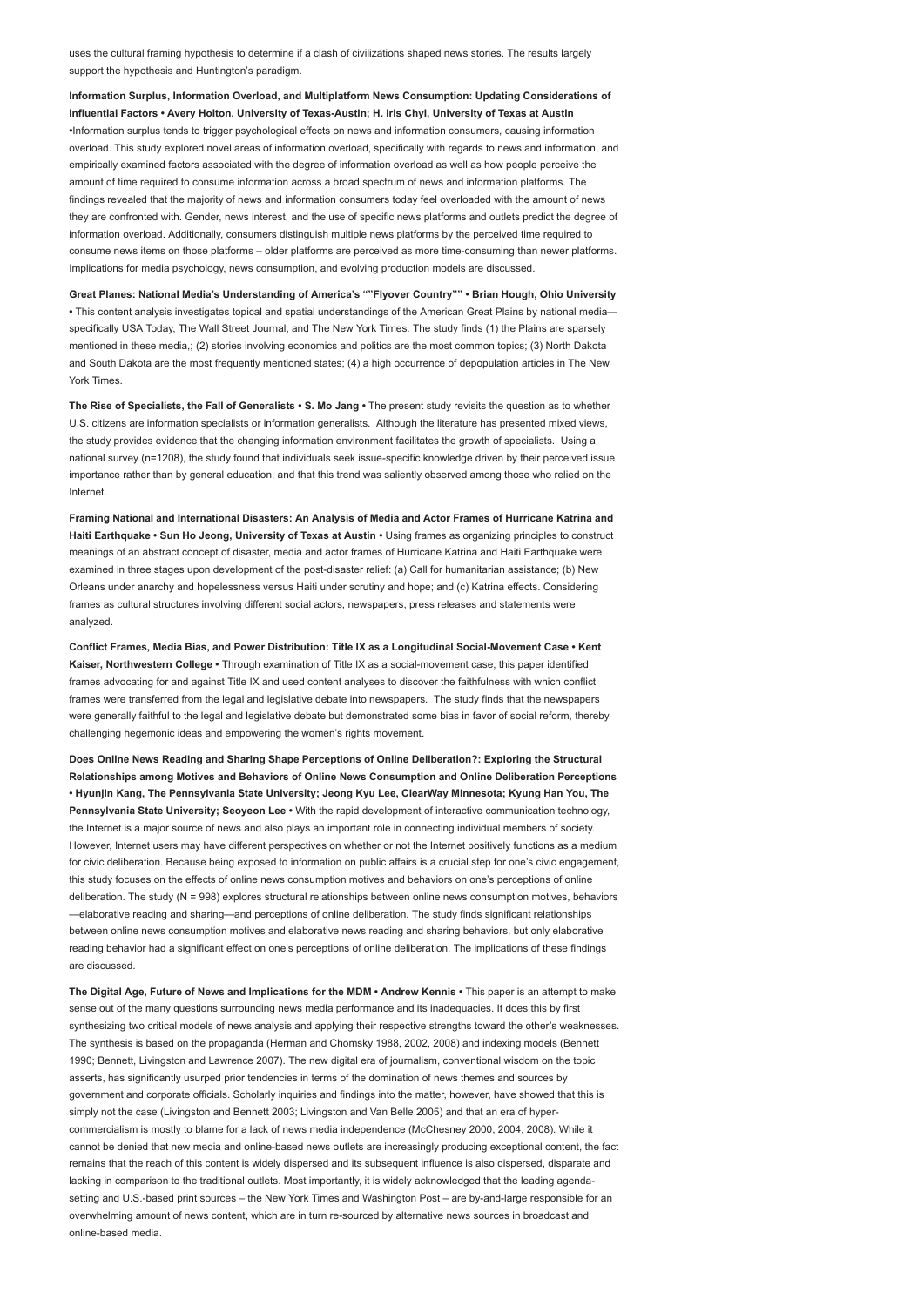uses the cultural framing hypothesis to determine if a clash of civilizations shaped news stories. The results largely support the hypothesis and Huntington's paradigm.

**Information Surplus, Information Overload, and Multiplatform News Consumption: Updating Considerations of Influential Factors • Avery Holton, University of Texas-Austin; H. Iris Chyi, University of Texas at Austin •**Information surplus tends to trigger psychological effects on news and information consumers, causing information overload. This study explored novel areas of information overload, specifically with regards to news and information, and empirically examined factors associated with the degree of information overload as well as how people perceive the amount of time required to consume information across a broad spectrum of news and information platforms. The findings revealed that the majority of news and information consumers today feel overloaded with the amount of news they are confronted with. Gender, news interest, and the use of specific news platforms and outlets predict the degree of information overload. Additionally, consumers distinguish multiple news platforms by the perceived time required to consume news items on those platforms – older platforms are perceived as more time-consuming than newer platforms. Implications for media psychology, news consumption, and evolving production models are discussed.

**Great Planes: National Media's Understanding of America's ""Flyover Country"" • Brian Hough, Ohio University •** This content analysis investigates topical and spatial understandings of the American Great Plains by national media—specifically USA Today, The Wall Street Journal, and The New York Times. The study finds (1) the Plains are sparsely mentioned in these media,; (2) stories involving economics and politics are the most common topics; (3) North Dakota and South Dakota are the most frequently mentioned states; (4) a high occurrence of depopulation articles in The New York Times.

**The Rise of Specialists, the Fall of Generalists • S. Mo Jang •** The present study revisits the question as to whether U.S. citizens are information specialists or information generalists. Although the literature has presented mixed views, the study provides evidence that the changing information environment facilitates the growth of specialists. Using a national survey (n=1208), the study found that individuals seek issue-specific knowledge driven by their perceived issue importance rather than by general education, and that this trend was saliently observed among those who relied on the Internet.

**Framing National and International Disasters: An Analysis of Media and Actor Frames of Hurricane Katrina and Haiti Earthquake • Sun Ho Jeong, University of Texas at Austin •** Using frames as organizing principles to construct meanings of an abstract concept of disaster, media and actor frames of Hurricane Katrina and Haiti Earthquake were examined in three stages upon development of the post-disaster relief: (a) Call for humanitarian assistance; (b) New Orleans under anarchy and hopelessness versus Haiti under scrutiny and hope; and (c) Katrina effects. Considering frames as cultural structures involving different social actors, newspapers, press releases and statements were analyzed.

**Conflict Frames, Media Bias, and Power Distribution: Title IX as a Longitudinal Social-Movement Case • Kent Kaiser, Northwestern College •** Through examination of Title IX as a social-movement case, this paper identified frames advocating for and against Title IX and used content analyses to discover the faithfulness with which conflict frames were transferred from the legal and legislative debate into newspapers. The study finds that the newspapers were generally faithful to the legal and legislative debate but demonstrated some bias in favor of social reform, thereby challenging hegemonic ideas and empowering the women's rights movement.

**Does Online News Reading and Sharing Shape Perceptions of Online Deliberation?: Exploring the Structural Relationships among Motives and Behaviors of Online News Consumption and Online Deliberation Perceptions • Hyunjin Kang, The Pennsylvania State University; Jeong Kyu Lee, ClearWay Minnesota; Kyung Han You, The Pennsylvania State University; Seoyeon Lee •** With the rapid development of interactive communication technology, the Internet is a major source of news and also plays an important role in connecting individual members of society. However, Internet users may have different perspectives on whether or not the Internet positively functions as a medium for civic deliberation. Because being exposed to information on public affairs is a crucial step for one's civic engagement, this study focuses on the effects of online news consumption motives and behaviors on one's perceptions of online deliberation. The study (N = 998) explores structural relationships between online news consumption motives, behaviors—elaborative reading and sharing—and perceptions of online deliberation. The study finds significant relationships between online news consumption motives and elaborative news reading and sharing behaviors, but only elaborative reading behavior had a significant effect on one's perceptions of online deliberation. The implications of these findings are discussed.

**The Digital Age, Future of News and Implications for the MDM • Andrew Kennis •** This paper is an attempt to make sense out of the many questions surrounding news media performance and its inadequacies. It does this by first synthesizing two critical models of news analysis and applying their respective strengths toward the other's weaknesses. The synthesis is based on the propaganda (Herman and Chomsky 1988, 2002, 2008) and indexing models (Bennett 1990; Bennett, Livingston and Lawrence 2007). The new digital era of journalism, conventional wisdom on the topic asserts, has significantly usurped prior tendencies in terms of the domination of news themes and sources by government and corporate officials. Scholarly inquiries and findings into the matter, however, have showed that this is simply not the case (Livingston and Bennett 2003; Livingston and Van Belle 2005) and that an era of hyper-commercialism is mostly to blame for a lack of news media independence (McChesney 2000, 2004, 2008). While it cannot be denied that new media and online-based news outlets are increasingly producing exceptional content, the fact remains that the reach of this content is widely dispersed and its subsequent influence is also dispersed, disparate and lacking in comparison to the traditional outlets. Most importantly, it is widely acknowledged that the leading agenda-setting and U.S.-based print sources – the New York Times and Washington Post – are by-and-large responsible for an overwhelming amount of news content, which are in turn re-sourced by alternative news sources in broadcast and online-based media.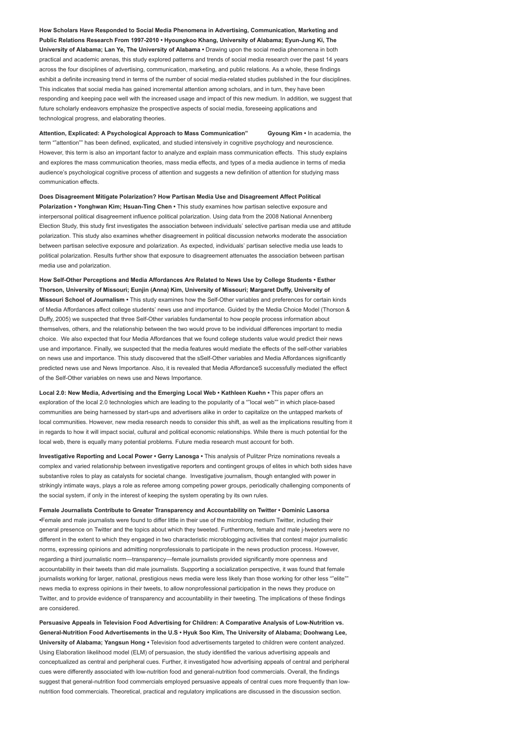**How Scholars Have Responded to Social Media Phenomena in Advertising, Communication, Marketing and Public Relations Research From 1997-2010 • Hyoungkoo Khang, University of Alabama; Eyun-Jung Ki, The University of Alabama; Lan Ye, The University of Alabama •** Drawing upon the social media phenomena in both practical and academic arenas, this study explored patterns and trends of social media research over the past 14 years across the four disciplines of advertising, communication, marketing, and public relations. As a whole, these findings exhibit a definite increasing trend in terms of the number of social media-related studies published in the four disciplines. This indicates that social media has gained incremental attention among scholars, and in turn, they have been responding and keeping pace well with the increased usage and impact of this new medium. In addition, we suggest that future scholarly endeavors emphasize the prospective aspects of social media, foreseeing applications and technological progress, and elaborating theories.

**Attention, Explicated: A Psychological Approach to Mass Communication" Gyoung Kim •** In academia, the term ""attention"" has been defined, explicated, and studied intensively in cognitive psychology and neuroscience. However, this term is also an important factor to analyze and explain mass communication effects. This study explains and explores the mass communication theories, mass media effects, and types of a media audience in terms of media audience's psychological cognitive process of attention and suggests a new definition of attention for studying mass communication effects.

**Does Disagreement Mitigate Polarization? How Partisan Media Use and Disagreement Affect Political Polarization • Yonghwan Kim; Hsuan-Ting Chen •** This study examines how partisan selective exposure and interpersonal political disagreement influence political polarization. Using data from the 2008 National Annenberg Election Study, this study first investigates the association between individuals' selective partisan media use and attitude polarization. This study also examines whether disagreement in political discussion networks moderate the association between partisan selective exposure and polarization. As expected, individuals' partisan selective media use leads to political polarization. Results further show that exposure to disagreement attenuates the association between partisan media use and polarization.

**How Self-Other Perceptions and Media Affordances Are Related to News Use by College Students • Esther Thorson, University of Missouri; Eunjin (Anna) Kim, University of Missouri; Margaret Duffy, University of Missouri School of Journalism •** This study examines how the Self-Other variables and preferences for certain kinds of Media Affordances affect college students' news use and importance. Guided by the Media Choice Model (Thorson & Duffy, 2005) we suspected that three Self-Other variables fundamental to how people process information about themselves, others, and the relationship between the two would prove to be individual differences important to media choice. We also expected that four Media Affordances that we found college students value would predict their news use and importance. Finally, we suspected that the media features would mediate the effects of the self-other variables on news use and importance. This study discovered that the sSelf-Other variables and Media Affordances significantly predicted news use and News Importance. Also, it is revealed that Media AffordanceS successfully mediated the effect of the Self-Other variables on news use and News Importance.

**Local 2.0: New Media, Advertising and the Emerging Local Web • Kathleen Kuehn •** This paper offers an exploration of the local 2.0 technologies which are leading to the popularity of a ""local web"" in which place-based communities are being harnessed by start-ups and advertisers alike in order to capitalize on the untapped markets of local communities. However, new media research needs to consider this shift, as well as the implications resulting from it in regards to how it will impact social, cultural and political economic relationships. While there is much potential for the local web, there is equally many potential problems. Future media research must account for both.

**Investigative Reporting and Local Power • Gerry Lanosga •** This analysis of Pulitzer Prize nominations reveals a complex and varied relationship between investigative reporters and contingent groups of elites in which both sides have substantive roles to play as catalysts for societal change. Investigative journalism, though entangled with power in strikingly intimate ways, plays a role as referee among competing power groups, periodically challenging components of the social system, if only in the interest of keeping the system operating by its own rules.

**Female Journalists Contribute to Greater Transparency and Accountability on Twitter • Dominic Lasorsa •**Female and male journalists were found to differ little in their use of the microblog medium Twitter, including their general presence on Twitter and the topics about which they tweeted. Furthermore, female and male j-tweeters were no different in the extent to which they engaged in two characteristic microblogging activities that contest major journalistic norms, expressing opinions and admitting nonprofessionals to participate in the news production process. However, regarding a third journalistic norm—transparency—female journalists provided significantly more openness and accountability in their tweets than did male journalists. Supporting a socialization perspective, it was found that female journalists working for larger, national, prestigious news media were less likely than those working for other less ""elite"" news media to express opinions in their tweets, to allow nonprofessional participation in the news they produce on Twitter, and to provide evidence of transparency and accountability in their tweeting. The implications of these findings are considered.

**Persuasive Appeals in Television Food Advertising for Children: A Comparative Analysis of Low-Nutrition vs. General-Nutrition Food Advertisements in the U.S • Hyuk Soo Kim, The University of Alabama; Doohwang Lee, University of Alabama; Yangsun Hong •** Television food advertisements targeted to children were content analyzed. Using Elaboration likelihood model (ELM) of persuasion, the study identified the various advertising appeals and conceptualized as central and peripheral cues. Further, it investigated how advertising appeals of central and peripheral cues were differently associated with low-nutrition food and general-nutrition food commercials. Overall, the findings suggest that general-nutrition food commercials employed persuasive appeals of central cues more frequently than low-nutrition food commercials. Theoretical, practical and regulatory implications are discussed in the discussion section.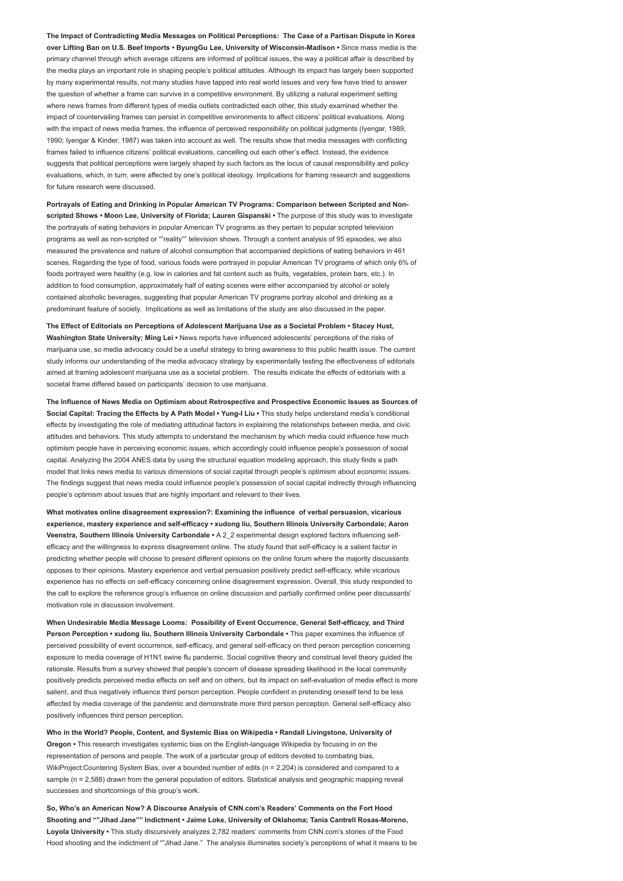**The Impact of Contradicting Media Messages on Political Perceptions: The Case of a Partisan Dispute in Korea over Lifting Ban on U.S. Beef Imports • ByungGu Lee, University of Wisconsin-Madison •** Since mass media is the primary channel through which average citizens are informed of political issues, the way a political affair is described by the media plays an important role in shaping people's political attitudes. Although its impact has largely been supported by many experimental results, not many studies have tapped into real world issues and very few have tried to answer the question of whether a frame can survive in a competitive environment. By utilizing a natural experiment setting where news frames from different types of media outlets contradicted each other, this study examined whether the impact of countervailing frames can persist in competitive environments to affect citizens' political evaluations. Along with the impact of news media frames, the influence of perceived responsibility on political judgments (Iyengar, 1989, 1990; Iyengar & Kinder, 1987) was taken into account as well. The results show that media messages with conflicting frames failed to influence citizens' political evaluations, cancelling out each other's effect. Instead, the evidence suggests that political perceptions were largely shaped by such factors as the locus of causal responsibility and policy evaluations, which, in turn, were affected by one's political ideology. Implications for framing research and suggestions for future research were discussed.

**Portrayals of Eating and Drinking in Popular American TV Programs: Comparison between Scripted and Non-scripted Shows • Moon Lee, University of Florida; Lauren Gispanski •** The purpose of this study was to investigate the portrayals of eating behaviors in popular American TV programs as they pertain to popular scripted television programs as well as non-scripted or ""reality"" television shows. Through a content analysis of 95 episodes, we also measured the prevalence and nature of alcohol consumption that accompanied depictions of eating behaviors in 461 scenes. Regarding the type of food, various foods were portrayed in popular American TV programs of which only 6% of foods portrayed were healthy (e.g. low in calories and fat content such as fruits, vegetables, protein bars, etc.). In addition to food consumption, approximately half of eating scenes were either accompanied by alcohol or solely contained alcoholic beverages, suggesting that popular American TV programs portray alcohol and drinking as a predominant feature of society. Implications as well as limitations of the study are also discussed in the paper.

**The Effect of Editorials on Perceptions of Adolescent Marijuana Use as a Societal Problem • Stacey Hust, Washington State University; Ming Lei •** News reports have influenced adolescents' perceptions of the risks of marijuana use, so media advocacy could be a useful strategy to bring awareness to this public health issue. The current study informs our understanding of the media advocacy strategy by experimentally testing the effectiveness of editorials aimed at framing adolescent marijuana use as a societal problem. The results indicate the effects of editorials with a societal frame differed based on participants' decision to use marijuana.

**The Influence of News Media on Optimism about Retrospective and Prospective Economic Issues as Sources of Social Capital: Tracing the Effects by A Path Model • Yung-I Liu •** This study helps understand media's conditional effects by investigating the role of mediating attitudinal factors in explaining the relationships between media, and civic attitudes and behaviors. This study attempts to understand the mechanism by which media could influence how much optimism people have in perceiving economic issues, which accordingly could influence people's possession of social capital. Analyzing the 2004 ANES data by using the structural equation modeling approach, this study finds a path model that links news media to various dimensions of social capital through people's optimism about economic issues. The findings suggest that news media could influence people's possession of social capital indirectly through influencing people's optimism about issues that are highly important and relevant to their lives.

**What motivates online disagreement expression?: Examining the influence of verbal persuasion, vicarious experience, mastery experience and self-efficacy • xudong liu, Southern Illinois University Carbondale; Aaron Veenstra, Southern Illinois University Carbondale •** A 2_2 experimental design explored factors influencing self-efficacy and the willingness to express disagreement online. The study found that self-efficacy is a salient factor in predicting whether people will choose to present different opinions on the online forum where the majority discussants opposes to their opinions. Mastery experience and verbal persuasion positively predict self-efficacy, while vicarious experience has no effects on self-efficacy concerning online disagreement expression. Overall, this study responded to the call to explore the reference group's influence on online discussion and partially confirmed online peer discussants' motivation role in discussion involvement.

**When Undesirable Media Message Looms: Possibility of Event Occurrence, General Self-efficacy, and Third Person Perception • xudong liu, Southern Illinois University Carbondale •** This paper examines the influence of perceived possibility of event occurrence, self-efficacy, and general self-efficacy on third person perception concerning exposure to media coverage of H1N1 swine flu pandemic. Social cognitive theory and construal level theory guided the rationale. Results from a survey showed that people's concern of disease spreading likelihood in the local community positively predicts perceived media effects on self and on others, but its impact on self-evaluation of media effect is more salient, and thus negatively influence third person perception. People confident in pretending oneself tend to be less affected by media coverage of the pandemic and demonstrate more third person perception. General self-efficacy also positively influences third person perception.

**Who in the World? People, Content, and Systemic Bias on Wikipedia • Randall Livingstone, University of Oregon •** This research investigates systemic bias on the English-language Wikipedia by focusing in on the representation of persons and people. The work of a particular group of editors devoted to combating bias, WikiProject:Countering System Bias, over a bounded number of edits (n = 2,204) is considered and compared to a sample (n = 2,588) drawn from the general population of editors. Statistical analysis and geographic mapping reveal successes and shortcomings of this group's work.

**So, Who's an American Now? A Discourse Analysis of CNN.com's Readers' Comments on the Fort Hood Shooting and ""Jihad Jane"" Indictment • Jaime Loke, University of Oklahoma; Tania Cantrell Rosas-Moreno, Loyola University •** This study discursively analyzes 2,782 readers' comments from CNN.com's stories of the Food Hood shooting and the indictment of ""Jihad Jane." The analysis illuminates society's perceptions of what it means to be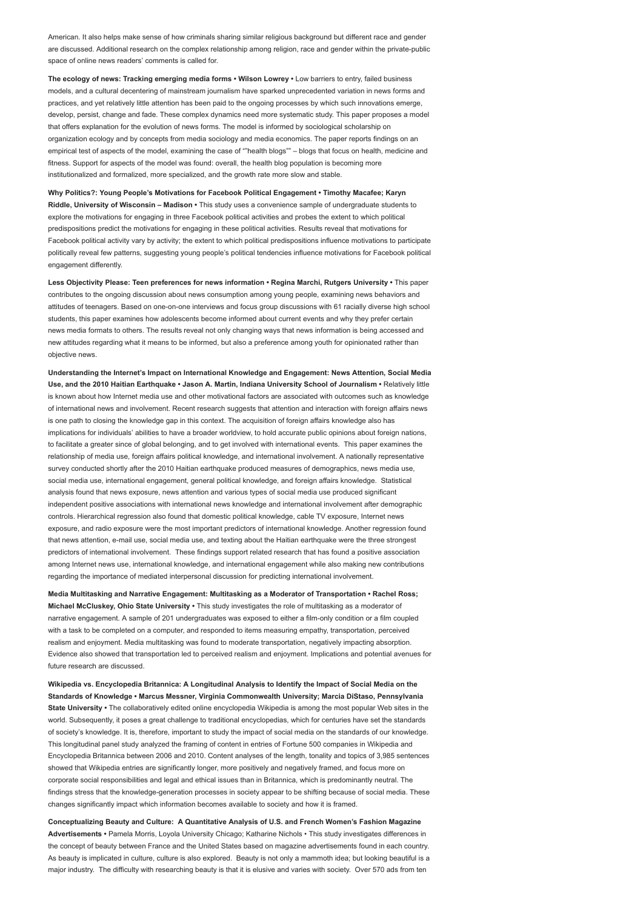American. It also helps make sense of how criminals sharing similar religious background but different race and gender are discussed. Additional research on the complex relationship among religion, race and gender within the private-public space of online news readers' comments is called for.

**The ecology of news: Tracking emerging media forms • Wilson Lowrey •** Low barriers to entry, failed business models, and a cultural decentering of mainstream journalism have sparked unprecedented variation in news forms and practices, and yet relatively little attention has been paid to the ongoing processes by which such innovations emerge, develop, persist, change and fade. These complex dynamics need more systematic study. This paper proposes a model that offers explanation for the evolution of news forms. The model is informed by sociological scholarship on organization ecology and by concepts from media sociology and media economics. The paper reports findings on an empirical test of aspects of the model, examining the case of ""health blogs"" – blogs that focus on health, medicine and fitness. Support for aspects of the model was found: overall, the health blog population is becoming more institutionalized and formalized, more specialized, and the growth rate more slow and stable.

**Why Politics?: Young People's Motivations for Facebook Political Engagement • Timothy Macafee; Karyn Riddle, University of Wisconsin – Madison •** This study uses a convenience sample of undergraduate students to explore the motivations for engaging in three Facebook political activities and probes the extent to which political predispositions predict the motivations for engaging in these political activities. Results reveal that motivations for Facebook political activity vary by activity; the extent to which political predispositions influence motivations to participate politically reveal few patterns, suggesting young people's political tendencies influence motivations for Facebook political engagement differently.

**Less Objectivity Please: Teen preferences for news information • Regina Marchi, Rutgers University •** This paper contributes to the ongoing discussion about news consumption among young people, examining news behaviors and attitudes of teenagers. Based on one-on-one interviews and focus group discussions with 61 racially diverse high school students, this paper examines how adolescents become informed about current events and why they prefer certain news media formats to others. The results reveal not only changing ways that news information is being accessed and new attitudes regarding what it means to be informed, but also a preference among youth for opinionated rather than objective news.

**Understanding the Internet's Impact on International Knowledge and Engagement: News Attention, Social Media Use, and the 2010 Haitian Earthquake • Jason A. Martin, Indiana University School of Journalism •** Relatively little is known about how Internet media use and other motivational factors are associated with outcomes such as knowledge of international news and involvement. Recent research suggests that attention and interaction with foreign affairs news is one path to closing the knowledge gap in this context. The acquisition of foreign affairs knowledge also has implications for individuals' abilities to have a broader worldview, to hold accurate public opinions about foreign nations, to facilitate a greater since of global belonging, and to get involved with international events. This paper examines the relationship of media use, foreign affairs political knowledge, and international involvement. A nationally representative survey conducted shortly after the 2010 Haitian earthquake produced measures of demographics, news media use, social media use, international engagement, general political knowledge, and foreign affairs knowledge. Statistical analysis found that news exposure, news attention and various types of social media use produced significant independent positive associations with international news knowledge and international involvement after demographic controls. Hierarchical regression also found that domestic political knowledge, cable TV exposure, Internet news exposure, and radio exposure were the most important predictors of international knowledge. Another regression found that news attention, e-mail use, social media use, and texting about the Haitian earthquake were the three strongest predictors of international involvement. These findings support related research that has found a positive association among Internet news use, international knowledge, and international engagement while also making new contributions regarding the importance of mediated interpersonal discussion for predicting international involvement.

**Media Multitasking and Narrative Engagement: Multitasking as a Moderator of Transportation • Rachel Ross; Michael McCluskey, Ohio State University •** This study investigates the role of multitasking as a moderator of narrative engagement. A sample of 201 undergraduates was exposed to either a film-only condition or a film coupled with a task to be completed on a computer, and responded to items measuring empathy, transportation, perceived realism and enjoyment. Media multitasking was found to moderate transportation, negatively impacting absorption. Evidence also showed that transportation led to perceived realism and enjoyment. Implications and potential avenues for future research are discussed.

**Wikipedia vs. Encyclopedia Britannica: A Longitudinal Analysis to Identify the Impact of Social Media on the Standards of Knowledge • Marcus Messner, Virginia Commonwealth University; Marcia DiStaso, Pennsylvania State University •** The collaboratively edited online encyclopedia Wikipedia is among the most popular Web sites in the world. Subsequently, it poses a great challenge to traditional encyclopedias, which for centuries have set the standards of society's knowledge. It is, therefore, important to study the impact of social media on the standards of our knowledge. This longitudinal panel study analyzed the framing of content in entries of Fortune 500 companies in Wikipedia and Encyclopedia Britannica between 2006 and 2010. Content analyses of the length, tonality and topics of 3,985 sentences showed that Wikipedia entries are significantly longer, more positively and negatively framed, and focus more on corporate social responsibilities and legal and ethical issues than in Britannica, which is predominantly neutral. The findings stress that the knowledge-generation processes in society appear to be shifting because of social media. These changes significantly impact which information becomes available to society and how it is framed.

**Conceptualizing Beauty and Culture: A Quantitative Analysis of U.S. and French Women's Fashion Magazine Advertisements •** Pamela Morris, Loyola University Chicago; Katharine Nichols • This study investigates differences in the concept of beauty between France and the United States based on magazine advertisements found in each country. As beauty is implicated in culture, culture is also explored. Beauty is not only a mammoth idea; but looking beautiful is a major industry. The difficulty with researching beauty is that it is elusive and varies with society. Over 570 ads from ten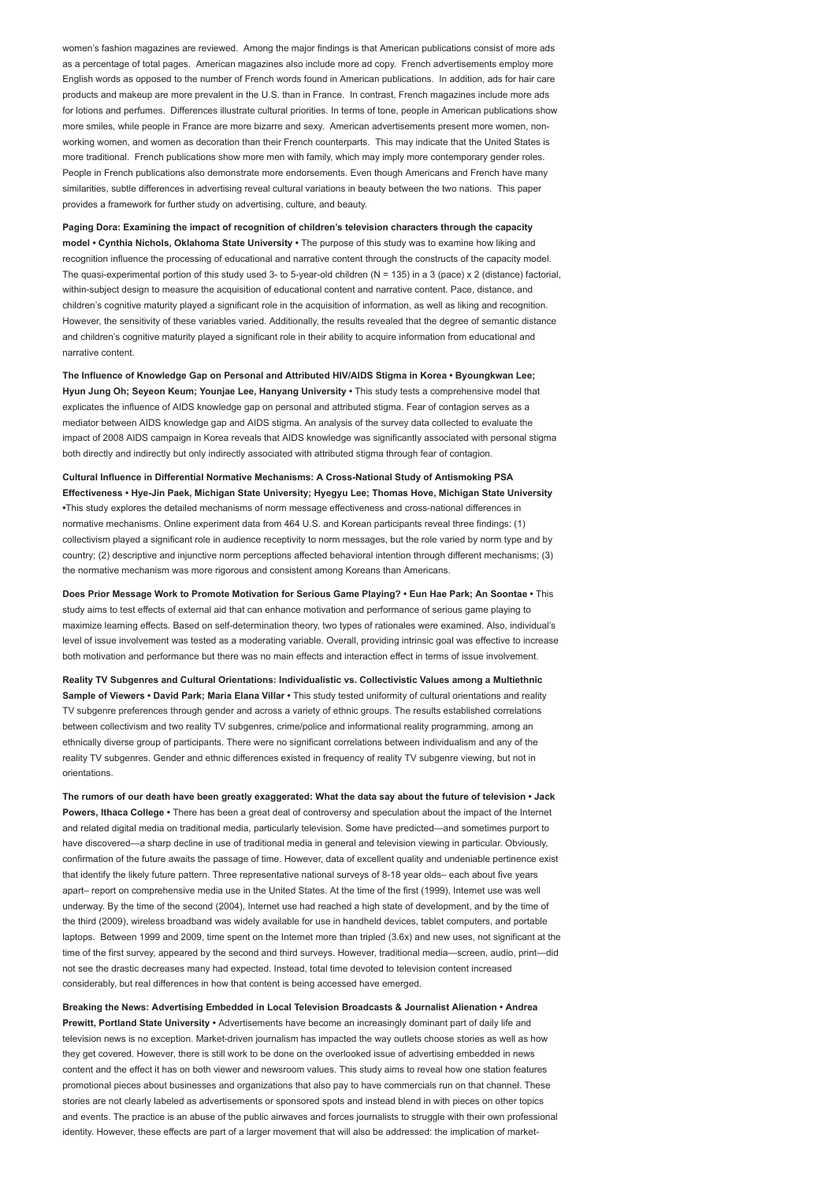women's fashion magazines are reviewed. Among the major findings is that American publications consist of more ads as a percentage of total pages. American magazines also include more ad copy. French advertisements employ more English words as opposed to the number of French words found in American publications. In addition, ads for hair care products and makeup are more prevalent in the U.S. than in France. In contrast, French magazines include more ads for lotions and perfumes. Differences illustrate cultural priorities. In terms of tone, people in American publications show more smiles, while people in France are more bizarre and sexy. American advertisements present more women, non-working women, and women as decoration than their French counterparts. This may indicate that the United States is more traditional. French publications show more men with family, which may imply more contemporary gender roles. People in French publications also demonstrate more endorsements. Even though Americans and French have many similarities, subtle differences in advertising reveal cultural variations in beauty between the two nations. This paper provides a framework for further study on advertising, culture, and beauty.

**Paging Dora: Examining the impact of recognition of children's television characters through the capacity model • Cynthia Nichols, Oklahoma State University •** The purpose of this study was to examine how liking and recognition influence the processing of educational and narrative content through the constructs of the capacity model. The quasi-experimental portion of this study used 3- to 5-year-old children (N = 135) in a 3 (pace) x 2 (distance) factorial, within-subject design to measure the acquisition of educational content and narrative content. Pace, distance, and children's cognitive maturity played a significant role in the acquisition of information, as well as liking and recognition. However, the sensitivity of these variables varied. Additionally, the results revealed that the degree of semantic distance and children's cognitive maturity played a significant role in their ability to acquire information from educational and narrative content.

**The Influence of Knowledge Gap on Personal and Attributed HIV/AIDS Stigma in Korea • Byoungkwan Lee; Hyun Jung Oh; Seyeon Keum; Younjae Lee, Hanyang University •** This study tests a comprehensive model that explicates the influence of AIDS knowledge gap on personal and attributed stigma. Fear of contagion serves as a mediator between AIDS knowledge gap and AIDS stigma. An analysis of the survey data collected to evaluate the impact of 2008 AIDS campaign in Korea reveals that AIDS knowledge was significantly associated with personal stigma both directly and indirectly but only indirectly associated with attributed stigma through fear of contagion.

**Cultural Influence in Differential Normative Mechanisms: A Cross-National Study of Antismoking PSA Effectiveness • Hye-Jin Paek, Michigan State University; Hyegyu Lee; Thomas Hove, Michigan State University •**This study explores the detailed mechanisms of norm message effectiveness and cross-national differences in normative mechanisms. Online experiment data from 464 U.S. and Korean participants reveal three findings: (1) collectivism played a significant role in audience receptivity to norm messages, but the role varied by norm type and by country; (2) descriptive and injunctive norm perceptions affected behavioral intention through different mechanisms; (3) the normative mechanism was more rigorous and consistent among Koreans than Americans.

**Does Prior Message Work to Promote Motivation for Serious Game Playing? • Eun Hae Park; An Soontae •** This study aims to test effects of external aid that can enhance motivation and performance of serious game playing to maximize learning effects. Based on self-determination theory, two types of rationales were examined. Also, individual's level of issue involvement was tested as a moderating variable. Overall, providing intrinsic goal was effective to increase both motivation and performance but there was no main effects and interaction effect in terms of issue involvement.

**Reality TV Subgenres and Cultural Orientations: Individualistic vs. Collectivistic Values among a Multiethnic Sample of Viewers • David Park; Maria Elana Villar •** This study tested uniformity of cultural orientations and reality TV subgenre preferences through gender and across a variety of ethnic groups. The results established correlations between collectivism and two reality TV subgenres, crime/police and informational reality programming, among an ethnically diverse group of participants. There were no significant correlations between individualism and any of the reality TV subgenres. Gender and ethnic differences existed in frequency of reality TV subgenre viewing, but not in orientations.

**The rumors of our death have been greatly exaggerated: What the data say about the future of television • Jack Powers, Ithaca College •** There has been a great deal of controversy and speculation about the impact of the Internet and related digital media on traditional media, particularly television. Some have predicted—and sometimes purport to have discovered—a sharp decline in use of traditional media in general and television viewing in particular. Obviously, confirmation of the future awaits the passage of time. However, data of excellent quality and undeniable pertinence exist that identify the likely future pattern. Three representative national surveys of 8-18 year olds– each about five years apart– report on comprehensive media use in the United States. At the time of the first (1999), Internet use was well underway. By the time of the second (2004), Internet use had reached a high state of development, and by the time of the third (2009), wireless broadband was widely available for use in handheld devices, tablet computers, and portable laptops. Between 1999 and 2009, time spent on the Internet more than tripled (3.6x) and new uses, not significant at the time of the first survey, appeared by the second and third surveys. However, traditional media—screen, audio, print—did not see the drastic decreases many had expected. Instead, total time devoted to television content increased considerably, but real differences in how that content is being accessed have emerged.

**Breaking the News: Advertising Embedded in Local Television Broadcasts & Journalist Alienation • Andrea Prewitt, Portland State University •** Advertisements have become an increasingly dominant part of daily life and television news is no exception. Market-driven journalism has impacted the way outlets choose stories as well as how they get covered. However, there is still work to be done on the overlooked issue of advertising embedded in news content and the effect it has on both viewer and newsroom values. This study aims to reveal how one station features promotional pieces about businesses and organizations that also pay to have commercials run on that channel. These stories are not clearly labeled as advertisements or sponsored spots and instead blend in with pieces on other topics and events. The practice is an abuse of the public airwaves and forces journalists to struggle with their own professional identity. However, these effects are part of a larger movement that will also be addressed: the implication of market-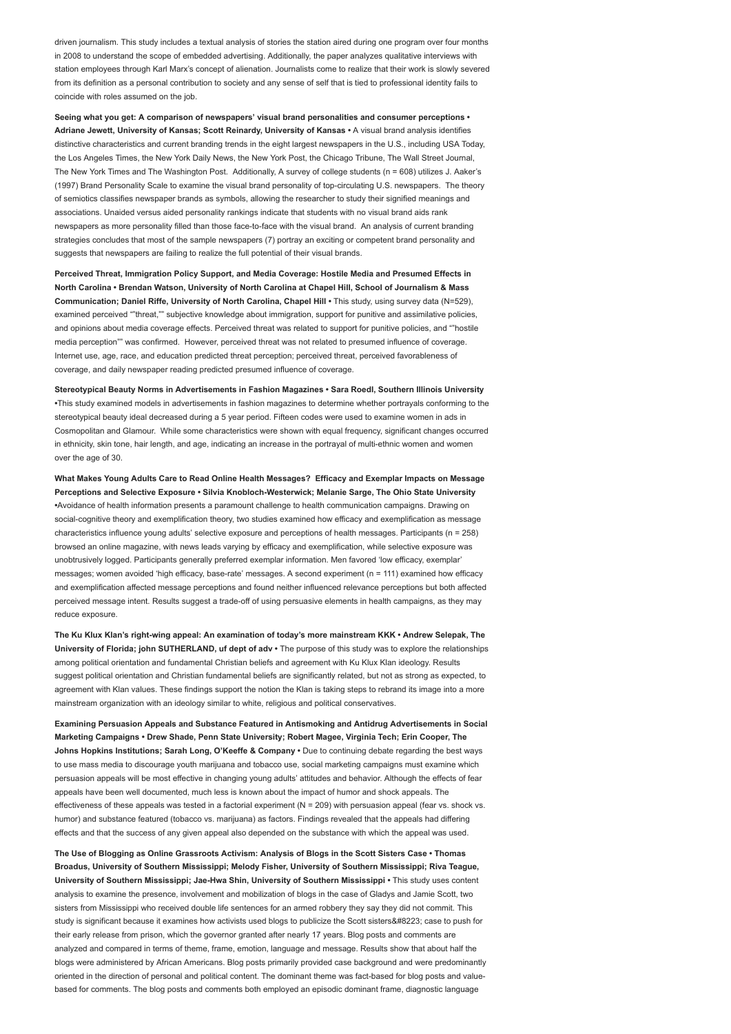driven journalism. This study includes a textual analysis of stories the station aired during one program over four months in 2008 to understand the scope of embedded advertising. Additionally, the paper analyzes qualitative interviews with station employees through Karl Marx's concept of alienation. Journalists come to realize that their work is slowly severed from its definition as a personal contribution to society and any sense of self that is tied to professional identity fails to coincide with roles assumed on the job.

**Seeing what you get: A comparison of newspapers' visual brand personalities and consumer perceptions • Adriane Jewett, University of Kansas; Scott Reinardy, University of Kansas •** A visual brand analysis identifies distinctive characteristics and current branding trends in the eight largest newspapers in the U.S., including USA Today, the Los Angeles Times, the New York Daily News, the New York Post, the Chicago Tribune, The Wall Street Journal, The New York Times and The Washington Post. Additionally, A survey of college students (n = 608) utilizes J. Aaker's (1997) Brand Personality Scale to examine the visual brand personality of top-circulating U.S. newspapers. The theory of semiotics classifies newspaper brands as symbols, allowing the researcher to study their signified meanings and associations. Unaided versus aided personality rankings indicate that students with no visual brand aids rank newspapers as more personality filled than those face-to-face with the visual brand. An analysis of current branding strategies concludes that most of the sample newspapers (7) portray an exciting or competent brand personality and suggests that newspapers are failing to realize the full potential of their visual brands.

**Perceived Threat, Immigration Policy Support, and Media Coverage: Hostile Media and Presumed Effects in North Carolina • Brendan Watson, University of North Carolina at Chapel Hill, School of Journalism & Mass Communication; Daniel Riffe, University of North Carolina, Chapel Hill •** This study, using survey data (N=529), examined perceived ""threat,"" subjective knowledge about immigration, support for punitive and assimilative policies, and opinions about media coverage effects. Perceived threat was related to support for punitive policies, and ""hostile media perception"" was confirmed. However, perceived threat was not related to presumed influence of coverage. Internet use, age, race, and education predicted threat perception; perceived threat, perceived favorableness of coverage, and daily newspaper reading predicted presumed influence of coverage.

**Stereotypical Beauty Norms in Advertisements in Fashion Magazines • Sara Roedl, Southern Illinois University •**This study examined models in advertisements in fashion magazines to determine whether portrayals conforming to the stereotypical beauty ideal decreased during a 5 year period. Fifteen codes were used to examine women in ads in Cosmopolitan and Glamour. While some characteristics were shown with equal frequency, significant changes occurred in ethnicity, skin tone, hair length, and age, indicating an increase in the portrayal of multi-ethnic women and women over the age of 30.

**What Makes Young Adults Care to Read Online Health Messages? Efficacy and Exemplar Impacts on Message Perceptions and Selective Exposure • Silvia Knobloch-Westerwick; Melanie Sarge, The Ohio State University •**Avoidance of health information presents a paramount challenge to health communication campaigns. Drawing on social-cognitive theory and exemplification theory, two studies examined how efficacy and exemplification as message characteristics influence young adults' selective exposure and perceptions of health messages. Participants (n = 258) browsed an online magazine, with news leads varying by efficacy and exemplification, while selective exposure was unobtrusively logged. Participants generally preferred exemplar information. Men favored 'low efficacy, exemplar' messages; women avoided 'high efficacy, base-rate' messages. A second experiment (n = 111) examined how efficacy and exemplification affected message perceptions and found neither influenced relevance perceptions but both affected perceived message intent. Results suggest a trade-off of using persuasive elements in health campaigns, as they may reduce exposure.

**The Ku Klux Klan's right-wing appeal: An examination of today's more mainstream KKK • Andrew Selepak, The University of Florida; john SUTHERLAND, uf dept of adv •** The purpose of this study was to explore the relationships among political orientation and fundamental Christian beliefs and agreement with Ku Klux Klan ideology. Results suggest political orientation and Christian fundamental beliefs are significantly related, but not as strong as expected, to agreement with Klan values. These findings support the notion the Klan is taking steps to rebrand its image into a more mainstream organization with an ideology similar to white, religious and political conservatives.

**Examining Persuasion Appeals and Substance Featured in Antismoking and Antidrug Advertisements in Social Marketing Campaigns • Drew Shade, Penn State University; Robert Magee, Virginia Tech; Erin Cooper, The Johns Hopkins Institutions; Sarah Long, O'Keeffe & Company •** Due to continuing debate regarding the best ways to use mass media to discourage youth marijuana and tobacco use, social marketing campaigns must examine which persuasion appeals will be most effective in changing young adults' attitudes and behavior. Although the effects of fear appeals have been well documented, much less is known about the impact of humor and shock appeals. The effectiveness of these appeals was tested in a factorial experiment (N = 209) with persuasion appeal (fear vs. shock vs. humor) and substance featured (tobacco vs. marijuana) as factors. Findings revealed that the appeals had differing effects and that the success of any given appeal also depended on the substance with which the appeal was used.

**The Use of Blogging as Online Grassroots Activism: Analysis of Blogs in the Scott Sisters Case • Thomas Broadus, University of Southern Mississippi; Melody Fisher, University of Southern Mississippi; Riva Teague, University of Southern Mississippi; Jae-Hwa Shin, University of Southern Mississippi •** This study uses content analysis to examine the presence, involvement and mobilization of blogs in the case of Gladys and Jamie Scott, two sisters from Mississippi who received double life sentences for an armed robbery they say they did not commit. This study is significant because it examines how activists used blogs to publicize the Scott sisters&#8223; case to push for their early release from prison, which the governor granted after nearly 17 years. Blog posts and comments are analyzed and compared in terms of theme, frame, emotion, language and message. Results show that about half the blogs were administered by African Americans. Blog posts primarily provided case background and were predominantly oriented in the direction of personal and political content. The dominant theme was fact-based for blog posts and value-based for comments. The blog posts and comments both employed an episodic dominant frame, diagnostic language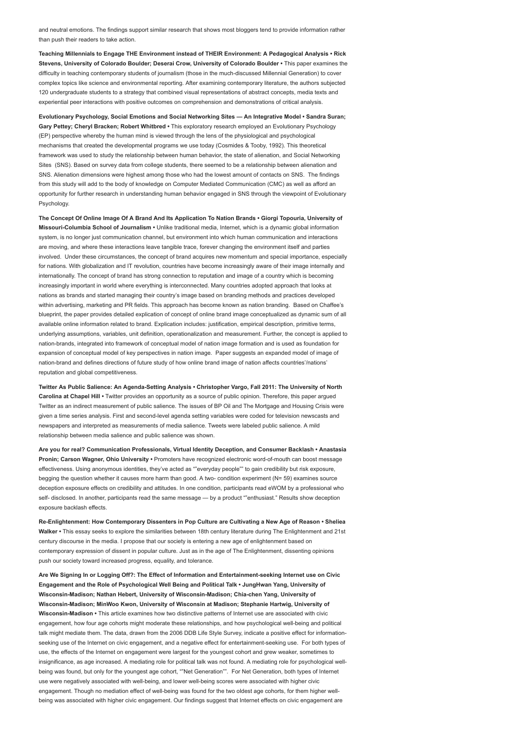and neutral emotions. The findings support similar research that shows most bloggers tend to provide information rather than push their readers to take action.

**Teaching Millennials to Engage THE Environment instead of THEIR Environment: A Pedagogical Analysis • Rick Stevens, University of Colorado Boulder; Deserai Crow, University of Colorado Boulder •** This paper examines the difficulty in teaching contemporary students of journalism (those in the much-discussed Millennial Generation) to cover complex topics like science and environmental reporting. After examining contemporary literature, the authors subjected 120 undergraduate students to a strategy that combined visual representations of abstract concepts, media texts and experiential peer interactions with positive outcomes on comprehension and demonstrations of critical analysis.

**Evolutionary Psychology, Social Emotions and Social Networking Sites — An Integrative Model • Sandra Suran; Gary Pettey; Cheryl Bracken; Robert Whitbred •** This exploratory research employed an Evolutionary Psychology (EP) perspective whereby the human mind is viewed through the lens of the physiological and psychological mechanisms that created the developmental programs we use today (Cosmides & Tooby, 1992). This theoretical framework was used to study the relationship between human behavior, the state of alienation, and Social Networking Sites (SNS). Based on survey data from college students, there seemed to be a relationship between alienation and SNS. Alienation dimensions were highest among those who had the lowest amount of contacts on SNS. The findings from this study will add to the body of knowledge on Computer Mediated Communication (CMC) as well as afford an opportunity for further research in understanding human behavior engaged in SNS through the viewpoint of Evolutionary Psychology.

**The Concept Of Online Image Of A Brand And Its Application To Nation Brands • Giorgi Topouria, University of Missouri-Columbia School of Journalism •** Unlike traditional media, Internet, which is a dynamic global information system, is no longer just communication channel, but environment into which human communication and interactions are moving, and where these interactions leave tangible trace, forever changing the environment itself and parties involved. Under these circumstances, the concept of brand acquires new momentum and special importance, especially for nations. With globalization and IT revolution, countries have become increasingly aware of their image internally and internationally. The concept of brand has strong connection to reputation and image of a country which is becoming increasingly important in world where everything is interconnected. Many countries adopted approach that looks at nations as brands and started managing their country's image based on branding methods and practices developed within advertising, marketing and PR fields. This approach has become known as nation branding. Based on Chaffee's blueprint, the paper provides detailed explication of concept of online brand image conceptualized as dynamic sum of all available online information related to brand. Explication includes: justification, empirical description, primitive terms, underlying assumptions, variables, unit definition, operationalization and measurement. Further, the concept is applied to nation-brands, integrated into framework of conceptual model of nation image formation and is used as foundation for expansion of conceptual model of key perspectives in nation image. Paper suggests an expanded model of image of nation-brand and defines directions of future study of how online brand image of nation affects countries'/nations' reputation and global competitiveness.

**Twitter As Public Salience: An Agenda-Setting Analysis • Christopher Vargo, Fall 2011: The University of North Carolina at Chapel Hill •** Twitter provides an opportunity as a source of public opinion. Therefore, this paper argued Twitter as an indirect measurement of public salience. The issues of BP Oil and The Mortgage and Housing Crisis were given a time series analysis. First and second-level agenda setting variables were coded for television newscasts and newspapers and interpreted as measurements of media salience. Tweets were labeled public salience. A mild relationship between media salience and public salience was shown.

**Are you for real? Communication Professionals, Virtual Identity Deception, and Consumer Backlash • Anastasia Pronin; Carson Wagner, Ohio University •** Promoters have recognized electronic word-of-mouth can boost message effectiveness. Using anonymous identities, they've acted as ""everyday people"" to gain credibility but risk exposure, begging the question whether it causes more harm than good. A two- condition experiment (N= 59) examines source deception exposure effects on credibility and attitudes. In one condition, participants read eWOM by a professional who self- disclosed. In another, participants read the same message — by a product ""enthusiast." Results show deception exposure backlash effects.

**Re-Enlightenment: How Contemporary Dissenters in Pop Culture are Cultivating a New Age of Reason • Sheliea Walker •** This essay seeks to explore the similarities between 18th century literature during The Enlightenment and 21st century discourse in the media. I propose that our society is entering a new age of enlightenment based on contemporary expression of dissent in popular culture. Just as in the age of The Enlightenment, dissenting opinions push our society toward increased progress, equality, and tolerance.

**Are We Signing In or Logging Off?: The Effect of Information and Entertainment-seeking Internet use on Civic Engagement and the Role of Psychological Well Being and Political Talk • JungHwan Yang, University of Wisconsin-Madison; Nathan Hebert, University of Wisconsin-Madison; Chia-chen Yang, University of Wisconsin-Madison; MinWoo Kwon, University of Wisconsin at Madison; Stephanie Hartwig, University of Wisconsin-Madison •** This article examines how two distinctive patterns of Internet use are associated with civic engagement, how four age cohorts might moderate these relationships, and how psychological well-being and political talk might mediate them. The data, drawn from the 2006 DDB Life Style Survey, indicate a positive effect for information-seeking use of the Internet on civic engagement, and a negative effect for entertainment-seeking use. For both types of use, the effects of the Internet on engagement were largest for the youngest cohort and grew weaker, sometimes to insignificance, as age increased. A mediating role for political talk was not found. A mediating role for psychological well-being was found, but only for the youngest age cohort, ""Net Generation"". For Net Generation, both types of Internet use were negatively associated with well-being, and lower well-being scores were associated with higher civic engagement. Though no mediation effect of well-being was found for the two oldest age cohorts, for them higher well-being was associated with higher civic engagement. Our findings suggest that Internet effects on civic engagement are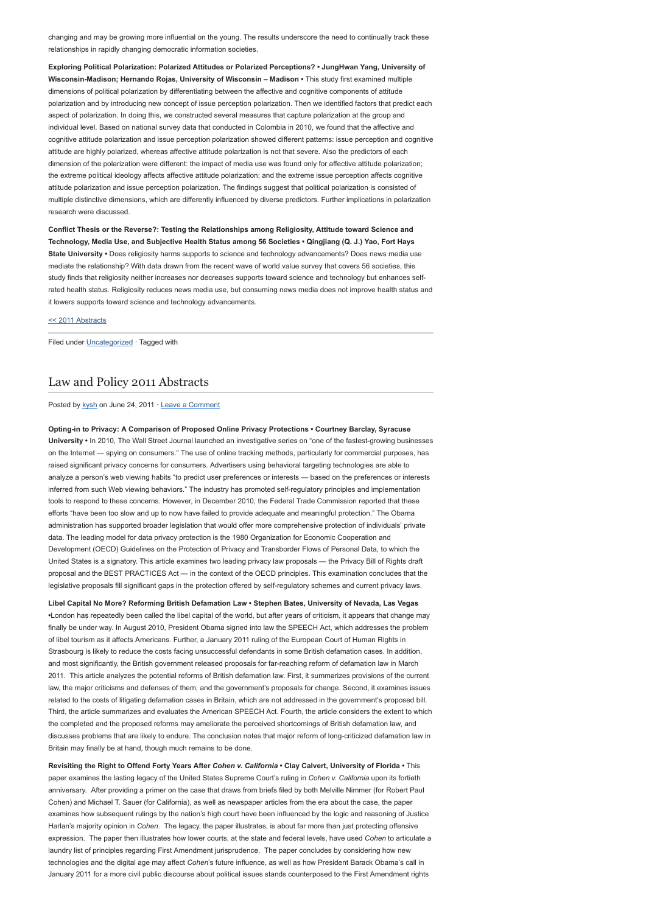changing and may be growing more influential on the young. The results underscore the need to continually track these relationships in rapidly changing democratic information societies.

**Exploring Political Polarization: Polarized Attitudes or Polarized Perceptions? • JungHwan Yang, University of Wisconsin-Madison; Hernando Rojas, University of Wisconsin – Madison •** This study first examined multiple dimensions of political polarization by differentiating between the affective and cognitive components of attitude polarization and by introducing new concept of issue perception polarization. Then we identified factors that predict each aspect of polarization. In doing this, we constructed several measures that capture polarization at the group and individual level. Based on national survey data that conducted in Colombia in 2010, we found that the affective and cognitive attitude polarization and issue perception polarization showed different patterns: issue perception and cognitive attitude are highly polarized, whereas affective attitude polarization is not that severe. Also the predictors of each dimension of the polarization were different: the impact of media use was found only for affective attitude polarization; the extreme political ideology affects affective attitude polarization; and the extreme issue perception affects cognitive attitude polarization and issue perception polarization. The findings suggest that political polarization is consisted of multiple distinctive dimensions, which are differently influenced by diverse predictors. Further implications in polarization research were discussed.

**Conflict Thesis or the Reverse?: Testing the Relationships among Religiosity, Attitude toward Science and Technology, Media Use, and Subjective Health Status among 56 Societies • Qingjiang (Q. J.) Yao, Fort Hays State University •** Does religiosity harms supports to science and technology advancements? Does news media use mediate the relationship? With data drawn from the recent wave of world value survey that covers 56 societies, this study finds that religiosity neither increases nor decreases supports toward science and technology but enhances self-rated health status. Religiosity reduces news media use, but consuming news media does not improve health status and it lowers supports toward science and technology advancements.

<< 2011 Abstracts

Filed under Uncategorized · Tagged with

## Law and Policy 2011 Abstracts

Posted by kysh on June 24, 2011 · Leave a Comment

**Opting-in to Privacy: A Comparison of Proposed Online Privacy Protections • Courtney Barclay, Syracuse University •** In 2010, The Wall Street Journal launched an investigative series on "one of the fastest-growing businesses on the Internet — spying on consumers." The use of online tracking methods, particularly for commercial purposes, has raised significant privacy concerns for consumers. Advertisers using behavioral targeting technologies are able to analyze a person's web viewing habits "to predict user preferences or interests — based on the preferences or interests inferred from such Web viewing behaviors." The industry has promoted self-regulatory principles and implementation tools to respond to these concerns. However, in December 2010, the Federal Trade Commission reported that these efforts "have been too slow and up to now have failed to provide adequate and meaningful protection." The Obama administration has supported broader legislation that would offer more comprehensive protection of individuals' private data. The leading model for data privacy protection is the 1980 Organization for Economic Cooperation and Development (OECD) Guidelines on the Protection of Privacy and Transborder Flows of Personal Data, to which the United States is a signatory. This article examines two leading privacy law proposals — the Privacy Bill of Rights draft proposal and the BEST PRACTICES Act — in the context of the OECD principles. This examination concludes that the legislative proposals fill significant gaps in the protection offered by self-regulatory schemes and current privacy laws.

**Libel Capital No More? Reforming British Defamation Law • Stephen Bates, University of Nevada, Las Vegas •**London has repeatedly been called the libel capital of the world, but after years of criticism, it appears that change may finally be under way. In August 2010, President Obama signed into law the SPEECH Act, which addresses the problem of libel tourism as it affects Americans. Further, a January 2011 ruling of the European Court of Human Rights in Strasbourg is likely to reduce the costs facing unsuccessful defendants in some British defamation cases. In addition, and most significantly, the British government released proposals for far-reaching reform of defamation law in March 2011. This article analyzes the potential reforms of British defamation law. First, it summarizes provisions of the current law, the major criticisms and defenses of them, and the government's proposals for change. Second, it examines issues related to the costs of litigating defamation cases in Britain, which are not addressed in the government's proposed bill. Third, the article summarizes and evaluates the American SPEECH Act. Fourth, the article considers the extent to which the completed and the proposed reforms may ameliorate the perceived shortcomings of British defamation law, and discusses problems that are likely to endure. The conclusion notes that major reform of long-criticized defamation law in Britain may finally be at hand, though much remains to be done.

**Revisiting the Right to Offend Forty Years After *Cohen v. California* • Clay Calvert, University of Florida •** This paper examines the lasting legacy of the United States Supreme Court's ruling in *Cohen v. California* upon its fortieth anniversary. After providing a primer on the case that draws from briefs filed by both Melville Nimmer (for Robert Paul Cohen) and Michael T. Sauer (for California), as well as newspaper articles from the era about the case, the paper examines how subsequent rulings by the nation's high court have been influenced by the logic and reasoning of Justice Harlan's majority opinion in *Cohen*. The legacy, the paper illustrates, is about far more than just protecting offensive expression. The paper then illustrates how lower courts, at the state and federal levels, have used *Cohen* to articulate a laundry list of principles regarding First Amendment jurisprudence. The paper concludes by considering how new technologies and the digital age may affect *Cohen*'s future influence, as well as how President Barack Obama's call in January 2011 for a more civil public discourse about political issues stands counterposed to the First Amendment rights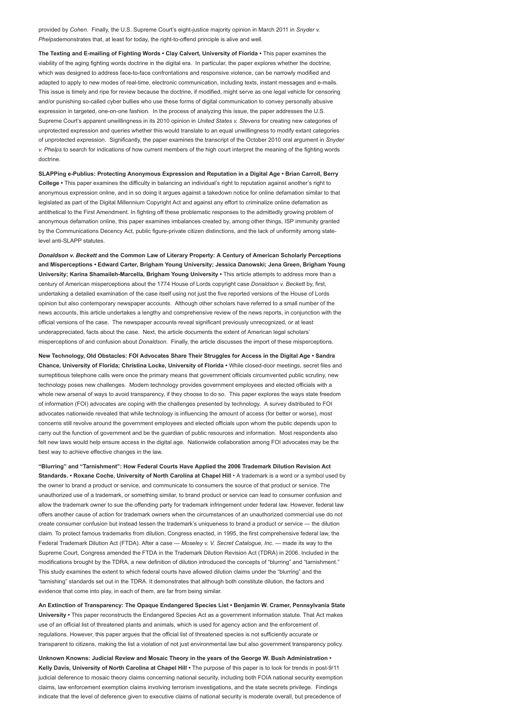provided by *Cohen*. Finally, the U.S. Supreme Court's eight-justice majority opinion in March 2011 in *Snyder v. Phelps*demonstrates that, at least for today, the right-to-offend principle is alive and well.

**The Texting and E-mailing of Fighting Words • Clay Calvert, University of Florida •** This paper examines the viability of the aging fighting words doctrine in the digital era. In particular, the paper explores whether the doctrine, which was designed to address face-to-face confrontations and responsive violence, can be narrowly modified and adapted to apply to new modes of real-time, electronic communication, including texts, instant messages and e-mails. This issue is timely and ripe for review because the doctrine, if modified, might serve as one legal vehicle for censoring and/or punishing so-called cyber bullies who use these forms of digital communication to convey personally abusive expression in targeted, one-on-one fashion. In the process of analyzing this issue, the paper addresses the U.S. Supreme Court's apparent unwillingness in its 2010 opinion in *United States v. Stevens* for creating new categories of unprotected expression and queries whether this would translate to an equal unwillingness to modify extant categories of unprotected expression. Significantly, the paper examines the transcript of the October 2010 oral argument in *Snyder v. Phelps* to search for indications of how current members of the high court interpret the meaning of the fighting words doctrine.

**SLAPPing e-Publius: Protecting Anonymous Expression and Reputation in a Digital Age • Brian Carroll, Berry College •** This paper examines the difficulty in balancing an individual's right to reputation against another's right to anonymous expression online, and in so doing it argues against a takedown notice for online defamation similar to that legislated as part of the Digital Millennium Copyright Act and against any effort to criminalize online defamation as antithetical to the First Amendment. In fighting off these problematic responses to the admittedly growing problem of anonymous defamation online, this paper examines imbalances created by, among other things, ISP immunity granted by the Communications Decency Act, public figure-private citizen distinctions, and the lack of uniformity among state-level anti-SLAPP statutes.

***Donaldson v. Beckett* and the Common Law of Literary Property: A Century of American Scholarly Perceptions and Misperceptions • Edward Carter, Brigham Young University; Jessica Danowski; Jena Green, Brigham Young University; Karina Shamaileh-Marcella, Brigham Young University •** This article attempts to address more than a century of American misperceptions about the 1774 House of Lords copyright case *Donaldson v. Beckett* by, first, undertaking a detailed examination of the case itself using not just the five reported versions of the House of Lords opinion but also contemporary newspaper accounts. Although other scholars have referred to a small number of the news accounts, this article undertakes a lengthy and comprehensive review of the news reports, in conjunction with the official versions of the case. The newspaper accounts reveal significant previously unrecognized, or at least underappreciated, facts about the case. Next, the article documents the extent of American legal scholars' misperceptions of and confusion about *Donaldson*. Finally, the article discusses the import of these misperceptions.

**New Technology, Old Obstacles: FOI Advocates Share Their Struggles for Access in the Digital Age • Sandra Chance, University of Florida; Christina Locke, University of Florida •** While closed-door meetings, secret files and surreptitious telephone calls were once the primary means that government officials circumvented public scrutiny, new technology poses new challenges. Modern technology provides government employees and elected officials with a whole new arsenal of ways to avoid transparency, if they choose to do so. This paper explores the ways state freedom of information (FOI) advocates are coping with the challenges presented by technology. A survey distributed to FOI advocates nationwide revealed that while technology is influencing the amount of access (for better or worse), most concerns still revolve around the government employees and elected officials upon whom the public depends upon to carry out the function of government and be the guardian of public resources and information. Most respondents also felt new laws would help ensure access in the digital age. Nationwide collaboration among FOI advocates may be the best way to achieve effective changes in the law.

**"Blurring" and "Tarnishment": How Federal Courts Have Applied the 2006 Trademark Dilution Revision Act Standards. • Roxane Coche, University of North Carolina at Chapel Hill •** A trademark is a word or a symbol used by the owner to brand a product or service, and communicate to consumers the source of that product or service. The unauthorized use of a trademark, or something similar, to brand product or service can lead to consumer confusion and allow the trademark owner to sue the offending party for trademark infringement under federal law. However, federal law offers another cause of action for trademark owners when the circumstances of an unauthorized commercial use do not create consumer confusion but instead lessen the trademark's uniqueness to brand a product or service — the dilution claim. To protect famous trademarks from dilution, Congress enacted, in 1995, the first comprehensive federal law, the Federal Trademark Dilution Act (FTDA). After a case — *Moseley v. V. Secret Catalogue, Inc*. — made its way to the Supreme Court, Congress amended the FTDA in the Trademark Dilution Revision Act (TDRA) in 2006. Included in the modifications brought by the TDRA, a new definition of dilution introduced the concepts of "blurring" and "tarnishment." This study examines the extent to which federal courts have allowed dilution claims under the "blurring" and the "tarnishing" standards set out in the TDRA. It demonstrates that although both constitute dilution, the factors and evidence that come into play, in each of them, are far from being similar.

**An Extinction of Transparency: The Opaque Endangered Species List • Benjamin W. Cramer, Pennsylvania State University •** This paper reconstructs the Endangered Species Act as a government information statute. That Act makes use of an official list of threatened plants and animals, which is used for agency action and the enforcement of regulations. However, this paper argues that the official list of threatened species is not sufficiently accurate or transparent to citizens, making the list a violation of not just environmental law but also government transparency policy.

**Unknown Knowns: Judicial Review and Mosaic Theory in the years of the George W. Bush Administration • Kelly Davis, University of North Carolina at Chapel Hill •** The purpose of this paper is to look for trends in post-9/11 judicial deference to mosaic theory claims concerning national security, including both FOIA national security exemption claims, law enforcement exemption claims involving terrorism investigations, and the state secrets privilege. Findings indicate that the level of deference given to executive claims of national security is moderate overall, but precedence of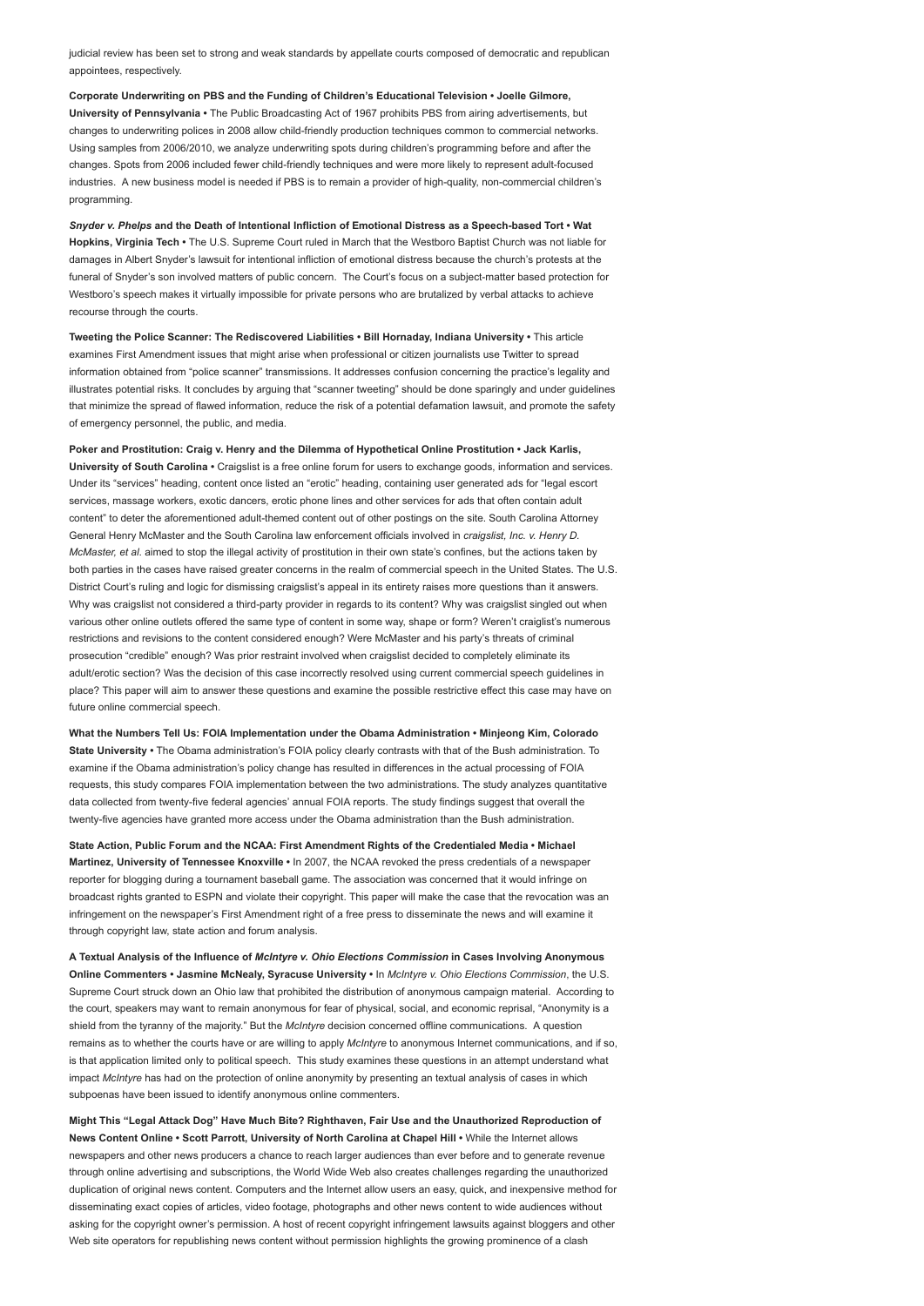judicial review has been set to strong and weak standards by appellate courts composed of democratic and republican appointees, respectively.

**Corporate Underwriting on PBS and the Funding of Children's Educational Television • Joelle Gilmore, University of Pennsylvania •** The Public Broadcasting Act of 1967 prohibits PBS from airing advertisements, but changes to underwriting polices in 2008 allow child-friendly production techniques common to commercial networks. Using samples from 2006/2010, we analyze underwriting spots during children's programming before and after the changes. Spots from 2006 included fewer child-friendly techniques and were more likely to represent adult-focused industries. A new business model is needed if PBS is to remain a provider of high-quality, non-commercial children's programming.

***Snyder v. Phelps* and the Death of Intentional Infliction of Emotional Distress as a Speech-based Tort • Wat Hopkins, Virginia Tech •** The U.S. Supreme Court ruled in March that the Westboro Baptist Church was not liable for damages in Albert Snyder's lawsuit for intentional infliction of emotional distress because the church's protests at the funeral of Snyder's son involved matters of public concern. The Court's focus on a subject-matter based protection for Westboro's speech makes it virtually impossible for private persons who are brutalized by verbal attacks to achieve recourse through the courts.

**Tweeting the Police Scanner: The Rediscovered Liabilities • Bill Hornaday, Indiana University •** This article examines First Amendment issues that might arise when professional or citizen journalists use Twitter to spread information obtained from "police scanner" transmissions. It addresses confusion concerning the practice's legality and illustrates potential risks. It concludes by arguing that "scanner tweeting" should be done sparingly and under guidelines that minimize the spread of flawed information, reduce the risk of a potential defamation lawsuit, and promote the safety of emergency personnel, the public, and media.

**Poker and Prostitution: Craig v. Henry and the Dilemma of Hypothetical Online Prostitution • Jack Karlis, University of South Carolina •** Craigslist is a free online forum for users to exchange goods, information and services. Under its "services" heading, content once listed an "erotic" heading, containing user generated ads for "legal escort services, massage workers, exotic dancers, erotic phone lines and other services for ads that often contain adult content" to deter the aforementioned adult-themed content out of other postings on the site. South Carolina Attorney General Henry McMaster and the South Carolina law enforcement officials involved in *craigslist, Inc. v. Henry D. McMaster, et al.* aimed to stop the illegal activity of prostitution in their own state's confines, but the actions taken by both parties in the cases have raised greater concerns in the realm of commercial speech in the United States. The U.S. District Court's ruling and logic for dismissing craigslist's appeal in its entirety raises more questions than it answers. Why was craigslist not considered a third-party provider in regards to its content? Why was craigslist singled out when various other online outlets offered the same type of content in some way, shape or form? Weren't craiglist's numerous restrictions and revisions to the content considered enough? Were McMaster and his party's threats of criminal prosecution "credible" enough? Was prior restraint involved when craigslist decided to completely eliminate its adult/erotic section? Was the decision of this case incorrectly resolved using current commercial speech guidelines in place? This paper will aim to answer these questions and examine the possible restrictive effect this case may have on future online commercial speech.

**What the Numbers Tell Us: FOIA Implementation under the Obama Administration • Minjeong Kim, Colorado State University •** The Obama administration's FOIA policy clearly contrasts with that of the Bush administration. To examine if the Obama administration's policy change has resulted in differences in the actual processing of FOIA requests, this study compares FOIA implementation between the two administrations. The study analyzes quantitative data collected from twenty-five federal agencies' annual FOIA reports. The study findings suggest that overall the twenty-five agencies have granted more access under the Obama administration than the Bush administration.

**State Action, Public Forum and the NCAA: First Amendment Rights of the Credentialed Media • Michael Martinez, University of Tennessee Knoxville •** In 2007, the NCAA revoked the press credentials of a newspaper reporter for blogging during a tournament baseball game. The association was concerned that it would infringe on broadcast rights granted to ESPN and violate their copyright. This paper will make the case that the revocation was an infringement on the newspaper's First Amendment right of a free press to disseminate the news and will examine it through copyright law, state action and forum analysis.

**A Textual Analysis of the Influence of *McIntyre v. Ohio Elections Commission* in Cases Involving Anonymous Online Commenters • Jasmine McNealy, Syracuse University •** In *McIntyre v. Ohio Elections Commission*, the U.S. Supreme Court struck down an Ohio law that prohibited the distribution of anonymous campaign material. According to the court, speakers may want to remain anonymous for fear of physical, social, and economic reprisal, "Anonymity is a shield from the tyranny of the majority." But the *McIntyre* decision concerned offline communications. A question remains as to whether the courts have or are willing to apply *McIntyre* to anonymous Internet communications, and if so, is that application limited only to political speech. This study examines these questions in an attempt understand what impact *McIntyre* has had on the protection of online anonymity by presenting an textual analysis of cases in which subpoenas have been issued to identify anonymous online commenters.

**Might This "Legal Attack Dog" Have Much Bite? Righthaven, Fair Use and the Unauthorized Reproduction of News Content Online • Scott Parrott, University of North Carolina at Chapel Hill •** While the Internet allows newspapers and other news producers a chance to reach larger audiences than ever before and to generate revenue through online advertising and subscriptions, the World Wide Web also creates challenges regarding the unauthorized duplication of original news content. Computers and the Internet allow users an easy, quick, and inexpensive method for disseminating exact copies of articles, video footage, photographs and other news content to wide audiences without asking for the copyright owner's permission. A host of recent copyright infringement lawsuits against bloggers and other Web site operators for republishing news content without permission highlights the growing prominence of a clash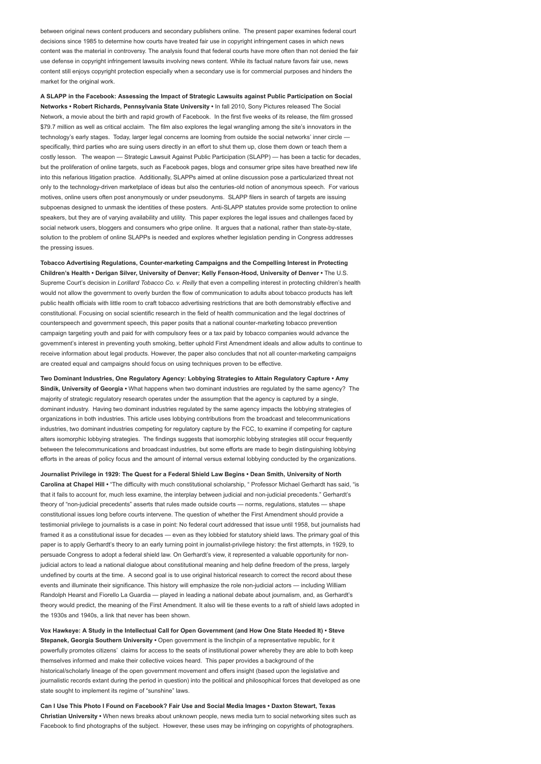between original news content producers and secondary publishers online. The present paper examines federal court decisions since 1985 to determine how courts have treated fair use in copyright infringement cases in which news content was the material in controversy. The analysis found that federal courts have more often than not denied the fair use defense in copyright infringement lawsuits involving news content. While its factual nature favors fair use, news content still enjoys copyright protection especially when a secondary use is for commercial purposes and hinders the market for the original work.

**A SLAPP in the Facebook: Assessing the Impact of Strategic Lawsuits against Public Participation on Social Networks • Robert Richards, Pennsylvania State University •** In fall 2010, Sony Pictures released The Social Network, a movie about the birth and rapid growth of Facebook. In the first five weeks of its release, the film grossed $79.7 million as well as critical acclaim. The film also explores the legal wrangling among the site's innovators in the technology's early stages. Today, larger legal concerns are looming from outside the social networks' inner circle — specifically, third parties who are suing users directly in an effort to shut them up, close them down or teach them a costly lesson. The weapon — Strategic Lawsuit Against Public Participation (SLAPP) — has been a tactic for decades, but the proliferation of online targets, such as Facebook pages, blogs and consumer gripe sites have breathed new life into this nefarious litigation practice. Additionally, SLAPPs aimed at online discussion pose a particularized threat not only to the technology-driven marketplace of ideas but also the centuries-old notion of anonymous speech. For various motives, online users often post anonymously or under pseudonyms. SLAPP filers in search of targets are issuing subpoenas designed to unmask the identities of these posters. Anti-SLAPP statutes provide some protection to online speakers, but they are of varying availability and utility. This paper explores the legal issues and challenges faced by social network users, bloggers and consumers who gripe online. It argues that a national, rather than state-by-state, solution to the problem of online SLAPPs is needed and explores whether legislation pending in Congress addresses the pressing issues.

**Tobacco Advertising Regulations, Counter-marketing Campaigns and the Compelling Interest in Protecting Children's Health • Derigan Silver, University of Denver; Kelly Fenson-Hood, University of Denver •** The U.S. Supreme Court's decision in *Lorillard Tobacco Co. v. Reilly* that even a compelling interest in protecting children's health would not allow the government to overly burden the flow of communication to adults about tobacco products has left public health officials with little room to craft tobacco advertising restrictions that are both demonstrably effective and constitutional. Focusing on social scientific research in the field of health communication and the legal doctrines of counterspeech and government speech, this paper posits that a national counter-marketing tobacco prevention campaign targeting youth and paid for with compulsory fees or a tax paid by tobacco companies would advance the government's interest in preventing youth smoking, better uphold First Amendment ideals and allow adults to continue to receive information about legal products. However, the paper also concludes that not all counter-marketing campaigns are created equal and campaigns should focus on using techniques proven to be effective.

**Two Dominant Industries, One Regulatory Agency: Lobbying Strategies to Attain Regulatory Capture • Amy Sindik, University of Georgia •** What happens when two dominant industries are regulated by the same agency? The majority of strategic regulatory research operates under the assumption that the agency is captured by a single, dominant industry. Having two dominant industries regulated by the same agency impacts the lobbying strategies of organizations in both industries. This article uses lobbying contributions from the broadcast and telecommunications industries, two dominant industries competing for regulatory capture by the FCC, to examine if competing for capture alters isomorphic lobbying strategies. The findings suggests that isomorphic lobbying strategies still occur frequently between the telecommunications and broadcast industries, but some efforts are made to begin distinguishing lobbying efforts in the areas of policy focus and the amount of internal versus external lobbying conducted by the organizations.

**Journalist Privilege in 1929: The Quest for a Federal Shield Law Begins • Dean Smith, University of North Carolina at Chapel Hill •** "The difficulty with much constitutional scholarship, " Professor Michael Gerhardt has said, "is that it fails to account for, much less examine, the interplay between judicial and non-judicial precedents." Gerhardt's theory of "non-judicial precedents" asserts that rules made outside courts — norms, regulations, statutes — shape constitutional issues long before courts intervene. The question of whether the First Amendment should provide a testimonial privilege to journalists is a case in point: No federal court addressed that issue until 1958, but journalists had framed it as a constitutional issue for decades — even as they lobbied for statutory shield laws. The primary goal of this paper is to apply Gerhardt's theory to an early turning point in journalist-privilege history: the first attempts, in 1929, to persuade Congress to adopt a federal shield law. On Gerhardt's view, it represented a valuable opportunity for non-judicial actors to lead a national dialogue about constitutional meaning and help define freedom of the press, largely undefined by courts at the time. A second goal is to use original historical research to correct the record about these events and illuminate their significance. This history will emphasize the role non-judicial actors — including William Randolph Hearst and Fiorello La Guardia — played in leading a national debate about journalism, and, as Gerhardt's theory would predict, the meaning of the First Amendment. It also will tie these events to a raft of shield laws adopted in the 1930s and 1940s, a link that never has been shown.

**Vox Hawkeye: A Study in the Intellectual Call for Open Government (and How One State Heeded It) • Steve Stepanek, Georgia Southern University •** Open government is the linchpin of a representative republic, for it powerfully promotes citizens' claims for access to the seats of institutional power whereby they are able to both keep themselves informed and make their collective voices heard. This paper provides a background of the historical/scholarly lineage of the open government movement and offers insight (based upon the legislative and journalistic records extant during the period in question) into the political and philosophical forces that developed as one state sought to implement its regime of "sunshine" laws.

**Can I Use This Photo I Found on Facebook? Fair Use and Social Media Images • Daxton Stewart, Texas Christian University •** When news breaks about unknown people, news media turn to social networking sites such as Facebook to find photographs of the subject. However, these uses may be infringing on copyrights of photographers.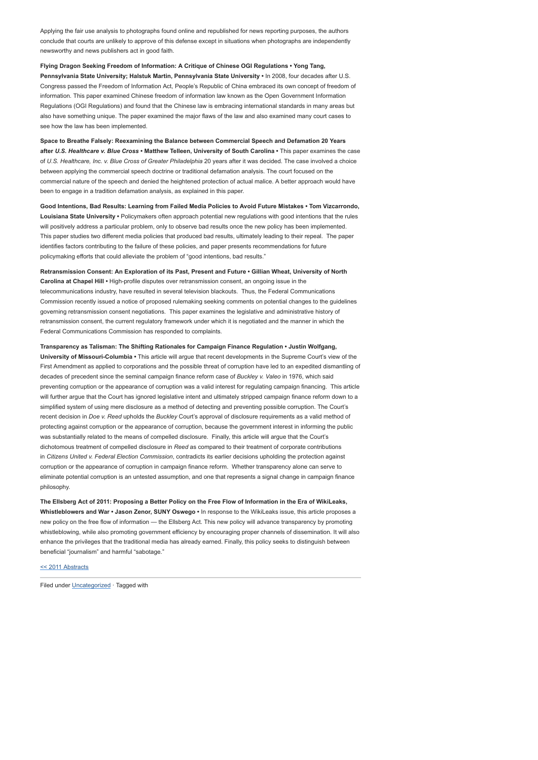Applying the fair use analysis to photographs found online and republished for news reporting purposes, the authors conclude that courts are unlikely to approve of this defense except in situations when photographs are independently newsworthy and news publishers act in good faith.

**Flying Dragon Seeking Freedom of Information: A Critique of Chinese OGI Regulations • Yong Tang, Pennsylvania State University; Halstuk Martin, Pennsylvania State University •** In 2008, four decades after U.S. Congress passed the Freedom of Information Act, People's Republic of China embraced its own concept of freedom of information. This paper examined Chinese freedom of information law known as the Open Government Information Regulations (OGI Regulations) and found that the Chinese law is embracing international standards in many areas but also have something unique. The paper examined the major flaws of the law and also examined many court cases to see how the law has been implemented.

**Space to Breathe Falsely: Reexamining the Balance between Commercial Speech and Defamation 20 Years after *U.S. Healthcare v. Blue Cross* • Matthew Telleen, University of South Carolina •** This paper examines the case of *U.S. Healthcare, Inc. v. Blue Cross of Greater Philadelphia* 20 years after it was decided. The case involved a choice between applying the commercial speech doctrine or traditional defamation analysis. The court focused on the commercial nature of the speech and denied the heightened protection of actual malice. A better approach would have been to engage in a tradition defamation analysis, as explained in this paper.

**Good Intentions, Bad Results: Learning from Failed Media Policies to Avoid Future Mistakes • Tom Vizcarrondo, Louisiana State University •** Policymakers often approach potential new regulations with good intentions that the rules will positively address a particular problem, only to observe bad results once the new policy has been implemented. This paper studies two different media policies that produced bad results, ultimately leading to their repeal. The paper identifies factors contributing to the failure of these policies, and paper presents recommendations for future policymaking efforts that could alleviate the problem of "good intentions, bad results."

**Retransmission Consent: An Exploration of its Past, Present and Future • Gillian Wheat, University of North Carolina at Chapel Hill •** High-profile disputes over retransmission consent, an ongoing issue in the telecommunications industry, have resulted in several television blackouts. Thus, the Federal Communications Commission recently issued a notice of proposed rulemaking seeking comments on potential changes to the guidelines governing retransmission consent negotiations. This paper examines the legislative and administrative history of retransmission consent, the current regulatory framework under which it is negotiated and the manner in which the Federal Communications Commission has responded to complaints.

**Transparency as Talisman: The Shifting Rationales for Campaign Finance Regulation • Justin Wolfgang, University of Missouri-Columbia •** This article will argue that recent developments in the Supreme Court's view of the First Amendment as applied to corporations and the possible threat of corruption have led to an expedited dismantling of decades of precedent since the seminal campaign finance reform case of *Buckley v. Valeo* in 1976, which said preventing corruption or the appearance of corruption was a valid interest for regulating campaign financing. This article will further argue that the Court has ignored legislative intent and ultimately stripped campaign finance reform down to a simplified system of using mere disclosure as a method of detecting and preventing possible corruption. The Court's recent decision in *Doe v. Reed* upholds the *Buckley* Court's approval of disclosure requirements as a valid method of protecting against corruption or the appearance of corruption, because the government interest in informing the public was substantially related to the means of compelled disclosure. Finally, this article will argue that the Court's dichotomous treatment of compelled disclosure in *Reed* as compared to their treatment of corporate contributions in *Citizens United v. Federal Election Commission*, contradicts its earlier decisions upholding the protection against corruption or the appearance of corruption in campaign finance reform. Whether transparency alone can serve to eliminate potential corruption is an untested assumption, and one that represents a signal change in campaign finance philosophy.

**The Ellsberg Act of 2011: Proposing a Better Policy on the Free Flow of Information in the Era of WikiLeaks, Whistleblowers and War • Jason Zenor, SUNY Oswego •** In response to the WikiLeaks issue, this article proposes a new policy on the free flow of information — the Ellsberg Act. This new policy will advance transparency by promoting whistleblowing, while also promoting government efficiency by encouraging proper channels of dissemination. It will also enhance the privileges that the traditional media has already earned. Finally, this policy seeks to distinguish between beneficial "journalism" and harmful "sabotage."

<< 2011 Abstracts

Filed under Uncategorized · Tagged with